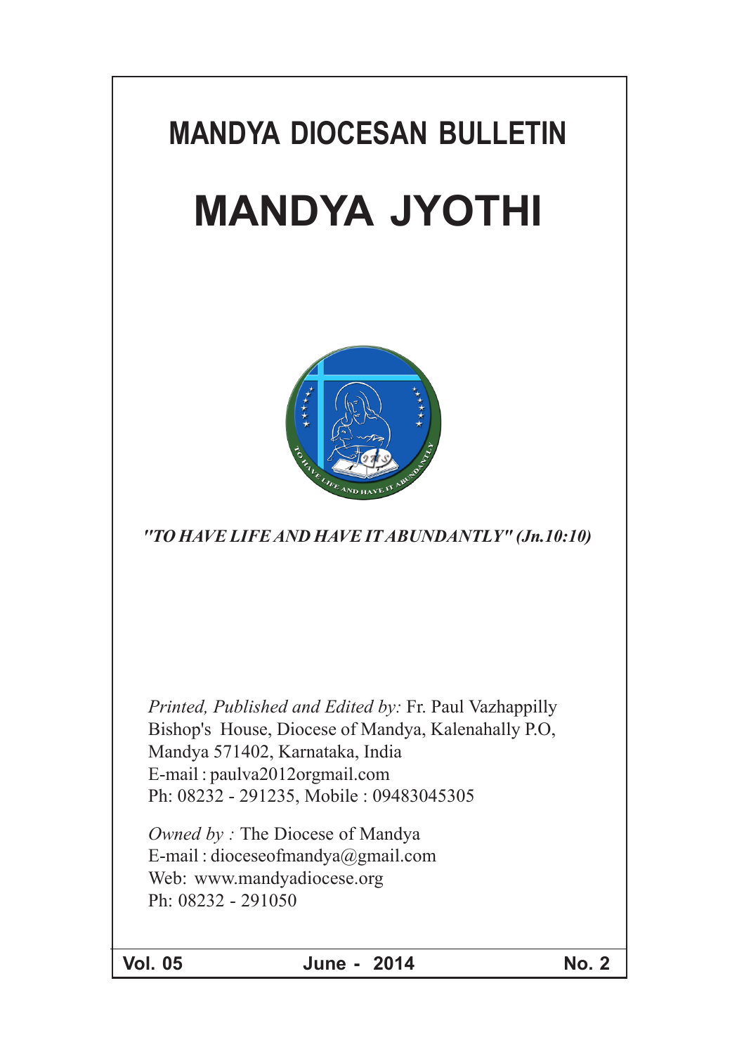# MANDYA DIOCESAN BULLETIN

# MANDYA JYOTHI

***"TO HAVE LIFE AND HAVE IT ABUNDANTLY" (Jn.10:10)***

*Printed, Published and Edited by:* Fr. Paul Vazhappilly
Bishop's House, Diocese of Mandya, Kalenahally P.O,
Mandya 571402, Karnataka, India
E-mail : paulva2012orgmail.com
Ph: 08232 - 291235, Mobile : 09483045305

*Owned by :* The Diocese of Mandya
E-mail : dioceseofmandya@gmail.com
Web: www.mandyadiocese.org
Ph: 08232 - 291050

**Vol. 05** **June - 2014** **No. 2**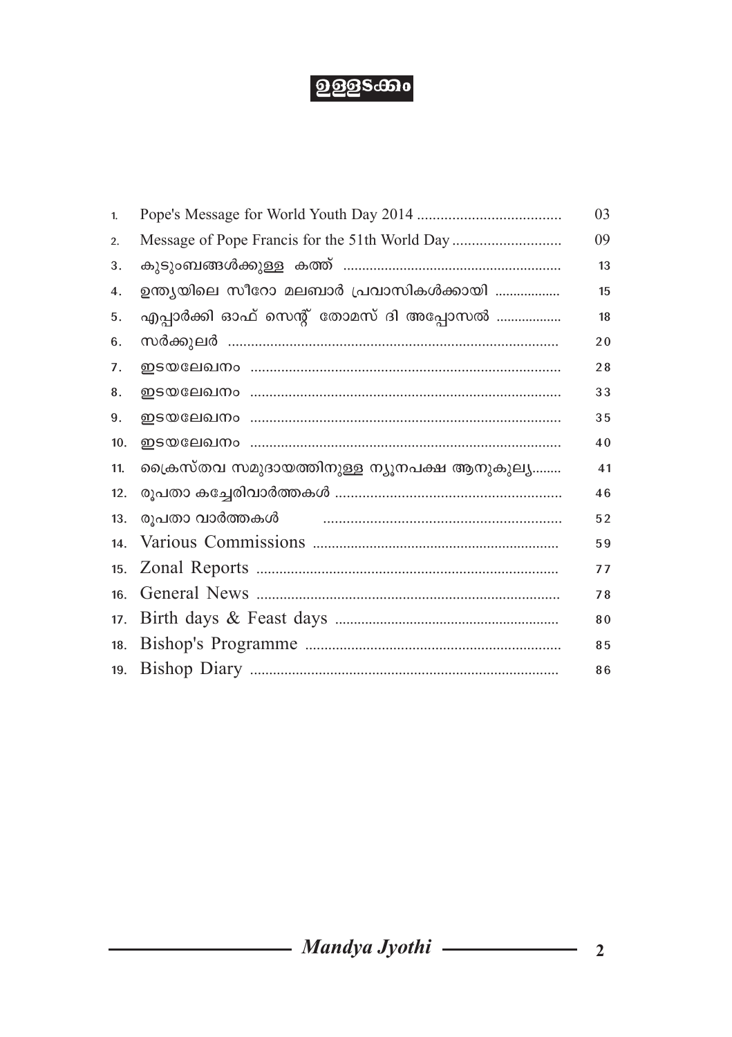# ഉള്ളടക്കം

| | | |
|---|---|---|
| 1. | Pope's Message for World Youth Day 2014 | 03 |
| 2. | Message of Pope Francis for the 51th World Day | 09 |
| 3. | കുടുംബങ്ങൾക്കുള്ള കത്ത് | 13 |
| 4. | ഇന്ത്യയിലെ സീറോ മലബാർ പ്രവാസികൾക്കായി | 15 |
| 5. | എപ്പാർക്കി ഓഫ് സെന്റ് തോമസ് ദി അപ്പോസൽ | 18 |
| 6. | സർക്കുലർ | 20 |
| 7. | ഇടയലേഖനം | 28 |
| 8. | ഇടയലേഖനം | 33 |
| 9. | ഇടയലേഖനം | 35 |
| 10. | ഇടയലേഖനം | 40 |
| 11. | ക്രൈസ്തവ സമുദായത്തിനുള്ള ന്യൂനപക്ഷ ആനുകൂല്യ | 41 |
| 12. | രൂപതാ കച്ചേരിവാർത്തകൾ | 46 |
| 13. | രൂപതാ വാർത്തകൾ | 52 |
| 14. | Various Commissions | 59 |
| 15. | Zonal Reports | 77 |
| 16. | General News | 78 |
| 17. | Birth days & Feast days | 80 |
| 18. | Bishop's Programme | 85 |
| 19. | Bishop Diary | 86 |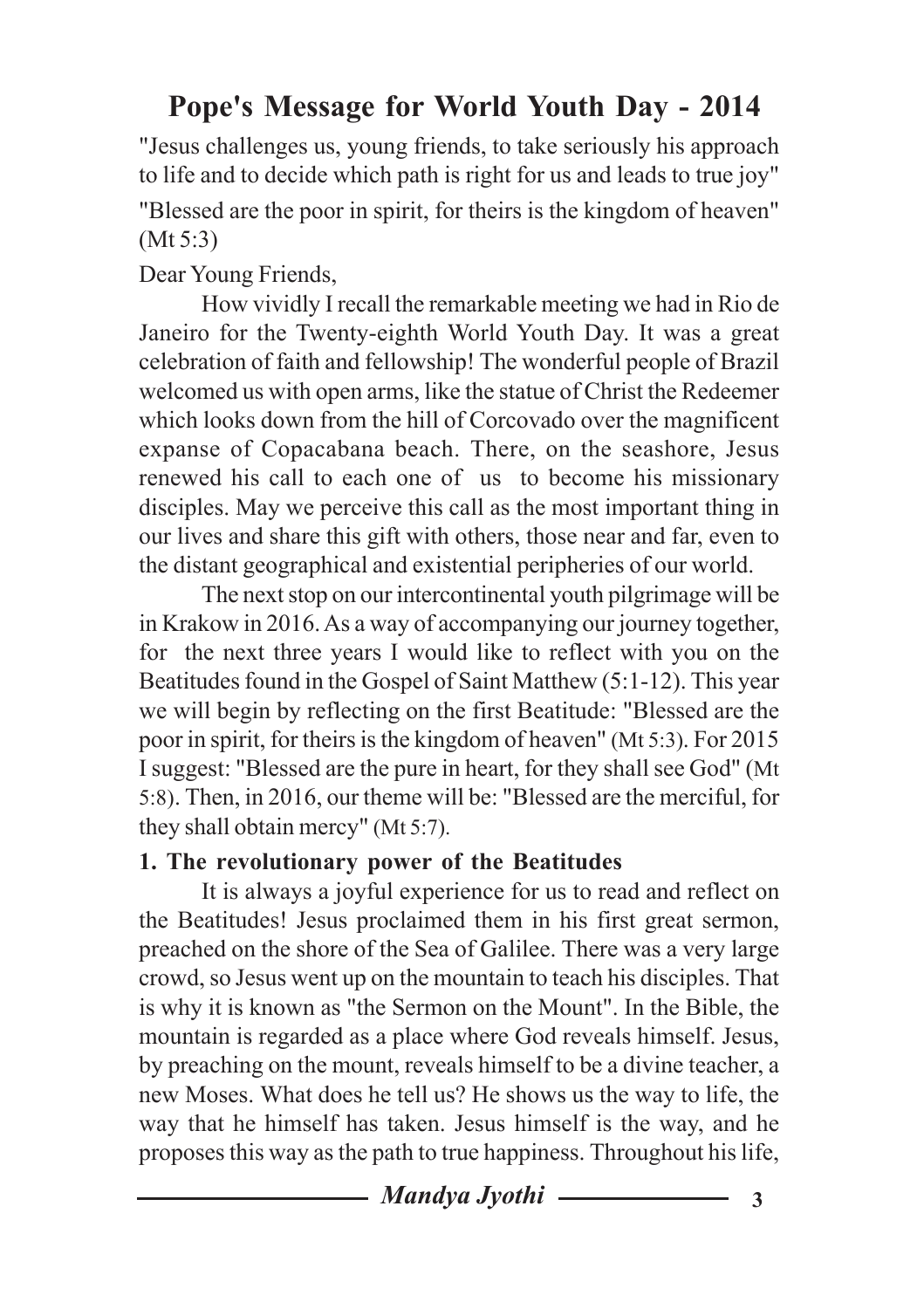# Pope's Message for World Youth Day - 2014

"Jesus challenges us, young friends, to take seriously his approach to life and to decide which path is right for us and leads to true joy"

"Blessed are the poor in spirit, for theirs is the kingdom of heaven" (Mt 5:3)

Dear Young Friends,

How vividly I recall the remarkable meeting we had in Rio de Janeiro for the Twenty-eighth World Youth Day. It was a great celebration of faith and fellowship! The wonderful people of Brazil welcomed us with open arms, like the statue of Christ the Redeemer which looks down from the hill of Corcovado over the magnificent expanse of Copacabana beach. There, on the seashore, Jesus renewed his call to each one of us to become his missionary disciples. May we perceive this call as the most important thing in our lives and share this gift with others, those near and far, even to the distant geographical and existential peripheries of our world.

The next stop on our intercontinental youth pilgrimage will be in Krakow in 2016. As a way of accompanying our journey together, for the next three years I would like to reflect with you on the Beatitudes found in the Gospel of Saint Matthew (5:1-12). This year we will begin by reflecting on the first Beatitude: "Blessed are the poor in spirit, for theirs is the kingdom of heaven" (Mt 5:3). For 2015 I suggest: "Blessed are the pure in heart, for they shall see God" (Mt 5:8). Then, in 2016, our theme will be: "Blessed are the merciful, for they shall obtain mercy" (Mt 5:7).

## 1. The revolutionary power of the Beatitudes

It is always a joyful experience for us to read and reflect on the Beatitudes! Jesus proclaimed them in his first great sermon, preached on the shore of the Sea of Galilee. There was a very large crowd, so Jesus went up on the mountain to teach his disciples. That is why it is known as "the Sermon on the Mount". In the Bible, the mountain is regarded as a place where God reveals himself. Jesus, by preaching on the mount, reveals himself to be a divine teacher, a new Moses. What does he tell us? He shows us the way to life, the way that he himself has taken. Jesus himself is the way, and he proposes this way as the path to true happiness. Throughout his life,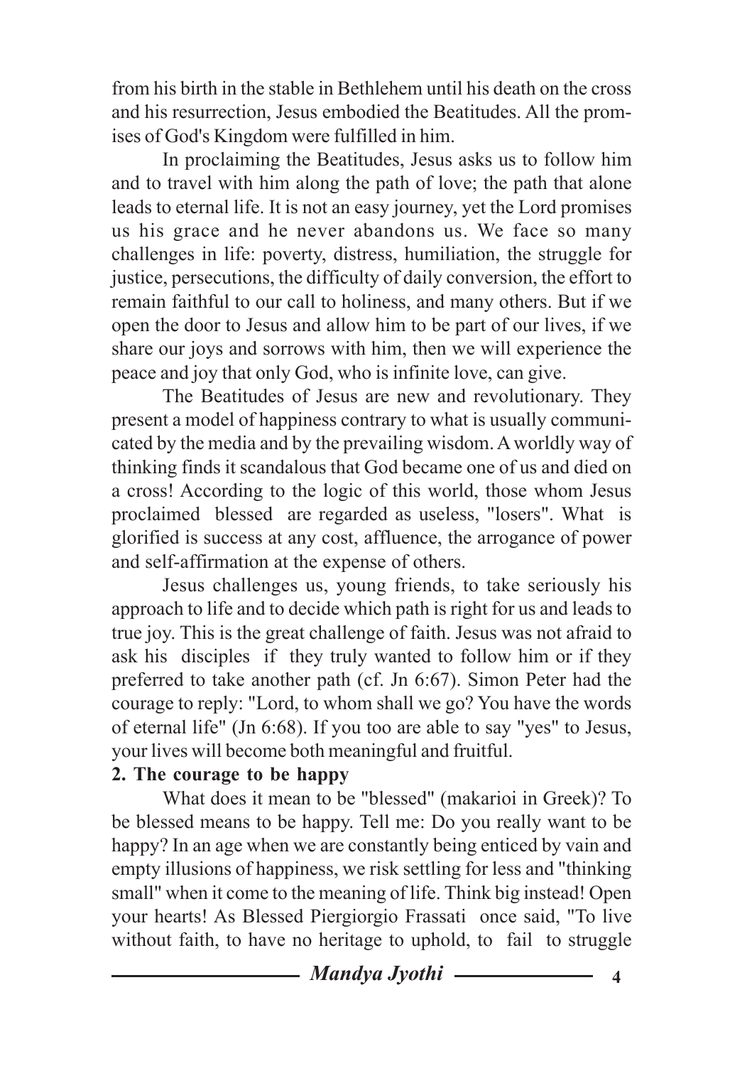from his birth in the stable in Bethlehem until his death on the cross and his resurrection, Jesus embodied the Beatitudes. All the promises of God's Kingdom were fulfilled in him.

In proclaiming the Beatitudes, Jesus asks us to follow him and to travel with him along the path of love; the path that alone leads to eternal life. It is not an easy journey, yet the Lord promises us his grace and he never abandons us. We face so many challenges in life: poverty, distress, humiliation, the struggle for justice, persecutions, the difficulty of daily conversion, the effort to remain faithful to our call to holiness, and many others. But if we open the door to Jesus and allow him to be part of our lives, if we share our joys and sorrows with him, then we will experience the peace and joy that only God, who is infinite love, can give.

The Beatitudes of Jesus are new and revolutionary. They present a model of happiness contrary to what is usually communicated by the media and by the prevailing wisdom. A worldly way of thinking finds it scandalous that God became one of us and died on a cross! According to the logic of this world, those whom Jesus proclaimed blessed are regarded as useless, "losers". What is glorified is success at any cost, affluence, the arrogance of power and self-affirmation at the expense of others.

Jesus challenges us, young friends, to take seriously his approach to life and to decide which path is right for us and leads to true joy. This is the great challenge of faith. Jesus was not afraid to ask his disciples if they truly wanted to follow him or if they preferred to take another path (cf. Jn 6:67). Simon Peter had the courage to reply: "Lord, to whom shall we go? You have the words of eternal life" (Jn 6:68). If you too are able to say "yes" to Jesus, your lives will become both meaningful and fruitful.

**2. The courage to be happy**

What does it mean to be "blessed" (makarioi in Greek)? To be blessed means to be happy. Tell me: Do you really want to be happy? In an age when we are constantly being enticed by vain and empty illusions of happiness, we risk settling for less and "thinking small" when it come to the meaning of life. Think big instead! Open your hearts! As Blessed Piergiorgio Frassati once said, "To live without faith, to have no heritage to uphold, to fail to struggle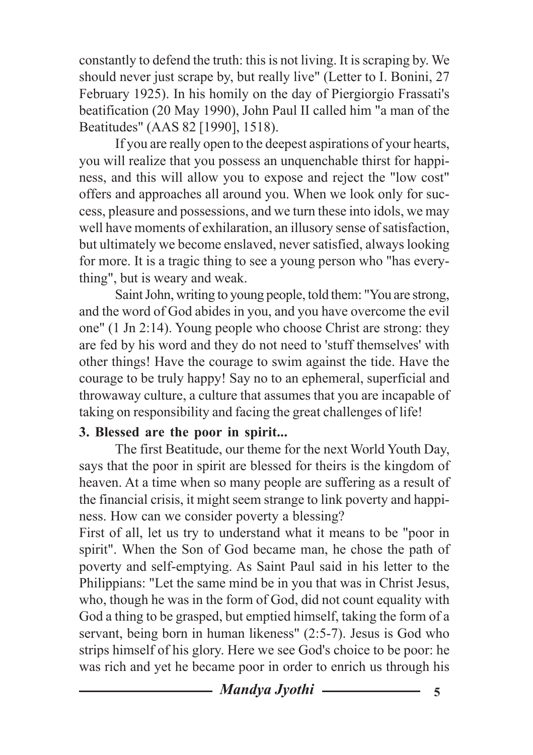constantly to defend the truth: this is not living. It is scraping by. We should never just scrape by, but really live" (Letter to I. Bonini, 27 February 1925). In his homily on the day of Piergiorgio Frassati's beatification (20 May 1990), John Paul II called him "a man of the Beatitudes" (AAS 82 [1990], 1518).

If you are really open to the deepest aspirations of your hearts, you will realize that you possess an unquenchable thirst for happiness, and this will allow you to expose and reject the "low cost" offers and approaches all around you. When we look only for success, pleasure and possessions, and we turn these into idols, we may well have moments of exhilaration, an illusory sense of satisfaction, but ultimately we become enslaved, never satisfied, always looking for more. It is a tragic thing to see a young person who "has everything", but is weary and weak.

Saint John, writing to young people, told them: "You are strong, and the word of God abides in you, and you have overcome the evil one" (1 Jn 2:14). Young people who choose Christ are strong: they are fed by his word and they do not need to 'stuff themselves' with other things! Have the courage to swim against the tide. Have the courage to be truly happy! Say no to an ephemeral, superficial and throwaway culture, a culture that assumes that you are incapable of taking on responsibility and facing the great challenges of life!

**3. Blessed are the poor in spirit...**

The first Beatitude, our theme for the next World Youth Day, says that the poor in spirit are blessed for theirs is the kingdom of heaven. At a time when so many people are suffering as a result of the financial crisis, it might seem strange to link poverty and happiness. How can we consider poverty a blessing?

First of all, let us try to understand what it means to be "poor in spirit". When the Son of God became man, he chose the path of poverty and self-emptying. As Saint Paul said in his letter to the Philippians: "Let the same mind be in you that was in Christ Jesus, who, though he was in the form of God, did not count equality with God a thing to be grasped, but emptied himself, taking the form of a servant, being born in human likeness" (2:5-7). Jesus is God who strips himself of his glory. Here we see God's choice to be poor: he was rich and yet he became poor in order to enrich us through his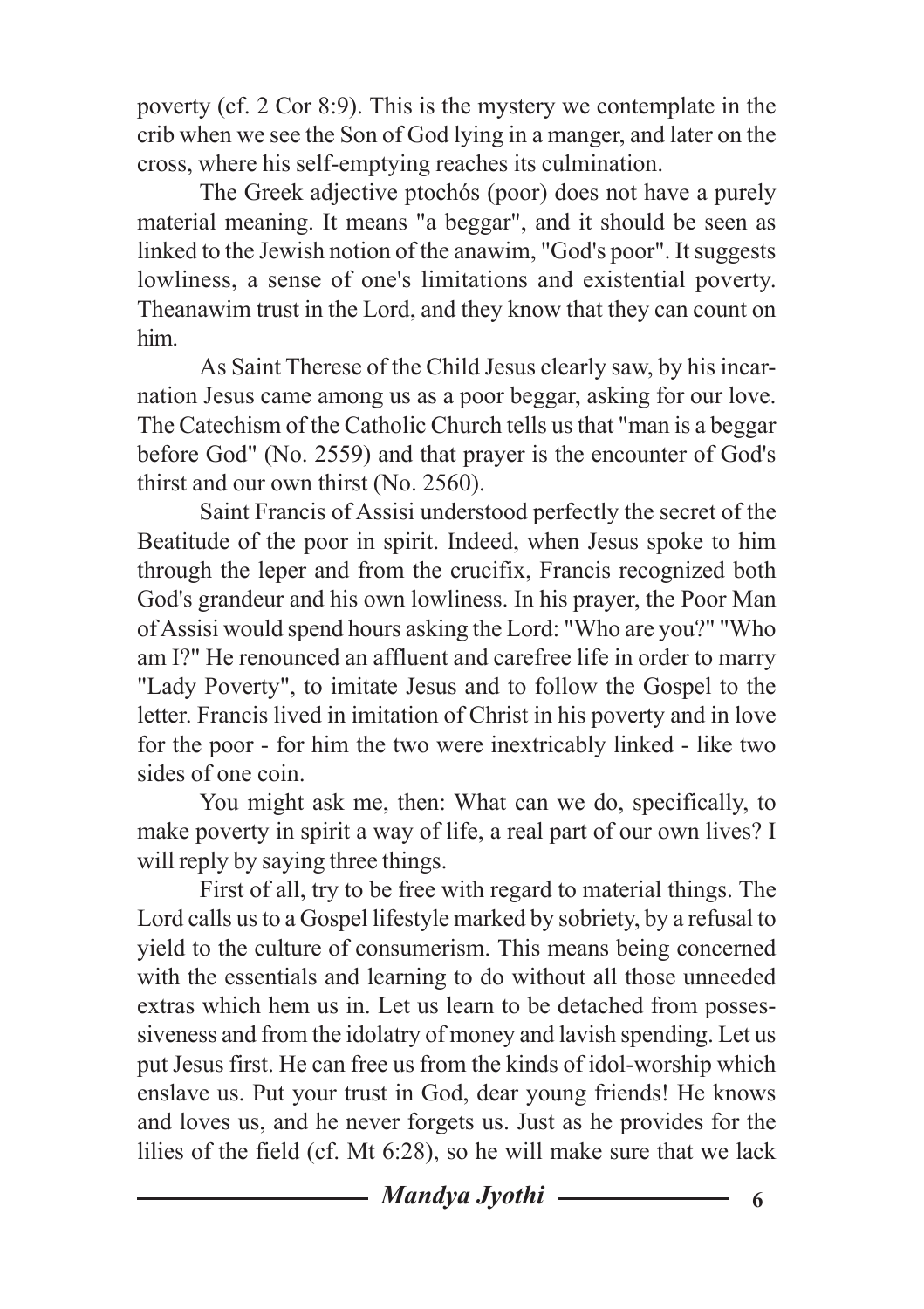poverty (cf. 2 Cor 8:9). This is the mystery we contemplate in the crib when we see the Son of God lying in a manger, and later on the cross, where his self-emptying reaches its culmination.

The Greek adjective ptochós (poor) does not have a purely material meaning. It means "a beggar", and it should be seen as linked to the Jewish notion of the anawim, "God's poor". It suggests lowliness, a sense of one's limitations and existential poverty. Theanawim trust in the Lord, and they know that they can count on him.

As Saint Therese of the Child Jesus clearly saw, by his incarnation Jesus came among us as a poor beggar, asking for our love. The Catechism of the Catholic Church tells us that "man is a beggar before God" (No. 2559) and that prayer is the encounter of God's thirst and our own thirst (No. 2560).

Saint Francis of Assisi understood perfectly the secret of the Beatitude of the poor in spirit. Indeed, when Jesus spoke to him through the leper and from the crucifix, Francis recognized both God's grandeur and his own lowliness. In his prayer, the Poor Man of Assisi would spend hours asking the Lord: "Who are you?" "Who am I?" He renounced an affluent and carefree life in order to marry "Lady Poverty", to imitate Jesus and to follow the Gospel to the letter. Francis lived in imitation of Christ in his poverty and in love for the poor - for him the two were inextricably linked - like two sides of one coin.

You might ask me, then: What can we do, specifically, to make poverty in spirit a way of life, a real part of our own lives? I will reply by saying three things.

First of all, try to be free with regard to material things. The Lord calls us to a Gospel lifestyle marked by sobriety, by a refusal to yield to the culture of consumerism. This means being concerned with the essentials and learning to do without all those unneeded extras which hem us in. Let us learn to be detached from possessiveness and from the idolatry of money and lavish spending. Let us put Jesus first. He can free us from the kinds of idol-worship which enslave us. Put your trust in God, dear young friends! He knows and loves us, and he never forgets us. Just as he provides for the lilies of the field (cf. Mt 6:28), so he will make sure that we lack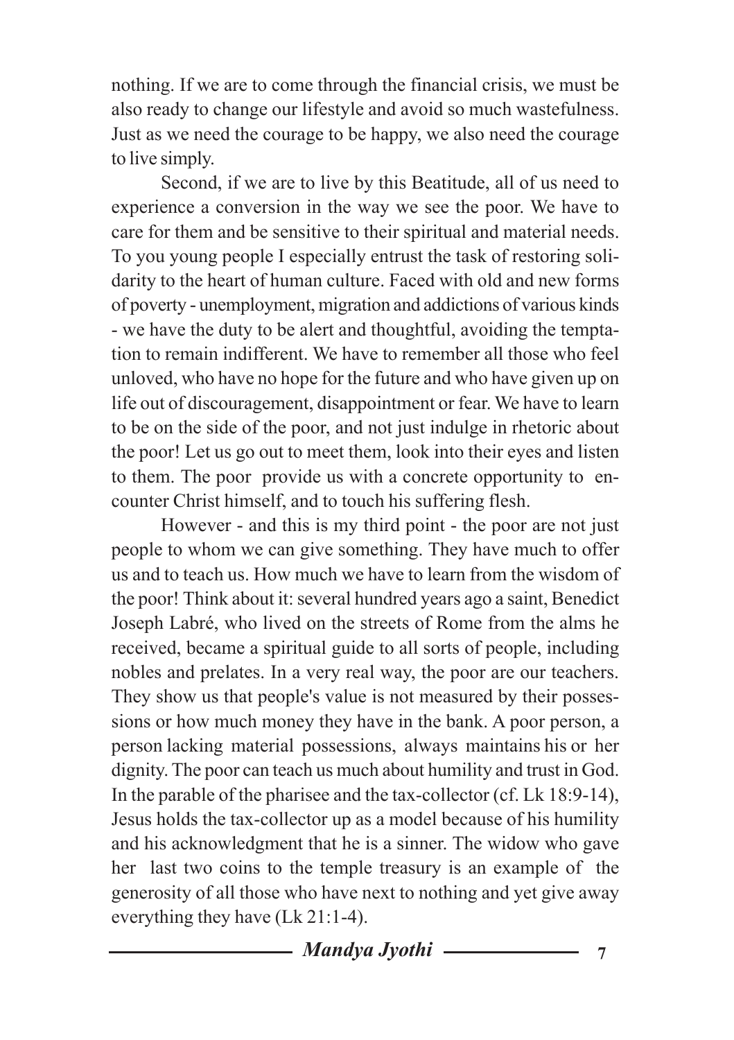nothing. If we are to come through the financial crisis, we must be also ready to change our lifestyle and avoid so much wastefulness. Just as we need the courage to be happy, we also need the courage to live simply.

Second, if we are to live by this Beatitude, all of us need to experience a conversion in the way we see the poor. We have to care for them and be sensitive to their spiritual and material needs. To you young people I especially entrust the task of restoring solidarity to the heart of human culture. Faced with old and new forms of poverty - unemployment, migration and addictions of various kinds - we have the duty to be alert and thoughtful, avoiding the temptation to remain indifferent. We have to remember all those who feel unloved, who have no hope for the future and who have given up on life out of discouragement, disappointment or fear. We have to learn to be on the side of the poor, and not just indulge in rhetoric about the poor! Let us go out to meet them, look into their eyes and listen to them. The poor provide us with a concrete opportunity to encounter Christ himself, and to touch his suffering flesh.

However - and this is my third point - the poor are not just people to whom we can give something. They have much to offer us and to teach us. How much we have to learn from the wisdom of the poor! Think about it: several hundred years ago a saint, Benedict Joseph Labré, who lived on the streets of Rome from the alms he received, became a spiritual guide to all sorts of people, including nobles and prelates. In a very real way, the poor are our teachers. They show us that people's value is not measured by their possessions or how much money they have in the bank. A poor person, a person lacking material possessions, always maintains his or her dignity. The poor can teach us much about humility and trust in God. In the parable of the pharisee and the tax-collector (cf. Lk 18:9-14), Jesus holds the tax-collector up as a model because of his humility and his acknowledgment that he is a sinner. The widow who gave her last two coins to the temple treasury is an example of the generosity of all those who have next to nothing and yet give away everything they have (Lk 21:1-4).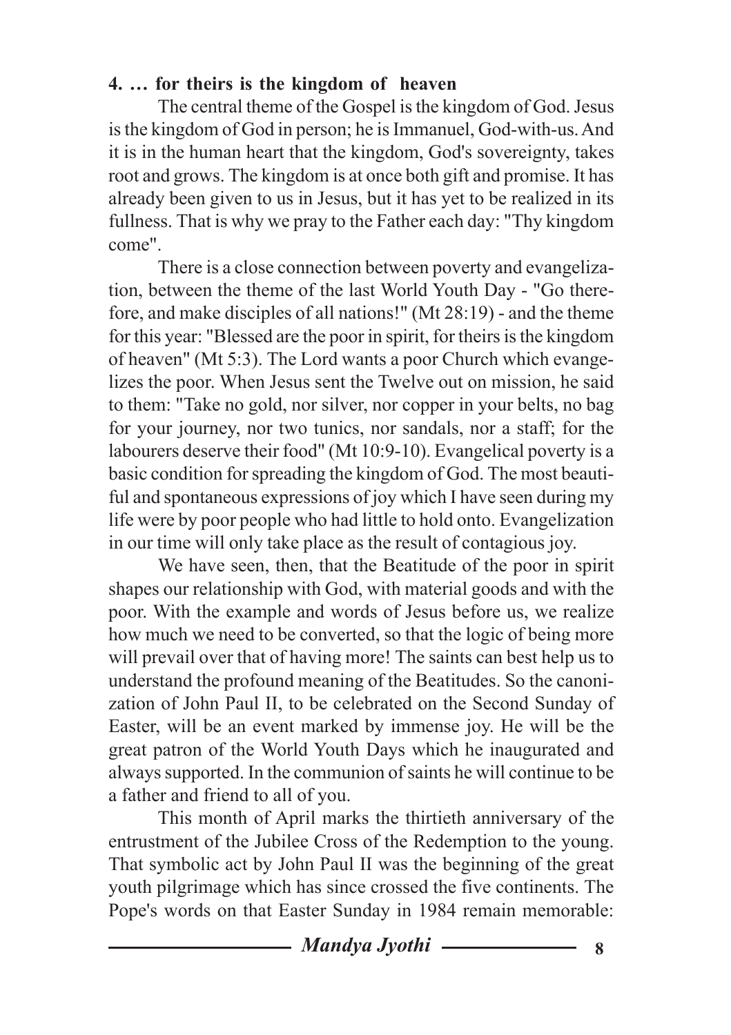**4. … for theirs is the kingdom of heaven**

The central theme of the Gospel is the kingdom of God. Jesus is the kingdom of God in person; he is Immanuel, God-with-us. And it is in the human heart that the kingdom, God's sovereignty, takes root and grows. The kingdom is at once both gift and promise. It has already been given to us in Jesus, but it has yet to be realized in its fullness. That is why we pray to the Father each day: "Thy kingdom come".

There is a close connection between poverty and evangelization, between the theme of the last World Youth Day - "Go therefore, and make disciples of all nations!" (Mt 28:19) - and the theme for this year: "Blessed are the poor in spirit, for theirs is the kingdom of heaven" (Mt 5:3). The Lord wants a poor Church which evangelizes the poor. When Jesus sent the Twelve out on mission, he said to them: "Take no gold, nor silver, nor copper in your belts, no bag for your journey, nor two tunics, nor sandals, nor a staff; for the labourers deserve their food" (Mt 10:9-10). Evangelical poverty is a basic condition for spreading the kingdom of God. The most beautiful and spontaneous expressions of joy which I have seen during my life were by poor people who had little to hold onto. Evangelization in our time will only take place as the result of contagious joy.

We have seen, then, that the Beatitude of the poor in spirit shapes our relationship with God, with material goods and with the poor. With the example and words of Jesus before us, we realize how much we need to be converted, so that the logic of being more will prevail over that of having more! The saints can best help us to understand the profound meaning of the Beatitudes. So the canonization of John Paul II, to be celebrated on the Second Sunday of Easter, will be an event marked by immense joy. He will be the great patron of the World Youth Days which he inaugurated and always supported. In the communion of saints he will continue to be a father and friend to all of you.

This month of April marks the thirtieth anniversary of the entrustment of the Jubilee Cross of the Redemption to the young. That symbolic act by John Paul II was the beginning of the great youth pilgrimage which has since crossed the five continents. The Pope's words on that Easter Sunday in 1984 remain memorable: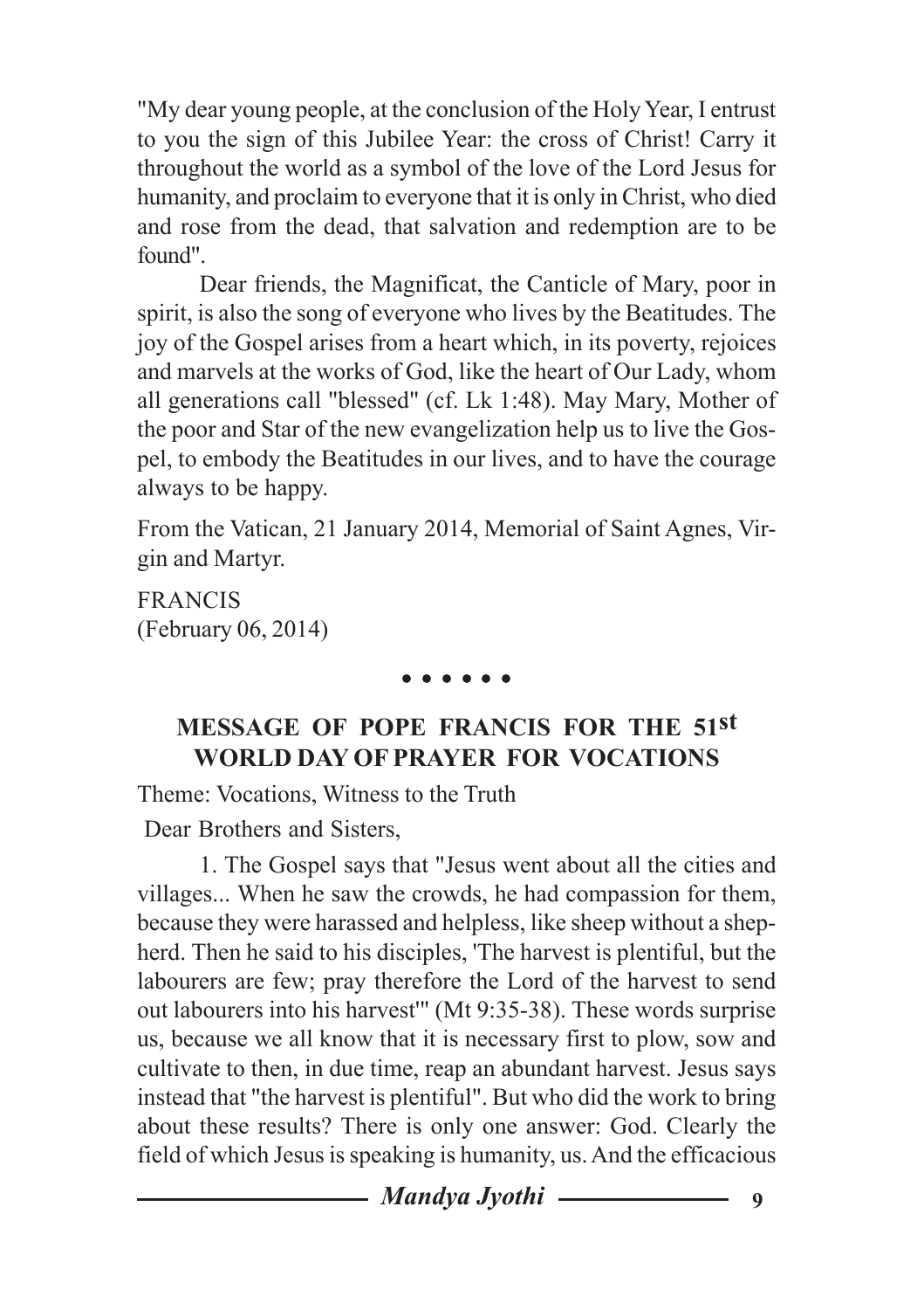"My dear young people, at the conclusion of the Holy Year, I entrust to you the sign of this Jubilee Year: the cross of Christ! Carry it throughout the world as a symbol of the love of the Lord Jesus for humanity, and proclaim to everyone that it is only in Christ, who died and rose from the dead, that salvation and redemption are to be found".

Dear friends, the Magnificat, the Canticle of Mary, poor in spirit, is also the song of everyone who lives by the Beatitudes. The joy of the Gospel arises from a heart which, in its poverty, rejoices and marvels at the works of God, like the heart of Our Lady, whom all generations call "blessed" (cf. Lk 1:48). May Mary, Mother of the poor and Star of the new evangelization help us to live the Gospel, to embody the Beatitudes in our lives, and to have the courage always to be happy.

From the Vatican, 21 January 2014, Memorial of Saint Agnes, Virgin and Martyr.

FRANCIS
(February 06, 2014)

• • • • • •

## MESSAGE OF POPE FRANCIS FOR THE 51st WORLD DAY OF PRAYER FOR VOCATIONS

Theme: Vocations, Witness to the Truth

Dear Brothers and Sisters,

1. The Gospel says that "Jesus went about all the cities and villages... When he saw the crowds, he had compassion for them, because they were harassed and helpless, like sheep without a shepherd. Then he said to his disciples, 'The harvest is plentiful, but the labourers are few; pray therefore the Lord of the harvest to send out labourers into his harvest'" (Mt 9:35-38). These words surprise us, because we all know that it is necessary first to plow, sow and cultivate to then, in due time, reap an abundant harvest. Jesus says instead that "the harvest is plentiful". But who did the work to bring about these results? There is only one answer: God. Clearly the field of which Jesus is speaking is humanity, us. And the efficacious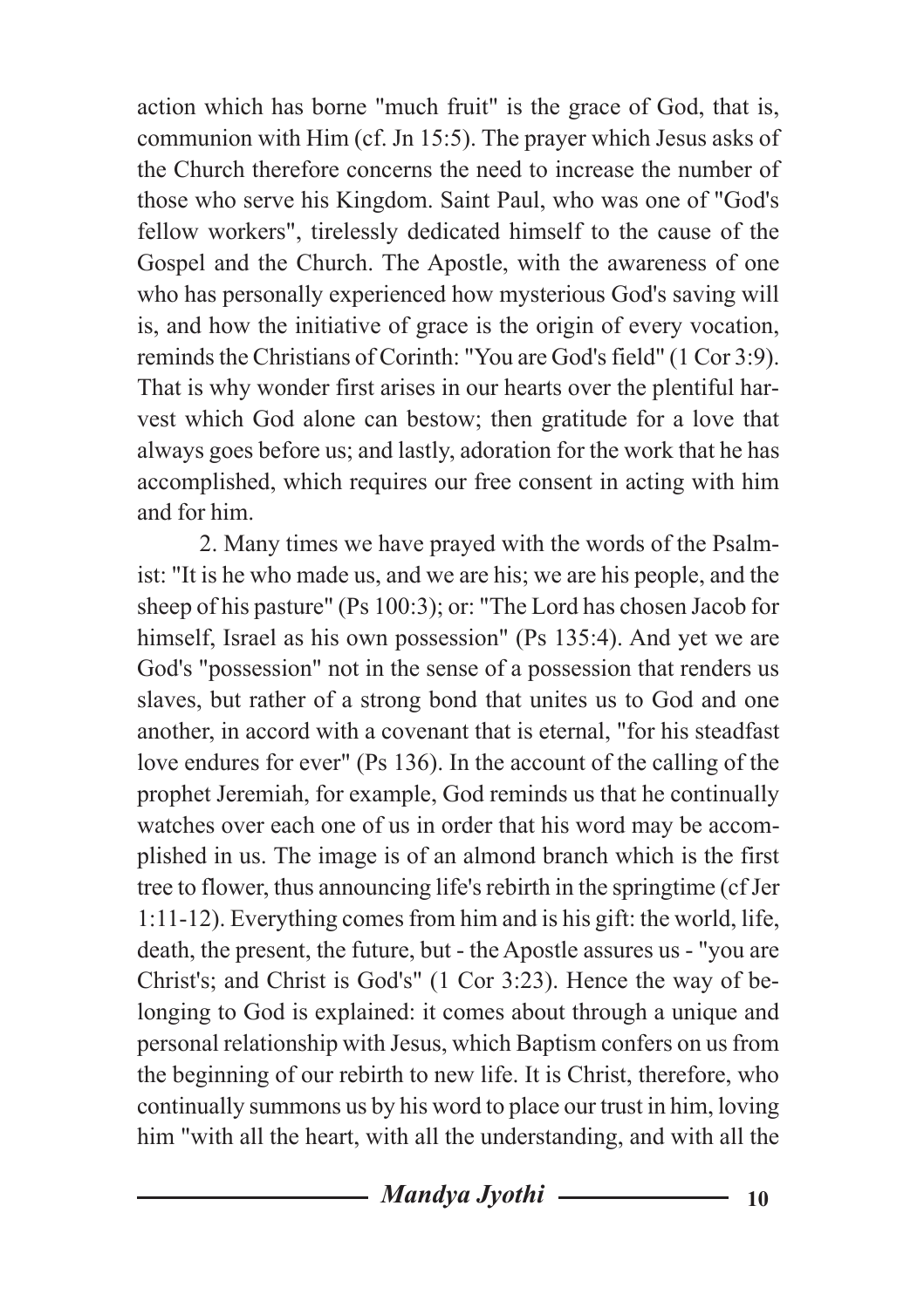action which has borne "much fruit" is the grace of God, that is, communion with Him (cf. Jn 15:5). The prayer which Jesus asks of the Church therefore concerns the need to increase the number of those who serve his Kingdom. Saint Paul, who was one of "God's fellow workers", tirelessly dedicated himself to the cause of the Gospel and the Church. The Apostle, with the awareness of one who has personally experienced how mysterious God's saving will is, and how the initiative of grace is the origin of every vocation, reminds the Christians of Corinth: "You are God's field" (1 Cor 3:9). That is why wonder first arises in our hearts over the plentiful harvest which God alone can bestow; then gratitude for a love that always goes before us; and lastly, adoration for the work that he has accomplished, which requires our free consent in acting with him and for him.

2. Many times we have prayed with the words of the Psalmist: "It is he who made us, and we are his; we are his people, and the sheep of his pasture" (Ps 100:3); or: "The Lord has chosen Jacob for himself, Israel as his own possession" (Ps 135:4). And yet we are God's "possession" not in the sense of a possession that renders us slaves, but rather of a strong bond that unites us to God and one another, in accord with a covenant that is eternal, "for his steadfast love endures for ever" (Ps 136). In the account of the calling of the prophet Jeremiah, for example, God reminds us that he continually watches over each one of us in order that his word may be accomplished in us. The image is of an almond branch which is the first tree to flower, thus announcing life's rebirth in the springtime (cf Jer 1:11-12). Everything comes from him and is his gift: the world, life, death, the present, the future, but - the Apostle assures us - "you are Christ's; and Christ is God's" (1 Cor 3:23). Hence the way of belonging to God is explained: it comes about through a unique and personal relationship with Jesus, which Baptism confers on us from the beginning of our rebirth to new life. It is Christ, therefore, who continually summons us by his word to place our trust in him, loving him "with all the heart, with all the understanding, and with all the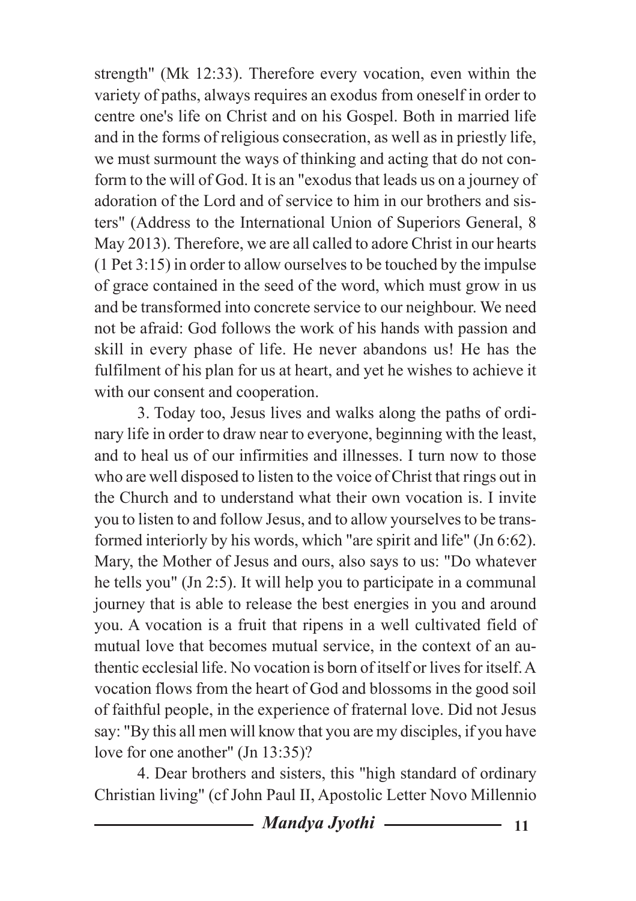strength" (Mk 12:33). Therefore every vocation, even within the variety of paths, always requires an exodus from oneself in order to centre one's life on Christ and on his Gospel. Both in married life and in the forms of religious consecration, as well as in priestly life, we must surmount the ways of thinking and acting that do not conform to the will of God. It is an "exodus that leads us on a journey of adoration of the Lord and of service to him in our brothers and sisters" (Address to the International Union of Superiors General, 8 May 2013). Therefore, we are all called to adore Christ in our hearts (1 Pet 3:15) in order to allow ourselves to be touched by the impulse of grace contained in the seed of the word, which must grow in us and be transformed into concrete service to our neighbour. We need not be afraid: God follows the work of his hands with passion and skill in every phase of life. He never abandons us! He has the fulfilment of his plan for us at heart, and yet he wishes to achieve it with our consent and cooperation.

3. Today too, Jesus lives and walks along the paths of ordinary life in order to draw near to everyone, beginning with the least, and to heal us of our infirmities and illnesses. I turn now to those who are well disposed to listen to the voice of Christ that rings out in the Church and to understand what their own vocation is. I invite you to listen to and follow Jesus, and to allow yourselves to be transformed interiorly by his words, which "are spirit and life" (Jn 6:62). Mary, the Mother of Jesus and ours, also says to us: "Do whatever he tells you" (Jn 2:5). It will help you to participate in a communal journey that is able to release the best energies in you and around you. A vocation is a fruit that ripens in a well cultivated field of mutual love that becomes mutual service, in the context of an authentic ecclesial life. No vocation is born of itself or lives for itself. A vocation flows from the heart of God and blossoms in the good soil of faithful people, in the experience of fraternal love. Did not Jesus say: "By this all men will know that you are my disciples, if you have love for one another" (Jn 13:35)?

4. Dear brothers and sisters, this "high standard of ordinary Christian living" (cf John Paul II, Apostolic Letter Novo Millennio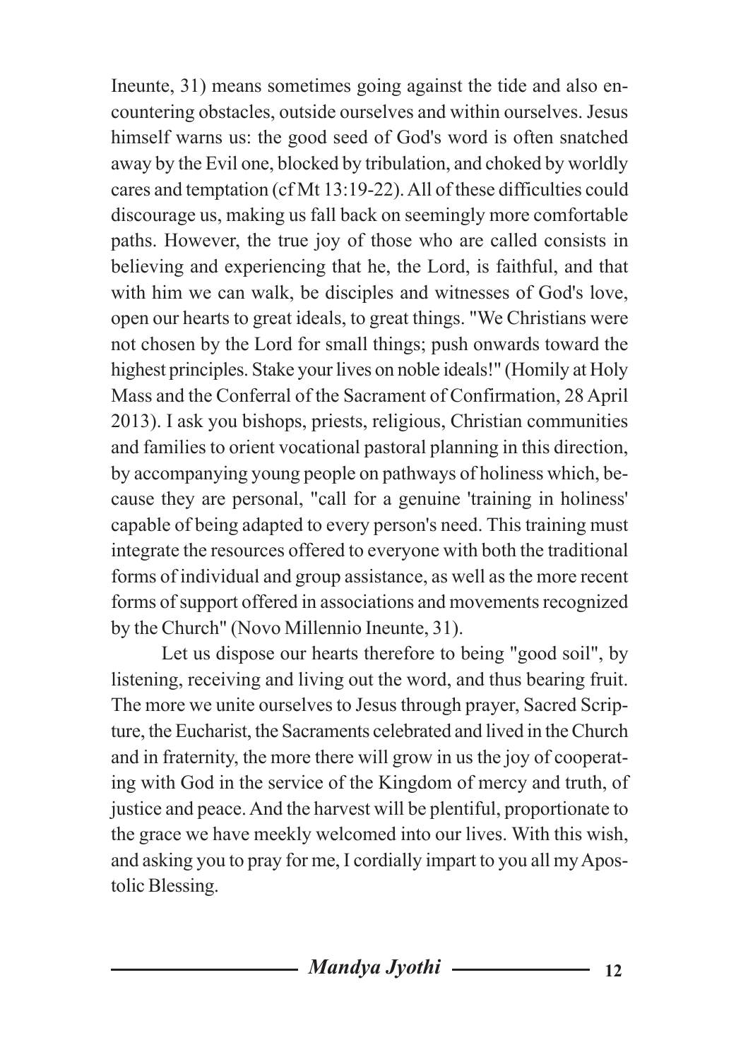Ineunte, 31) means sometimes going against the tide and also encountering obstacles, outside ourselves and within ourselves. Jesus himself warns us: the good seed of God's word is often snatched away by the Evil one, blocked by tribulation, and choked by worldly cares and temptation (cf Mt 13:19-22). All of these difficulties could discourage us, making us fall back on seemingly more comfortable paths. However, the true joy of those who are called consists in believing and experiencing that he, the Lord, is faithful, and that with him we can walk, be disciples and witnesses of God's love, open our hearts to great ideals, to great things. "We Christians were not chosen by the Lord for small things; push onwards toward the highest principles. Stake your lives on noble ideals!" (Homily at Holy Mass and the Conferral of the Sacrament of Confirmation, 28 April 2013). I ask you bishops, priests, religious, Christian communities and families to orient vocational pastoral planning in this direction, by accompanying young people on pathways of holiness which, because they are personal, "call for a genuine 'training in holiness' capable of being adapted to every person's need. This training must integrate the resources offered to everyone with both the traditional forms of individual and group assistance, as well as the more recent forms of support offered in associations and movements recognized by the Church" (Novo Millennio Ineunte, 31).

Let us dispose our hearts therefore to being "good soil", by listening, receiving and living out the word, and thus bearing fruit. The more we unite ourselves to Jesus through prayer, Sacred Scripture, the Eucharist, the Sacraments celebrated and lived in the Church and in fraternity, the more there will grow in us the joy of cooperating with God in the service of the Kingdom of mercy and truth, of justice and peace. And the harvest will be plentiful, proportionate to the grace we have meekly welcomed into our lives. With this wish, and asking you to pray for me, I cordially impart to you all my Apostolic Blessing.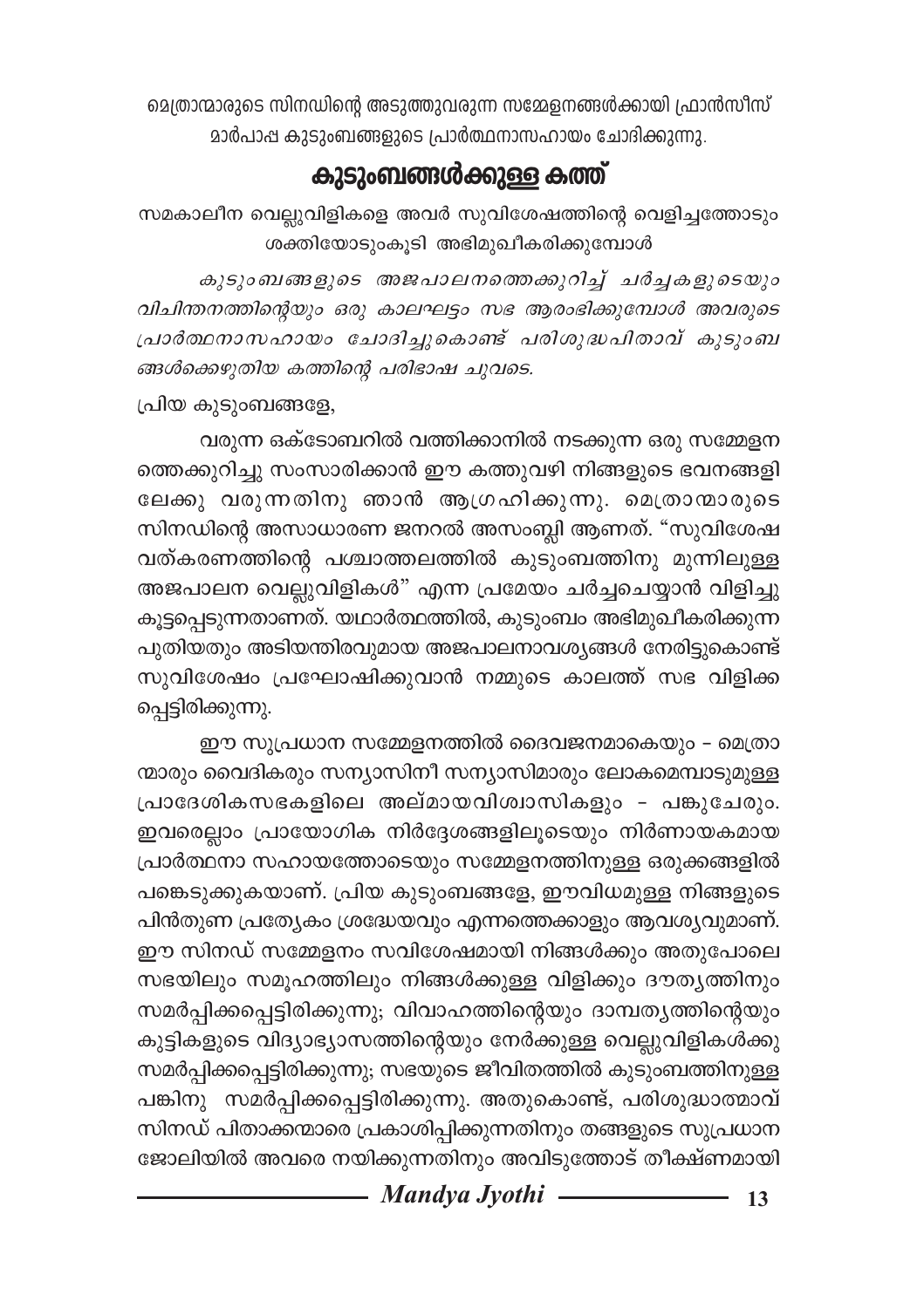മെത്രാന്മാരുടെ സിനഡിന്റെ അടുത്തുവരുന്ന സമ്മേളനങ്ങൾക്കായി ഫ്രാൻസീസ് മാർപാപ്പ കുടുംബങ്ങളുടെ പ്രാർത്ഥനാസഹായം ചോദിക്കുന്നു.

## കുടുംബങ്ങൾക്കുള്ള കത്ത്

സമകാലീന വെല്ലുവിളികളെ അവർ സുവിശേഷത്തിന്റെ വെളിച്ചത്തോടും ശക്തിയോടുംകൂടി അഭിമുഖീകരിക്കുമ്പോൾ

*കുടുംബങ്ങളുടെ അജപാലനത്തെക്കുറിച്ച് ചർച്ചകളുടെയും വിചിന്തനത്തിന്റെയും ഒരു കാലഘട്ടം സഭ ആരംഭിക്കുമ്പോൾ അവരുടെ പ്രാർത്ഥനാസഹായം ചോദിച്ചുകൊണ്ട് പരിശുദ്ധപിതാവ് കുടുംബങ്ങൾക്കെഴുതിയ കത്തിന്റെ പരിഭാഷ ചുവടെ.*

പ്രിയ കുടുംബങ്ങളേ,

വരുന്ന ഒക്ടോബറിൽ വത്തിക്കാനിൽ നടക്കുന്ന ഒരു സമ്മേളനത്തെക്കുറിച്ചു സംസാരിക്കാൻ ഈ കത്തുവഴി നിങ്ങളുടെ ഭവനങ്ങളിലേക്കു വരുന്നതിനു ഞാൻ ആഗ്രഹിക്കുന്നു. മെത്രാന്മാരുടെ സിനഡിന്റെ അസാധാരണ ജനറൽ അസംബ്ലി ആണത്. "സുവിശേഷവത്കരണത്തിന്റെ പശ്ചാത്തലത്തിൽ കുടുംബത്തിനു മുന്നിലുള്ള അജപാലന വെല്ലുവിളികൾ" എന്ന പ്രമേയം ചർച്ചചെയ്യാൻ വിളിച്ചുകൂട്ടപ്പെടുന്നതാണത്. യഥാർത്ഥത്തിൽ, കുടുംബം അഭിമുഖീകരിക്കുന്ന പുതിയതും അടിയന്തിരവുമായ അജപാലനാവശ്യങ്ങൾ നേരിട്ടുകൊണ്ട് സുവിശേഷം പ്രഘോഷിക്കുവാൻ നമ്മുടെ കാലത്ത് സഭ വിളിക്കപ്പെട്ടിരിക്കുന്നു.

ഈ സുപ്രധാന സമ്മേളനത്തിൽ ദൈവജനമാകെയും – മെത്രാന്മാരും വൈദികരും സന്യാസിനീ സന്യാസിമാരും ലോകമെമ്പാടുമുള്ള പ്രാദേശികസഭകളിലെ അല്മായവിശ്വാസികളും – പങ്കുചേരും. ഇവരെല്ലാം പ്രായോഗിക നിർദ്ദേശങ്ങളിലൂടെയും നിർണായകമായ പ്രാർത്ഥനാ സഹായത്തോടെയും സമ്മേളനത്തിനുള്ള ഒരുക്കങ്ങളിൽ പങ്കെടുക്കുകയാണ്. പ്രിയ കുടുംബങ്ങളേ, ഈവിധമുള്ള നിങ്ങളുടെ പിൻതുണ പ്രത്യേകം ശ്രദ്ധേയവും എന്നത്തെക്കാളും ആവശ്യവുമാണ്. ഈ സിനഡ് സമ്മേളനം സവിശേഷമായി നിങ്ങൾക്കും അതുപോലെ സഭയിലും സമൂഹത്തിലും നിങ്ങൾക്കുള്ള വിളിക്കും ദൗത്യത്തിനും സമർപ്പിക്കപ്പെട്ടിരിക്കുന്നു; വിവാഹത്തിന്റെയും ദാമ്പത്യത്തിന്റെയും കുട്ടികളുടെ വിദ്യാഭ്യാസത്തിന്റെയും നേർക്കുള്ള വെല്ലുവിളികൾക്കു സമർപ്പിക്കപ്പെട്ടിരിക്കുന്നു; സഭയുടെ ജീവിതത്തിൽ കുടുംബത്തിനുള്ള പങ്കിനു സമർപ്പിക്കപ്പെട്ടിരിക്കുന്നു. അതുകൊണ്ട്, പരിശുദ്ധാത്മാവ് സിനഡ് പിതാക്കന്മാരെ പ്രകാശിപ്പിക്കുന്നതിനും തങ്ങളുടെ സുപ്രധാന ജോലിയിൽ അവരെ നയിക്കുന്നതിനും അവിടുത്തോട് തീക്ഷ്ണമായി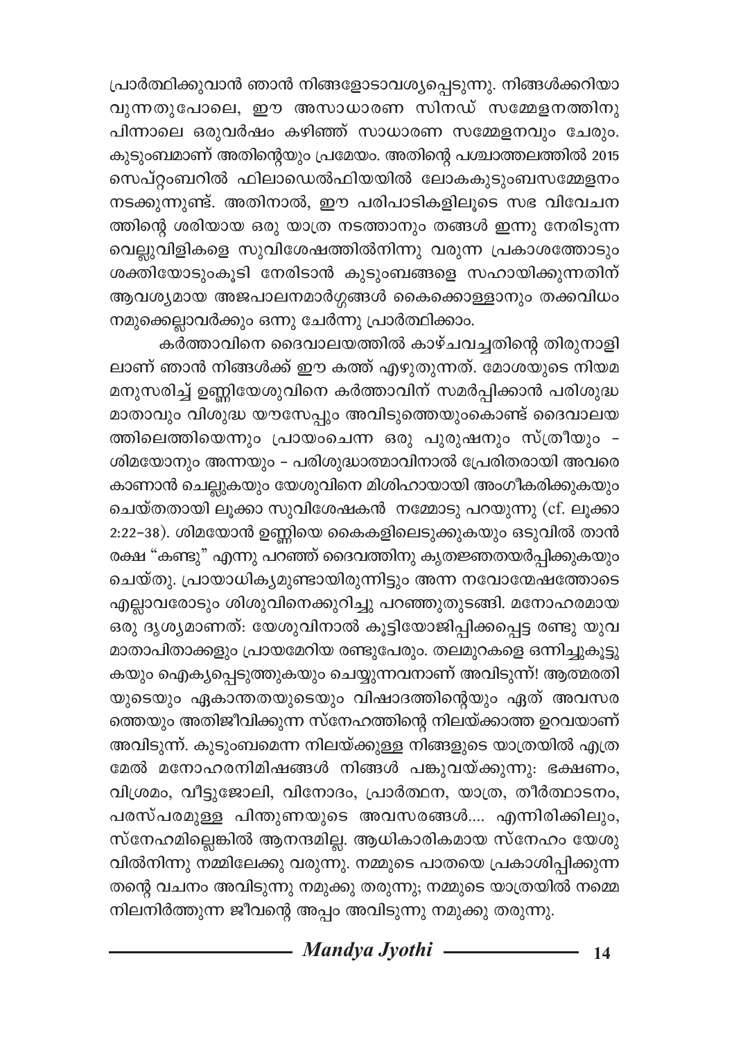പ്രാർത്ഥിക്കുവാൻ ഞാൻ നിങ്ങളോടാവശ്യപ്പെടുന്നു. നിങ്ങൾക്കറിയാവുന്നതുപോലെ, ഈ അസാധാരണ സിനഡ് സമ്മേളനത്തിനു പിന്നാലെ ഒരുവർഷം കഴിഞ്ഞ് സാധാരണ സമ്മേളനവും ചേരും. കുടുംബമാണ് അതിന്റെയും പ്രമേയം. അതിന്റെ പശ്ചാത്തലത്തിൽ 2015 സെപ്റ്റംബറിൽ ഫിലാഡെൽഫിയയിൽ ലോകകുടുംബസമ്മേളനം നടക്കുന്നുണ്ട്. അതിനാൽ, ഈ പരിപാടികളിലൂടെ സഭ വിവേചനത്തിന്റെ ശരിയായ ഒരു യാത്ര നടത്താനും തങ്ങൾ ഇന്നു നേരിടുന്ന വെല്ലുവിളികളെ സുവിശേഷത്തിൽനിന്നു വരുന്ന പ്രകാശത്തോടും ശക്തിയോടുംകൂടി നേരിടാൻ കുടുംബങ്ങളെ സഹായിക്കുന്നതിന് ആവശ്യമായ അജപാലനമാർഗ്ഗങ്ങൾ കൈക്കൊള്ളാനും തക്കവിധം നമുക്കെല്ലാവർക്കും ഒന്നു ചേർന്നു പ്രാർത്ഥിക്കാം.

കർത്താവിനെ ദൈവാലയത്തിൽ കാഴ്ചവച്ചതിന്റെ തിരുനാളിലാണ് ഞാൻ നിങ്ങൾക്ക് ഈ കത്ത് എഴുതുന്നത്. മോശയുടെ നിയമമനുസരിച്ച് ഉണ്ണിയേശുവിനെ കർത്താവിന് സമർപ്പിക്കാൻ പരിശുദ്ധ മാതാവും വിശുദ്ധ യൗസേപ്പും അവിടുത്തെയുംകൊണ്ട് ദൈവാലയത്തിലെത്തിയെന്നും പ്രായംചെന്ന ഒരു പുരുഷനും സ്ത്രീയും – ശിമയോനും അന്നയും – പരിശുദ്ധാത്മാവിനാൽ പ്രേരിതരായി അവരെ കാണാൻ ചെല്ലുകയും യേശുവിനെ മിശിഹായായി അംഗീകരിക്കുകയും ചെയ്തതായി ലൂക്കാ സുവിശേഷകൻ നമ്മോടു പറയുന്നു (cf. ലൂക്കാ 2:22–38). ശിമയോൻ ഉണ്ണിയെ കൈകളിലെടുക്കുകയും ഒടുവിൽ താൻ രക്ഷ "കണ്ടു" എന്നു പറഞ്ഞ് ദൈവത്തിനു കൃതജ്ഞതയർപ്പിക്കുകയും ചെയ്തു. പ്രായാധിക്യമുണ്ടായിരുന്നിട്ടും അന്ന നവോന്മേഷത്തോടെ എല്ലാവരോടും ശിശുവിനെക്കുറിച്ചു പറഞ്ഞുതുടങ്ങി. മനോഹരമായ ഒരു ദൃശ്യമാണത്: യേശുവിനാൽ കൂട്ടിയോജിപ്പിക്കപ്പെട്ട രണ്ടു യുവമാതാപിതാക്കളും പ്രായമേറിയ രണ്ടുപേരും. തലമുറകളെ ഒന്നിച്ചുകൂട്ടുകയും ഐക്യപ്പെടുത്തുകയും ചെയ്യുന്നവനാണ് അവിടുന്ന്! ആത്മരതിയുടെയും ഏകാന്തതയുടെയും വിഷാദത്തിന്റെയും ഏത് അവസരത്തെയും അതിജീവിക്കുന്ന സ്നേഹത്തിന്റെ നിലയ്ക്കാത്ത ഉറവയാണ് അവിടുന്ന്. കുടുംബമെന്ന നിലയ്ക്കുള്ള നിങ്ങളുടെ യാത്രയിൽ എത്രമേൽ മനോഹരനിമിഷങ്ങൾ നിങ്ങൾ പങ്കുവയ്ക്കുന്നു: ഭക്ഷണം, വിശ്രമം, വീട്ടുജോലി, വിനോദം, പ്രാർത്ഥന, യാത്ര, തീർത്ഥാടനം, പരസ്പരമുള്ള പിന്തുണയുടെ അവസരങ്ങൾ.... എന്നിരിക്കിലും, സ്നേഹമില്ലെങ്കിൽ ആനന്ദമില്ല. ആധികാരികമായ സ്നേഹം യേശുവിൽനിന്നു നമ്മിലേക്കു വരുന്നു. നമ്മുടെ പാതയെ പ്രകാശിപ്പിക്കുന്ന തന്റെ വചനം അവിടുന്നു നമുക്കു തരുന്നു; നമ്മുടെ യാത്രയിൽ നമ്മെ നിലനിർത്തുന്ന ജീവന്റെ അപ്പം അവിടുന്നു നമുക്കു തരുന്നു.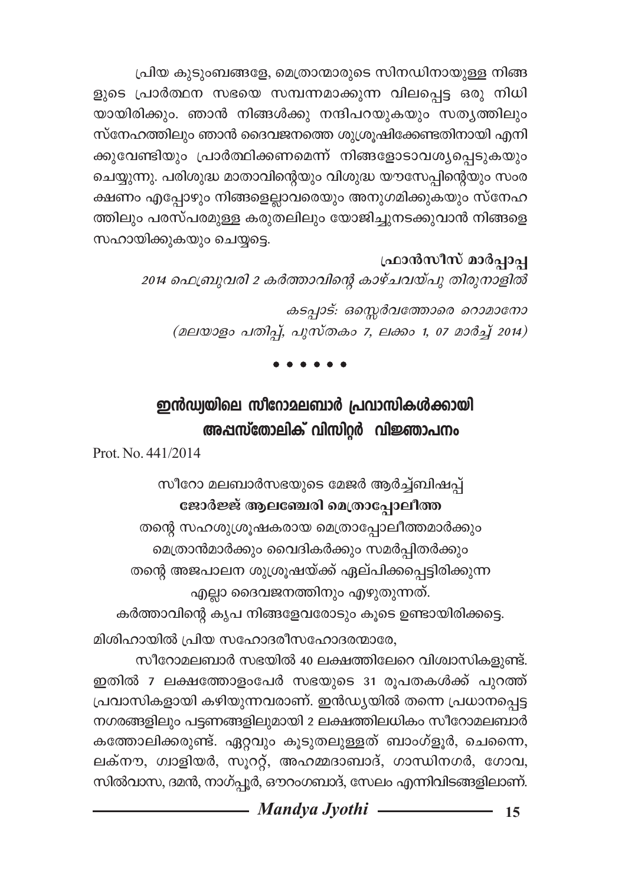പ്രിയ കുടുംബങ്ങളേ, മെത്രാന്മാരുടെ സിനഡിനായുള്ള നിങ്ങളുടെ പ്രാർത്ഥന സഭയെ സമ്പന്നമാക്കുന്ന വിലപ്പെട്ട ഒരു നിധിയായിരിക്കും. ഞാൻ നിങ്ങൾക്കു നന്ദിപറയുകയും സത്യത്തിലും സ്നേഹത്തിലും ഞാൻ ദൈവജനത്തെ ശുശ്രൂഷിക്കേണ്ടതിനായി എനിക്കുവേണ്ടിയും പ്രാർത്ഥിക്കണമെന്ന് നിങ്ങളോടാവശ്യപ്പെടുകയും ചെയ്യുന്നു. പരിശുദ്ധ മാതാവിന്റെയും വിശുദ്ധ യൗസേപ്പിന്റെയും സംരക്ഷണം എപ്പോഴും നിങ്ങളെല്ലാവരെയും അനുഗമിക്കുകയും സ്നേഹത്തിലും പരസ്പരമുള്ള കരുതലിലും യോജിച്ചുനടക്കുവാൻ നിങ്ങളെ സഹായിക്കുകയും ചെയ്യട്ടെ.

**ഫ്രാൻസീസ് മാർപ്പാപ്പ**

*2014 ഫെബ്രുവരി 2 കർത്താവിന്റെ കാഴ്ചവയ്പു തിരുനാളിൽ*

*കടപ്പാട്: ഒസ്സെർവത്തോരെ റൊമാനോ*
*(മലയാളം പതിപ്പ്, പുസ്തകം 7, ലക്കം 1, 07 മാർച്ച് 2014)*

• • • • • •

## ഇൻഡ്യയിലെ സീറോമലബാർ പ്രവാസികൾക്കായി അപ്പസ്തോലിക് വിസിറ്റർ വിജ്ഞാപനം

Prot. No. 441/2014

സീറോ മലബാർസഭയുടെ മേജർ ആർച്ച്ബിഷപ്പ്
**ജോർജ്ജ് ആലഞ്ചേരി മെത്രാപ്പോലീത്ത**
തന്റെ സഹശുശ്രൂഷകരായ മെത്രാപ്പോലീത്തമാർക്കും
മെത്രാൻമാർക്കും വൈദികർക്കും സമർപ്പിതർക്കും
തന്റെ അജപാലന ശുശ്രൂഷയ്ക്ക് ഏല്പിക്കപ്പെട്ടിരിക്കുന്ന
എല്ലാ ദൈവജനത്തിനും എഴുതുന്നത്.
കർത്താവിന്റെ കൃപ നിങ്ങളേവരോടും കൂടെ ഉണ്ടായിരിക്കട്ടെ.

മിശിഹായിൽ പ്രിയ സഹോദരീസഹോദരന്മാരേ,

സീറോമലബാർ സഭയിൽ 40 ലക്ഷത്തിലേറെ വിശ്വാസികളുണ്ട്. ഇതിൽ 7 ലക്ഷത്തോളംപേർ സഭയുടെ 31 രൂപതകൾക്ക് പുറത്ത് പ്രവാസികളായി കഴിയുന്നവരാണ്. ഇൻഡ്യയിൽ തന്നെ പ്രധാനപ്പെട്ട നഗരങ്ങളിലും പട്ടണങ്ങളിലുമായി 2 ലക്ഷത്തിലധികം സീറോമലബാർ കത്തോലിക്കരുണ്ട്. ഏറ്റവും കൂടുതലുള്ളത് ബാംഗ്ളൂർ, ചെന്നൈ, ലക്നൗ, ഗ്വാളിയർ, സൂററ്റ്, അഹമ്മദാബാദ്, ഗാന്ധിനഗർ, ഗോവ, സിൽവാസ, ദമൻ, നാഗ്പ്പൂർ, ഔറംഗബാദ്, സേലം എന്നിവിടങ്ങളിലാണ്.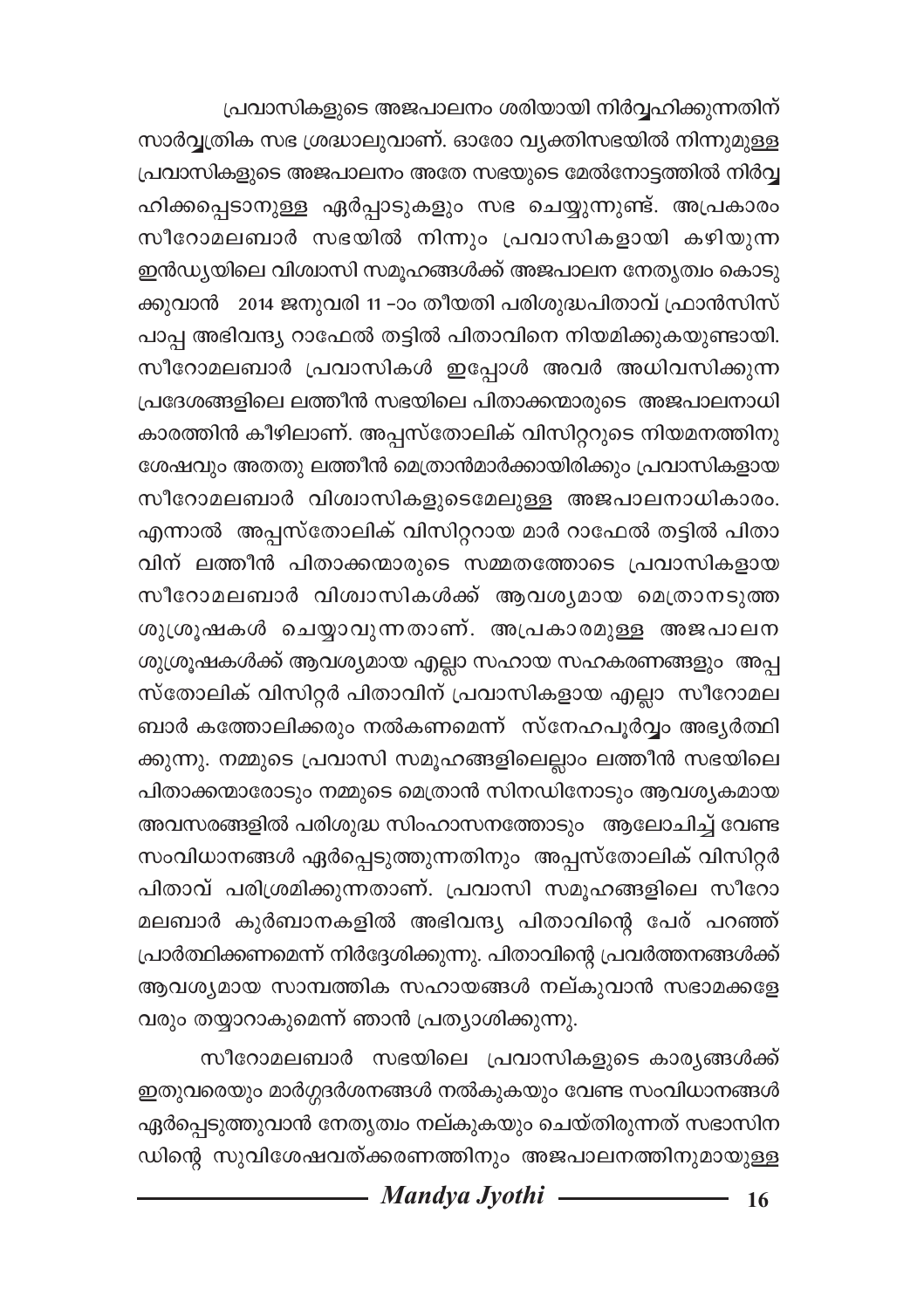പ്രവാസികളുടെ അജപാലനം ശരിയായി നിർവ്വഹിക്കുന്നതിന് സാർവ്വത്രിക സഭ ശ്രദ്ധാലുവാണ്. ഓരോ വ്യക്തിസഭയിൽ നിന്നുമുള്ള പ്രവാസികളുടെ അജപാലനം അതേ സഭയുടെ മേൽനോട്ടത്തിൽ നിർവ്വഹിക്കപ്പെടാനുള്ള ഏർപ്പാടുകളും സഭ ചെയ്യുന്നുണ്ട്. അപ്രകാരം സീറോമലബാർ സഭയിൽ നിന്നും പ്രവാസികളായി കഴിയുന്ന ഇൻഡ്യയിലെ വിശ്വാസി സമൂഹങ്ങൾക്ക് അജപാലന നേതൃത്വം കൊടുക്കുവാൻ 2014 ജനുവരി 11 -ാം തീയതി പരിശുദ്ധപിതാവ് ഫ്രാൻസിസ് പാപ്പ അഭിവന്ദ്യ റാഫേൽ തട്ടിൽ പിതാവിനെ നിയമിക്കുകയുണ്ടായി. സീറോമലബാർ പ്രവാസികൾ ഇപ്പോൾ അവർ അധിവസിക്കുന്ന പ്രദേശങ്ങളിലെ ലത്തീൻ സഭയിലെ പിതാക്കന്മാരുടെ അജപാലനാധികാരത്തിൻ കീഴിലാണ്. അപ്പസ്തോലിക് വിസിറ്ററുടെ നിയമനത്തിനു ശേഷവും അതതു ലത്തീൻ മെത്രാൻമാർക്കായിരിക്കും പ്രവാസികളായ സീറോമലബാർ വിശ്വാസികളുടെമേലുള്ള അജപാലനാധികാരം. എന്നാൽ അപ്പസ്തോലിക് വിസിറ്ററായ മാർ റാഫേൽ തട്ടിൽ പിതാവിന് ലത്തീൻ പിതാക്കന്മാരുടെ സമ്മതത്തോടെ പ്രവാസികളായ സീറോമലബാർ വിശ്വാസികൾക്ക് ആവശ്യമായ മെത്രാനടുത്ത ശുശ്രൂഷകൾ ചെയ്യാവുന്നതാണ്. അപ്രകാരമുള്ള അജപാലന ശുശ്രൂഷകൾക്ക് ആവശ്യമായ എല്ലാ സഹായ സഹകരണങ്ങളും അപ്പസ്തോലിക് വിസിറ്റർ പിതാവിന് പ്രവാസികളായ എല്ലാ സീറോമലബാർ കത്തോലിക്കരും നൽകണമെന്ന് സ്നേഹപൂർവ്വം അഭ്യർത്ഥിക്കുന്നു. നമ്മുടെ പ്രവാസി സമൂഹങ്ങളിലെല്ലാം ലത്തീൻ സഭയിലെ പിതാക്കന്മാരോടും നമ്മുടെ മെത്രാൻ സിനഡിനോടും ആവശ്യകമായ അവസരങ്ങളിൽ പരിശുദ്ധ സിംഹാസനത്തോടും ആലോചിച്ച് വേണ്ട സംവിധാനങ്ങൾ ഏർപ്പെടുത്തുന്നതിനും അപ്പസ്തോലിക് വിസിറ്റർ പിതാവ് പരിശ്രമിക്കുന്നതാണ്. പ്രവാസി സമൂഹങ്ങളിലെ സീറോമലബാർ കുർബാനകളിൽ അഭിവന്ദ്യ പിതാവിന്റെ പേര് പറഞ്ഞ് പ്രാർത്ഥിക്കണമെന്ന് നിർദ്ദേശിക്കുന്നു. പിതാവിന്റെ പ്രവർത്തനങ്ങൾക്ക് ആവശ്യമായ സാമ്പത്തിക സഹായങ്ങൾ നല്കുവാൻ സഭാമക്കളേവരും തയ്യാറാകുമെന്ന് ഞാൻ പ്രത്യാശിക്കുന്നു.

സീറോമലബാർ സഭയിലെ പ്രവാസികളുടെ കാര്യങ്ങൾക്ക് ഇതുവരെയും മാർഗ്ഗദർശനങ്ങൾ നൽകുകയും വേണ്ട സംവിധാനങ്ങൾ ഏർപ്പെടുത്തുവാൻ നേതൃത്വം നല്കുകയും ചെയ്തിരുന്നത് സഭാസിനഡിന്റെ സുവിശേഷവത്ക്കരണത്തിനും അജപാലനത്തിനുമായുള്ള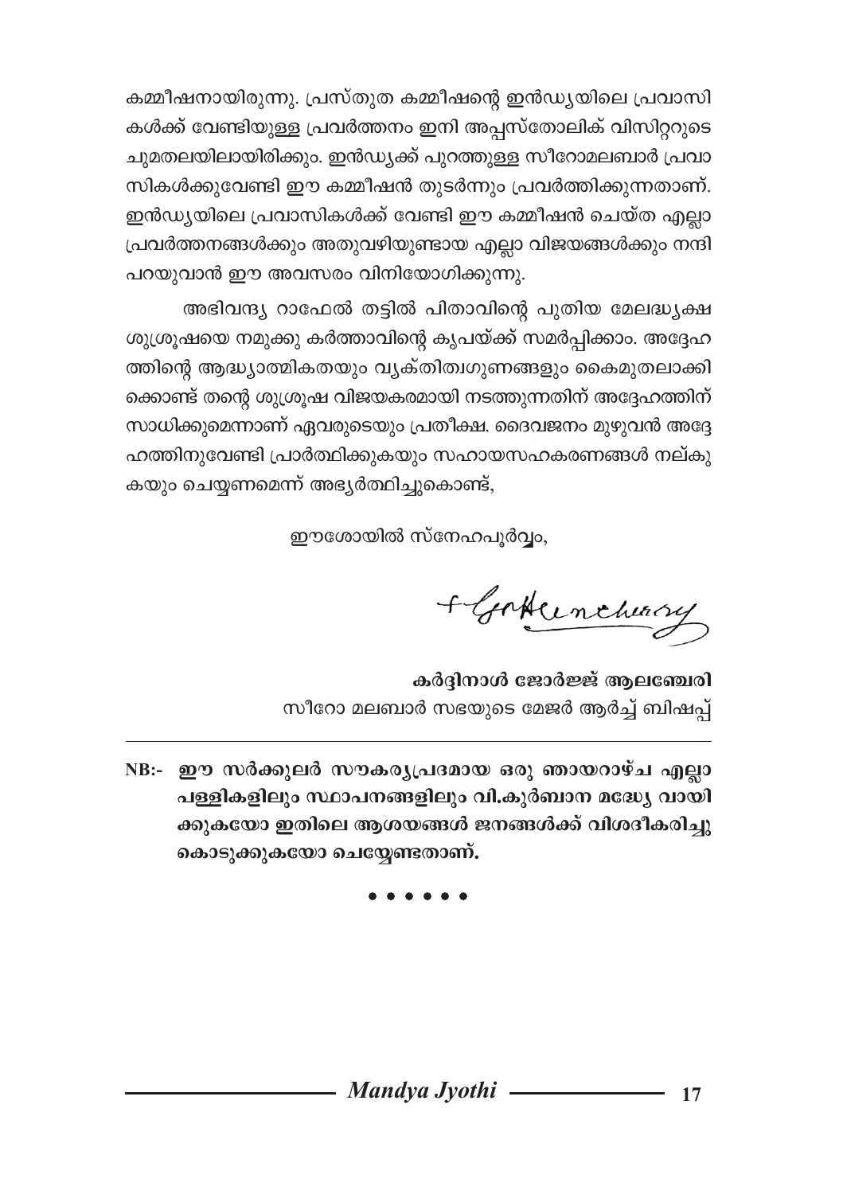കമ്മീഷനായിരുന്നു. പ്രസ്തുത കമ്മീഷന്റെ ഇൻഡ്യയിലെ പ്രവാസികൾക്ക് വേണ്ടിയുള്ള പ്രവർത്തനം ഇനി അപ്പസ്തോലിക് വിസിറ്ററുടെ ചുമതലയിലായിരിക്കും. ഇൻഡ്യക്ക് പുറത്തുള്ള സീറോമലബാർ പ്രവാസികൾക്കുവേണ്ടി ഈ കമ്മീഷൻ തുടർന്നും പ്രവർത്തിക്കുന്നതാണ്. ഇൻഡ്യയിലെ പ്രവാസികൾക്ക് വേണ്ടി ഈ കമ്മീഷൻ ചെയ്ത എല്ലാ പ്രവർത്തനങ്ങൾക്കും അതുവഴിയുണ്ടായ എല്ലാ വിജയങ്ങൾക്കും നന്ദി പറയുവാൻ ഈ അവസരം വിനിയോഗിക്കുന്നു.

അഭിവന്ദ്യ റാഫേൽ തട്ടിൽ പിതാവിന്റെ പുതിയ മേലദ്ധ്യക്ഷ ശുശ്രൂഷയെ നമുക്കു കർത്താവിന്റെ കൃപയ്ക്ക് സമർപ്പിക്കാം. അദ്ദേഹത്തിന്റെ ആദ്ധ്യാത്മികതയും വ്യക്തിത്വഗുണങ്ങളും കൈമുതലാക്കിക്കൊണ്ട് തന്റെ ശുശ്രൂഷ വിജയകരമായി നടത്തുന്നതിന് അദ്ദേഹത്തിന് സാധിക്കുമെന്നാണ് ഏവരുടെയും പ്രതീക്ഷ. ദൈവജനം മുഴുവൻ അദ്ദേഹത്തിനുവേണ്ടി പ്രാർത്ഥിക്കുകയും സഹായസഹകരണങ്ങൾ നല്കുകയും ചെയ്യണമെന്ന് അഭ്യർത്ഥിച്ചുകൊണ്ട്,

ഈശോയിൽ സ്നേഹപൂർവ്വം,

+ GAlencherry

**കർദ്ദിനാൾ ജോർജ്ജ് ആലഞ്ചേരി**
സീറോ മലബാർ സഭയുടെ മേജർ ആർച്ച് ബിഷപ്പ്

---

**NB:- ഈ സർക്കുലർ സൗകര്യപ്രദമായ ഒരു ഞായറാഴ്ച എല്ലാ പള്ളികളിലും സ്ഥാപനങ്ങളിലും വി.കുർബാന മദ്ധ്യേ വായിക്കുകയോ ഇതിലെ ആശയങ്ങൾ ജനങ്ങൾക്ക് വിശദീകരിച്ചു കൊടുക്കുകയോ ചെയ്യേണ്ടതാണ്.**

• • • • • •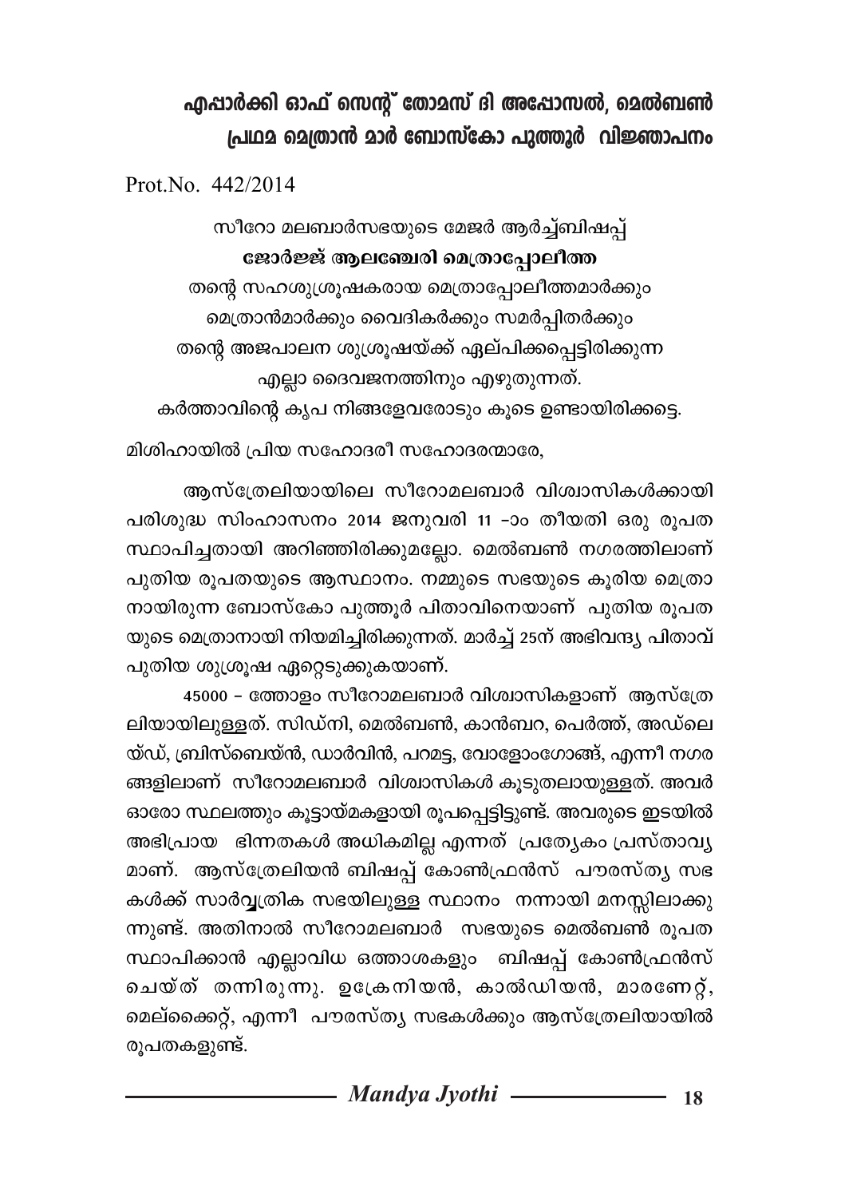## എപ്പാർക്കി ഓഫ് സെന്റ് തോമസ് ദി അപ്പോസൽ, മെൽബൺ പ്രഥമ മെത്രാൻ മാർ ബോസ്കോ പുത്തൂർ വിജ്ഞാപനം

Prot.No. 442/2014

സീറോ മലബാർസഭയുടെ മേജർ ആർച്ച്ബിഷപ്പ്
**ജോർജ്ജ് ആലഞ്ചേരി മെത്രാപ്പോലീത്ത**
തന്റെ സഹശുശ്രൂഷകരായ മെത്രാപ്പോലീത്തമാർക്കും
മെത്രാൻമാർക്കും വൈദികർക്കും സമർപ്പിതർക്കും
തന്റെ അജപാലന ശുശ്രൂഷയ്ക്ക് ഏല്പിക്കപ്പെട്ടിരിക്കുന്ന
എല്ലാ ദൈവജനത്തിനും എഴുതുന്നത്.
കർത്താവിന്റെ കൃപ നിങ്ങളേവരോടും കൂടെ ഉണ്ടായിരിക്കട്ടെ.

മിശിഹായിൽ പ്രിയ സഹോദരീ സഹോദരന്മാരേ,

ആസ്ത്രേലിയായിലെ സീറോമലബാർ വിശ്വാസികൾക്കായി പരിശുദ്ധ സിംഹാസനം 2014 ജനുവരി 11 -ാം തീയതി ഒരു രൂപത സ്ഥാപിച്ചതായി അറിഞ്ഞിരിക്കുമല്ലോ. മെൽബൺ നഗരത്തിലാണ് പുതിയ രൂപതയുടെ ആസ്ഥാനം. നമ്മുടെ സഭയുടെ കൂരിയ മെത്രാനായിരുന്ന ബോസ്കോ പുത്തൂർ പിതാവിനെയാണ് പുതിയ രൂപതയുടെ മെത്രാനായി നിയമിച്ചിരിക്കുന്നത്. മാർച്ച് 25ന് അഭിവന്ദ്യ പിതാവ് പുതിയ ശുശ്രൂഷ ഏറ്റെടുക്കുകയാണ്.

45000 – ത്തോളം സീറോമലബാർ വിശ്വാസികളാണ് ആസ്ത്രേലിയായിലുള്ളത്. സിഡ്നി, മെൽബൺ, കാൻബറ, പെർത്ത്, അഡ്ലെയ്ഡ്, ബ്രിസ്ബെയ്ൻ, ഡാർവിൻ, പറമട്ട, വോളോംഗോങ്ങ്, എന്നീ നഗരങ്ങളിലാണ് സീറോമലബാർ വിശ്വാസികൾ കൂടുതലായുള്ളത്. അവർ ഓരോ സ്ഥലത്തും കൂട്ടായ്മകളായി രൂപപ്പെട്ടിട്ടുണ്ട്. അവരുടെ ഇടയിൽ അഭിപ്രായ ഭിന്നതകൾ അധികമില്ല എന്നത് പ്രത്യേകം പ്രസ്താവ്യമാണ്. ആസ്ത്രേലിയൻ ബിഷപ്പ് കോൺഫ്രൻസ് പൗരസ്ത്യ സഭകൾക്ക് സാർവ്വത്രിക സഭയിലുള്ള സ്ഥാനം നന്നായി മനസ്സിലാക്കുന്നുണ്ട്. അതിനാൽ സീറോമലബാർ സഭയുടെ മെൽബൺ രൂപത സ്ഥാപിക്കാൻ എല്ലാവിധ ഒത്താശകളും ബിഷപ്പ് കോൺഫ്രൻസ് ചെയ്ത് തന്നിരുന്നു. ഉക്രേനിയൻ, കാൽഡിയൻ, മാരണേറ്റ്, മെല്ക്കൈറ്റ്, എന്നീ പൗരസ്ത്യ സഭകൾക്കും ആസ്ത്രേലിയായിൽ രൂപതകളുണ്ട്.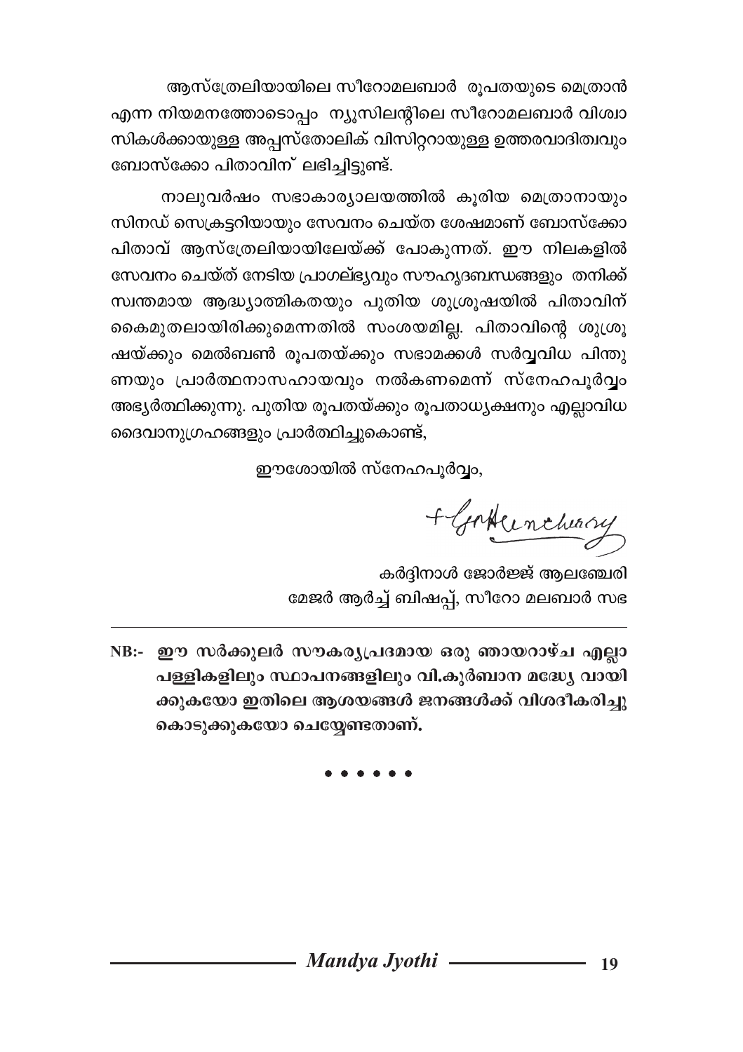ആസ്ത്രേലിയായിലെ സീറോമലബാർ രൂപതയുടെ മെത്രാൻ എന്ന നിയമനത്തോടൊപ്പം ന്യൂസിലന്റിലെ സീറോമലബാർ വിശ്വാസികൾക്കായുള്ള അപ്പസ്തോലിക് വിസിറ്ററായുള്ള ഉത്തരവാദിത്വവും ബോസ്ക്കോ പിതാവിന് ലഭിച്ചിട്ടുണ്ട്.

നാലുവർഷം സഭാകാര്യാലയത്തിൽ കൂരിയ മെത്രാനായും സിനഡ് സെക്രട്ടറിയായും സേവനം ചെയ്ത ശേഷമാണ് ബോസ്ക്കോ പിതാവ് ആസ്ത്രേലിയായിലേയ്ക്ക് പോകുന്നത്. ഈ നിലകളിൽ സേവനം ചെയ്ത് നേടിയ പ്രാഗല്ഭ്യവും സൗഹൃദബന്ധങ്ങളും തനിക്ക് സ്വന്തമായ ആദ്ധ്യാത്മികതയും പുതിയ ശുശ്രൂഷയിൽ പിതാവിന് കൈമുതലായിരിക്കുമെന്നതിൽ സംശയമില്ല. പിതാവിന്റെ ശുശ്രൂഷയ്ക്കും മെൽബൺ രൂപതയ്ക്കും സഭാമക്കൾ സർവ്വവിധ പിന്തുണയും പ്രാർത്ഥനാസഹായവും നൽകണമെന്ന് സ്നേഹപൂർവ്വം അഭ്യർത്ഥിക്കുന്നു. പുതിയ രൂപതയ്ക്കും രൂപതാധ്യക്ഷനും എല്ലാവിധ ദൈവാനുഗ്രഹങ്ങളും പ്രാർത്ഥിച്ചുകൊണ്ട്,

ഈശോയിൽ സ്നേഹപൂർവ്വം,

+GAlencherry

കർദ്ദിനാൾ ജോർജ്ജ് ആലഞ്ചേരി
മേജർ ആർച്ച് ബിഷപ്പ്, സീറോ മലബാർ സഭ

---

**NB:- ഈ സർക്കുലർ സൗകര്യപ്രദമായ ഒരു ഞായറാഴ്ച എല്ലാ പള്ളികളിലും സ്ഥാപനങ്ങളിലും വി.കുർബാന മദ്ധ്യേ വായിക്കുകയോ ഇതിലെ ആശയങ്ങൾ ജനങ്ങൾക്ക് വിശദീകരിച്ചു കൊടുക്കുകയോ ചെയ്യേണ്ടതാണ്.**

• • • • • •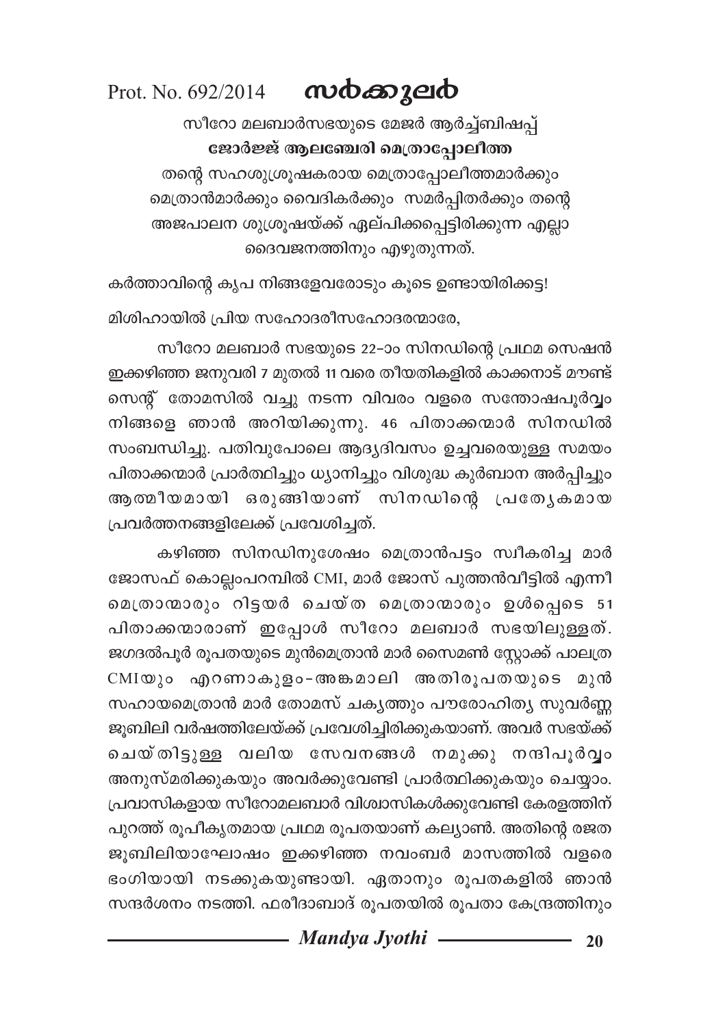Prot. No. 692/2014 **സർക്കുലർ**

സീറോ മലബാർസഭയുടെ മേജർ ആർച്ച്ബിഷപ്പ്

**ജോർജ്ജ് ആലഞ്ചേരി മെത്രാപ്പോലീത്ത**

തന്റെ സഹശുശ്രൂഷകരായ മെത്രാപ്പോലീത്തമാർക്കും മെത്രാൻമാർക്കും വൈദികർക്കും സമർപ്പിതർക്കും തന്റെ അജപാലന ശുശ്രൂഷയ്ക്ക് ഏല്പിക്കപ്പെട്ടിരിക്കുന്ന എല്ലാ ദൈവജനത്തിനും എഴുതുന്നത്.

കർത്താവിന്റെ കൃപ നിങ്ങളേവരോടും കൂടെ ഉണ്ടായിരിക്കട്ടെ!

മിശിഹായിൽ പ്രിയ സഹോദരീസഹോദരന്മാരേ,

സീറോ മലബാർ സഭയുടെ 22-ാം സിനഡിന്റെ പ്രഥമ സെഷൻ ഇക്കഴിഞ്ഞ ജനുവരി 7 മുതൽ 11 വരെ തീയതികളിൽ കാക്കനാട് മൗണ്ട് സെന്റ് തോമസിൽ വച്ചു നടന്ന വിവരം വളരെ സന്തോഷപൂർവ്വം നിങ്ങളെ ഞാൻ അറിയിക്കുന്നു. 46 പിതാക്കന്മാർ സിനഡിൽ സംബന്ധിച്ചു. പതിവുപോലെ ആദ്യദിവസം ഉച്ചവരെയുള്ള സമയം പിതാക്കന്മാർ പ്രാർത്ഥിച്ചും ധ്യാനിച്ചും വിശുദ്ധ കുർബാന അർപ്പിച്ചും ആത്മീയമായി ഒരുങ്ങിയാണ് സിനഡിന്റെ പ്രത്യേകമായ പ്രവർത്തനങ്ങളിലേക്ക് പ്രവേശിച്ചത്.

കഴിഞ്ഞ സിനഡിനുശേഷം മെത്രാൻപട്ടം സ്വീകരിച്ച മാർ ജോസഫ് കൊല്ലംപറമ്പിൽ CMI, മാർ ജോസ് പുത്തൻവീട്ടിൽ എന്നീ മെത്രാന്മാരും റിട്ടയർ ചെയ്ത മെത്രാന്മാരും ഉൾപ്പെടെ 51 പിതാക്കന്മാരാണ് ഇപ്പോൾ സീറോ മലബാർ സഭയിലുള്ളത്. ജഗദൽപൂർ രൂപതയുടെ മുൻമെത്രാൻ മാർ സൈമൺ സ്റ്റോക്ക് പാലത്ര CMIയും എറണാകുളം-അങ്കമാലി അതിരൂപതയുടെ മുൻ സഹായമെത്രാൻ മാർ തോമസ് ചക്യത്തും പൗരോഹിത്യ സുവർണ്ണ ജൂബിലി വർഷത്തിലേയ്ക്ക് പ്രവേശിച്ചിരിക്കുകയാണ്. അവർ സഭയ്ക്ക് ചെയ്തിട്ടുള്ള വലിയ സേവനങ്ങൾ നമുക്കു നന്ദിപൂർവ്വം അനുസ്മരിക്കുകയും അവർക്കുവേണ്ടി പ്രാർത്ഥിക്കുകയും ചെയ്യാം. പ്രവാസികളായ സീറോമലബാർ വിശ്വാസികൾക്കുവേണ്ടി കേരളത്തിന് പുറത്ത് രൂപീകൃതമായ പ്രഥമ രൂപതയാണ് കല്യാൺ. അതിന്റെ രജത ജൂബിലിയാഘോഷം ഇക്കഴിഞ്ഞ നവംബർ മാസത്തിൽ വളരെ ഭംഗിയായി നടക്കുകയുണ്ടായി. ഏതാനും രൂപതകളിൽ ഞാൻ സന്ദർശനം നടത്തി. ഫരീദാബാദ് രൂപതയിൽ രൂപതാ കേന്ദ്രത്തിനും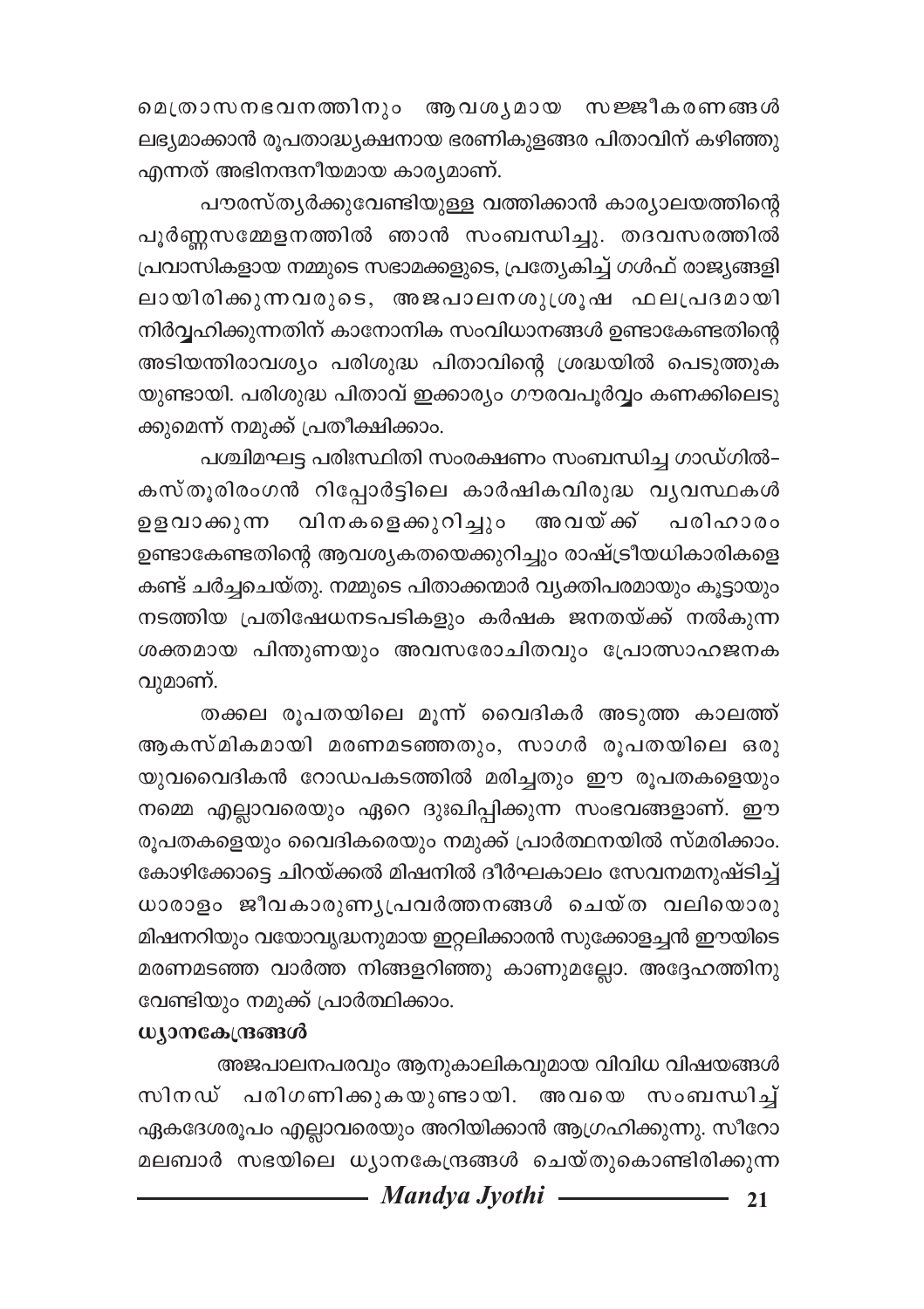മെത്രാസനഭവനത്തിനും ആവശ്യമായ സജ്ജീകരണങ്ങൾ ലഭ്യമാക്കാൻ രൂപതാദ്ധ്യക്ഷനായ ഭരണികുളങ്ങര പിതാവിന് കഴിഞ്ഞു എന്നത് അഭിനന്ദനീയമായ കാര്യമാണ്.

പൗരസ്ത്യർക്കുവേണ്ടിയുള്ള വത്തിക്കാൻ കാര്യാലയത്തിന്റെ പൂർണ്ണസമ്മേളനത്തിൽ ഞാൻ സംബന്ധിച്ചു. തദവസരത്തിൽ പ്രവാസികളായ നമ്മുടെ സഭാമക്കളുടെ, പ്രത്യേകിച്ച് ഗൾഫ് രാജ്യങ്ങളിലായിരിക്കുന്നവരുടെ, അജപാലനശുശ്രൂഷ ഫലപ്രദമായി നിർവ്വഹിക്കുന്നതിന് കാനോനിക സംവിധാനങ്ങൾ ഉണ്ടാകേണ്ടതിന്റെ അടിയന്തിരാവശ്യം പരിശുദ്ധ പിതാവിന്റെ ശ്രദ്ധയിൽ പെടുത്തുകയുണ്ടായി. പരിശുദ്ധ പിതാവ് ഇക്കാര്യം ഗൗരവപൂർവ്വം കണക്കിലെടുക്കുമെന്ന് നമുക്ക് പ്രതീക്ഷിക്കാം.

പശ്ചിമഘട്ട പരിഃസ്ഥിതി സംരക്ഷണം സംബന്ധിച്ച ഗാഡ്ഗിൽ–കസ്തൂരിരംഗൻ റിപ്പോർട്ടിലെ കാർഷികവിരുദ്ധ വ്യവസ്ഥകൾ ഉളവാക്കുന്ന വിനകളെക്കുറിച്ചും അവയ്ക്ക് പരിഹാരം ഉണ്ടാകേണ്ടതിന്റെ ആവശ്യകതയെക്കുറിച്ചും രാഷ്ട്രീയധികാരികളെ കണ്ട് ചർച്ചചെയ്തു. നമ്മുടെ പിതാക്കന്മാർ വ്യക്തിപരമായും കൂട്ടായും നടത്തിയ പ്രതിഷേധനടപടികളും കർഷക ജനതയ്ക്ക് നൽകുന്ന ശക്തമായ പിന്തുണയും അവസരോചിതവും പ്രോത്സാഹജനകവുമാണ്.

തക്കല രൂപതയിലെ മൂന്ന് വൈദികർ അടുത്ത കാലത്ത് ആകസ്മികമായി മരണമടഞ്ഞതും, സാഗർ രൂപതയിലെ ഒരു യുവവൈദികൻ റോഡപകടത്തിൽ മരിച്ചതും ഈ രൂപതകളെയും നമ്മെ എല്ലാവരെയും ഏറെ ദുഃഖിപ്പിക്കുന്ന സംഭവങ്ങളാണ്. ഈ രൂപതകളെയും വൈദികരെയും നമുക്ക് പ്രാർത്ഥനയിൽ സ്മരിക്കാം. കോഴിക്കോട്ടെ ചിറയ്ക്കൽ മിഷനിൽ ദീർഘകാലം സേവനമനുഷ്ടിച്ച് ധാരാളം ജീവകാരുണ്യപ്രവർത്തനങ്ങൾ ചെയ്ത വലിയൊരു മിഷനറിയും വയോവൃദ്ധനുമായ ഇറ്റലിക്കാരൻ സുക്കോളച്ചൻ ഈയിടെ മരണമടഞ്ഞ വാർത്ത നിങ്ങളറിഞ്ഞു കാണുമല്ലോ. അദ്ദേഹത്തിനു വേണ്ടിയും നമുക്ക് പ്രാർത്ഥിക്കാം.

**ധ്യാനകേന്ദ്രങ്ങൾ**

അജപാലനപരവും ആനുകാലികവുമായ വിവിധ വിഷയങ്ങൾ സിനഡ് പരിഗണിക്കുകയുണ്ടായി. അവയെ സംബന്ധിച്ച് ഏകദേശരൂപം എല്ലാവരെയും അറിയിക്കാൻ ആഗ്രഹിക്കുന്നു. സീറോ മലബാർ സഭയിലെ ധ്യാനകേന്ദ്രങ്ങൾ ചെയ്തുകൊണ്ടിരിക്കുന്ന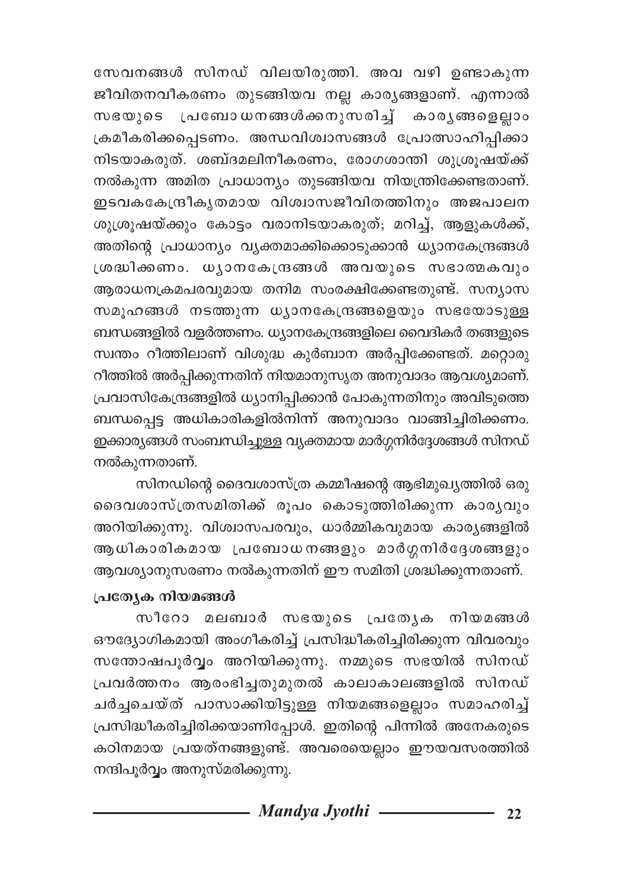സേവനങ്ങൾ സിനഡ് വിലയിരുത്തി. അവ വഴി ഉണ്ടാകുന്ന ജീവിതനവീകരണം തുടങ്ങിയവ നല്ല കാര്യങ്ങളാണ്. എന്നാൽ സഭയുടെ പ്രബോധനങ്ങൾക്കനുസരിച്ച് കാര്യങ്ങളെല്ലാം ക്രമീകരിക്കപ്പെടണം. അന്ധവിശ്വാസങ്ങൾ പ്രോത്സാഹിപ്പിക്കാനിടയാകരുത്. ശബ്ദമലിനീകരണം, രോഗശാന്തി ശുശ്രൂഷയ്ക്ക് നൽകുന്ന അമിത പ്രാധാന്യം തുടങ്ങിയവ നിയന്ത്രിക്കേണ്ടതാണ്. ഇടവകകേന്ദ്രീകൃതമായ വിശ്വാസജീവിതത്തിനും അജപാലന ശുശ്രൂഷയ്ക്കും കോട്ടം വരാനിടയാകരുത്; മറിച്ച്, ആളുകൾക്ക്, അതിന്റെ പ്രാധാന്യം വ്യക്തമാക്കിക്കൊടുക്കാൻ ധ്യാനകേന്ദ്രങ്ങൾ ശ്രദ്ധിക്കണം. ധ്യാനകേന്ദ്രങ്ങൾ അവയുടെ സഭാത്മകവും ആരാധനക്രമപരവുമായ തനിമ സംരക്ഷിക്കേണ്ടതുണ്ട്. സന്യാസ സമൂഹങ്ങൾ നടത്തുന്ന ധ്യാനകേന്ദ്രങ്ങളെയും സഭയോടുള്ള ബന്ധങ്ങളിൽ വളർത്തണം. ധ്യാനകേന്ദ്രങ്ങളിലെ വൈദികർ തങ്ങളുടെ സ്വന്തം റീത്തിലാണ് വിശുദ്ധ കുർബാന അർപ്പിക്കേണ്ടത്. മറ്റൊരു റീത്തിൽ അർപ്പിക്കുന്നതിന് നിയമാനുസൃത അനുവാദം ആവശ്യമാണ്. പ്രവാസികേന്ദ്രങ്ങളിൽ ധ്യാനിപ്പിക്കാൻ പോകുന്നതിനും അവിടുത്തെ ബന്ധപ്പെട്ട അധികാരികളിൽനിന്ന് അനുവാദം വാങ്ങിച്ചിരിക്കണം. ഇക്കാര്യങ്ങൾ സംബന്ധിച്ചുള്ള വ്യക്തമായ മാർഗ്ഗനിർദ്ദേശങ്ങൾ സിനഡ് നൽകുന്നതാണ്.

സിനഡിന്റെ ദൈവശാസ്ത്ര കമ്മീഷന്റെ ആഭിമുഖ്യത്തിൽ ഒരു ദൈവശാസ്ത്രസമിതിക്ക് രൂപം കൊടുത്തിരിക്കുന്ന കാര്യവും അറിയിക്കുന്നു. വിശ്വാസപരവും, ധാർമ്മികവുമായ കാര്യങ്ങളിൽ ആധികാരികമായ പ്രബോധനങ്ങളും മാർഗ്ഗനിർദ്ദേശങ്ങളും ആവശ്യാനുസരണം നൽകുന്നതിന് ഈ സമിതി ശ്രദ്ധിക്കുന്നതാണ്.

**പ്രത്യേക നിയമങ്ങൾ**

സീറോ മലബാർ സഭയുടെ പ്രത്യേക നിയമങ്ങൾ ഔദ്യോഗികമായി അംഗീകരിച്ച് പ്രസിദ്ധീകരിച്ചിരിക്കുന്ന വിവരവും സന്തോഷപൂർവ്വം അറിയിക്കുന്നു. നമ്മുടെ സഭയിൽ സിനഡ് പ്രവർത്തനം ആരംഭിച്ചതുമുതൽ കാലാകാലങ്ങളിൽ സിനഡ് ചർച്ചചെയ്ത് പാസാക്കിയിട്ടുള്ള നിയമങ്ങളെല്ലാം സമാഹരിച്ച് പ്രസിദ്ധീകരിച്ചിരിക്കയാണിപ്പോൾ. ഇതിന്റെ പിന്നിൽ അനേകരുടെ കഠിനമായ പ്രയത്നങ്ങളുണ്ട്. അവരെയെല്ലാം ഈയവസരത്തിൽ നന്ദിപൂർവ്വം അനുസ്മരിക്കുന്നു.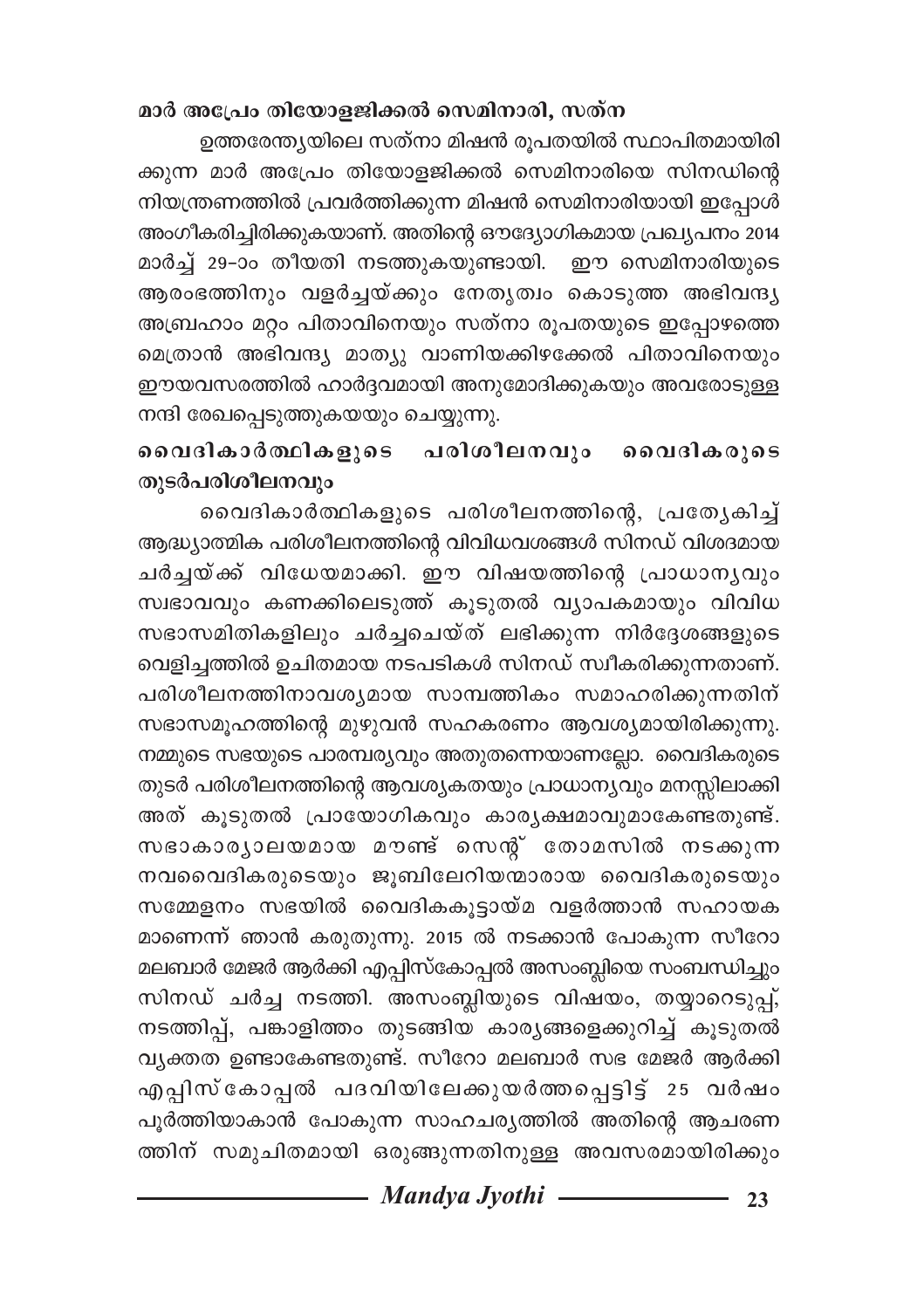**മാർ അപ്രേം തിയോളജിക്കൽ സെമിനാരി, സത്ന**

ഉത്തരേന്ത്യയിലെ സത്നാ മിഷൻ രൂപതയിൽ സ്ഥാപിതമായിരിക്കുന്ന മാർ അപ്രേം തിയോളജിക്കൽ സെമിനാരിയെ സിനഡിന്റെ നിയന്ത്രണത്തിൽ പ്രവർത്തിക്കുന്ന മിഷൻ സെമിനാരിയായി ഇപ്പോൾ അംഗീകരിച്ചിരിക്കുകയാണ്. അതിന്റെ ഔദ്യോഗികമായ പ്രഖ്യപനം 2014 മാർച്ച് 29-ാം തീയതി നടത്തുകയുണ്ടായി. ഈ സെമിനാരിയുടെ ആരംഭത്തിനും വളർച്ചയ്ക്കും നേതൃത്വം കൊടുത്ത അഭിവന്ദ്യ അബ്രഹാം മറ്റം പിതാവിനെയും സത്നാ രൂപതയുടെ ഇപ്പോഴത്തെ മെത്രാൻ അഭിവന്ദ്യ മാത്യു വാണിയക്കിഴക്കേൽ പിതാവിനെയും ഈയവസരത്തിൽ ഹാർദ്ദവമായി അനുമോദിക്കുകയും അവരോടുള്ള നന്ദി രേഖപ്പെടുത്തുകയയും ചെയ്യുന്നു.

**വൈദികാർത്ഥികളുടെ പരിശീലനവും വൈദികരുടെ തുടർപരിശീലനവും**

വൈദികാർത്ഥികളുടെ പരിശീലനത്തിന്റെ, പ്രത്യേകിച്ച് ആദ്ധ്യാത്മിക പരിശീലനത്തിന്റെ വിവിധവശങ്ങൾ സിനഡ് വിശദമായ ചർച്ചയ്ക്ക് വിധേയമാക്കി. ഈ വിഷയത്തിന്റെ പ്രാധാന്യവും സ്വഭാവവും കണക്കിലെടുത്ത് കൂടുതൽ വ്യാപകമായും വിവിധ സഭാസമിതികളിലും ചർച്ചചെയ്ത് ലഭിക്കുന്ന നിർദ്ദേശങ്ങളുടെ വെളിച്ചത്തിൽ ഉചിതമായ നടപടികൾ സിനഡ് സ്വീകരിക്കുന്നതാണ്. പരിശീലനത്തിനാവശ്യമായ സാമ്പത്തികം സമാഹരിക്കുന്നതിന് സഭാസമൂഹത്തിന്റെ മുഴുവൻ സഹകരണം ആവശ്യമായിരിക്കുന്നു. നമ്മുടെ സഭയുടെ പാരമ്പര്യവും അതുതന്നെയാണല്ലോ. വൈദികരുടെ തുടർ പരിശീലനത്തിന്റെ ആവശ്യകതയും പ്രാധാന്യവും മനസ്സിലാക്കി അത് കൂടുതൽ പ്രായോഗികവും കാര്യക്ഷമാവുമാകേണ്ടതുണ്ട്. സഭാകാര്യാലയമായ മൗണ്ട് സെന്റ് തോമസിൽ നടക്കുന്ന നവവൈദികരുടെയും ജൂബിലേറിയന്മാരായ വൈദികരുടെയും സമ്മേളനം സഭയിൽ വൈദികകൂട്ടായ്മ വളർത്താൻ സഹായകമാണെന്ന് ഞാൻ കരുതുന്നു. 2015 ൽ നടക്കാൻ പോകുന്ന സീറോ മലബാർ മേജർ ആർക്കി എപ്പിസ്കോപ്പൽ അസംബ്ലിയെ സംബന്ധിച്ചും സിനഡ് ചർച്ച നടത്തി. അസംബ്ലിയുടെ വിഷയം, തയ്യാറെടുപ്പ്, നടത്തിപ്പ്, പങ്കാളിത്തം തുടങ്ങിയ കാര്യങ്ങളെക്കുറിച്ച് കൂടുതൽ വ്യക്തത ഉണ്ടാകേണ്ടതുണ്ട്. സീറോ മലബാർ സഭ മേജർ ആർക്കി എപ്പിസ്കോപ്പൽ പദവിയിലേക്കുയർത്തപ്പെട്ടിട്ട് 25 വർഷം പൂർത്തിയാകാൻ പോകുന്ന സാഹചര്യത്തിൽ അതിന്റെ ആചരണത്തിന് സമുചിതമായി ഒരുങ്ങുന്നതിനുള്ള അവസരമായിരിക്കും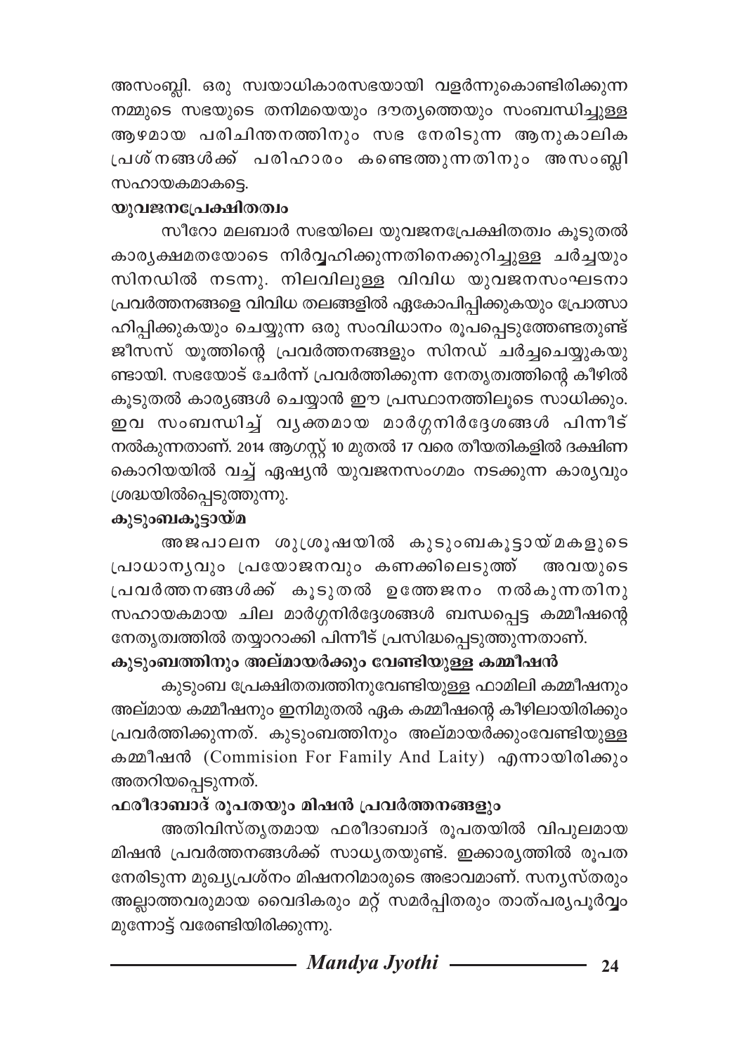അസംബ്ലി. ഒരു സ്വയാധികാരസഭയായി വളർന്നുകൊണ്ടിരിക്കുന്ന നമ്മുടെ സഭയുടെ തനിമയെയും ദൗത്യത്തെയും സംബന്ധിച്ചുള്ള ആഴമായ പരിചിന്തനത്തിനും സഭ നേരിടുന്ന ആനുകാലിക പ്രശ്നങ്ങൾക്ക് പരിഹാരം കണ്ടെത്തുന്നതിനും അസംബ്ലി സഹായകമാകട്ടെ.

**യുവജനപ്രേഷിതത്വം**

സീറോ മലബാർ സഭയിലെ യുവജനപ്രേഷിതത്വം കൂടുതൽ കാര്യക്ഷമതയോടെ നിർവ്വഹിക്കുന്നതിനെക്കുറിച്ചുള്ള ചർച്ചയും സിനഡിൽ നടന്നു. നിലവിലുള്ള വിവിധ യുവജനസംഘടനാ പ്രവർത്തനങ്ങളെ വിവിധ തലങ്ങളിൽ ഏകോപിപ്പിക്കുകയും പ്രോത്സാഹിപ്പിക്കുകയും ചെയ്യുന്ന ഒരു സംവിധാനം രൂപപ്പെടുത്തേണ്ടതുണ്ട് ജീസസ് യൂത്തിന്റെ പ്രവർത്തനങ്ങളും സിനഡ് ചർച്ചചെയ്യുകയുണ്ടായി. സഭയോട് ചേർന്ന് പ്രവർത്തിക്കുന്ന നേതൃത്വത്തിന്റെ കീഴിൽ കൂടുതൽ കാര്യങ്ങൾ ചെയ്യാൻ ഈ പ്രസ്ഥാനത്തിലൂടെ സാധിക്കും. ഇവ സംബന്ധിച്ച് വ്യക്തമായ മാർഗ്ഗനിർദ്ദേശങ്ങൾ പിന്നീട് നൽകുന്നതാണ്. 2014 ആഗസ്റ്റ് 10 മുതൽ 17 വരെ തീയതികളിൽ ദക്ഷിണ കൊറിയയിൽ വച്ച് ഏഷ്യൻ യുവജനസംഗമം നടക്കുന്ന കാര്യവും ശ്രദ്ധയിൽപ്പെടുത്തുന്നു.

**കുടുംബകൂട്ടായ്മ**

അജപാലന ശുശ്രൂഷയിൽ കുടുംബകൂട്ടായ്മകളുടെ പ്രാധാന്യവും പ്രയോജനവും കണക്കിലെടുത്ത് അവയുടെ പ്രവർത്തനങ്ങൾക്ക് കൂടുതൽ ഉത്തേജനം നൽകുന്നതിനു സഹായകമായ ചില മാർഗ്ഗനിർദ്ദേശങ്ങൾ ബന്ധപ്പെട്ട കമ്മീഷന്റെ നേതൃത്വത്തിൽ തയ്യാറാക്കി പിന്നീട് പ്രസിദ്ധപ്പെടുത്തുന്നതാണ്.

**കുടുംബത്തിനും അല്മായർക്കും വേണ്ടിയുള്ള കമ്മീഷൻ**

കുടുംബ പ്രേഷിതത്വത്തിനുവേണ്ടിയുള്ള ഫാമിലി കമ്മീഷനും അല്മായ കമ്മീഷനും ഇനിമുതൽ ഏക കമ്മീഷന്റെ കീഴിലായിരിക്കും പ്രവർത്തിക്കുന്നത്. കുടുംബത്തിനും അല്മായർക്കുംവേണ്ടിയുള്ള കമ്മീഷൻ (Commision For Family And Laity) എന്നായിരിക്കും അതറിയപ്പെടുന്നത്.

**ഫരീദാബാദ് രൂപതയും മിഷൻ പ്രവർത്തനങ്ങളും**

അതിവിസ്തൃതമായ ഫരീദാബാദ് രൂപതയിൽ വിപുലമായ മിഷൻ പ്രവർത്തനങ്ങൾക്ക് സാധ്യതയുണ്ട്. ഇക്കാര്യത്തിൽ രൂപത നേരിടുന്ന മുഖ്യപ്രശ്നം മിഷനറിമാരുടെ അഭാവമാണ്. സന്യസ്തരും അല്ലാത്തവരുമായ വൈദികരും മറ്റ് സമർപ്പിതരും താത്പര്യപൂർവ്വം മുന്നോട്ട് വരേണ്ടിയിരിക്കുന്നു.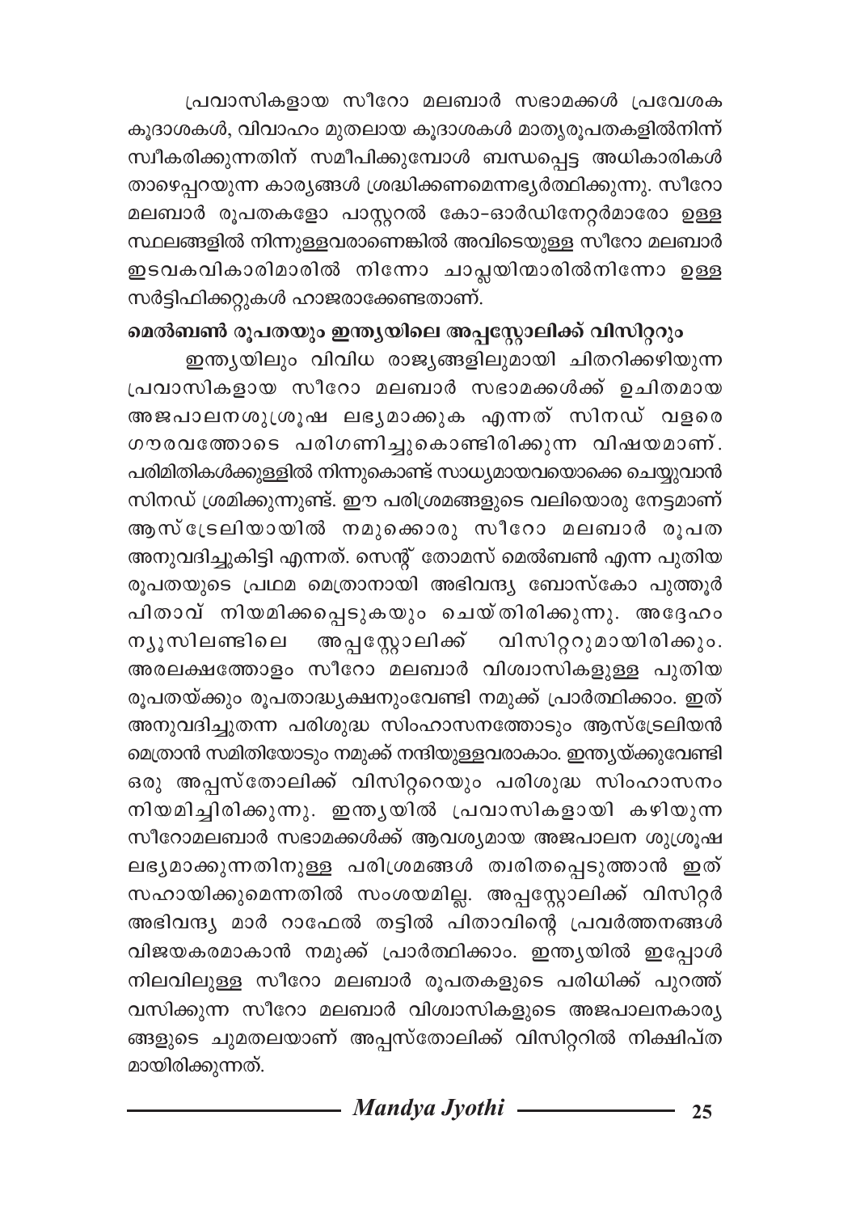പ്രവാസികളായ സീറോ മലബാർ സഭാമക്കൾ പ്രവേശക കൂദാശകൾ, വിവാഹം മുതലായ കൂദാശകൾ മാതൃരൂപതകളിൽനിന്ന് സ്വീകരിക്കുന്നതിന് സമീപിക്കുമ്പോൾ ബന്ധപ്പെട്ട അധികാരികൾ താഴെപ്പറയുന്ന കാര്യങ്ങൾ ശ്രദ്ധിക്കണമെന്നഭ്യർത്ഥിക്കുന്നു. സീറോ മലബാർ രൂപതകളോ പാസ്റ്ററൽ കോ-ഓർഡിനേറ്റർമാരോ ഉള്ള സ്ഥലങ്ങളിൽ നിന്നുള്ളവരാണെങ്കിൽ അവിടെയുള്ള സീറോ മലബാർ ഇടവകവികാരിമാരിൽ നിന്നോ ചാപ്ലയിന്മാരിൽനിന്നോ ഉള്ള സർട്ടിഫിക്കറ്റുകൾ ഹാജരാക്കേണ്ടതാണ്.

**മെൽബൺ രൂപതയും ഇന്ത്യയിലെ അപ്പസ്റ്റോലിക്ക് വിസിറ്ററും**

ഇന്ത്യയിലും വിവിധ രാജ്യങ്ങളിലുമായി ചിതറിക്കഴിയുന്ന പ്രവാസികളായ സീറോ മലബാർ സഭാമക്കൾക്ക് ഉചിതമായ അജപാലനശുശ്രൂഷ ലഭ്യമാക്കുക എന്നത് സിനഡ് വളരെ ഗൗരവത്തോടെ പരിഗണിച്ചുകൊണ്ടിരിക്കുന്ന വിഷയമാണ്. പരിമിതികൾക്കുള്ളിൽ നിന്നുകൊണ്ട് സാധ്യമായവയൊക്കെ ചെയ്യുവാൻ സിനഡ് ശ്രമിക്കുന്നുണ്ട്. ഈ പരിശ്രമങ്ങളുടെ വലിയൊരു നേട്ടമാണ് ആസ്ട്രേലിയായിൽ നമുക്കൊരു സീറോ മലബാർ രൂപത അനുവദിച്ചുകിട്ടി എന്നത്. സെന്റ് തോമസ് മെൽബൺ എന്ന പുതിയ രൂപതയുടെ പ്രഥമ മെത്രാനായി അഭിവന്ദ്യ ബോസ്കോ പുത്തൂർ പിതാവ് നിയമിക്കപ്പെടുകയും ചെയ്തിരിക്കുന്നു. അദ്ദേഹം ന്യൂസിലണ്ടിലെ അപ്പസ്റ്റോലിക്ക് വിസിറ്ററുമായിരിക്കും. അരലക്ഷത്തോളം സീറോ മലബാർ വിശ്വാസികളുള്ള പുതിയ രൂപതയ്ക്കും രൂപതാദ്ധ്യക്ഷനുംവേണ്ടി നമുക്ക് പ്രാർത്ഥിക്കാം. ഇത് അനുവദിച്ചുതന്ന പരിശുദ്ധ സിംഹാസനത്തോടും ആസ്ട്രേലിയൻ മെത്രാൻ സമിതിയോടും നമുക്ക് നന്ദിയുള്ളവരാകാം. ഇന്ത്യയ്ക്കുവേണ്ടി ഒരു അപ്പസ്തോലിക്ക് വിസിറ്ററെയും പരിശുദ്ധ സിംഹാസനം നിയമിച്ചിരിക്കുന്നു. ഇന്ത്യയിൽ പ്രവാസികളായി കഴിയുന്ന സീറോമലബാർ സഭാമക്കൾക്ക് ആവശ്യമായ അജപാലന ശുശ്രൂഷ ലഭ്യമാക്കുന്നതിനുള്ള പരിശ്രമങ്ങൾ ത്വരിതപ്പെടുത്താൻ ഇത് സഹായിക്കുമെന്നതിൽ സംശയമില്ല. അപ്പസ്റ്റോലിക്ക് വിസിറ്റർ അഭിവന്ദ്യ മാർ റാഫേൽ തട്ടിൽ പിതാവിന്റെ പ്രവർത്തനങ്ങൾ വിജയകരമാകാൻ നമുക്ക് പ്രാർത്ഥിക്കാം. ഇന്ത്യയിൽ ഇപ്പോൾ നിലവിലുള്ള സീറോ മലബാർ രൂപതകളുടെ പരിധിക്ക് പുറത്ത് വസിക്കുന്ന സീറോ മലബാർ വിശ്വാസികളുടെ അജപാലനകാര്യങ്ങളുടെ ചുമതലയാണ് അപ്പസ്തോലിക്ക് വിസിറ്ററിൽ നിക്ഷിപ്തമായിരിക്കുന്നത്.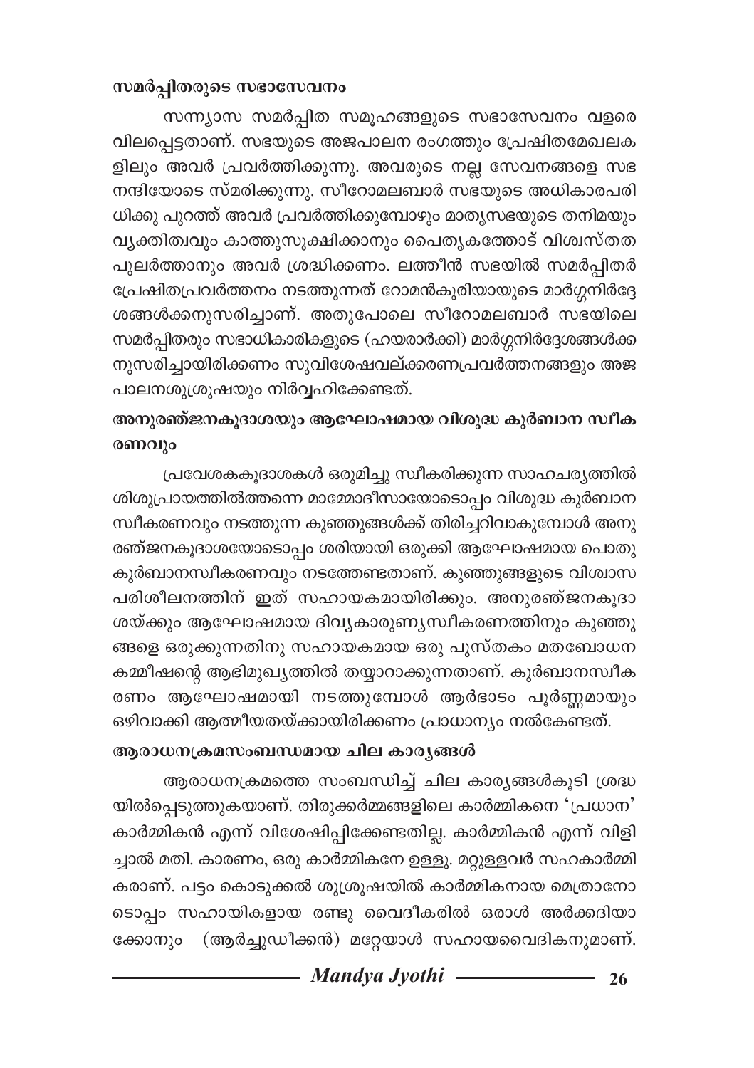### സമർപ്പിതരുടെ സഭാസേവനം

സന്ന്യാസ സമർപ്പിത സമൂഹങ്ങളുടെ സഭാസേവനം വളരെ വിലപ്പെട്ടതാണ്. സഭയുടെ അജപാലന രംഗത്തും പ്രേഷിതമേഖലകളിലും അവർ പ്രവർത്തിക്കുന്നു. അവരുടെ നല്ല സേവനങ്ങളെ സഭ നന്ദിയോടെ സ്മരിക്കുന്നു. സീറോമലബാർ സഭയുടെ അധികാരപരിധിക്കു പുറത്ത് അവർ പ്രവർത്തിക്കുമ്പോഴും മാതൃസഭയുടെ തനിമയും വ്യക്തിത്വവും കാത്തുസൂക്ഷിക്കാനും പൈതൃകത്തോട് വിശ്വസ്തത പുലർത്താനും അവർ ശ്രദ്ധിക്കണം. ലത്തീൻ സഭയിൽ സമർപ്പിതർ പ്രേഷിതപ്രവർത്തനം നടത്തുന്നത് റോമൻകൂരിയായുടെ മാർഗ്ഗനിർദ്ദേശങ്ങൾക്കനുസരിച്ചാണ്. അതുപോലെ സീറോമലബാർ സഭയിലെ സമർപ്പിതരും സഭാധികാരികളുടെ (ഹയരാർക്കി) മാർഗ്ഗനിർദ്ദേശങ്ങൾക്കനുസരിച്ചായിരിക്കണം സുവിശേഷവല്ക്കരണപ്രവർത്തനങ്ങളും അജപാലനശുശ്രൂഷയും നിർവ്വഹിക്കേണ്ടത്.

### അനുരഞ്ജനകൂദാശയും ആഘോഷമായ വിശുദ്ധ കുർബാന സ്വീകരണവും

പ്രവേശകകൂദാശകൾ ഒരുമിച്ചു സ്വീകരിക്കുന്ന സാഹചര്യത്തിൽ ശിശുപ്രായത്തിൽത്തന്നെ മാമ്മോദീസായോടൊപ്പം വിശുദ്ധ കുർബാന സ്വീകരണവും നടത്തുന്ന കുഞ്ഞുങ്ങൾക്ക് തിരിച്ചറിവാകുമ്പോൾ അനുരഞ്ജനകൂദാശയോടൊപ്പം ശരിയായി ഒരുക്കി ആഘോഷമായ പൊതു കുർബാനസ്വീകരണവും നടത്തേണ്ടതാണ്. കുഞ്ഞുങ്ങളുടെ വിശ്വാസ പരിശീലനത്തിന് ഇത് സഹായകമായിരിക്കും. അനുരഞ്ജനകൂദാശയ്ക്കും ആഘോഷമായ ദിവ്യകാരുണ്യസ്വീകരണത്തിനും കുഞ്ഞുങ്ങളെ ഒരുക്കുന്നതിനു സഹായകമായ ഒരു പുസ്തകം മതബോധന കമ്മീഷന്റെ ആഭിമുഖ്യത്തിൽ തയ്യാറാക്കുന്നതാണ്. കുർബാനസ്വീകരണം ആഘോഷമായി നടത്തുമ്പോൾ ആർഭാടം പൂർണ്ണമായും ഒഴിവാക്കി ആത്മീയതയ്ക്കായിരിക്കണം പ്രാധാന്യം നൽകേണ്ടത്.

### ആരാധനക്രമസംബന്ധമായ ചില കാര്യങ്ങൾ

ആരാധനക്രമത്തെ സംബന്ധിച്ച് ചില കാര്യങ്ങൾകൂടി ശ്രദ്ധയിൽപ്പെടുത്തുകയാണ്. തിരുക്കർമ്മങ്ങളിലെ കാർമ്മികനെ 'പ്രധാന' കാർമ്മികൻ എന്ന് വിശേഷിപ്പിക്കേണ്ടതില്ല. കാർമ്മികൻ എന്ന് വിളിച്ചാൽ മതി. കാരണം, ഒരു കാർമ്മികനേ ഉള്ളൂ. മറ്റുള്ളവർ സഹകാർമ്മികരാണ്. പട്ടം കൊടുക്കൽ ശുശ്രൂഷയിൽ കാർമ്മികനായ മെത്രാനോടൊപ്പം സഹായികളായ രണ്ടു വൈദീകരിൽ ഒരാൾ അർക്കദിയാക്കോനും (ആർച്ചുഡീക്കൻ) മറ്റേയാൾ സഹായവൈദികനുമാണ്.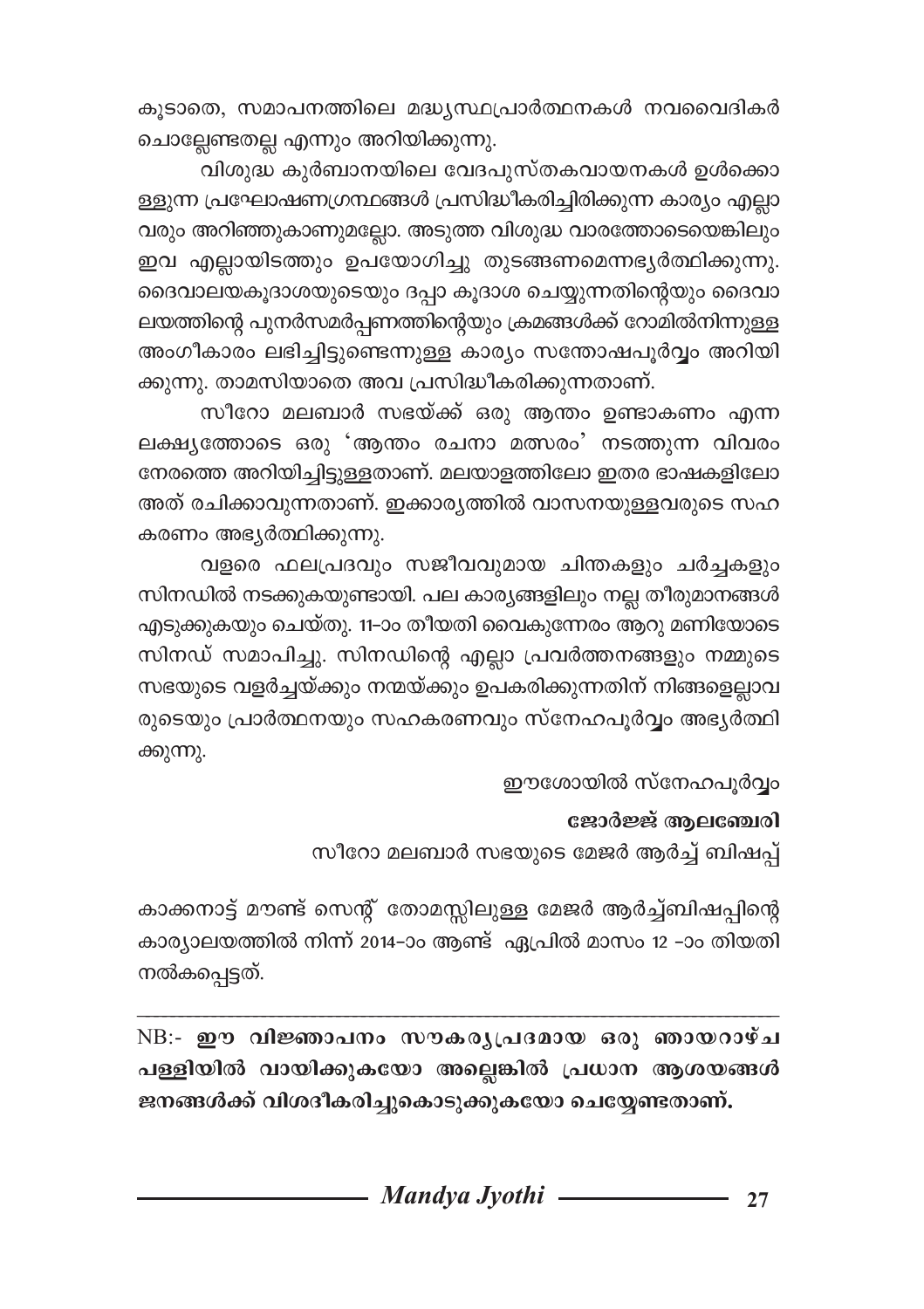കൂടാതെ, സമാപനത്തിലെ മദ്ധ്യസ്ഥപ്രാർത്ഥനകൾ നവവൈദികർ ചൊല്ലേണ്ടതല്ല എന്നും അറിയിക്കുന്നു.

വിശുദ്ധ കുർബാനയിലെ വേദപുസ്തകവായനകൾ ഉൾക്കൊള്ളുന്ന പ്രഘോഷണഗ്രന്ഥങ്ങൾ പ്രസിദ്ധീകരിച്ചിരിക്കുന്ന കാര്യം എല്ലാവരും അറിഞ്ഞുകാണുമല്ലോ. അടുത്ത വിശുദ്ധ വാരത്തോടെയെങ്കിലും ഇവ എല്ലായിടത്തും ഉപയോഗിച്ചു തുടങ്ങണമെന്നഭ്യർത്ഥിക്കുന്നു. ദൈവാലയകൂദാശയുടെയും ദപ്പാ കൂദാശ ചെയ്യുന്നതിന്റെയും ദൈവാലയത്തിന്റെ പുനർസമർപ്പണത്തിന്റെയും ക്രമങ്ങൾക്ക് റോമിൽനിന്നുള്ള അംഗീകാരം ലഭിച്ചിട്ടുണ്ടെന്നുള്ള കാര്യം സന്തോഷപൂർവ്വം അറിയിക്കുന്നു. താമസിയാതെ അവ പ്രസിദ്ധീകരിക്കുന്നതാണ്.

സീറോ മലബാർ സഭയ്ക്ക് ഒരു ആന്തം ഉണ്ടാകണം എന്ന ലക്ഷ്യത്തോടെ ഒരു 'ആന്തം രചനാ മത്സരം' നടത്തുന്ന വിവരം നേരത്തെ അറിയിച്ചിട്ടുള്ളതാണ്. മലയാളത്തിലോ ഇതര ഭാഷകളിലോ അത് രചിക്കാവുന്നതാണ്. ഇക്കാര്യത്തിൽ വാസനയുള്ളവരുടെ സഹകരണം അഭ്യർത്ഥിക്കുന്നു.

വളരെ ഫലപ്രദവും സജീവവുമായ ചിന്തകളും ചർച്ചകളും സിനഡിൽ നടക്കുകയുണ്ടായി. പല കാര്യങ്ങളിലും നല്ല തീരുമാനങ്ങൾ എടുക്കുകയും ചെയ്തു. 11-ാം തീയതി വൈകുന്നേരം ആറു മണിയോടെ സിനഡ് സമാപിച്ചു. സിനഡിന്റെ എല്ലാ പ്രവർത്തനങ്ങളും നമ്മുടെ സഭയുടെ വളർച്ചയ്ക്കും നന്മയ്ക്കും ഉപകരിക്കുന്നതിന് നിങ്ങളെല്ലാവരുടെയും പ്രാർത്ഥനയും സഹകരണവും സ്നേഹപൂർവ്വം അഭ്യർത്ഥിക്കുന്നു.

ഈശോയിൽ സ്നേഹപൂർവ്വം

**ജോർജ്ജ് ആലഞ്ചേരി**

സീറോ മലബാർ സഭയുടെ മേജർ ആർച്ച് ബിഷപ്പ്

കാക്കനാട്ട് മൗണ്ട് സെന്റ് തോമസ്സിലുള്ള മേജർ ആർച്ച്ബിഷപ്പിന്റെ കാര്യാലയത്തിൽ നിന്ന് 2014-ാം ആണ്ട് ഏപ്രിൽ മാസം 12 -ാം തിയതി നൽകപ്പെട്ടത്.

---

NB:- **ഈ വിജ്ഞാപനം സൗകര്യപ്രദമായ ഒരു ഞായറാഴ്ച പള്ളിയിൽ വായിക്കുകയോ അല്ലെങ്കിൽ പ്രധാന ആശയങ്ങൾ ജനങ്ങൾക്ക് വിശദീകരിച്ചുകൊടുക്കുകയോ ചെയ്യേണ്ടതാണ്.**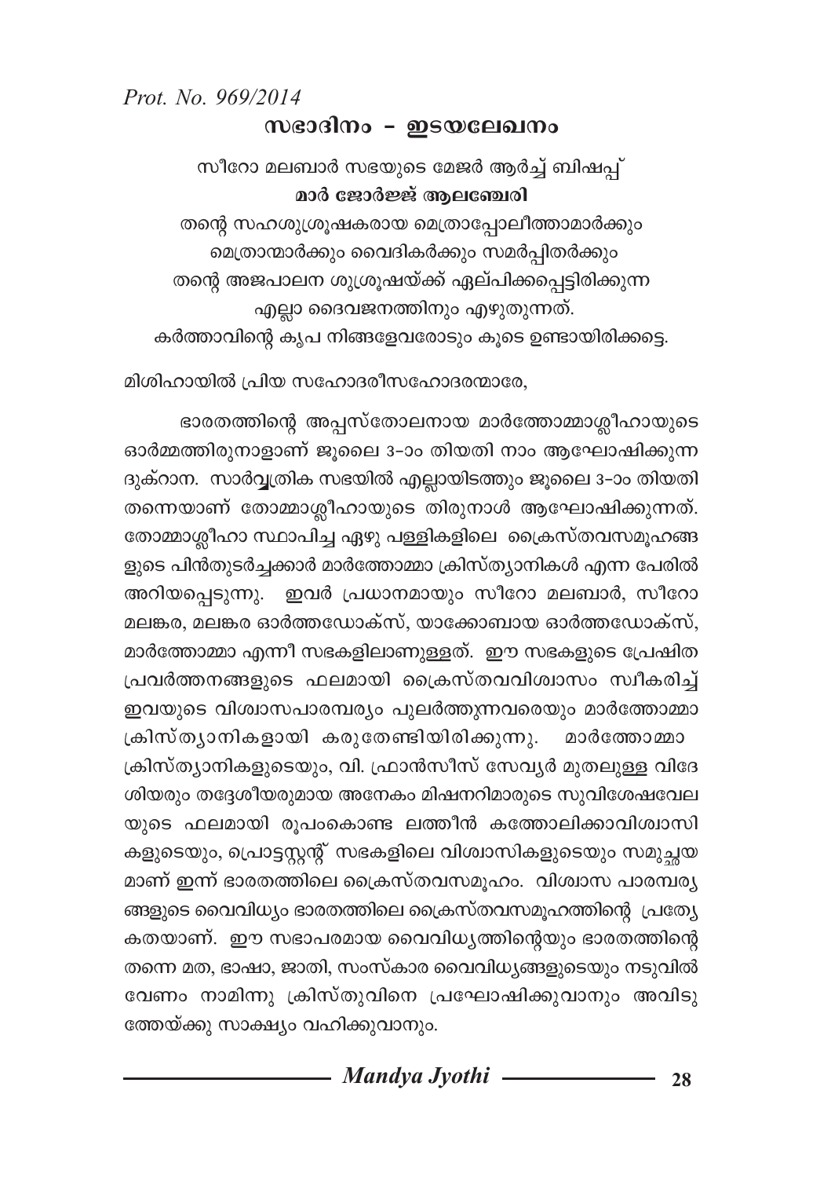*Prot. No. 969/2014*

## സഭാദിനം - ഇടയലേഖനം

സീറോ മലബാർ സഭയുടെ മേജർ ആർച്ച് ബിഷപ്പ്
**മാർ ജോർജ്ജ് ആലഞ്ചേരി**
തന്റെ സഹശുശ്രൂഷകരായ മെത്രാപ്പോലീത്താമാർക്കും
മെത്രാന്മാർക്കും വൈദികർക്കും സമർപ്പിതർക്കും
തന്റെ അജപാലന ശുശ്രൂഷയ്ക്ക് ഏല്പിക്കപ്പെട്ടിരിക്കുന്ന
എല്ലാ ദൈവജനത്തിനും എഴുതുന്നത്.
കർത്താവിന്റെ കൃപ നിങ്ങളേവരോടും കൂടെ ഉണ്ടായിരിക്കട്ടെ.

മിശിഹായിൽ പ്രിയ സഹോദരീസഹോദരന്മാരേ,

ഭാരതത്തിന്റെ അപ്പസ്തോലനായ മാർത്തോമ്മാശ്ലീഹായുടെ ഓർമ്മത്തിരുനാളാണ് ജൂലൈ 3-ാം തിയതി നാം ആഘോഷിക്കുന്ന ദുക്റാന. സാർവ്വത്രിക സഭയിൽ എല്ലായിടത്തും ജൂലൈ 3-ാം തിയതി തന്നെയാണ് തോമ്മാശ്ലീഹായുടെ തിരുനാൾ ആഘോഷിക്കുന്നത്. തോമ്മാശ്ലീഹാ സ്ഥാപിച്ച ഏഴു പള്ളികളിലെ ക്രൈസ്തവസമൂഹങ്ങളുടെ പിൻതുടർച്ചക്കാർ മാർത്തോമ്മാ ക്രിസ്ത്യാനികൾ എന്ന പേരിൽ അറിയപ്പെടുന്നു. ഇവർ പ്രധാനമായും സീറോ മലബാർ, സീറോ മലങ്കര, മലങ്കര ഓർത്തഡോക്സ്, യാക്കോബായ ഓർത്തഡോക്സ്, മാർത്തോമ്മാ എന്നീ സഭകളിലാണുള്ളത്. ഈ സഭകളുടെ പ്രേഷിത പ്രവർത്തനങ്ങളുടെ ഫലമായി ക്രൈസ്തവവിശ്വാസം സ്വീകരിച്ച് ഇവയുടെ വിശ്വാസപാരമ്പര്യം പുലർത്തുന്നവരെയും മാർത്തോമ്മാ ക്രിസ്ത്യാനികളായി കരുതേണ്ടിയിരിക്കുന്നു. മാർത്തോമ്മാ ക്രിസ്ത്യാനികളുടെയും, വി. ഫ്രാൻസീസ് സേവ്യർ മുതലുള്ള വിദേശിയരും തദ്ദേശീയരുമായ അനേകം മിഷനറിമാരുടെ സുവിശേഷവേലയുടെ ഫലമായി രൂപംകൊണ്ട ലത്തീൻ കത്തോലിക്കാവിശ്വാസികളുടെയും, പ്രൊട്ടസ്റ്റന്റ് സഭകളിലെ വിശ്വാസികളുടെയും സമുച്ചയമാണ് ഇന്ന് ഭാരതത്തിലെ ക്രൈസ്തവസമൂഹം. വിശ്വാസ പാരമ്പര്യങ്ങളുടെ വൈവിധ്യം ഭാരതത്തിലെ ക്രൈസ്തവസമൂഹത്തിന്റെ പ്രത്യേകതയാണ്. ഈ സഭാപരമായ വൈവിധ്യത്തിന്റെയും ഭാരതത്തിന്റെ തന്നെ മത, ഭാഷാ, ജാതി, സംസ്കാര വൈവിധ്യങ്ങളുടെയും നടുവിൽ വേണം നാമിന്നു ക്രിസ്തുവിനെ പ്രഘോഷിക്കുവാനും അവിടുത്തേയ്ക്കു സാക്ഷ്യം വഹിക്കുവാനും.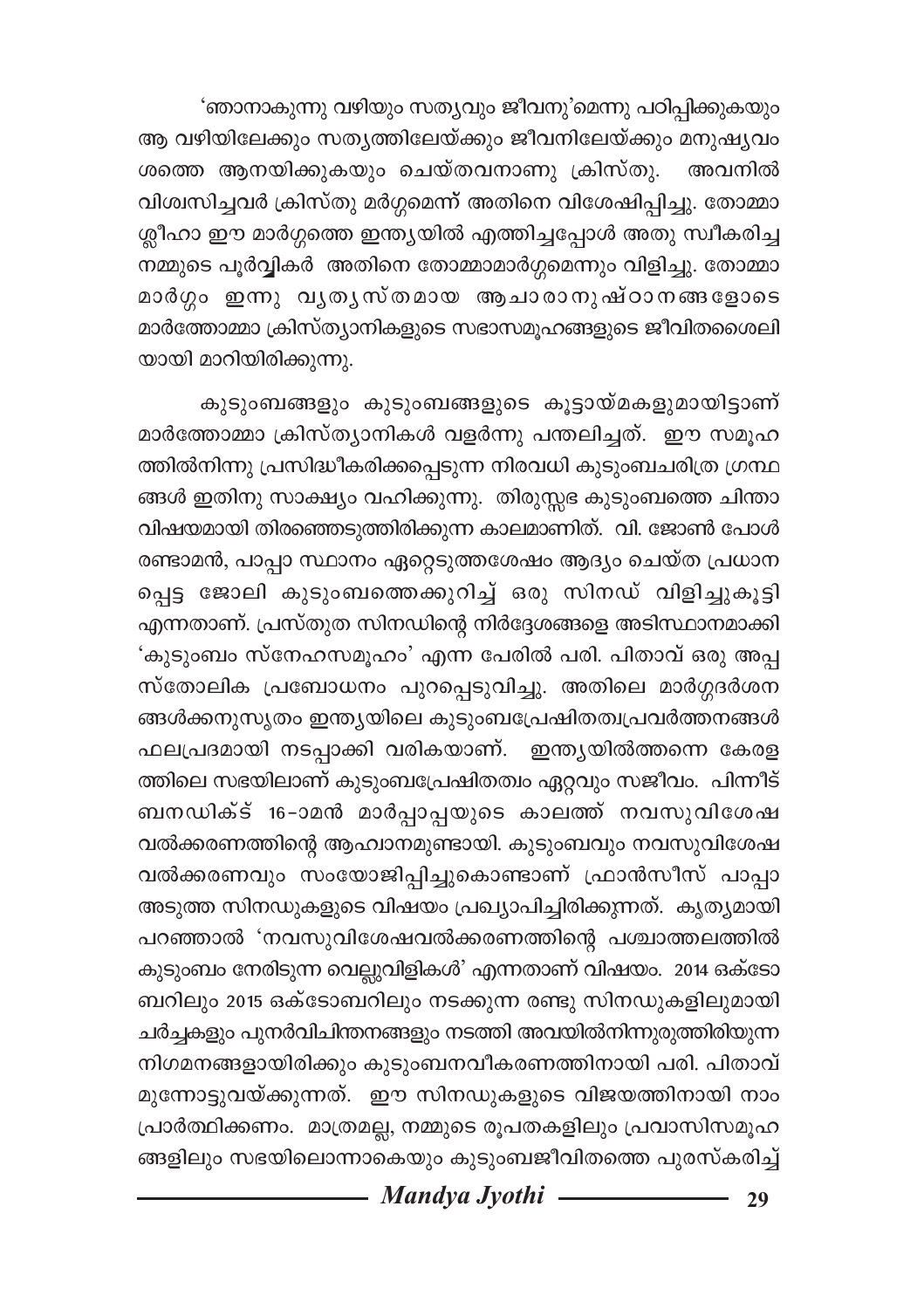'ഞാനാകുന്നു വഴിയും സത്യവും ജീവനു'മെന്നു പഠിപ്പിക്കുകയും ആ വഴിയിലേക്കും സത്യത്തിലേയ്ക്കും ജീവനിലേയ്ക്കും മനുഷ്യവംശത്തെ ആനയിക്കുകയും ചെയ്തവനാണു ക്രിസ്തു. അവനിൽ വിശ്വസിച്ചവർ ക്രിസ്തു മർഗ്ഗമെന്ന് അതിനെ വിശേഷിപ്പിച്ചു. തോമ്മാശ്ലീഹാ ഈ മാർഗ്ഗത്തെ ഇന്ത്യയിൽ എത്തിച്ചപ്പോൾ അതു സ്വീകരിച്ച നമ്മുടെ പൂർവ്വികർ അതിനെ തോമ്മാമാർഗ്ഗമെന്നും വിളിച്ചു. തോമ്മാമാർഗ്ഗം ഇന്നു വ്യത്യസ്തമായ ആചാരാനുഷ്ഠാനങ്ങളോടെ മാർത്തോമ്മാ ക്രിസ്ത്യാനികളുടെ സഭാസമൂഹങ്ങളുടെ ജീവിതശൈലിയായി മാറിയിരിക്കുന്നു.

കുടുംബങ്ങളും കുടുംബങ്ങളുടെ കൂട്ടായ്മകളുമായിട്ടാണ് മാർത്തോമ്മാ ക്രിസ്ത്യാനികൾ വളർന്നു പന്തലിച്ചത്. ഈ സമൂഹത്തിൽനിന്നു പ്രസിദ്ധീകരിക്കപ്പെടുന്ന നിരവധി കുടുംബചരിത്ര ഗ്രന്ഥങ്ങൾ ഇതിനു സാക്ഷ്യം വഹിക്കുന്നു. തിരുസ്സഭ കുടുംബത്തെ ചിന്താവിഷയമായി തിരഞ്ഞെടുത്തിരിക്കുന്ന കാലമാണിത്. വി. ജോൺ പോൾ രണ്ടാമൻ, പാപ്പാ സ്ഥാനം ഏറ്റെടുത്തശേഷം ആദ്യം ചെയ്ത പ്രധാനപ്പെട്ട ജോലി കുടുംബത്തെക്കുറിച്ച് ഒരു സിനഡ് വിളിച്ചുകൂട്ടി എന്നതാണ്. പ്രസ്തുത സിനഡിന്റെ നിർദ്ദേശങ്ങളെ അടിസ്ഥാനമാക്കി 'കുടുംബം സ്നേഹസമൂഹം' എന്ന പേരിൽ പരി. പിതാവ് ഒരു അപ്പസ്തോലിക പ്രബോധനം പുറപ്പെടുവിച്ചു. അതിലെ മാർഗ്ഗദർശനങ്ങൾക്കനുസൃതം ഇന്ത്യയിലെ കുടുംബപ്രേഷിതത്വപ്രവർത്തനങ്ങൾ ഫലപ്രദമായി നടപ്പാക്കി വരികയാണ്. ഇന്ത്യയിൽത്തന്നെ കേരളത്തിലെ സഭയിലാണ് കുടുംബപ്രേഷിതത്വം ഏറ്റവും സജീവം. പിന്നീട് ബനഡിക്ട് 16-ാമൻ മാർപ്പാപ്പയുടെ കാലത്ത് നവസുവിശേഷവൽക്കരണത്തിന്റെ ആഹ്വാനമുണ്ടായി. കുടുംബവും നവസുവിശേഷവൽക്കരണവും സംയോജിപ്പിച്ചുകൊണ്ടാണ് ഫ്രാൻസീസ് പാപ്പാ അടുത്ത സിനഡുകളുടെ വിഷയം പ്രഖ്യാപിച്ചിരിക്കുന്നത്. കൃത്യമായി പറഞ്ഞാൽ 'നവസുവിശേഷവൽക്കരണത്തിന്റെ പശ്ചാത്തലത്തിൽ കുടുംബം നേരിടുന്ന വെല്ലുവിളികൾ' എന്നതാണ് വിഷയം. 2014 ഒക്ടോബറിലും 2015 ഒക്ടോബറിലും നടക്കുന്ന രണ്ടു സിനഡുകളിലുമായി ചർച്ചകളും പുനർവിചിന്തനങ്ങളും നടത്തി അവയിൽനിന്നുരുത്തിരിയുന്ന നിഗമനങ്ങളായിരിക്കും കുടുംബനവീകരണത്തിനായി പരി. പിതാവ് മുന്നോട്ടുവയ്ക്കുന്നത്. ഈ സിനഡുകളുടെ വിജയത്തിനായി നാം പ്രാർത്ഥിക്കണം. മാത്രമല്ല, നമ്മുടെ രൂപതകളിലും പ്രവാസിസമൂഹങ്ങളിലും സഭയിലൊന്നാകെയും കുടുംബജീവിതത്തെ പുരസ്കരിച്ച്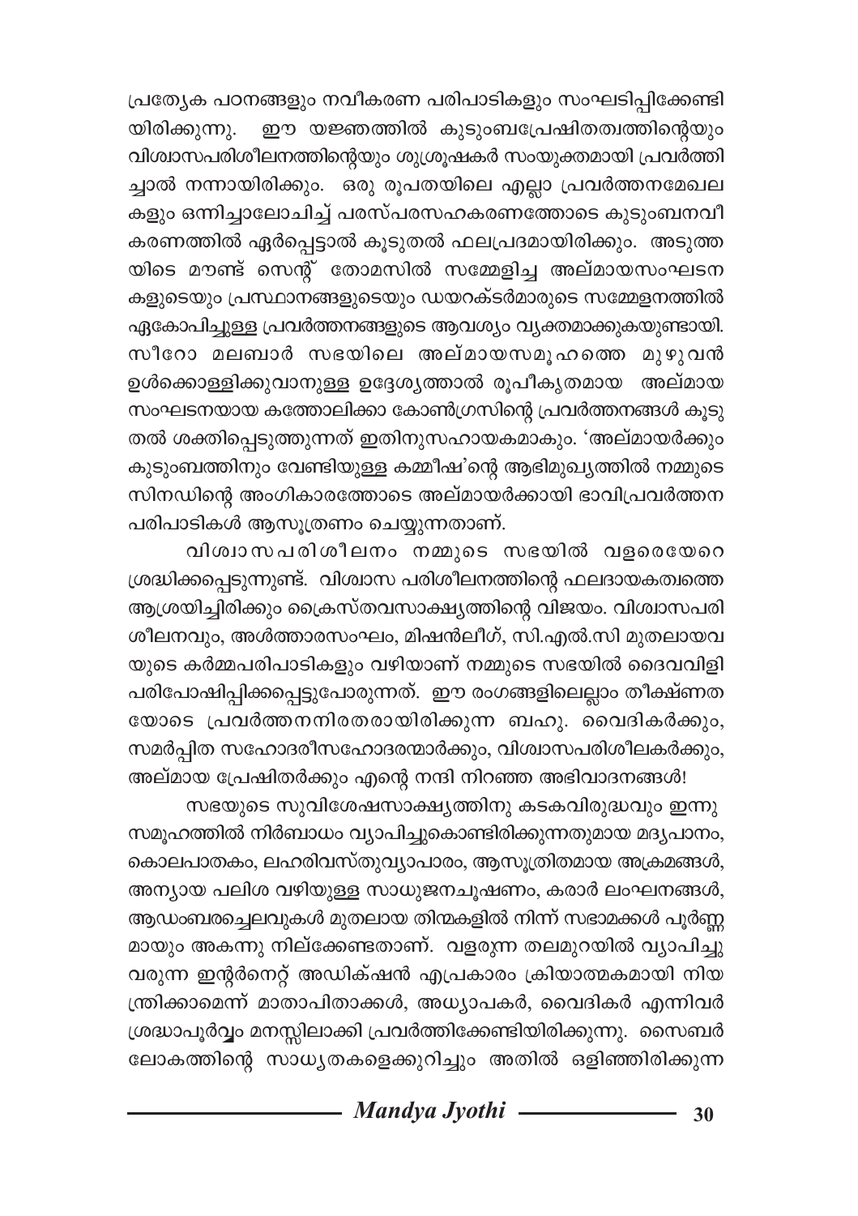പ്രത്യേക പഠനങ്ങളും നവീകരണ പരിപാടികളും സംഘടിപ്പിക്കേണ്ടിയിരിക്കുന്നു. ഈ യജ്ഞത്തിൽ കുടുംബപ്രേഷിതത്വത്തിന്റെയും വിശ്വാസപരിശീലനത്തിന്റെയും ശുശ്രൂഷകർ സംയുക്തമായി പ്രവർത്തിച്ചാൽ നന്നായിരിക്കും. ഒരു രൂപതയിലെ എല്ലാ പ്രവർത്തനമേഖലകളും ഒന്നിച്ചാലോചിച്ച് പരസ്പരസഹകരണത്തോടെ കുടുംബനവീകരണത്തിൽ ഏർപ്പെട്ടാൽ കൂടുതൽ ഫലപ്രദമായിരിക്കും. അടുത്തയിടെ മൗണ്ട് സെന്റ് തോമസിൽ സമ്മേളിച്ച അല്മായസംഘടനകളുടെയും പ്രസ്ഥാനങ്ങളുടെയും ഡയറക്ടർമാരുടെ സമ്മേളനത്തിൽ ഏകോപിച്ചുള്ള പ്രവർത്തനങ്ങളുടെ ആവശ്യം വ്യക്തമാക്കുകയുണ്ടായി. സീറോ മലബാർ സഭയിലെ അല്മായസമൂഹത്തെ മുഴുവൻ ഉൾക്കൊള്ളിക്കുവാനുള്ള ഉദ്ദേശ്യത്താൽ രൂപീകൃതമായ അല്മായ സംഘടനയായ കത്തോലിക്കാ കോൺഗ്രസിന്റെ പ്രവർത്തനങ്ങൾ കൂടുതൽ ശക്തിപ്പെടുത്തുന്നത് ഇതിനുസഹായകമാകും. 'അല്മായർക്കും കുടുംബത്തിനും വേണ്ടിയുള്ള കമ്മീഷ'ന്റെ ആഭിമുഖ്യത്തിൽ നമ്മുടെ സിനഡിന്റെ അംഗികാരത്തോടെ അല്മായർക്കായി ഭാവിപ്രവർത്തന പരിപാടികൾ ആസൂത്രണം ചെയ്യുന്നതാണ്.

വിശ്വാസപരിശീലനം നമ്മുടെ സഭയിൽ വളരെയേറെ ശ്രദ്ധിക്കപ്പെടുന്നുണ്ട്. വിശ്വാസ പരിശീലനത്തിന്റെ ഫലദായകത്വത്തെ ആശ്രയിച്ചിരിക്കും ക്രൈസ്തവസാക്ഷ്യത്തിന്റെ വിജയം. വിശ്വാസപരിശീലനവും, അൾത്താരസംഘം, മിഷൻലീഗ്, സി.എൽ.സി മുതലായവയുടെ കർമ്മപരിപാടികളും വഴിയാണ് നമ്മുടെ സഭയിൽ ദൈവവിളി പരിപോഷിപ്പിക്കപ്പെട്ടുപോരുന്നത്. ഈ രംഗങ്ങളിലെല്ലാം തീക്ഷ്ണതയോടെ പ്രവർത്തനനിരതരായിരിക്കുന്ന ബഹു. വൈദികർക്കും, സമർപ്പിത സഹോദരീസഹോദരന്മാർക്കും, വിശ്വാസപരിശീലകർക്കും, അല്മായ പ്രേഷിതർക്കും എന്റെ നന്ദി നിറഞ്ഞ അഭിവാദനങ്ങൾ!

സഭയുടെ സുവിശേഷസാക്ഷ്യത്തിനു കടകവിരുദ്ധവും ഇന്നു സമൂഹത്തിൽ നിർബാധം വ്യാപിച്ചുകൊണ്ടിരിക്കുന്നതുമായ മദ്യപാനം, കൊലപാതകം, ലഹരിവസ്തുവ്യാപാരം, ആസൂത്രിതമായ അക്രമങ്ങൾ, അന്യായ പലിശ വഴിയുള്ള സാധുജനചൂഷണം, കരാർ ലംഘനങ്ങൾ, ആഡംബരച്ചെലവുകൾ മുതലായ തിന്മകളിൽ നിന്ന് സഭാമക്കൾ പൂർണ്ണമായും അകന്നു നില്ക്കേണ്ടതാണ്. വളരുന്ന തലമുറയിൽ വ്യാപിച്ചുവരുന്ന ഇന്റർനെറ്റ് അഡിക്ഷൻ എപ്രകാരം ക്രിയാത്മകമായി നിയന്ത്രിക്കാമെന്ന് മാതാപിതാക്കൾ, അധ്യാപകർ, വൈദികർ എന്നിവർ ശ്രദ്ധാപൂർവ്വം മനസ്സിലാക്കി പ്രവർത്തിക്കേണ്ടിയിരിക്കുന്നു. സൈബർ ലോകത്തിന്റെ സാധ്യതകളെക്കുറിച്ചും അതിൽ ഒളിഞ്ഞിരിക്കുന്ന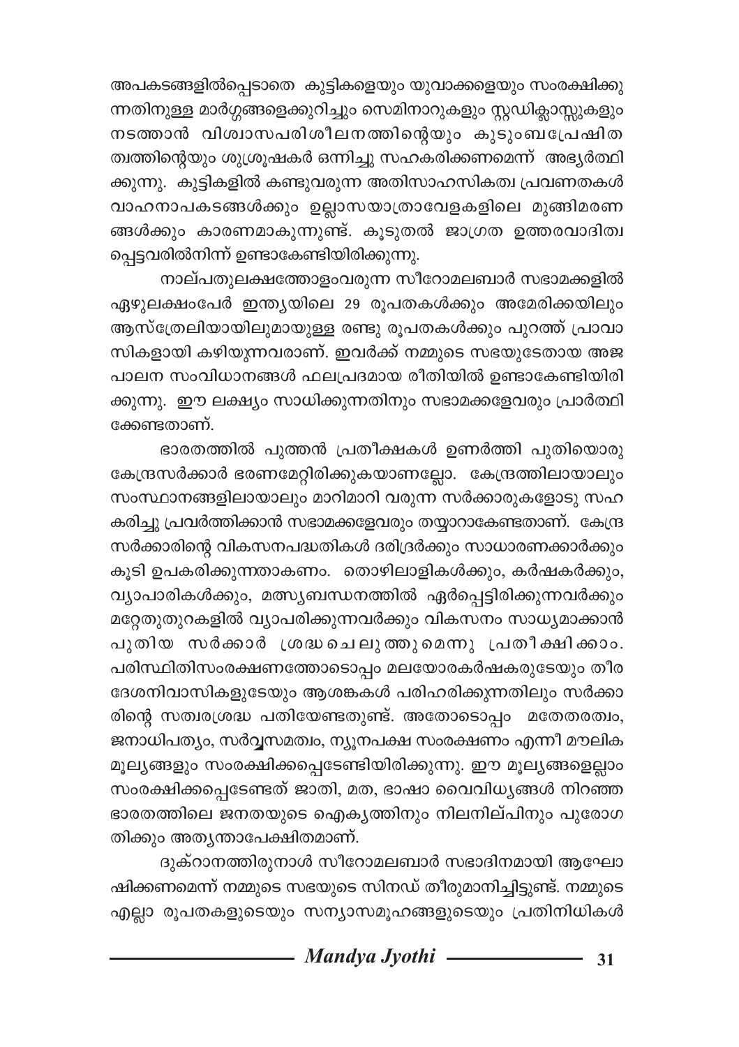അപകടങ്ങളിൽപ്പെടാതെ കുട്ടികളെയും യുവാക്കളെയും സംരക്ഷിക്കുന്നതിനുള്ള മാർഗ്ഗങ്ങളെക്കുറിച്ചും സെമിനാറുകളും സ്റ്റഡിക്ലാസ്സുകളും നടത്താൻ വിശ്വാസപരിശീലനത്തിന്റെയും കുടുംബപ്രേഷിതത്വത്തിന്റെയും ശുശ്രൂഷകർ ഒന്നിച്ചു സഹകരിക്കണമെന്ന് അഭ്യർത്ഥിക്കുന്നു. കുട്ടികളിൽ കണ്ടുവരുന്ന അതിസാഹസികത്വ പ്രവണതകൾ വാഹനാപകടങ്ങൾക്കും ഉല്ലാസയാത്രാവേളകളിലെ മുങ്ങിമരണങ്ങൾക്കും കാരണമാകുന്നുണ്ട്. കൂടുതൽ ജാഗ്രത ഉത്തരവാദിത്വപ്പെട്ടവരിൽനിന്ന് ഉണ്ടാകേണ്ടിയിരിക്കുന്നു.

നാല്പതുലക്ഷത്തോളംവരുന്ന സീറോമലബാർ സഭാമക്കളിൽ ഏഴുലക്ഷംപേർ ഇന്ത്യയിലെ 29 രൂപതകൾക്കും അമേരിക്കയിലും ആസ്ത്രേലിയായിലുമായുള്ള രണ്ടു രൂപതകൾക്കും പുറത്ത് പ്രാവാസികളായി കഴിയുന്നവരാണ്. ഇവർക്ക് നമ്മുടെ സഭയുടേതായ അജപാലന സംവിധാനങ്ങൾ ഫലപ്രദമായ രീതിയിൽ ഉണ്ടാകേണ്ടിയിരിക്കുന്നു. ഈ ലക്ഷ്യം സാധിക്കുന്നതിനും സഭാമക്കളേവരും പ്രാർത്ഥിക്കേണ്ടതാണ്.

ഭാരതത്തിൽ പുത്തൻ പ്രതീക്ഷകൾ ഉണർത്തി പുതിയൊരു കേന്ദ്രസർക്കാർ ഭരണമേറ്റിരിക്കുകയാണല്ലോ. കേന്ദ്രത്തിലായാലും സംസ്ഥാനങ്ങളിലായാലും മാറിമാറി വരുന്ന സർക്കാരുകളോടു സഹകരിച്ചു പ്രവർത്തിക്കാൻ സഭാമക്കളേവരും തയ്യാറാകേണ്ടതാണ്. കേന്ദ്രസർക്കാരിന്റെ വികസനപദ്ധതികൾ ദരിദ്രർക്കും സാധാരണക്കാർക്കും കൂടി ഉപകരിക്കുന്നതാകണം. തൊഴിലാളികൾക്കും, കർഷകർക്കും, വ്യാപാരികൾക്കും, മത്സ്യബന്ധനത്തിൽ ഏർപ്പെട്ടിരിക്കുന്നവർക്കും മറ്റേതുതുറകളിൽ വ്യാപരിക്കുന്നവർക്കും വികസനം സാധ്യമാക്കാൻ പുതിയ സർക്കാർ ശ്രദ്ധചെലുത്തുമെന്നു പ്രതീക്ഷിക്കാം. പരിസ്ഥിതിസംരക്ഷണത്തോടൊപ്പം മലയോരകർഷകരുടേയും തീരദേശനിവാസികളുടേയും ആശങ്കകൾ പരിഹരിക്കുന്നതിലും സർക്കാരിന്റെ സത്വരശ്രദ്ധ പതിയേണ്ടതുണ്ട്. അതോടൊപ്പം മതേതരത്വം, ജനാധിപത്യം, സർവ്വസമത്വം, ന്യൂനപക്ഷ സംരക്ഷണം എന്നീ മൗലിക മൂല്യങ്ങളും സംരക്ഷിക്കപ്പെടേണ്ടിയിരിക്കുന്നു. ഈ മൂല്യങ്ങളെല്ലാം സംരക്ഷിക്കപ്പെടേണ്ടത് ജാതി, മത, ഭാഷാ വൈവിധ്യങ്ങൾ നിറഞ്ഞ ഭാരതത്തിലെ ജനതയുടെ ഐക്യത്തിനും നിലനില്പിനും പുരോഗതിക്കും അത്യന്താപേക്ഷിതമാണ്.

ദുക്റാനതിരുനാൾ സീറോമലബാർ സഭാദിനമായി ആഘോഷിക്കണമെന്ന് നമ്മുടെ സഭയുടെ സിനഡ് തീരുമാനിച്ചിട്ടുണ്ട്. നമ്മുടെ എല്ലാ രൂപതകളുടെയും സന്യാസമൂഹങ്ങളുടെയും പ്രതിനിധികൾ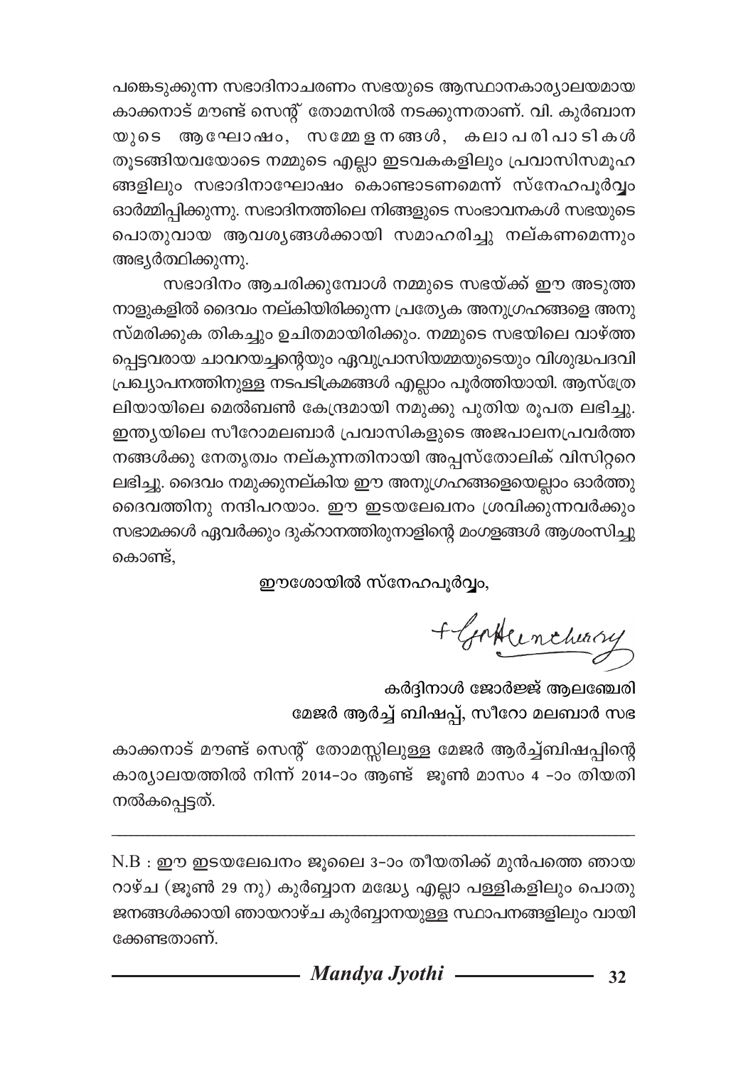പങ്കെടുക്കുന്ന സഭാദിനാചരണം സഭയുടെ ആസ്ഥാനകാര്യാലയമായ കാക്കനാട് മൗണ്ട് സെന്റ് തോമസിൽ നടക്കുന്നതാണ്. വി. കുർബാന യുടെ ആഘോഷം, സമ്മേളനങ്ങൾ, കലാപരിപാടികൾ തുടങ്ങിയവയോടെ നമ്മുടെ എല്ലാ ഇടവകകളിലും പ്രവാസിസമൂഹ ങ്ങളിലും സഭാദിനാഘോഷം കൊണ്ടാടണമെന്ന് സ്നേഹപൂർവ്വം ഓർമ്മിപ്പിക്കുന്നു. സഭാദിനത്തിലെ നിങ്ങളുടെ സംഭാവനകൾ സഭയുടെ പൊതുവായ ആവശ്യങ്ങൾക്കായി സമാഹരിച്ചു നല്കണമെന്നും അഭ്യർത്ഥിക്കുന്നു.

സഭാദിനം ആചരിക്കുമ്പോൾ നമ്മുടെ സഭയ്ക്ക് ഈ അടുത്ത നാളുകളിൽ ദൈവം നല്കിയിരിക്കുന്ന പ്രത്യേക അനുഗ്രഹങ്ങളെ അനു സ്മരിക്കുക തികച്ചും ഉചിതമായിരിക്കും. നമ്മുടെ സഭയിലെ വാഴ്ത്ത പ്പെട്ടവരായ ചാവറയച്ചന്റെയും ഏവുപ്രാസിയമ്മയുടെയും വിശുദ്ധപദവി പ്രഖ്യാപനത്തിനുള്ള നടപടിക്രമങ്ങൾ എല്ലാം പൂർത്തിയായി. ആസ്ത്രേ ലിയായിലെ മെൽബൺ കേന്ദ്രമായി നമുക്കു പുതിയ രൂപത ലഭിച്ചു. ഇന്ത്യയിലെ സീറോമലബാർ പ്രവാസികളുടെ അജപാലനപ്രവർത്ത നങ്ങൾക്കു നേതൃത്വം നല്കുന്നതിനായി അപ്പസ്തോലിക് വിസിറ്ററെ ലഭിച്ചു. ദൈവം നമുക്കുനല്കിയ ഈ അനുഗ്രഹങ്ങളെയെല്ലാം ഓർത്തു ദൈവത്തിനു നന്ദിപറയാം. ഈ ഇടയലേഖനം ശ്രവിക്കുന്നവർക്കും സഭാമക്കൾ ഏവർക്കും ദുക്റാനത്തിരുനാളിന്റെ മംഗളങ്ങൾ ആശംസിച്ചു കൊണ്ട്,

ഈശോയിൽ സ്നേഹപൂർവ്വം,

+ GAlencherry

കർദ്ദിനാൾ ജോർജ്ജ് ആലഞ്ചേരി
മേജർ ആർച്ച് ബിഷപ്പ്, സീറോ മലബാർ സഭ

കാക്കനാട് മൗണ്ട് സെന്റ് തോമസ്സിലുള്ള മേജർ ആർച്ച്ബിഷപ്പിന്റെ കാര്യാലയത്തിൽ നിന്ന് 2014-ാം ആണ്ട് ജൂൺ മാസം 4 -ാം തിയതി നൽകപ്പെട്ടത്.

---

N.B : ഈ ഇടയലേഖനം ജൂലൈ 3-ാം തീയതിക്ക് മുൻപത്തെ ഞായ റാഴ്ച (ജൂൺ 29 നു) കുർബ്ബാന മദ്ധ്യേ എല്ലാ പള്ളികളിലും പൊതു ജനങ്ങൾക്കായി ഞായറാഴ്ച കുർബ്ബാനയുള്ള സ്ഥാപനങ്ങളിലും വായി ക്കേണ്ടതാണ്.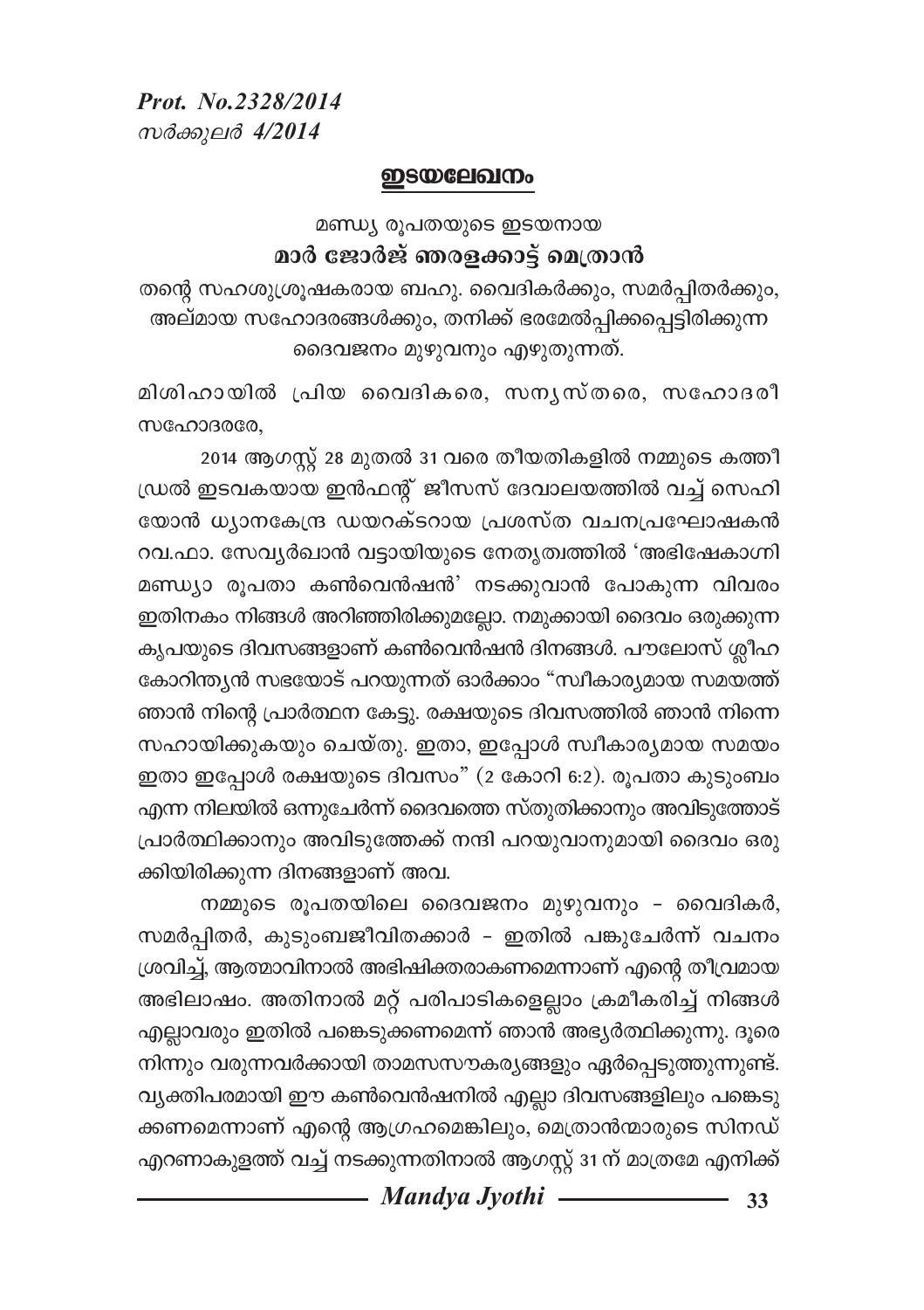*Prot. No.2328/2014*
*സർക്കുലർ 4/2014*

## ഇടയലേഖനം

മണ്ഡ്യ രൂപതയുടെ ഇടയനായ
**മാർ ജോർജ് ഞരളക്കാട്ട് മെത്രാൻ**

തന്റെ സഹശുശ്രൂഷകരായ ബഹു. വൈദികർക്കും, സമർപ്പിതർക്കും, അല്മായ സഹോദരങ്ങൾക്കും, തനിക്ക് ഭരമേൽപ്പിക്കപ്പെട്ടിരിക്കുന്ന ദൈവജനം മുഴുവനും എഴുതുന്നത്.

മിശിഹായിൽ പ്രിയ വൈദികരെ, സന്യസ്തരെ, സഹോദരീ സഹോദരരേ,

2014 ആഗസ്റ്റ് 28 മുതൽ 31 വരെ തീയതികളിൽ നമ്മുടെ കത്തീഡ്രൽ ഇടവകയായ ഇൻഫന്റ് ജീസസ് ദേവാലയത്തിൽ വച്ച് സെഹിയോൻ ധ്യാനകേന്ദ്ര ഡയറക്ടറായ പ്രശസ്ത വചനപ്രഘോഷകൻ റവ.ഫാ. സേവ്യർഖാൻ വട്ടായിയുടെ നേതൃത്വത്തിൽ 'അഭിഷേകാഗ്നി മണ്ഡ്യാ രൂപതാ കൺവെൻഷൻ' നടക്കുവാൻ പോകുന്ന വിവരം ഇതിനകം നിങ്ങൾ അറിഞ്ഞിരിക്കുമല്ലോ. നമുക്കായി ദൈവം ഒരുക്കുന്ന കൃപയുടെ ദിവസങ്ങളാണ് കൺവെൻഷൻ ദിനങ്ങൾ. പൗലോസ് ശ്ലീഹ കോറിന്ത്യൻ സഭയോട് പറയുന്നത് ഓർക്കാം "സ്വീകാര്യമായ സമയത്ത് ഞാൻ നിന്റെ പ്രാർത്ഥന കേട്ടു. രക്ഷയുടെ ദിവസത്തിൽ ഞാൻ നിന്നെ സഹായിക്കുകയും ചെയ്തു. ഇതാ, ഇപ്പോൾ സ്വീകാര്യമായ സമയം ഇതാ ഇപ്പോൾ രക്ഷയുടെ ദിവസം" (2 കോറി 6:2). രൂപതാ കുടുംബം എന്ന നിലയിൽ ഒന്നുചേർന്ന് ദൈവത്തെ സ്തുതിക്കാനും അവിടുത്തോട് പ്രാർത്ഥിക്കാനും അവിടുത്തേക്ക് നന്ദി പറയുവാനുമായി ദൈവം ഒരുക്കിയിരിക്കുന്ന ദിനങ്ങളാണ് അവ.

നമ്മുടെ രൂപതയിലെ ദൈവജനം മുഴുവനും - വൈദികർ, സമർപ്പിതർ, കുടുംബജീവിതക്കാർ - ഇതിൽ പങ്കുചേർന്ന് വചനം ശ്രവിച്ച്, ആത്മാവിനാൽ അഭിഷിക്തരാകണമെന്നാണ് എന്റെ തീവ്രമായ അഭിലാഷം. അതിനാൽ മറ്റ് പരിപാടികളെല്ലാം ക്രമീകരിച്ച് നിങ്ങൾ എല്ലാവരും ഇതിൽ പങ്കെടുക്കണമെന്ന് ഞാൻ അഭ്യർത്ഥിക്കുന്നു. ദൂരെ നിന്നും വരുന്നവർക്കായി താമസസൗകര്യങ്ങളും ഏർപ്പെടുത്തുന്നുണ്ട്. വ്യക്തിപരമായി ഈ കൺവെൻഷനിൽ എല്ലാ ദിവസങ്ങളിലും പങ്കെടുക്കണമെന്നാണ് എന്റെ ആഗ്രഹമെങ്കിലും, മെത്രാൻമാരുടെ സിനഡ് എറണാകുളത്ത് വച്ച് നടക്കുന്നതിനാൽ ആഗസ്റ്റ് 31 ന് മാത്രമേ എനിക്ക്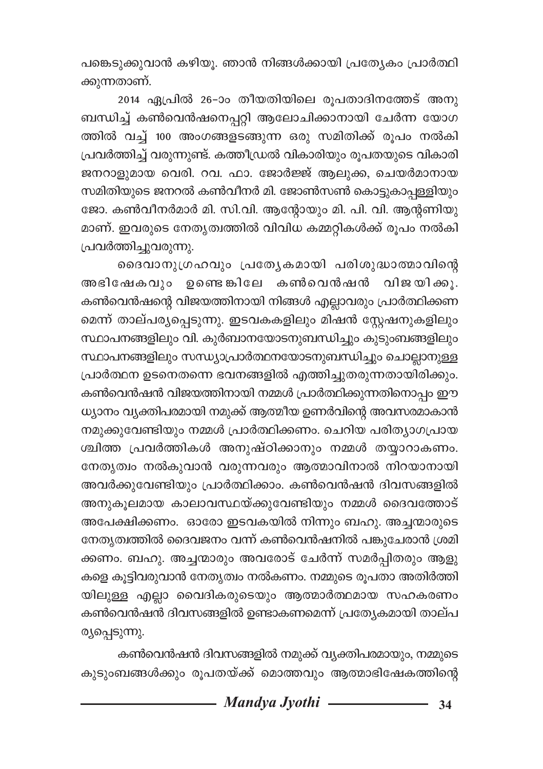പങ്കെടുക്കുവാൻ കഴിയൂ. ഞാൻ നിങ്ങൾക്കായി പ്രത്യേകം പ്രാർത്ഥിക്കുന്നതാണ്.

2014 ഏപ്രിൽ 26-ാം തീയതിയിലെ രൂപതാദിനത്തോട് അനുബന്ധിച്ച് കൺവെൻഷനെപ്പറ്റി ആലോചിക്കാനായി ചേർന്ന യോഗത്തിൽ വച്ച് 100 അംഗങ്ങളടങ്ങുന്ന ഒരു സമിതിക്ക് രൂപം നൽകി പ്രവർത്തിച്ച് വരുന്നുണ്ട്. കത്തീഡ്രൽ വികാരിയും രൂപതയുടെ വികാരി ജനറാളുമായ വെരി. റവ. ഫാ. ജോർജ്ജ് ആലുക്ക, ചെയർമാനായ സമിതിയുടെ ജനറൽ കൺവീനർ മി. ജോൺസൺ കൊട്ടുകാപ്പള്ളിയും ജോ. കൺവീനർമാർ മി. സി.വി. ആന്റോയും മി. പി. വി. ആന്റണിയുമാണ്. ഇവരുടെ നേതൃത്വത്തിൽ വിവിധ കമ്മറ്റികൾക്ക് രൂപം നൽകി പ്രവർത്തിച്ചുവരുന്നു.

ദൈവാനുഗ്രഹവും പ്രത്യേകമായി പരിശുദ്ധാത്മാവിന്റെ അഭിഷേകവും ഉണ്ടെങ്കിലേ കൺവെൻഷൻ വിജയിക്കൂ. കൺവെൻഷന്റെ വിജയത്തിനായി നിങ്ങൾ എല്ലാവരും പ്രാർത്ഥിക്കണമെന്ന് താല്പര്യപ്പെടുന്നു. ഇടവകകളിലും മിഷൻ സ്റ്റേഷനുകളിലും സ്ഥാപനങ്ങളിലും വി. കുർബാനയോടനുബന്ധിച്ചും കുടുംബങ്ങളിലും സ്ഥാപനങ്ങളിലും സന്ധ്യാപ്രാർത്ഥനയോടനുബന്ധിച്ചും ചൊല്ലാനുള്ള പ്രാർത്ഥന ഉടനെതന്നെ ഭവനങ്ങളിൽ എത്തിച്ചുതരുന്നതായിരിക്കും. കൺവെൻഷൻ വിജയത്തിനായി നമ്മൾ പ്രാർത്ഥിക്കുന്നതിനൊപ്പം ഈ ധ്യാനം വ്യക്തിപരമായി നമുക്ക് ആത്മീയ ഉണർവിന്റെ അവസരമാകാൻ നമുക്കുവേണ്ടിയും നമ്മൾ പ്രാർത്ഥിക്കണം. ചെറിയ പരിത്യാഗപ്രായശ്ചിത്ത പ്രവർത്തികൾ അനുഷ്ഠിക്കാനും നമ്മൾ തയ്യാറാകണം. നേതൃത്വം നൽകുവാൻ വരുന്നവരും ആത്മാവിനാൽ നിറയാനായി അവർക്കുവേണ്ടിയും പ്രാർത്ഥിക്കാം. കൺവെൻഷൻ ദിവസങ്ങളിൽ അനുകൂലമായ കാലാവസ്ഥയ്ക്കുവേണ്ടിയും നമ്മൾ ദൈവത്തോട് അപേക്ഷിക്കണം. ഓരോ ഇടവകയിൽ നിന്നും ബഹു. അച്ചന്മാരുടെ നേതൃത്വത്തിൽ ദൈവജനം വന്ന് കൺവെൻഷനിൽ പങ്കുചേരാൻ ശ്രമിക്കണം. ബഹു. അച്ചന്മാരും അവരോട് ചേർന്ന് സമർപ്പിതരും ആളുകളെ കൂട്ടിവരുവാൻ നേതൃത്വം നൽകണം. നമ്മുടെ രൂപതാ അതിർത്തിയിലുള്ള എല്ലാ വൈദികരുടെയും ആത്മാർത്ഥമായ സഹകരണം കൺവെൻഷൻ ദിവസങ്ങളിൽ ഉണ്ടാകണമെന്ന് പ്രത്യേകമായി താല്പര്യപ്പെടുന്നു.

കൺവെൻഷൻ ദിവസങ്ങളിൽ നമുക്ക് വ്യക്തിപരമായും, നമ്മുടെ കുടുംബങ്ങൾക്കും രൂപതയ്ക്ക് മൊത്തവും ആത്മാഭിഷേകത്തിന്റെ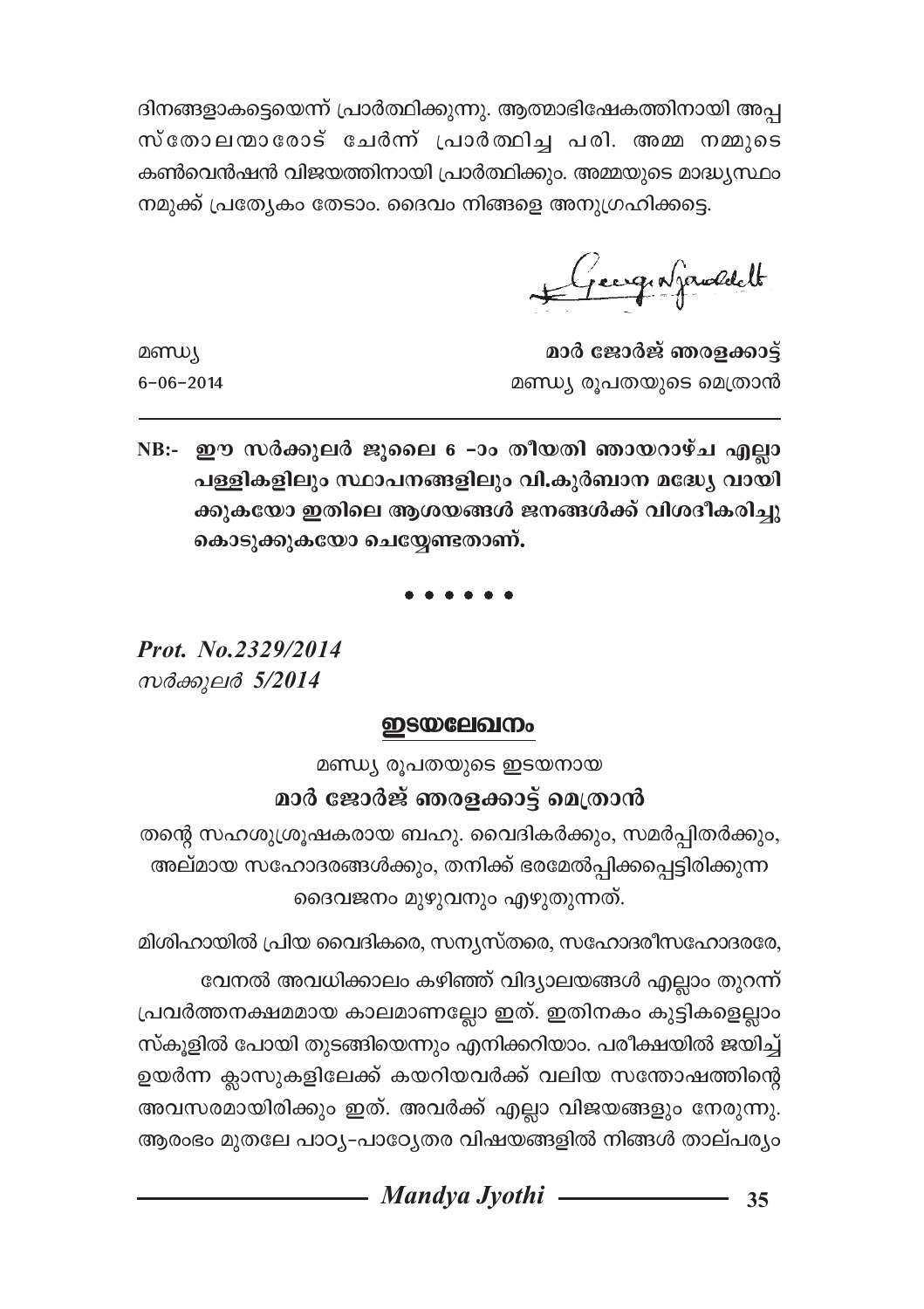ദിനങ്ങളാകട്ടെയെന്ന് പ്രാർത്ഥിക്കുന്നു. ആത്മാഭിഷേകത്തിനായി അപ്പസ്തോലന്മാരോട് ചേർന്ന് പ്രാർത്ഥിച്ച പരി. അമ്മ നമ്മുടെ കൺവെൻഷൻ വിജയത്തിനായി പ്രാർത്ഥിക്കും. അമ്മയുടെ മാദ്ധ്യസ്ഥം നമുക്ക് പ്രത്യേകം തേടാം. ദൈവം നിങ്ങളെ അനുഗ്രഹിക്കട്ടെ.

മണ്ഡ്യ
6-06-2014

**മാർ ജോർജ് ഞരളക്കാട്ട്**
മണ്ഡ്യ രൂപതയുടെ മെത്രാൻ

---

**NB:- ഈ സർക്കുലർ ജൂലൈ 6 -ാം തീയതി ഞായറാഴ്ച എല്ലാ പള്ളികളിലും സ്ഥാപനങ്ങളിലും വി.കുർബാന മദ്ധ്യേ വായിക്കുകയോ ഇതിലെ ആശയങ്ങൾ ജനങ്ങൾക്ക് വിശദീകരിച്ചു കൊടുക്കുകയോ ചെയ്യേണ്ടതാണ്.**

• • • • • •

***Prot. No.2329/2014***
*സർക്കുലർ 5/2014*

## ഇടയലേഖനം

മണ്ഡ്യ രൂപതയുടെ ഇടയനായ

**മാർ ജോർജ് ഞരളക്കാട്ട് മെത്രാൻ**

തന്റെ സഹശുശ്രൂഷകരായ ബഹു. വൈദികർക്കും, സമർപ്പിതർക്കും, അല്മായ സഹോദരങ്ങൾക്കും, തനിക്ക് ഭരമേൽപ്പിക്കപ്പെട്ടിരിക്കുന്ന ദൈവജനം മുഴുവനും എഴുതുന്നത്.

മിശിഹായിൽ പ്രിയ വൈദികരെ, സന്യസ്തരെ, സഹോദരീസഹോദരരേ,

വേനൽ അവധിക്കാലം കഴിഞ്ഞ് വിദ്യാലയങ്ങൾ എല്ലാം തുറന്ന് പ്രവർത്തനക്ഷമമായ കാലമാണല്ലോ ഇത്. ഇതിനകം കുട്ടികളെല്ലാം സ്കൂളിൽ പോയി തുടങ്ങിയെന്നും എനിക്കറിയാം. പരീക്ഷയിൽ ജയിച്ച് ഉയർന്ന ക്ലാസുകളിലേക്ക് കയറിയവർക്ക് വലിയ സന്തോഷത്തിന്റെ അവസരമായിരിക്കും ഇത്. അവർക്ക് എല്ലാ വിജയങ്ങളും നേരുന്നു. ആരംഭം മുതലേ പാഠ്യ-പാഠ്യേതര വിഷയങ്ങളിൽ നിങ്ങൾ താല്പര്യം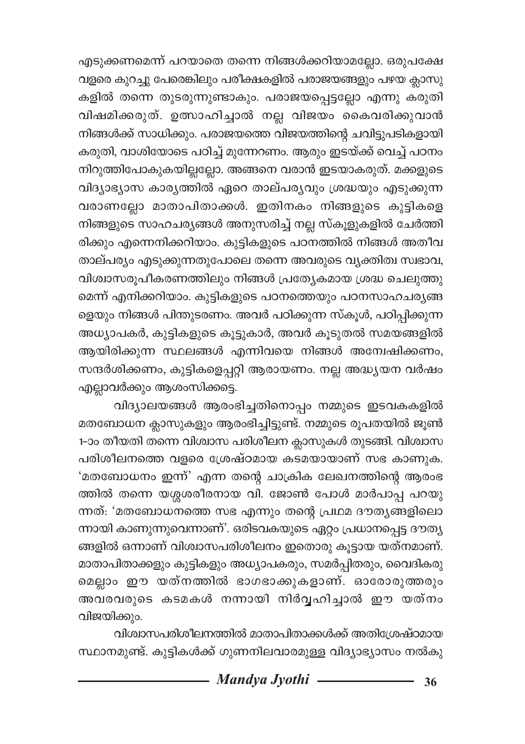എടുക്കണമെന്ന് പറയാതെ തന്നെ നിങ്ങൾക്കറിയാമല്ലോ. ഒരുപക്ഷേ വളരെ കുറച്ചു പേരെങ്കിലും പരീക്ഷകളിൽ പരാജയങ്ങളും പഴയ ക്ലാസുകളിൽ തന്നെ തുടരുന്നുണ്ടാകും. പരാജയപ്പെട്ടല്ലോ എന്നു കരുതി വിഷമിക്കരുത്. ഉത്സാഹിച്ചാൽ നല്ല വിജയം കൈവരിക്കുവാൻ നിങ്ങൾക്ക് സാധിക്കും. പരാജയത്തെ വിജയത്തിന്റെ ചവിട്ടുപടികളായി കരുതി, വാശിയോടെ പഠിച്ച് മുന്നേറണം. ആരും ഇടയ്ക്ക് വെച്ച് പഠനം നിറുത്തിപോകുകയില്ലല്ലോ. അങ്ങനെ വരാൻ ഇടയാകരുത്. മക്കളുടെ വിദ്യാഭ്യാസ കാര്യത്തിൽ ഏറെ താല്പര്യവും ശ്രദ്ധയും എടുക്കുന്ന വരാണല്ലോ മാതാപിതാക്കൾ. ഇതിനകം നിങ്ങളുടെ കുട്ടികളെ നിങ്ങളുടെ സാഹചര്യങ്ങൾ അനുസരിച്ച് നല്ല സ്കൂളുകളിൽ ചേർത്തിരിക്കും എന്നെനിക്കറിയാം. കുട്ടികളുടെ പഠനത്തിൽ നിങ്ങൾ അതീവ താല്പര്യം എടുക്കുന്നതുപോലെ തന്നെ അവരുടെ വ്യക്തിത്വ സ്വഭാവ, വിശ്വാസരൂപീകരണത്തിലും നിങ്ങൾ പ്രത്യേകമായ ശ്രദ്ധ ചെലുത്തുമെന്ന് എനിക്കറിയാം. കുട്ടികളുടെ പഠനത്തെയും പഠനസാഹചര്യങ്ങളെയും നിങ്ങൾ പിന്തുടരണം. അവർ പഠിക്കുന്ന സ്കൂൾ, പഠിപ്പിക്കുന്ന അധ്യാപകർ, കുട്ടികളുടെ കൂട്ടുകാർ, അവർ കൂടുതൽ സമയങ്ങളിൽ ആയിരിക്കുന്ന സ്ഥലങ്ങൾ എന്നിവയെ നിങ്ങൾ അന്വേഷിക്കണം, സന്ദർശിക്കണം, കുട്ടികളെപ്പറ്റി ആരായണം. നല്ല അദ്ധ്യയന വർഷം എല്ലാവർക്കും ആശംസിക്കട്ടെ.

വിദ്യാലയങ്ങൾ ആരംഭിച്ചതിനൊപ്പം നമ്മുടെ ഇടവകകളിൽ മതബോധന ക്ലാസുകളും ആരംഭിച്ചിട്ടുണ്ട്. നമ്മുടെ രൂപതയിൽ ജൂൺ 1-ാം തീയതി തന്നെ വിശ്വാസ പരിശീലന ക്ലാസുകൾ തുടങ്ങി. വിശ്വാസ പരിശീലനത്തെ വളരെ ശ്രേഷ്ഠമായ കടമയായാണ് സഭ കാണുക. 'മതബോധനം ഇന്ന്' എന്ന തന്റെ ചാക്രിക ലേഖനത്തിന്റെ ആരംഭത്തിൽ തന്നെ യശ്ശശരീരനായ വി. ജോൺ പോൾ മാർപാപ്പ പറയുന്നത്: 'മതബോധനത്തെ സഭ എന്നും തന്റെ പ്രഥമ ദൗത്യങ്ങളിലൊന്നായി കാണുന്നുവെന്നാണ്'. ഒരിടവകയുടെ ഏറ്റം പ്രധാനപ്പെട്ട ദൗത്യങ്ങളിൽ ഒന്നാണ് വിശ്വാസപരിശീലനം ഇതൊരു കൂട്ടായ യത്നമാണ്. മാതാപിതാക്കളും കുട്ടികളും അധ്യാപകരും, സമർപ്പിതരും, വൈദികരുമെല്ലാം ഈ യത്നത്തിൽ ഭാഗഭാക്കുകളാണ്. ഓരോരുത്തരും അവരവരുടെ കടമകൾ നന്നായി നിർവ്വഹിച്ചാൽ ഈ യത്നം വിജയിക്കും.

വിശ്വാസപരിശീലനത്തിൽ മാതാപിതാക്കൾക്ക് അതിശ്രേഷ്ഠമായ സ്ഥാനമുണ്ട്. കുട്ടികൾക്ക് ഗുണനിലവാരമുള്ള വിദ്യാഭ്യാസം നൽകു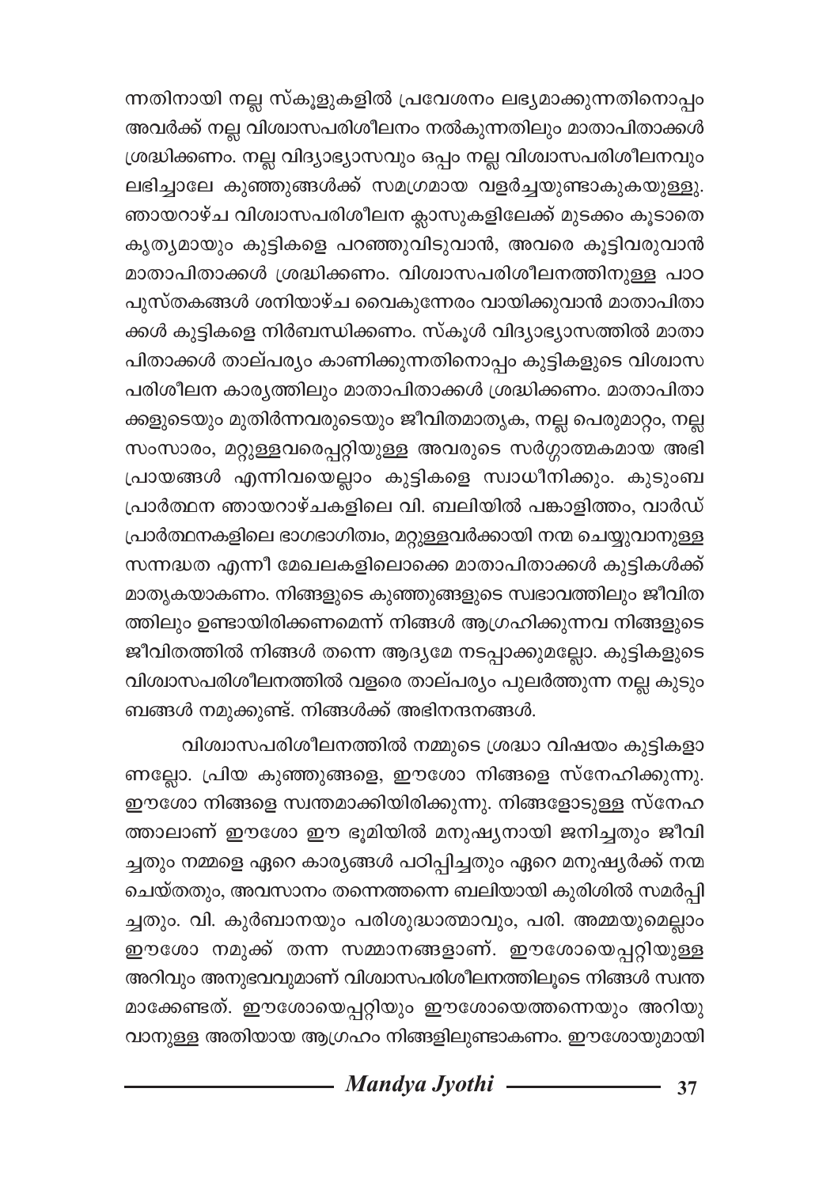ന്നതിനായി നല്ല സ്കൂളുകളിൽ പ്രവേശനം ലഭ്യമാക്കുന്നതിനൊപ്പം അവർക്ക് നല്ല വിശ്വാസപരിശീലനം നൽകുന്നതിലും മാതാപിതാക്കൾ ശ്രദ്ധിക്കണം. നല്ല വിദ്യാഭ്യാസവും ഒപ്പം നല്ല വിശ്വാസപരിശീലനവും ലഭിച്ചാലേ കുഞ്ഞുങ്ങൾക്ക് സമഗ്രമായ വളർച്ചയുണ്ടാകുകയുള്ളൂ. ഞായറാഴ്ച വിശ്വാസപരിശീലന ക്ലാസുകളിലേക്ക് മുടക്കം കൂടാതെ കൃത്യമായും കുട്ടികളെ പറഞ്ഞുവിടുവാൻ, അവരെ കൂട്ടിവരുവാൻ മാതാപിതാക്കൾ ശ്രദ്ധിക്കണം. വിശ്വാസപരിശീലനത്തിനുള്ള പാഠപുസ്തകങ്ങൾ ശനിയാഴ്ച വൈകുന്നേരം വായിക്കുവാൻ മാതാപിതാക്കൾ കുട്ടികളെ നിർബന്ധിക്കണം. സ്കൂൾ വിദ്യാഭ്യാസത്തിൽ മാതാപിതാക്കൾ താല്പര്യം കാണിക്കുന്നതിനൊപ്പം കുട്ടികളുടെ വിശ്വാസപരിശീലന കാര്യത്തിലും മാതാപിതാക്കൾ ശ്രദ്ധിക്കണം. മാതാപിതാക്കളുടെയും മുതിർന്നവരുടെയും ജീവിതമാതൃക, നല്ല പെരുമാറ്റം, നല്ല സംസാരം, മറ്റുള്ളവരെപ്പറ്റിയുള്ള അവരുടെ സർഗ്ഗാത്മകമായ അഭിപ്രായങ്ങൾ എന്നിവയെല്ലാം കുട്ടികളെ സ്വാധീനിക്കും. കുടുംബപ്രാർത്ഥന ഞായറാഴ്ചകളിലെ വി. ബലിയിൽ പങ്കാളിത്തം, വാർഡ് പ്രാർത്ഥനകളിലെ ഭാഗഭാഗിത്വം, മറ്റുള്ളവർക്കായി നന്മ ചെയ്യുവാനുള്ള സന്നദ്ധത എന്നീ മേഖലകളിലൊക്കെ മാതാപിതാക്കൾ കുട്ടികൾക്ക് മാതൃകയാകണം. നിങ്ങളുടെ കുഞ്ഞുങ്ങളുടെ സ്വഭാവത്തിലും ജീവിതത്തിലും ഉണ്ടായിരിക്കണമെന്ന് നിങ്ങൾ ആഗ്രഹിക്കുന്നവ നിങ്ങളുടെ ജീവിതത്തിൽ നിങ്ങൾ തന്നെ ആദ്യമേ നടപ്പാക്കുമല്ലോ. കുട്ടികളുടെ വിശ്വാസപരിശീലനത്തിൽ വളരെ താല്പര്യം പുലർത്തുന്ന നല്ല കുടുംബങ്ങൾ നമുക്കുണ്ട്. നിങ്ങൾക്ക് അഭിനന്ദനങ്ങൾ.

വിശ്വാസപരിശീലനത്തിൽ നമ്മുടെ ശ്രദ്ധാ വിഷയം കുട്ടികളാണല്ലോ. പ്രിയ കുഞ്ഞുങ്ങളെ, ഈശോ നിങ്ങളെ സ്നേഹിക്കുന്നു. ഈശോ നിങ്ങളെ സ്വന്തമാക്കിയിരിക്കുന്നു. നിങ്ങളോടുള്ള സ്നേഹത്താലാണ് ഈശോ ഈ ഭൂമിയിൽ മനുഷ്യനായി ജനിച്ചതും ജീവിച്ചതും നമ്മളെ ഏറെ കാര്യങ്ങൾ പഠിപ്പിച്ചതും ഏറെ മനുഷ്യർക്ക് നന്മ ചെയ്തതും, അവസാനം തന്നെത്തന്നെ ബലിയായി കുരിശിൽ സമർപ്പിച്ചതും. വി. കുർബാനയും പരിശുദ്ധാത്മാവും, പരി. അമ്മയുമെല്ലാം ഈശോ നമുക്ക് തന്ന സമ്മാനങ്ങളാണ്. ഈശോയെപ്പറ്റിയുള്ള അറിവും അനുഭവവുമാണ് വിശ്വാസപരിശീലനത്തിലൂടെ നിങ്ങൾ സ്വന്തമാക്കേണ്ടത്. ഈശോയെപ്പറ്റിയും ഈശോയെത്തന്നെയും അറിയുവാനുള്ള അതിയായ ആഗ്രഹം നിങ്ങളിലുണ്ടാകണം. ഈശോയുമായി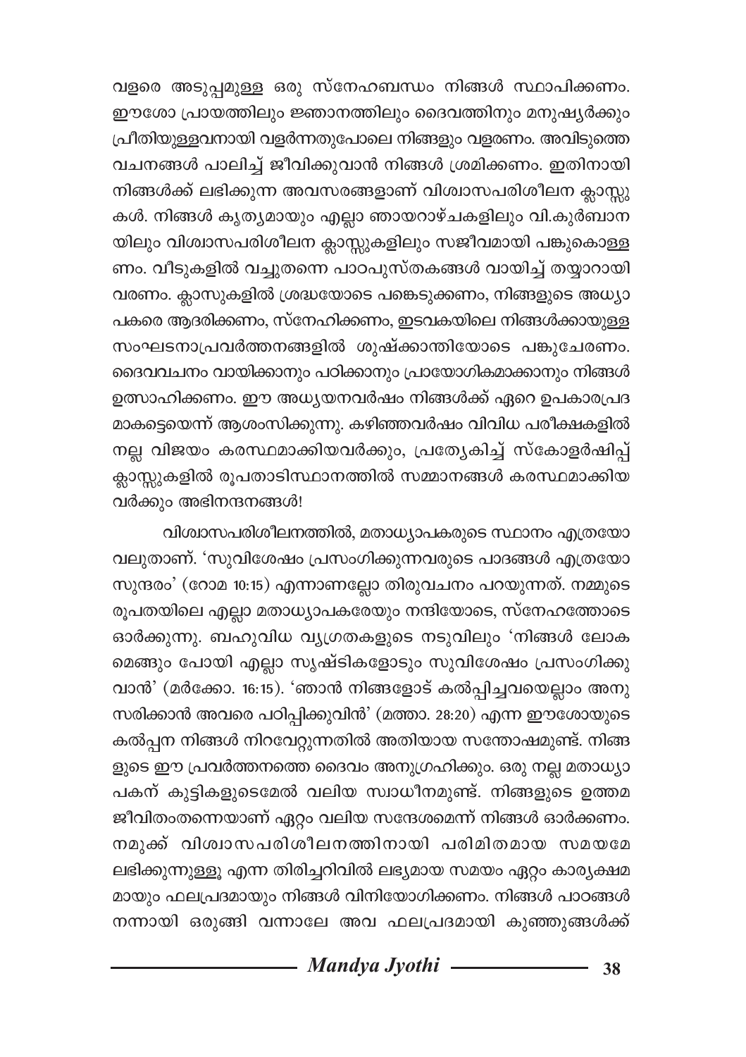വളരെ അടുപ്പമുള്ള ഒരു സ്നേഹബന്ധം നിങ്ങൾ സ്ഥാപിക്കണം. ഈശോ പ്രായത്തിലും ജ്ഞാനത്തിലും ദൈവത്തിനും മനുഷ്യർക്കും പ്രീതിയുള്ളവനായി വളർന്നതുപോലെ നിങ്ങളും വളരണം. അവിടുത്തെ വചനങ്ങൾ പാലിച്ച് ജീവിക്കുവാൻ നിങ്ങൾ ശ്രമിക്കണം. ഇതിനായി നിങ്ങൾക്ക് ലഭിക്കുന്ന അവസരങ്ങളാണ് വിശ്വാസപരിശീലന ക്ലാസ്സുകൾ. നിങ്ങൾ കൃത്യമായും എല്ലാ ഞായറാഴ്ചകളിലും വി.കുർബാനയിലും വിശ്വാസപരിശീലന ക്ലാസ്സുകളിലും സജീവമായി പങ്കുകൊള്ളണം. വീടുകളിൽ വച്ചുതന്നെ പാഠപുസ്തകങ്ങൾ വായിച്ച് തയ്യാറായി വരണം. ക്ലാസുകളിൽ ശ്രദ്ധയോടെ പങ്കെടുക്കണം, നിങ്ങളുടെ അധ്യാപകരെ ആദരിക്കണം, സ്നേഹിക്കണം, ഇടവകയിലെ നിങ്ങൾക്കായുള്ള സംഘടനാപ്രവർത്തനങ്ങളിൽ ശുഷ്ക്കാന്തിയോടെ പങ്കുചേരണം. ദൈവവചനം വായിക്കാനും പഠിക്കാനും പ്രായോഗികമാക്കാനും നിങ്ങൾ ഉത്സാഹിക്കണം. ഈ അധ്യയനവർഷം നിങ്ങൾക്ക് ഏറെ ഉപകാരപ്രദമാകട്ടെയെന്ന് ആശംസിക്കുന്നു. കഴിഞ്ഞവർഷം വിവിധ പരീക്ഷകളിൽ നല്ല വിജയം കരസ്ഥമാക്കിയവർക്കും, പ്രത്യേകിച്ച് സ്കോളർഷിപ്പ് ക്ലാസ്സുകളിൽ രൂപതാടിസ്ഥാനത്തിൽ സമ്മാനങ്ങൾ കരസ്ഥമാക്കിയവർക്കും അഭിനന്ദനങ്ങൾ!

വിശ്വാസപരിശീലനത്തിൽ, മതാധ്യാപകരുടെ സ്ഥാനം എത്രയോ വലുതാണ്. 'സുവിശേഷം പ്രസംഗിക്കുന്നവരുടെ പാദങ്ങൾ എത്രയോ സുന്ദരം' (റോമ 10:15) എന്നാണല്ലോ തിരുവചനം പറയുന്നത്. നമ്മുടെ രൂപതയിലെ എല്ലാ മതാധ്യാപകരേയും നന്ദിയോടെ, സ്നേഹത്തോടെ ഓർക്കുന്നു. ബഹുവിധ വ്യഗ്രതകളുടെ നടുവിലും 'നിങ്ങൾ ലോകമെങ്ങും പോയി എല്ലാ സൃഷ്ടികളോടും സുവിശേഷം പ്രസംഗിക്കുവാൻ' (മർക്കോ. 16:15). 'ഞാൻ നിങ്ങളോട് കൽപ്പിച്ചവയെല്ലാം അനുസരിക്കാൻ അവരെ പഠിപ്പിക്കുവിൻ' (മത്താ. 28:20) എന്ന ഈശോയുടെ കൽപ്പന നിങ്ങൾ നിറവേറ്റുന്നതിൽ അതിയായ സന്തോഷമുണ്ട്. നിങ്ങളുടെ ഈ പ്രവർത്തനത്തെ ദൈവം അനുഗ്രഹിക്കും. ഒരു നല്ല മതാധ്യാപകന് കുട്ടികളുടെമേൽ വലിയ സ്വാധീനമുണ്ട്. നിങ്ങളുടെ ഉത്തമ ജീവിതംതന്നെയാണ് ഏറ്റം വലിയ സന്ദേശമെന്ന് നിങ്ങൾ ഓർക്കണം. നമുക്ക് വിശ്വാസപരിശീലനത്തിനായി പരിമിതമായ സമയമേ ലഭിക്കുന്നുള്ളൂ എന്ന തിരിച്ചറിവിൽ ലഭ്യമായ സമയം ഏറ്റം കാര്യക്ഷമമായും ഫലപ്രദമായും നിങ്ങൾ വിനിയോഗിക്കണം. നിങ്ങൾ പാഠങ്ങൾ നന്നായി ഒരുങ്ങി വന്നാലേ അവ ഫലപ്രദമായി കുഞ്ഞുങ്ങൾക്ക്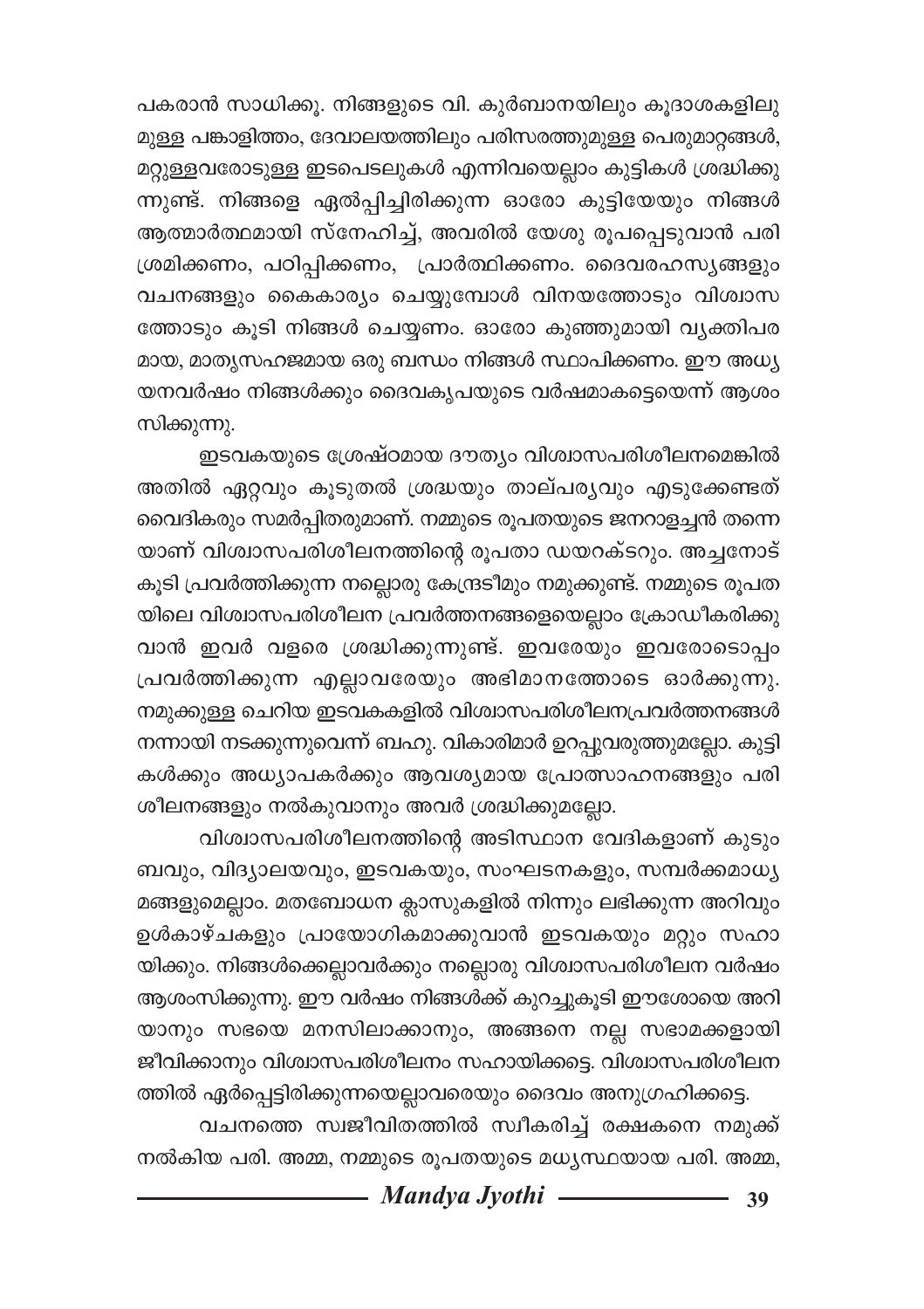പകരാൻ സാധിക്കൂ. നിങ്ങളുടെ വി. കുർബാനയിലും കൂദാശകളിലുമുള്ള പങ്കാളിത്തം, ദേവാലയത്തിലും പരിസരത്തുമുള്ള പെരുമാറ്റങ്ങൾ, മറ്റുള്ളവരോടുള്ള ഇടപെടലുകൾ എന്നിവയെല്ലാം കുട്ടികൾ ശ്രദ്ധിക്കുന്നുണ്ട്. നിങ്ങളെ ഏൽപ്പിച്ചിരിക്കുന്ന ഓരോ കുട്ടിയേയും നിങ്ങൾ ആത്മാർത്ഥമായി സ്നേഹിച്ച്, അവരിൽ യേശു രൂപപ്പെടുവാൻ പരിശ്രമിക്കണം, പഠിപ്പിക്കണം, പ്രാർത്ഥിക്കണം. ദൈവരഹസ്യങ്ങളും വചനങ്ങളും കൈകാര്യം ചെയ്യുമ്പോൾ വിനയത്തോടും വിശ്വാസത്തോടും കൂടി നിങ്ങൾ ചെയ്യണം. ഓരോ കുഞ്ഞുമായി വ്യക്തിപരമായ, മാതൃസഹജമായ ഒരു ബന്ധം നിങ്ങൾ സ്ഥാപിക്കണം. ഈ അധ്യയനവർഷം നിങ്ങൾക്കും ദൈവകൃപയുടെ വർഷമാകട്ടെയെന്ന് ആശംസിക്കുന്നു.

ഇടവകയുടെ ശ്രേഷ്ഠമായ ദൗത്യം വിശ്വാസപരിശീലനമെങ്കിൽ അതിൽ ഏറ്റവും കൂടുതൽ ശ്രദ്ധയും താല്പര്യവും എടുക്കേണ്ടത് വൈദികരും സമർപ്പിതരുമാണ്. നമ്മുടെ രൂപതയുടെ ജനറാളച്ചൻ തന്നെയാണ് വിശ്വാസപരിശീലനത്തിന്റെ രൂപതാ ഡയറക്ടറും. അച്ചനോട് കൂടി പ്രവർത്തിക്കുന്ന നല്ലൊരു കേന്ദ്രടീമും നമുക്കുണ്ട്. നമ്മുടെ രൂപതയിലെ വിശ്വാസപരിശീലന പ്രവർത്തനങ്ങളെയെല്ലാം ക്രോഡീകരിക്കുവാൻ ഇവർ വളരെ ശ്രദ്ധിക്കുന്നുണ്ട്. ഇവരേയും ഇവരോടൊപ്പം പ്രവർത്തിക്കുന്ന എല്ലാവരേയും അഭിമാനത്തോടെ ഓർക്കുന്നു. നമുക്കുള്ള ചെറിയ ഇടവകകളിൽ വിശ്വാസപരിശീലനപ്രവർത്തനങ്ങൾ നന്നായി നടക്കുന്നുവെന്ന് ബഹു. വികാരിമാർ ഉറപ്പുവരുത്തുമല്ലോ. കുട്ടികൾക്കും അധ്യാപകർക്കും ആവശ്യമായ പ്രോത്സാഹനങ്ങളും പരിശീലനങ്ങളും നൽകുവാനും അവർ ശ്രദ്ധിക്കുമല്ലോ.

വിശ്വാസപരിശീലനത്തിന്റെ അടിസ്ഥാന വേദികളാണ് കുടുംബവും, വിദ്യാലയവും, ഇടവകയും, സംഘടനകളും, സമ്പർക്കമാധ്യമങ്ങളുമെല്ലാം. മതബോധന ക്ലാസുകളിൽ നിന്നും ലഭിക്കുന്ന അറിവും ഉൾകാഴ്ചകളും പ്രായോഗികമാക്കുവാൻ ഇടവകയും മറ്റും സഹായിക്കും. നിങ്ങൾക്കെല്ലാവർക്കും നല്ലൊരു വിശ്വാസപരിശീലന വർഷം ആശംസിക്കുന്നു. ഈ വർഷം നിങ്ങൾക്ക് കുറച്ചുകൂടി ഈശോയെ അറിയാനും സഭയെ മനസിലാക്കാനും, അങ്ങനെ നല്ല സഭാമക്കളായി ജീവിക്കാനും വിശ്വാസപരിശീലനം സഹായിക്കട്ടെ. വിശ്വാസപരിശീലനത്തിൽ ഏർപ്പെട്ടിരിക്കുന്നയെല്ലാവരെയും ദൈവം അനുഗ്രഹിക്കട്ടെ.

വചനത്തെ സ്വജീവിതത്തിൽ സ്വീകരിച്ച് രക്ഷകനെ നമുക്ക് നൽകിയ പരി. അമ്മ, നമ്മുടെ രൂപതയുടെ മധ്യസ്ഥയായ പരി. അമ്മ,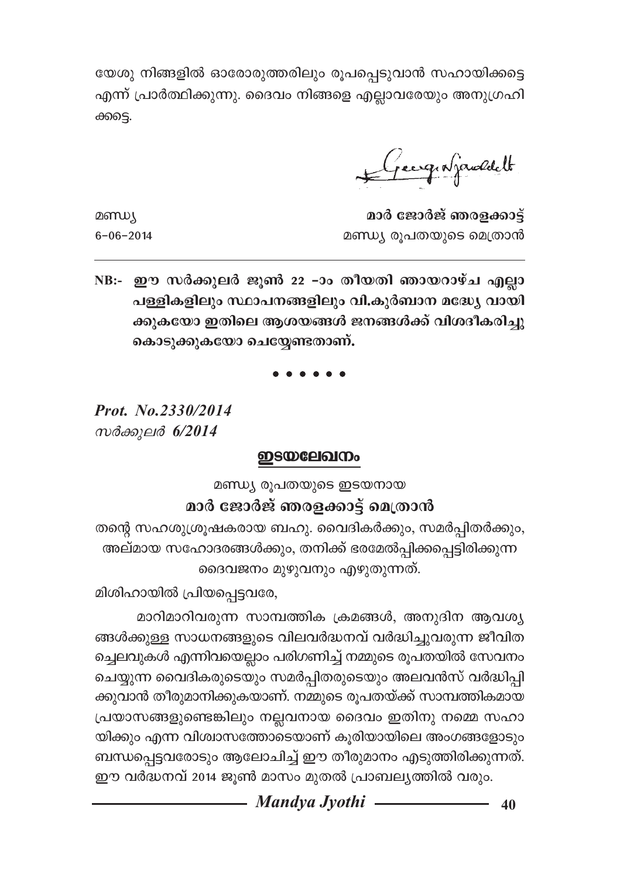യേശു നിങ്ങളിൽ ഓരോരുത്തരിലും രൂപപ്പെടുവാൻ സഹായിക്കട്ടെ എന്ന് പ്രാർത്ഥിക്കുന്നു. ദൈവം നിങ്ങളെ എല്ലാവരേയും അനുഗ്രഹിക്കട്ടെ.

മണ്ഡ്യ
6-06-2014

**മാർ ജോർജ് ഞരളക്കാട്ട്**
മണ്ഡ്യ രൂപതയുടെ മെത്രാൻ

**NB:- ഈ സർക്കുലർ ജൂൺ 22 -ാം തീയതി ഞായറാഴ്ച എല്ലാ പള്ളികളിലും സ്ഥാപനങ്ങളിലും വി.കുർബാന മദ്ധ്യേ വായിക്കുകയോ ഇതിലെ ആശയങ്ങൾ ജനങ്ങൾക്ക് വിശദീകരിച്ചു കൊടുക്കുകയോ ചെയ്യേണ്ടതാണ്.**

• • • • • •

***Prot. No.2330/2014***
*സർക്കുലർ 6/2014*

## ഇടയലേഖനം

മണ്ഡ്യ രൂപതയുടെ ഇടയനായ
**മാർ ജോർജ് ഞരളക്കാട്ട് മെത്രാൻ**
തന്റെ സഹശുശ്രൂഷകരായ ബഹു. വൈദികർക്കും, സമർപ്പിതർക്കും, അല്മായ സഹോദരങ്ങൾക്കും, തനിക്ക് ഭരമേൽപ്പിക്കപ്പെട്ടിരിക്കുന്ന ദൈവജനം മുഴുവനും എഴുതുന്നത്.

മിശിഹായിൽ പ്രിയപ്പെട്ടവരേ,

മാറിമാറിവരുന്ന സാമ്പത്തിക ക്രമങ്ങൾ, അനുദിന ആവശ്യങ്ങൾക്കുള്ള സാധനങ്ങളുടെ വിലവർദ്ധനവ് വർദ്ധിച്ചുവരുന്ന ജീവിത ചെലവുകൾ എന്നിവയെല്ലാം പരിഗണിച്ച് നമ്മുടെ രൂപതയിൽ സേവനം ചെയ്യുന്ന വൈദികരുടെയും സമർപ്പിതരുടെയും അലവൻസ് വർദ്ധിപ്പിക്കുവാൻ തീരുമാനിക്കുകയാണ്. നമ്മുടെ രൂപതയ്ക്ക് സാമ്പത്തികമായ പ്രയാസങ്ങളുണ്ടെങ്കിലും നല്ലവനായ ദൈവം ഇതിനു നമ്മെ സഹായിക്കും എന്ന വിശ്വാസത്തോടെയാണ് കൂരിയായിലെ അംഗങ്ങളോടും ബന്ധപ്പെട്ടവരോടും ആലോചിച്ച് ഈ തീരുമാനം എടുത്തിരിക്കുന്നത്. ഈ വർദ്ധനവ് 2014 ജൂൺ മാസം മുതൽ പ്രാബല്യത്തിൽ വരും.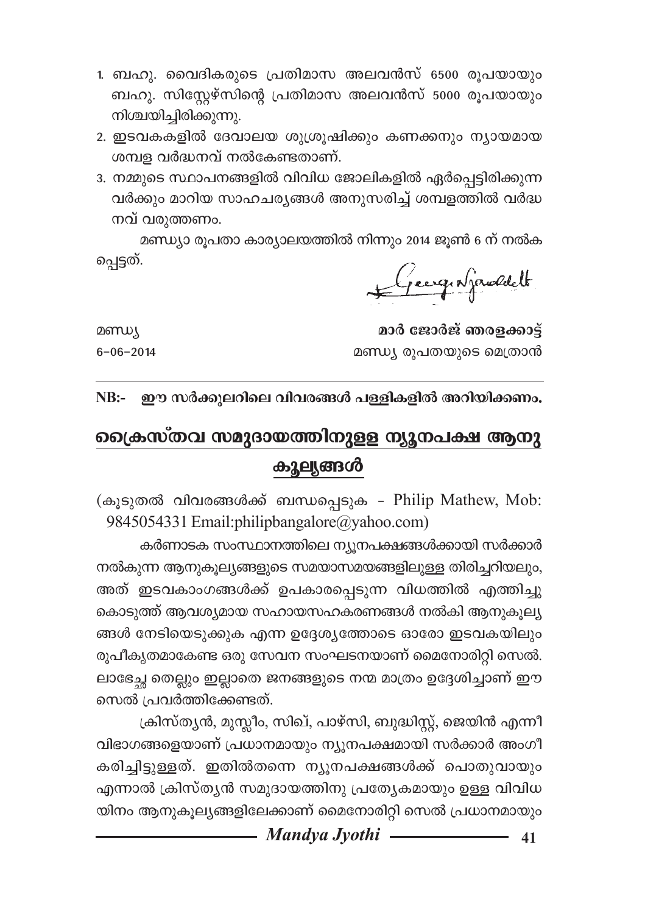1. ബഹു. വൈദികരുടെ പ്രതിമാസ അലവൻസ് 6500 രൂപയായും ബഹു. സിസ്റ്റേഴ്സിന്റെ പ്രതിമാസ അലവൻസ് 5000 രൂപയായും നിശ്ചയിച്ചിരിക്കുന്നു.
2. ഇടവകകളിൽ ദേവാലയ ശുശ്രൂഷിക്കും കണക്കനും ന്യായമായ ശമ്പള വർദ്ധനവ് നൽകേണ്ടതാണ്.
3. നമ്മുടെ സ്ഥാപനങ്ങളിൽ വിവിധ ജോലികളിൽ ഏർപ്പെട്ടിരിക്കുന്ന വർക്കും മാറിയ സാഹചര്യങ്ങൾ അനുസരിച്ച് ശമ്പളത്തിൽ വർദ്ധനവ് വരുത്തണം.

മണ്ഡ്യാ രൂപതാ കാര്യാലയത്തിൽ നിന്നും 2014 ജൂൺ 6 ന് നൽകപ്പെട്ടത്.

മണ്ഡ്യ
6-06-2014

**മാർ ജോർജ് ഞരളക്കാട്ട്**
മണ്ഡ്യ രൂപതയുടെ മെത്രാൻ

**NB:- ഈ സർക്കുലറിലെ വിവരങ്ങൾ പള്ളികളിൽ അറിയിക്കണം.**

## ക്രൈസ്തവ സമുദായത്തിനുള്ള ന്യൂനപക്ഷ ആനുകൂല്യങ്ങൾ

(കൂടുതൽ വിവരങ്ങൾക്ക് ബന്ധപ്പെടുക - Philip Mathew, Mob: 9845054331 Email:philipbangalore@yahoo.com)

കർണാടക സംസ്ഥാനത്തിലെ ന്യൂനപക്ഷങ്ങൾക്കായി സർക്കാർ നൽകുന്ന ആനുകൂല്യങ്ങളുടെ സമയാസമയങ്ങളിലുള്ള തിരിച്ചറിയലും, അത് ഇടവകാംഗങ്ങൾക്ക് ഉപകാരപ്പെടുന്ന വിധത്തിൽ എത്തിച്ചു കൊടുത്ത് ആവശ്യമായ സഹായസഹകരണങ്ങൾ നൽകി ആനുകൂല്യങ്ങൾ നേടിയെടുക്കുക എന്ന ഉദ്ദേശ്യത്തോടെ ഓരോ ഇടവകയിലും രൂപീകൃതമാകേണ്ട ഒരു സേവന സംഘടനയാണ് മൈനോരിറ്റി സെൽ. ലാഭേച്ഛ തെല്ലും ഇല്ലാതെ ജനങ്ങളുടെ നന്മ മാത്രം ഉദ്ദേശിച്ചാണ് ഈ സെൽ പ്രവർത്തിക്കേണ്ടത്.

ക്രിസ്ത്യൻ, മുസ്ലീം, സിഖ്, പാഴ്സി, ബുദ്ധിസ്റ്റ്, ജെയിൻ എന്നീ വിഭാഗങ്ങളെയാണ് പ്രധാനമായും ന്യൂനപക്ഷമായി സർക്കാർ അംഗീകരിച്ചിട്ടുള്ളത്. ഇതിൽതന്നെ ന്യൂനപക്ഷങ്ങൾക്ക് പൊതുവായും എന്നാൽ ക്രിസ്ത്യൻ സമുദായത്തിനു പ്രത്യേകമായും ഉള്ള വിവിധയിനം ആനുകൂല്യങ്ങളിലേക്കാണ് മൈനോരിറ്റി സെൽ പ്രധാനമായും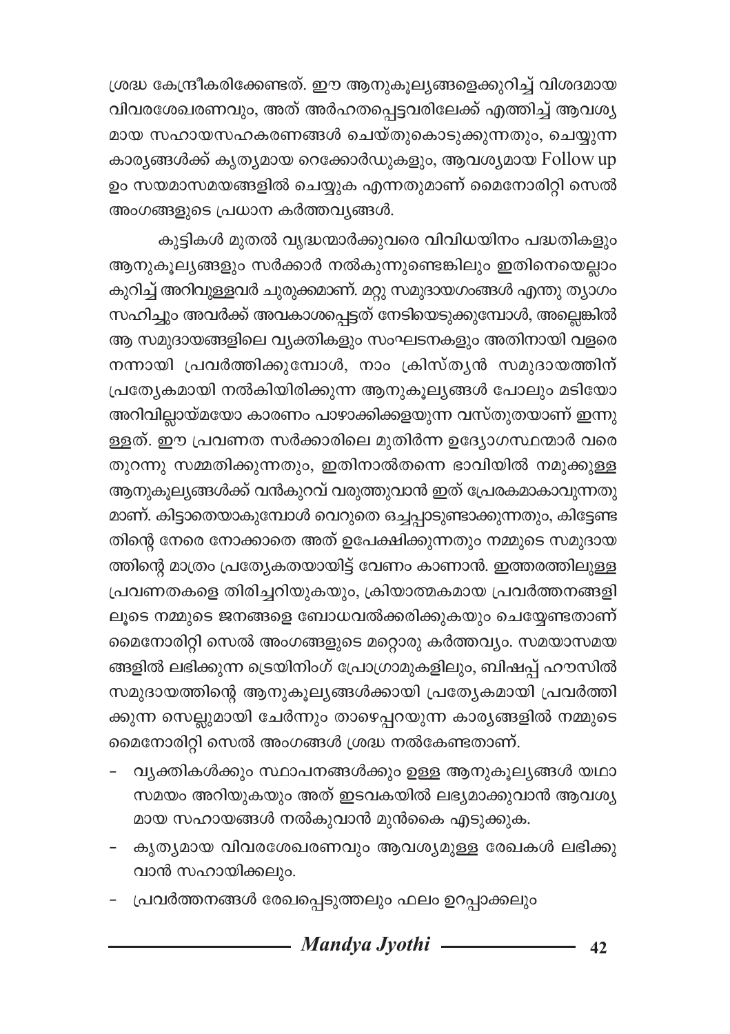ശ്രദ്ധ കേന്ദ്രീകരിക്കേണ്ടത്. ഈ ആനുകൂല്യങ്ങളെക്കുറിച്ച് വിശദമായ വിവരശേഖരണവും, അത് അർഹതപ്പെട്ടവരിലേക്ക് എത്തിച്ച് ആവശ്യമായ സഹായസഹകരണങ്ങൾ ചെയ്തുകൊടുക്കുന്നതും, ചെയ്യുന്ന കാര്യങ്ങൾക്ക് കൃത്യമായ റെക്കോർഡുകളും, ആവശ്യമായ Follow up ഉം സമയാസമയങ്ങളിൽ ചെയ്യുക എന്നതുമാണ് മൈനോരിറ്റി സെൽ അംഗങ്ങളുടെ പ്രധാന കർത്തവ്യങ്ങൾ.

കുട്ടികൾ മുതൽ വൃദ്ധന്മാർക്കുവരെ വിവിധയിനം പദ്ധതികളും ആനുകൂല്യങ്ങളും സർക്കാർ നൽകുന്നുണ്ടെങ്കിലും ഇതിനെയെല്ലാം കുറിച്ച് അറിവുള്ളവർ ചുരുക്കമാണ്. മറ്റു സമുദായഗംങ്ങൾ എന്തു ത്യാഗം സഹിച്ചും അവർക്ക് അവകാശപ്പെട്ടത് നേടിയെടുക്കുമ്പോൾ, അല്ലെങ്കിൽ ആ സമുദായങ്ങളിലെ വ്യക്തികളും സംഘടനകളും അതിനായി വളരെ നന്നായി പ്രവർത്തിക്കുമ്പോൾ, നാം ക്രിസ്ത്യൻ സമുദായത്തിന് പ്രത്യേകമായി നൽകിയിരിക്കുന്ന ആനുകൂല്യങ്ങൾ പോലും മടിയോ അറിവില്ലായ്മയോ കാരണം പാഴാക്കിക്കളയുന്ന വസ്തുതയാണ് ഇന്നുള്ളത്. ഈ പ്രവണത സർക്കാരിലെ മുതിർന്ന ഉദ്യോഗസ്ഥന്മാർ വരെ തുറന്നു സമ്മതിക്കുന്നതും, ഇതിനാൽതന്നെ ഭാവിയിൽ നമുക്കുള്ള ആനുകൂല്യങ്ങൾക്ക് വൻകുറവ് വരുത്തുവാൻ ഇത് പ്രേരകമാകാവുന്നതുമാണ്. കിട്ടാതെയാകുമ്പോൾ വെറുതെ ഒച്ചപ്പാടുണ്ടാക്കുന്നതും, കിട്ടേണ്ടതിന്റെ നേരെ നോക്കാതെ അത് ഉപേക്ഷിക്കുന്നതും നമ്മുടെ സമുദായത്തിന്റെ മാത്രം പ്രത്യേകതയായിട്ട് വേണം കാണാൻ. ഇത്തരത്തിലുള്ള പ്രവണതകളെ തിരിച്ചറിയുകയും, ക്രിയാത്മകമായ പ്രവർത്തനങ്ങളിലൂടെ നമ്മുടെ ജനങ്ങളെ ബോധവൽക്കരിക്കുകയും ചെയ്യേണ്ടതാണ് മൈനോരിറ്റി സെൽ അംഗങ്ങളുടെ മറ്റൊരു കർത്തവ്യം. സമയാസമയങ്ങളിൽ ലഭിക്കുന്ന ട്രെയിനിംഗ് പ്രോഗ്രാമുകളിലും, ബിഷപ്പ് ഹൗസിൽ സമുദായത്തിന്റെ ആനുകൂല്യങ്ങൾക്കായി പ്രത്യേകമായി പ്രവർത്തിക്കുന്ന സെല്ലുമായി ചേർന്നും താഴെപ്പറയുന്ന കാര്യങ്ങളിൽ നമ്മുടെ മൈനോരിറ്റി സെൽ അംഗങ്ങൾ ശ്രദ്ധ നൽകേണ്ടതാണ്.

- വ്യക്തികൾക്കും സ്ഥാപനങ്ങൾക്കും ഉള്ള ആനുകൂല്യങ്ങൾ യഥാസമയം അറിയുകയും അത് ഇടവകയിൽ ലഭ്യമാക്കുവാൻ ആവശ്യമായ സഹായങ്ങൾ നൽകുവാൻ മുൻകൈ എടുക്കുക.
- കൃത്യമായ വിവരശേഖരണവും ആവശ്യമുള്ള രേഖകൾ ലഭിക്കുവാൻ സഹായിക്കലും.
- പ്രവർത്തനങ്ങൾ രേഖപ്പെടുത്തലും ഫലം ഉറപ്പാക്കലും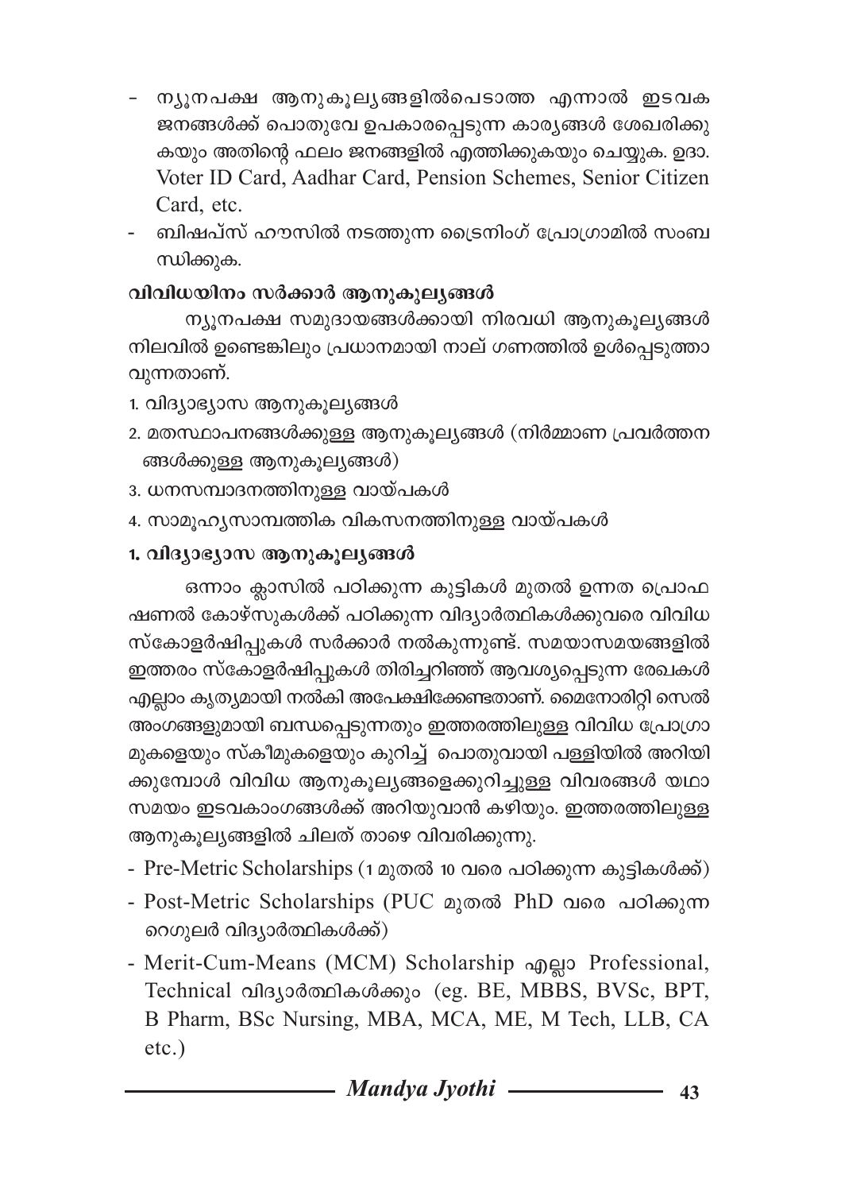- ന്യൂനപക്ഷ ആനുകൂല്യങ്ങളിൽപെടാത്ത എന്നാൽ ഇടവക ജനങ്ങൾക്ക് പൊതുവേ ഉപകാരപ്പെടുന്ന കാര്യങ്ങൾ ശേഖരിക്കുകയും അതിന്റെ ഫലം ജനങ്ങളിൽ എത്തിക്കുകയും ചെയ്യുക. ഉദാ. Voter ID Card, Aadhar Card, Pension Schemes, Senior Citizen Card, etc.
- ബിഷപ്സ് ഹൗസിൽ നടത്തുന്ന ട്രൈനിംഗ് പ്രോഗ്രാമിൽ സംബന്ധിക്കുക.

**വിവിധയിനം സർക്കാർ ആനുകൂല്യങ്ങൾ**

ന്യൂനപക്ഷ സമുദായങ്ങൾക്കായി നിരവധി ആനുകൂല്യങ്ങൾ നിലവിൽ ഉണ്ടെങ്കിലും പ്രധാനമായി നാല് ഗണത്തിൽ ഉൾപ്പെടുത്താവുന്നതാണ്.

1. വിദ്യാഭ്യാസ ആനുകൂല്യങ്ങൾ
2. മതസ്ഥാപനങ്ങൾക്കുള്ള ആനുകൂല്യങ്ങൾ (നിർമ്മാണ പ്രവർത്തനങ്ങൾക്കുള്ള ആനുകൂല്യങ്ങൾ)
3. ധനസമ്പാദനത്തിനുള്ള വായ്പകൾ
4. സാമൂഹ്യസാമ്പത്തിക വികസനത്തിനുള്ള വായ്പകൾ

**1. വിദ്യാഭ്യാസ ആനുകൂല്യങ്ങൾ**

ഒന്നാം ക്ലാസിൽ പഠിക്കുന്ന കുട്ടികൾ മുതൽ ഉന്നത പ്രൊഫഷണൽ കോഴ്സുകൾക്ക് പഠിക്കുന്ന വിദ്യാർത്ഥികൾക്കുവരെ വിവിധ സ്കോളർഷിപ്പുകൾ സർക്കാർ നൽകുന്നുണ്ട്. സമയാസമയങ്ങളിൽ ഇത്തരം സ്കോളർഷിപ്പുകൾ തിരിച്ചറിഞ്ഞ് ആവശ്യപ്പെടുന്ന രേഖകൾ എല്ലാം കൃത്യമായി നൽകി അപേക്ഷിക്കേണ്ടതാണ്. മൈനോരിറ്റി സെൽ അംഗങ്ങളുമായി ബന്ധപ്പെടുന്നതും ഇത്തരത്തിലുള്ള വിവിധ പ്രോഗ്രാമുകളെയും സ്കീമുകളെയും കുറിച്ച് പൊതുവായി പള്ളിയിൽ അറിയിക്കുമ്പോൾ വിവിധ ആനുകൂല്യങ്ങളെക്കുറിച്ചുള്ള വിവരങ്ങൾ യഥാസമയം ഇടവകാംഗങ്ങൾക്ക് അറിയുവാൻ കഴിയും. ഇത്തരത്തിലുള്ള ആനുകൂല്യങ്ങളിൽ ചിലത് താഴെ വിവരിക്കുന്നു.

- Pre-Metric Scholarships (1 മുതൽ 10 വരെ പഠിക്കുന്ന കുട്ടികൾക്ക്)
- Post-Metric Scholarships (PUC മുതൽ PhD വരെ പഠിക്കുന്ന റെഗുലർ വിദ്യാർത്ഥികൾക്ക്)
- Merit-Cum-Means (MCM) Scholarship എല്ലാ Professional, Technical വിദ്യാർത്ഥികൾക്കും (eg. BE, MBBS, BVSc, BPT, B Pharm, BSc Nursing, MBA, MCA, ME, M Tech, LLB, CA etc.)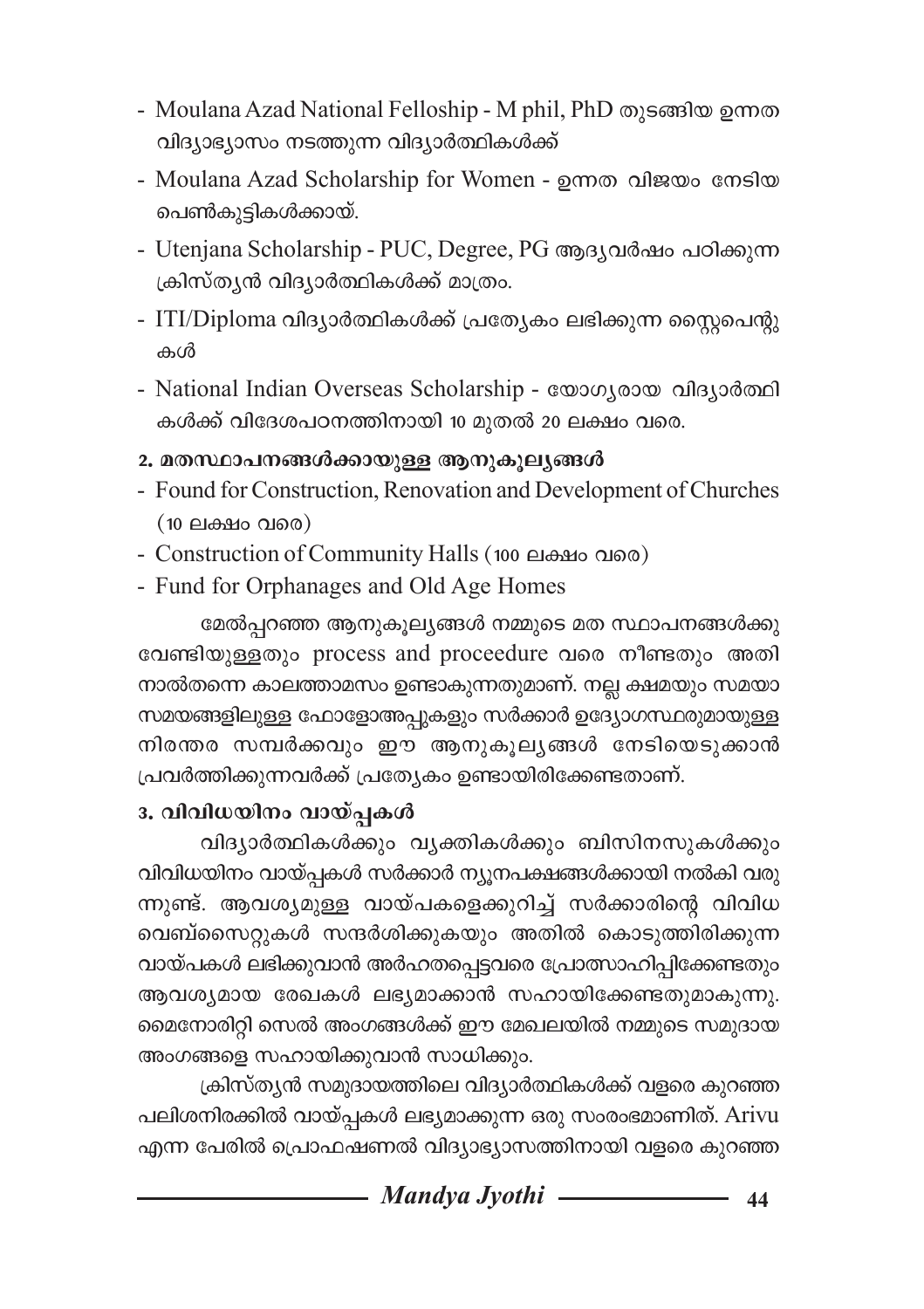- Moulana Azad National Felloship - M phil, PhD തുടങ്ങിയ ഉന്നത വിദ്യാഭ്യാസം നടത്തുന്ന വിദ്യാർത്ഥികൾക്ക്
- Moulana Azad Scholarship for Women - ഉന്നത വിജയം നേടിയ പെൺകുട്ടികൾക്കായ്.
- Utenjana Scholarship - PUC, Degree, PG ആദ്യവർഷം പഠിക്കുന്ന ക്രിസ്ത്യൻ വിദ്യാർത്ഥികൾക്ക് മാത്രം.
- ITI/Diploma വിദ്യാർത്ഥികൾക്ക് പ്രത്യേകം ലഭിക്കുന്ന സ്റ്റൈപെന്റുകൾ
- National Indian Overseas Scholarship - യോഗ്യരായ വിദ്യാർത്ഥികൾക്ക് വിദേശപഠനത്തിനായി 10 മുതൽ 20 ലക്ഷം വരെ.

**2. മതസ്ഥാപനങ്ങൾക്കായുള്ള ആനുകൂല്യങ്ങൾ**

- Found for Construction, Renovation and Development of Churches (10 ലക്ഷം വരെ)
- Construction of Community Halls (100 ലക്ഷം വരെ)
- Fund for Orphanages and Old Age Homes

മേൽപ്പറഞ്ഞ ആനുകൂല്യങ്ങൾ നമ്മുടെ മത സ്ഥാപനങ്ങൾക്കു വേണ്ടിയുള്ളതും process and proceedure വരെ നീണ്ടതും അതിനാൽതന്നെ കാലത്താമസം ഉണ്ടാകുന്നതുമാണ്. നല്ല ക്ഷമയും സമയാസമയങ്ങളിലുള്ള ഫോളോഅപ്പുകളും സർക്കാർ ഉദ്യോഗസ്ഥരുമായുള്ള നിരന്തര സമ്പർക്കവും ഈ ആനുകൂല്യങ്ങൾ നേടിയെടുക്കാൻ പ്രവർത്തിക്കുന്നവർക്ക് പ്രത്യേകം ഉണ്ടായിരിക്കേണ്ടതാണ്.

**3. വിവിധയിനം വായ്പ്പകൾ**

വിദ്യാർത്ഥികൾക്കും വ്യക്തികൾക്കും ബിസിനസുകൾക്കും വിവിധയിനം വായ്പ്പകൾ സർക്കാർ ന്യൂനപക്ഷങ്ങൾക്കായി നൽകി വരുന്നുണ്ട്. ആവശ്യമുള്ള വായ്പകളെക്കുറിച്ച് സർക്കാരിന്റെ വിവിധ വെബ്സൈറ്റുകൾ സന്ദർശിക്കുകയും അതിൽ കൊടുത്തിരിക്കുന്ന വായ്പകൾ ലഭിക്കുവാൻ അർഹതപ്പെട്ടവരെ പ്രോത്സാഹിപ്പിക്കേണ്ടതും ആവശ്യമായ രേഖകൾ ലഭ്യമാക്കാൻ സഹായിക്കേണ്ടതുമാകുന്നു. മൈനോരിറ്റി സെൽ അംഗങ്ങൾക്ക് ഈ മേഖലയിൽ നമ്മുടെ സമുദായ അംഗങ്ങളെ സഹായിക്കുവാൻ സാധിക്കും.

ക്രിസ്ത്യൻ സമുദായത്തിലെ വിദ്യാർത്ഥികൾക്ക് വളരെ കുറഞ്ഞ പലിശനിരക്കിൽ വായ്പ്പകൾ ലഭ്യമാക്കുന്ന ഒരു സംരംഭമാണിത്. Arivu എന്ന പേരിൽ പ്രൊഫഷണൽ വിദ്യാഭ്യാസത്തിനായി വളരെ കുറഞ്ഞ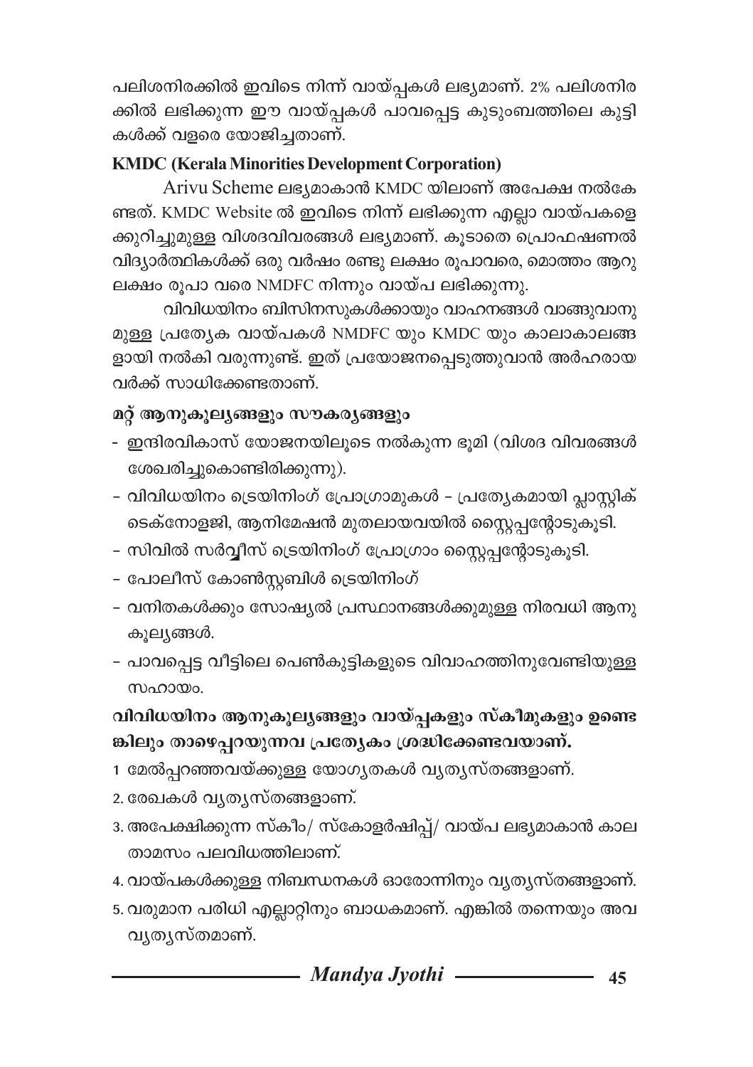പലിശനിരക്കിൽ ഇവിടെ നിന്ന് വായ്പകൾ ലഭ്യമാണ്. 2% പലിശനിരക്കിൽ ലഭിക്കുന്ന ഈ വായ്പകൾ പാവപ്പെട്ട കുടുംബത്തിലെ കുട്ടികൾക്ക് വളരെ യോജിച്ചതാണ്.

**KMDC (Kerala Minorities Development Corporation)**

Arivu Scheme ലഭ്യമാകാൻ KMDC യിലാണ് അപേക്ഷ നൽകേണ്ടത്. KMDC Website ൽ ഇവിടെ നിന്ന് ലഭിക്കുന്ന എല്ലാ വായ്പകളെക്കുറിച്ചുമുള്ള വിശദവിവരങ്ങൾ ലഭ്യമാണ്. കൂടാതെ പ്രൊഫഷണൽ വിദ്യാർത്ഥികൾക്ക് ഒരു വർഷം രണ്ടു ലക്ഷം രൂപാവരെ, മൊത്തം ആറു ലക്ഷം രൂപാ വരെ NMDFC നിന്നും വായ്പ ലഭിക്കുന്നു.

വിവിധയിനം ബിസിനസുകൾക്കായും വാഹനങ്ങൾ വാങ്ങുവാനുമുള്ള പ്രത്യേക വായ്പകൾ NMDFC യും KMDC യും കാലാകാലങ്ങളായി നൽകി വരുന്നുണ്ട്. ഇത് പ്രയോജനപ്പെടുത്തുവാൻ അർഹരായവർക്ക് സാധിക്കേണ്ടതാണ്.

**മറ്റ് ആനുകൂല്യങ്ങളും സൗകര്യങ്ങളും**

- ഇന്ദിരവികാസ് യോജനയിലൂടെ നൽകുന്ന ഭൂമി (വിശദ വിവരങ്ങൾ ശേഖരിച്ചുകൊണ്ടിരിക്കുന്നു).
- വിവിധയിനം ട്രെയിനിംഗ് പ്രോഗ്രാമുകൾ - പ്രത്യേകമായി പ്ലാസ്റ്റിക് ടെക്നോളജി, ആനിമേഷൻ മുതലായവയിൽ സ്റ്റൈപ്പന്റോടുകൂടി.
- സിവിൽ സർവ്വീസ് ട്രെയിനിംഗ് പ്രോഗ്രാം സ്റ്റൈപ്പന്റോടുകൂടി.
- പോലീസ് കോൺസ്റ്റബിൾ ട്രെയിനിംഗ്
- വനിതകൾക്കും സോഷ്യൽ പ്രസ്ഥാനങ്ങൾക്കുമുള്ള നിരവധി ആനുകൂല്യങ്ങൾ.
- പാവപ്പെട്ട വീട്ടിലെ പെൺകുട്ടികളുടെ വിവാഹത്തിനുവേണ്ടിയുള്ള സഹായം.

**വിവിധയിനം ആനുകൂല്യങ്ങളും വായ്പകളും സ്കീമുകളും ഉണ്ടെങ്കിലും താഴെപ്പറയുന്നവ പ്രത്യേകം ശ്രദ്ധിക്കേണ്ടവയാണ്.**

1 മേൽപ്പറഞ്ഞവയ്ക്കുള്ള യോഗ്യതകൾ വ്യത്യസ്തങ്ങളാണ്.

2. രേഖകൾ വ്യത്യസ്തങ്ങളാണ്.

3. അപേക്ഷിക്കുന്ന സ്കീം/ സ്കോളർഷിപ്പ്/ വായ്പ ലഭ്യമാകാൻ കാലതാമസം പലവിധത്തിലാണ്.

4. വായ്പകൾക്കുള്ള നിബന്ധനകൾ ഓരോന്നിനും വ്യത്യസ്തങ്ങളാണ്.

5. വരുമാന പരിധി എല്ലാറ്റിനും ബാധകമാണ്. എങ്കിൽ തന്നെയും അവ വ്യത്യസ്തമാണ്.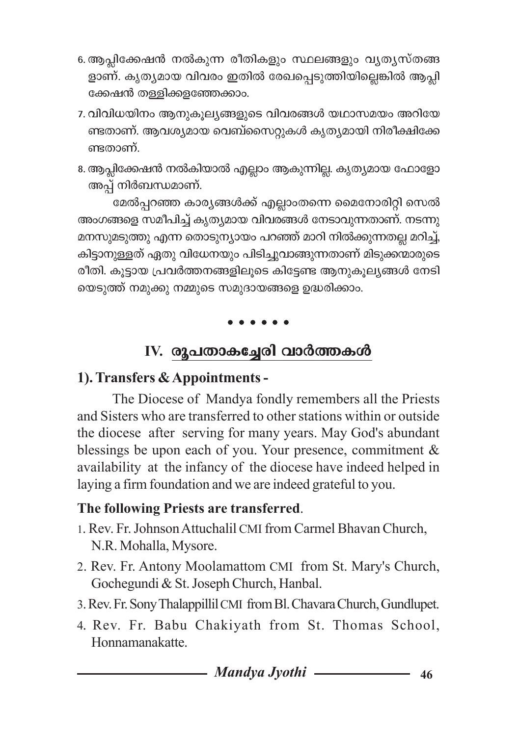6. ആപ്ലിക്കേഷൻ നൽകുന്ന രീതികളും സ്ഥലങ്ങളും വ്യത്യസ്തങ്ങളാണ്. കൃത്യമായ വിവരം ഇതിൽ രേഖപ്പെടുത്തിയില്ലെങ്കിൽ ആപ്ലിക്കേഷൻ തള്ളിക്കളഞ്ഞേക്കാം.
7. വിവിധയിനം ആനുകൂല്യങ്ങളുടെ വിവരങ്ങൾ യഥാസമയം അറിയേണ്ടതാണ്. ആവശ്യമായ വെബ്സൈറ്റുകൾ കൃത്യമായി നിരീക്ഷിക്കേണ്ടതാണ്.
8. ആപ്ലിക്കേഷൻ നൽകിയാൽ എല്ലാം ആകുന്നില്ല. കൃത്യമായ ഫോളോ അപ്പ് നിർബന്ധമാണ്.

മേൽപ്പറഞ്ഞ കാര്യങ്ങൾക്ക് എല്ലാംതന്നെ മൈനോരിറ്റി സെൽ അംഗങ്ങളെ സമീപിച്ച് കൃത്യമായ വിവരങ്ങൾ നേടാവുന്നതാണ്. നടന്നു മനസുമടുത്തു എന്ന തൊടുന്യായം പറഞ്ഞ് മാറി നിൽക്കുന്നതല്ല മറിച്ച്, കിട്ടാനുള്ളത് ഏതു വിധേനയും പിടിച്ചുവാങ്ങുന്നതാണ് മിടുക്കന്മാരുടെ രീതി. കൂട്ടായ പ്രവർത്തനങ്ങളിലൂടെ കിട്ടേണ്ട ആനുകൂല്യങ്ങൾ നേടിയെടുത്ത് നമുക്കു നമ്മുടെ സമുദായങ്ങളെ ഉദ്ധരിക്കാം.

• • • • • •

## IV. രൂപതാകച്ചേരി വാർത്തകൾ

### 1). Transfers & Appointments -

The Diocese of Mandya fondly remembers all the Priests and Sisters who are transferred to other stations within or outside the diocese after serving for many years. May God's abundant blessings be upon each of you. Your presence, commitment & availability at the infancy of the diocese have indeed helped in laying a firm foundation and we are indeed grateful to you.

**The following Priests are transferred**.

1. Rev. Fr. Johnson Attuchalil CMI from Carmel Bhavan Church, N.R. Mohalla, Mysore.
2. Rev. Fr. Antony Moolamattom CMI from St. Mary's Church, Gochegundi & St. Joseph Church, Hanbal.
3. Rev. Fr. Sony Thalappillil CMI from Bl. Chavara Church, Gundlupet.
4. Rev. Fr. Babu Chakiyath from St. Thomas School, Honnamanakatte.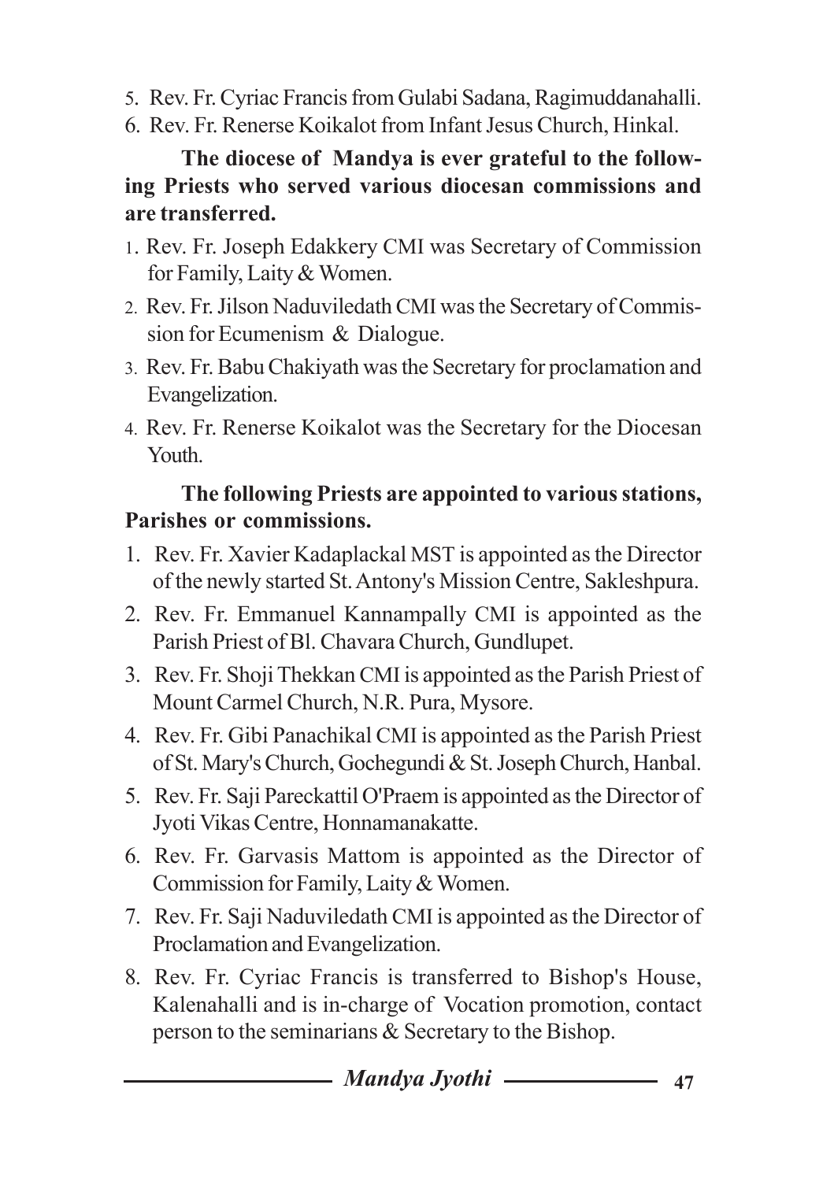5. Rev. Fr. Cyriac Francis from Gulabi Sadana, Ragimuddanahalli.
6. Rev. Fr. Renerse Koikalot from Infant Jesus Church, Hinkal.

**The diocese of Mandya is ever grateful to the following Priests who served various diocesan commissions and are transferred.**

1. Rev. Fr. Joseph Edakkery CMI was Secretary of Commission for Family, Laity & Women.
2. Rev. Fr. Jilson Naduviledath CMI was the Secretary of Commission for Ecumenism & Dialogue.
3. Rev. Fr. Babu Chakiyath was the Secretary for proclamation and Evangelization.
4. Rev. Fr. Renerse Koikalot was the Secretary for the Diocesan Youth.

**The following Priests are appointed to various stations, Parishes or commissions.**

1. Rev. Fr. Xavier Kadaplackal MST is appointed as the Director of the newly started St. Antony's Mission Centre, Sakleshpura.
2. Rev. Fr. Emmanuel Kannampally CMI is appointed as the Parish Priest of Bl. Chavara Church, Gundlupet.
3. Rev. Fr. Shoji Thekkan CMI is appointed as the Parish Priest of Mount Carmel Church, N.R. Pura, Mysore.
4. Rev. Fr. Gibi Panachikal CMI is appointed as the Parish Priest of St. Mary's Church, Gochegundi & St. Joseph Church, Hanbal.
5. Rev. Fr. Saji Pareckattil O'Praem is appointed as the Director of Jyoti Vikas Centre, Honnamanakatte.
6. Rev. Fr. Garvasis Mattom is appointed as the Director of Commission for Family, Laity & Women.
7. Rev. Fr. Saji Naduviledath CMI is appointed as the Director of Proclamation and Evangelization.
8. Rev. Fr. Cyriac Francis is transferred to Bishop's House, Kalenahalli and is in-charge of Vocation promotion, contact person to the seminarians & Secretary to the Bishop.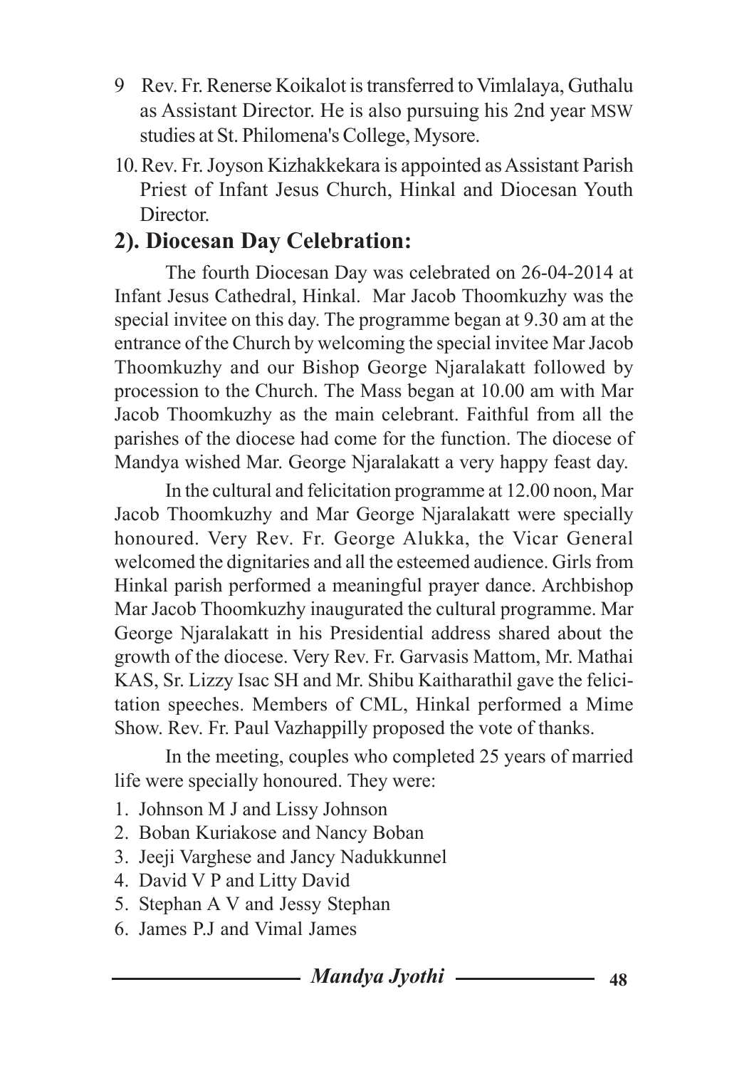9. Rev. Fr. Renerse Koikalot is transferred to Vimlalaya, Guthalu as Assistant Director. He is also pursuing his 2nd year MSW studies at St. Philomena's College, Mysore.

10. Rev. Fr. Joyson Kizhakkekara is appointed as Assistant Parish Priest of Infant Jesus Church, Hinkal and Diocesan Youth Director.

## 2). Diocesan Day Celebration:

The fourth Diocesan Day was celebrated on 26-04-2014 at Infant Jesus Cathedral, Hinkal. Mar Jacob Thoomkuzhy was the special invitee on this day. The programme began at 9.30 am at the entrance of the Church by welcoming the special invitee Mar Jacob Thoomkuzhy and our Bishop George Njaralakatt followed by procession to the Church. The Mass began at 10.00 am with Mar Jacob Thoomkuzhy as the main celebrant. Faithful from all the parishes of the diocese had come for the function. The diocese of Mandya wished Mar. George Njaralakatt a very happy feast day.

In the cultural and felicitation programme at 12.00 noon, Mar Jacob Thoomkuzhy and Mar George Njaralakatt were specially honoured. Very Rev. Fr. George Alukka, the Vicar General welcomed the dignitaries and all the esteemed audience. Girls from Hinkal parish performed a meaningful prayer dance. Archbishop Mar Jacob Thoomkuzhy inaugurated the cultural programme. Mar George Njaralakatt in his Presidential address shared about the growth of the diocese. Very Rev. Fr. Garvasis Mattom, Mr. Mathai KAS, Sr. Lizzy Isac SH and Mr. Shibu Kaitharathil gave the felicitation speeches. Members of CML, Hinkal performed a Mime Show. Rev. Fr. Paul Vazhappilly proposed the vote of thanks.

In the meeting, couples who completed 25 years of married life were specially honoured. They were:

1. Johnson M J and Lissy Johnson
2. Boban Kuriakose and Nancy Boban
3. Jeeji Varghese and Jancy Nadukkunnel
4. David V P and Litty David
5. Stephan A V and Jessy Stephan
6. James P.J and Vimal James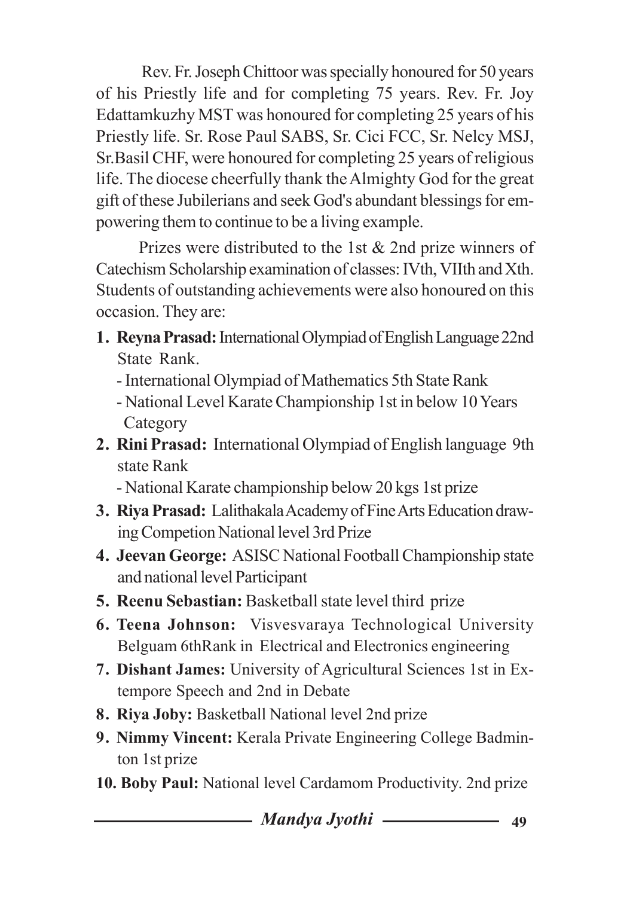Rev. Fr. Joseph Chittoor was specially honoured for 50 years of his Priestly life and for completing 75 years. Rev. Fr. Joy Edattamkuzhy MST was honoured for completing 25 years of his Priestly life. Sr. Rose Paul SABS, Sr. Cici FCC, Sr. Nelcy MSJ, Sr.Basil CHF, were honoured for completing 25 years of religious life. The diocese cheerfully thank the Almighty God for the great gift of these Jubilerians and seek God's abundant blessings for empowering them to continue to be a living example.

Prizes were distributed to the 1st & 2nd prize winners of Catechism Scholarship examination of classes: IVth, VIIth and Xth. Students of outstanding achievements were also honoured on this occasion. They are:

1. **Reyna Prasad:** International Olympiad of English Language 22nd State Rank.
   - International Olympiad of Mathematics 5th State Rank
   - National Level Karate Championship 1st in below 10 Years Category
2. **Rini Prasad:** International Olympiad of English language 9th state Rank
   - National Karate championship below 20 kgs 1st prize
3. **Riya Prasad:** Lalithakala Academy of Fine Arts Education drawing Competion National level 3rd Prize
4. **Jeevan George:** ASISC National Football Championship state and national level Participant
5. **Reenu Sebastian:** Basketball state level third prize
6. **Teena Johnson:** Visvesvaraya Technological University Belguam 6thRank in Electrical and Electronics engineering
7. **Dishant James:** University of Agricultural Sciences 1st in Extempore Speech and 2nd in Debate
8. **Riya Joby:** Basketball National level 2nd prize
9. **Nimmy Vincent:** Kerala Private Engineering College Badminton 1st prize
10. **Boby Paul:** National level Cardamom Productivity. 2nd prize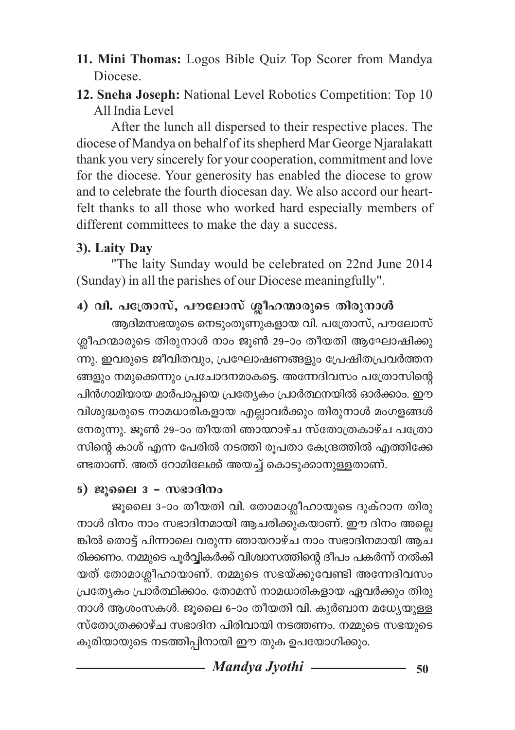**11. Mini Thomas:** Logos Bible Quiz Top Scorer from Mandya Diocese.

**12. Sneha Joseph:** National Level Robotics Competition: Top 10 All India Level

After the lunch all dispersed to their respective places. The diocese of Mandya on behalf of its shepherd Mar George Njaralakatt thank you very sincerely for your cooperation, commitment and love for the diocese. Your generosity has enabled the diocese to grow and to celebrate the fourth diocesan day. We also accord our heartfelt thanks to all those who worked hard especially members of different committees to make the day a success.

### 3). Laity Day

"The laity Sunday would be celebrated on 22nd June 2014 (Sunday) in all the parishes of our Diocese meaningfully".

### 4) വി. പത്രോസ്, പൗലോസ് ശ്ലീഹന്മാരുടെ തിരുനാൾ

ആദിമസഭയുടെ നെടുംതൂണുകളായ വി. പത്രോസ്, പൗലോസ് ശ്ലീഹന്മാരുടെ തിരുനാൾ നാം ജൂൺ 29-ാം തീയതി ആഘോഷിക്കുന്നു. ഇവരുടെ ജീവിതവും, പ്രഘോഷണങ്ങളും പ്രേഷിതപ്രവർത്തനങ്ങളും നമുക്കെന്നും പ്രചോദനമാകട്ടെ. അന്നേദിവസം പത്രോസിന്റെ പിൻഗാമിയായ മാർപാപ്പയെ പ്രത്യേകം പ്രാർത്ഥനയിൽ ഓർക്കാം. ഈ വിശുദ്ധരുടെ നാമധാരികളായ എല്ലാവർക്കും തിരുനാൾ മംഗളങ്ങൾ നേരുന്നു. ജൂൺ 29-ാം തീയതി ഞായറാഴ്ച സ്തോത്രകാഴ്ച പത്രോസിന്റെ കാശ് എന്ന പേരിൽ നടത്തി രൂപതാ കേന്ദ്രത്തിൽ എത്തിക്കേണ്ടതാണ്. അത് റോമിലേക്ക് അയച്ച് കൊടുക്കാനുള്ളതാണ്.

### 5) ജൂലൈ 3 - സഭാദിനം

ജൂലൈ 3-ാം തീയതി വി. തോമാശ്ലീഹായുടെ ദുക്റാന തിരുനാൾ ദിനം നാം സഭാദിനമായി ആചരിക്കുകയാണ്. ഈ ദിനം അല്ലെങ്കിൽ തൊട്ട് പിന്നാലെ വരുന്ന ഞായറാഴ്ച നാം സഭാദിനമായി ആചരിക്കണം. നമ്മുടെ പൂർവ്വികർക്ക് വിശ്വാസത്തിന്റെ ദീപം പകർന്ന് നൽകിയത് തോമാശ്ലീഹായാണ്. നമ്മുടെ സഭയ്ക്കുവേണ്ടി അന്നേദിവസം പ്രത്യേകം പ്രാർത്ഥിക്കാം. തോമസ് നാമധാരികളായ ഏവർക്കും തിരുനാൾ ആശംസകൾ. ജൂലൈ 6-ാം തീയതി വി. കുർബാന മധ്യേയുള്ള സ്തോത്രക്കാഴ്ച സഭാദിന പിരിവായി നടത്തണം. നമ്മുടെ സഭയുടെ കൂരിയായുടെ നടത്തിപ്പിനായി ഈ തുക ഉപയോഗിക്കും.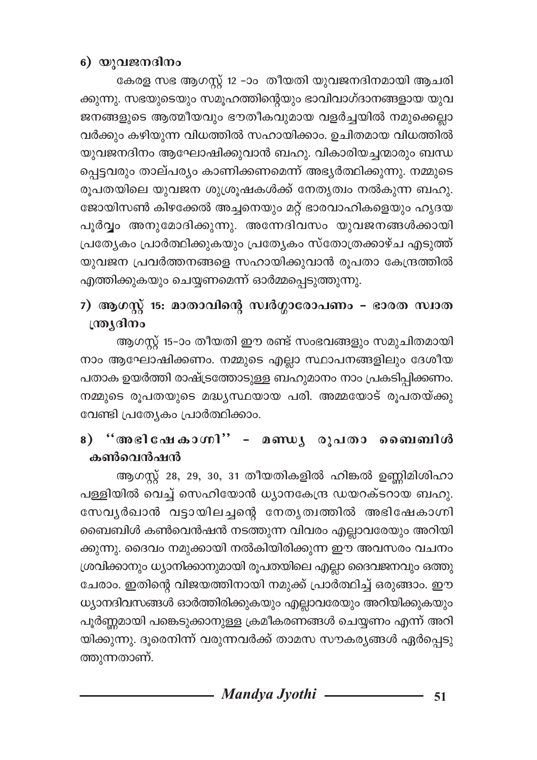### 6) യുവജനദിനം

കേരള സഭ ആഗസ്റ്റ് 12 –ാം തീയതി യുവജനദിനമായി ആചരിക്കുന്നു. സഭയുടെയും സമൂഹത്തിന്റെയും ഭാവിവാഗ്ദാനങ്ങളായ യുവജനങ്ങളുടെ ആത്മീയവും ഭൗതീകവുമായ വളർച്ചയിൽ നമുക്കെല്ലാവർക്കും കഴിയുന്ന വിധത്തിൽ സഹായിക്കാം. ഉചിതമായ വിധത്തിൽ യുവജനദിനം ആഘോഷിക്കുവാൻ ബഹു. വികാരിയച്ചന്മാരും ബന്ധപ്പെട്ടവരും താല്പര്യം കാണിക്കണമെന്ന് അഭ്യർത്ഥിക്കുന്നു. നമ്മുടെ രൂപതയിലെ യുവജന ശുശ്രൂഷകൾക്ക് നേതൃത്വം നൽകുന്ന ബഹു. ജോയിസൺ കിഴക്കേൽ അച്ചനെയും മറ്റ് ഭാരവാഹികളെയും ഹൃദയപൂർവ്വം അനുമോദിക്കുന്നു. അന്നേദിവസം യുവജനങ്ങൾക്കായി പ്രത്യേകം പ്രാർത്ഥിക്കുകയും പ്രത്യേകം സ്തോത്രക്കാഴ്ച എടുത്ത് യുവജന പ്രവർത്തനങ്ങളെ സഹായിക്കുവാൻ രൂപതാ കേന്ദ്രത്തിൽ എത്തിക്കുകയും ചെയ്യണമെന്ന് ഓർമ്മപ്പെടുത്തുന്നു.

### 7) ആഗസ്റ്റ് 15: മാതാവിന്റെ സ്വർഗ്ഗാരോപണം – ഭാരത സ്വാതന്ത്ര്യദിനം

ആഗസ്റ്റ് 15–ാം തീയതി ഈ രണ്ട് സംഭവങ്ങളും സമുചിതമായി നാം ആഘോഷിക്കണം. നമ്മുടെ എല്ലാ സ്ഥാപനങ്ങളിലും ദേശീയ പതാക ഉയർത്തി രാഷ്ട്രത്തോടുള്ള ബഹുമാനം നാം പ്രകടിപ്പിക്കണം. നമ്മുടെ രൂപതയുടെ മദ്ധ്യസ്ഥയായ പരി. അമ്മയോട് രൂപതയ്ക്കുവേണ്ടി പ്രത്യേകം പ്രാർത്ഥിക്കാം.

### 8) ''അഭിഷേകാഗ്നി'' – മണ്ഡ്യ രൂപതാ ബൈബിൾ കൺവെൻഷൻ

ആഗസ്റ്റ് 28, 29, 30, 31 തീയതികളിൽ ഹിങ്കൽ ഉണ്ണിമിശിഹാ പള്ളിയിൽ വെച്ച് സെഹിയോൻ ധ്യാനകേന്ദ്ര ഡയറക്ടറായ ബഹു. സേവ്യർഖാൻ വട്ടായിലച്ചന്റെ നേതൃത്വത്തിൽ അഭിഷേകാഗ്നി ബൈബിൾ കൺവെൻഷൻ നടത്തുന്ന വിവരം എല്ലാവരേയും അറിയിക്കുന്നു. ദൈവം നമുക്കായി നൽകിയിരിക്കുന്ന ഈ അവസരം വചനം ശ്രവിക്കാനും ധ്യാനിക്കാനുമായി രൂപതയിലെ എല്ലാ ദൈവജനവും ഒത്തുചേരാം. ഇതിന്റെ വിജയത്തിനായി നമുക്ക് പ്രാർത്ഥിച്ച് ഒരുങ്ങാം. ഈ ധ്യാനദിവസങ്ങൾ ഓർത്തിരിക്കുകയും എല്ലാവരേയും അറിയിക്കുകയും പൂർണ്ണമായി പങ്കെടുക്കാനുള്ള ക്രമീകരണങ്ങൾ ചെയ്യണം എന്ന് അറിയിക്കുന്നു. ദൂരെനിന്ന് വരുന്നവർക്ക് താമസ സൗകര്യങ്ങൾ ഏർപ്പെടുത്തുന്നതാണ്.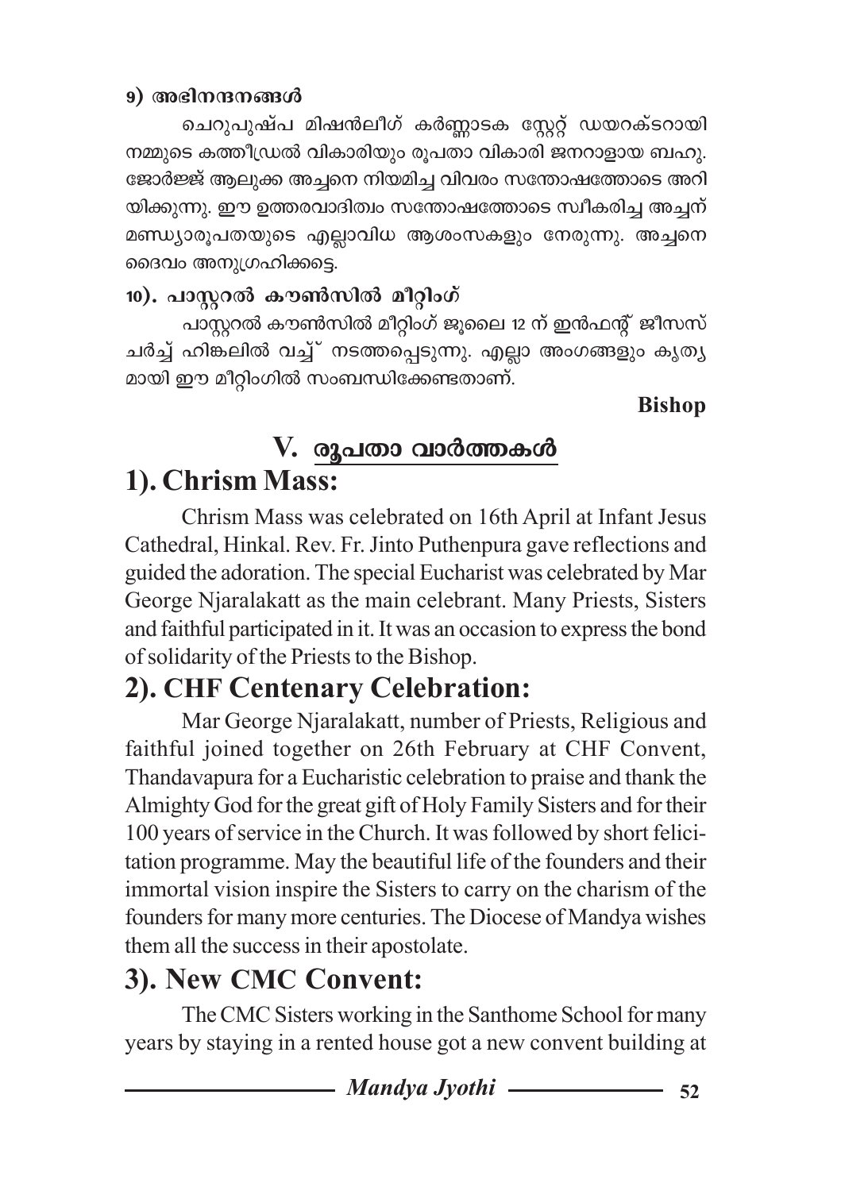**9) അഭിനന്ദനങ്ങൾ**

ചെറുപുഷ്പ മിഷൻലീഗ് കർണ്ണാടക സ്റ്റേറ്റ് ഡയറക്ടറായി നമ്മുടെ കത്തീഡ്രൽ വികാരിയും രൂപതാ വികാരി ജനറാളായ ബഹു. ജോർജ്ജ് ആലുക്ക അച്ചനെ നിയമിച്ച വിവരം സന്തോഷത്തോടെ അറിയിക്കുന്നു. ഈ ഉത്തരവാദിത്വം സന്തോഷത്തോടെ സ്വീകരിച്ച അച്ചന് മണ്ഡ്യാരൂപതയുടെ എല്ലാവിധ ആശംസകളും നേരുന്നു. അച്ചനെ ദൈവം അനുഗ്രഹിക്കട്ടെ.

**10). പാസ്റ്ററൽ കൗൺസിൽ മീറ്റിംഗ്**

പാസ്റ്ററൽ കൗൺസിൽ മീറ്റിംഗ് ജൂലൈ 12 ന് ഇൻഫന്റ് ജീസസ് ചർച്ച് ഹിങ്കലിൽ വച്ച് നടത്തപ്പെടുന്നു. എല്ലാ അംഗങ്ങളും കൃത്യമായി ഈ മീറ്റിംഗിൽ സംബന്ധിക്കേണ്ടതാണ്.

**Bishop**

# V. രൂപതാ വാർത്തകൾ

## 1). Chrism Mass:

Chrism Mass was celebrated on 16th April at Infant Jesus Cathedral, Hinkal. Rev. Fr. Jinto Puthenpura gave reflections and guided the adoration. The special Eucharist was celebrated by Mar George Njaralakatt as the main celebrant. Many Priests, Sisters and faithful participated in it. It was an occasion to express the bond of solidarity of the Priests to the Bishop.

## 2). CHF Centenary Celebration:

Mar George Njaralakatt, number of Priests, Religious and faithful joined together on 26th February at CHF Convent, Thandavapura for a Eucharistic celebration to praise and thank the Almighty God for the great gift of Holy Family Sisters and for their 100 years of service in the Church. It was followed by short felicitation programme. May the beautiful life of the founders and their immortal vision inspire the Sisters to carry on the charism of the founders for many more centuries. The Diocese of Mandya wishes them all the success in their apostolate.

## 3). New CMC Convent:

The CMC Sisters working in the Santhome School for many years by staying in a rented house got a new convent building at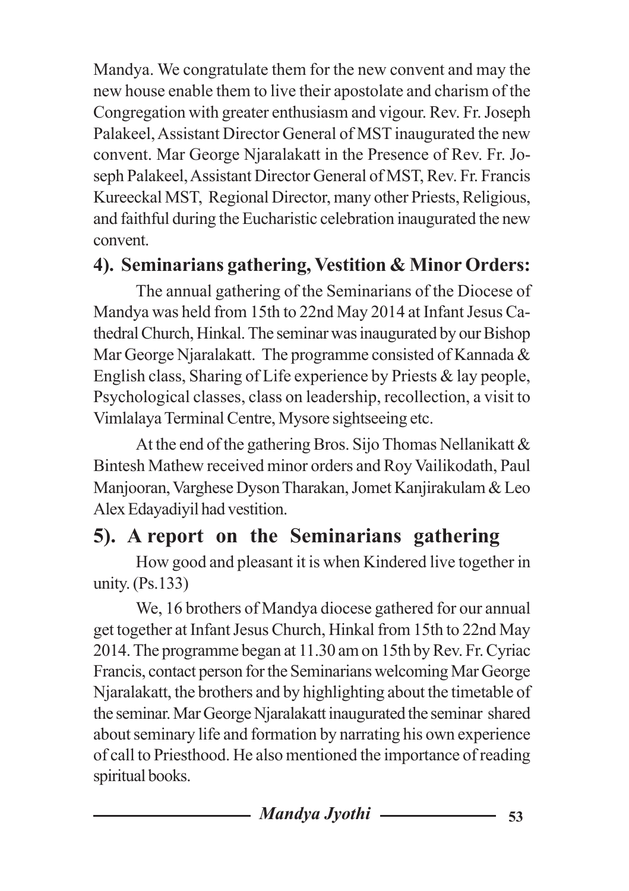Mandya. We congratulate them for the new convent and may the new house enable them to live their apostolate and charism of the Congregation with greater enthusiasm and vigour. Rev. Fr. Joseph Palakeel, Assistant Director General of MST inaugurated the new convent. Mar George Njaralakatt in the Presence of Rev. Fr. Joseph Palakeel, Assistant Director General of MST, Rev. Fr. Francis Kureeckal MST, Regional Director, many other Priests, Religious, and faithful during the Eucharistic celebration inaugurated the new convent.

### 4). Seminarians gathering, Vestition & Minor Orders:

The annual gathering of the Seminarians of the Diocese of Mandya was held from 15th to 22nd May 2014 at Infant Jesus Cathedral Church, Hinkal. The seminar was inaugurated by our Bishop Mar George Njaralakatt. The programme consisted of Kannada & English class, Sharing of Life experience by Priests & lay people, Psychological classes, class on leadership, recollection, a visit to Vimlalaya Terminal Centre, Mysore sightseeing etc.

At the end of the gathering Bros. Sijo Thomas Nellanikatt & Bintesh Mathew received minor orders and Roy Vailikodath, Paul Manjooran, Varghese Dyson Tharakan, Jomet Kanjirakulam & Leo Alex Edayadiyil had vestition.

## 5). A report on the Seminarians gathering

How good and pleasant it is when Kindered live together in unity. (Ps.133)

We, 16 brothers of Mandya diocese gathered for our annual get together at Infant Jesus Church, Hinkal from 15th to 22nd May 2014. The programme began at 11.30 am on 15th by Rev. Fr. Cyriac Francis, contact person for the Seminarians welcoming Mar George Njaralakatt, the brothers and by highlighting about the timetable of the seminar. Mar George Njaralakatt inaugurated the seminar shared about seminary life and formation by narrating his own experience of call to Priesthood. He also mentioned the importance of reading spiritual books.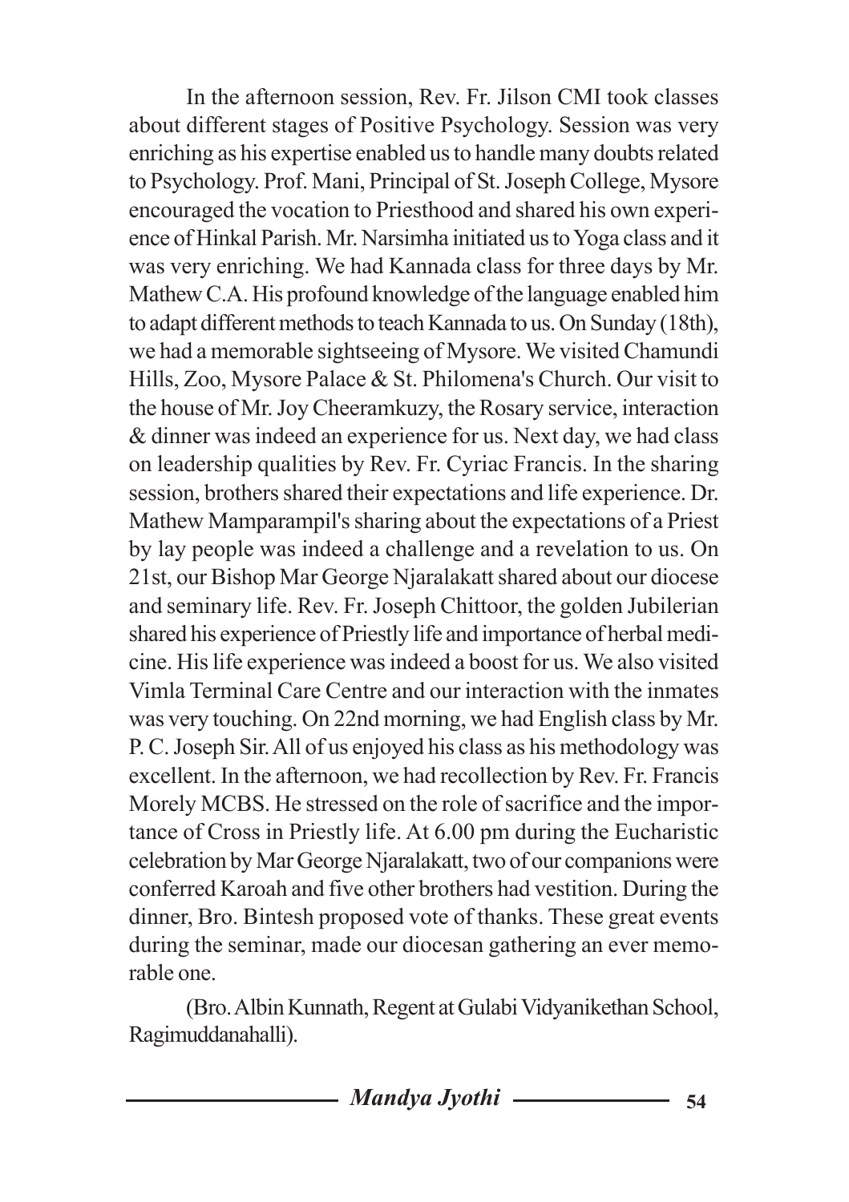In the afternoon session, Rev. Fr. Jilson CMI took classes about different stages of Positive Psychology. Session was very enriching as his expertise enabled us to handle many doubts related to Psychology. Prof. Mani, Principal of St. Joseph College, Mysore encouraged the vocation to Priesthood and shared his own experience of Hinkal Parish. Mr. Narsimha initiated us to Yoga class and it was very enriching. We had Kannada class for three days by Mr. Mathew C.A. His profound knowledge of the language enabled him to adapt different methods to teach Kannada to us. On Sunday (18th), we had a memorable sightseeing of Mysore. We visited Chamundi Hills, Zoo, Mysore Palace & St. Philomena's Church. Our visit to the house of Mr. Joy Cheeramkuzy, the Rosary service, interaction & dinner was indeed an experience for us. Next day, we had class on leadership qualities by Rev. Fr. Cyriac Francis. In the sharing session, brothers shared their expectations and life experience. Dr. Mathew Mamparampil's sharing about the expectations of a Priest by lay people was indeed a challenge and a revelation to us. On 21st, our Bishop Mar George Njaralakatt shared about our diocese and seminary life. Rev. Fr. Joseph Chittoor, the golden Jubilerian shared his experience of Priestly life and importance of herbal medicine. His life experience was indeed a boost for us. We also visited Vimla Terminal Care Centre and our interaction with the inmates was very touching. On 22nd morning, we had English class by Mr. P. C. Joseph Sir. All of us enjoyed his class as his methodology was excellent. In the afternoon, we had recollection by Rev. Fr. Francis Morely MCBS. He stressed on the role of sacrifice and the importance of Cross in Priestly life. At 6.00 pm during the Eucharistic celebration by Mar George Njaralakatt, two of our companions were conferred Karoah and five other brothers had vestition. During the dinner, Bro. Bintesh proposed vote of thanks. These great events during the seminar, made our diocesan gathering an ever memorable one.

(Bro. Albin Kunnath, Regent at Gulabi Vidyanikethan School, Ragimuddanahalli).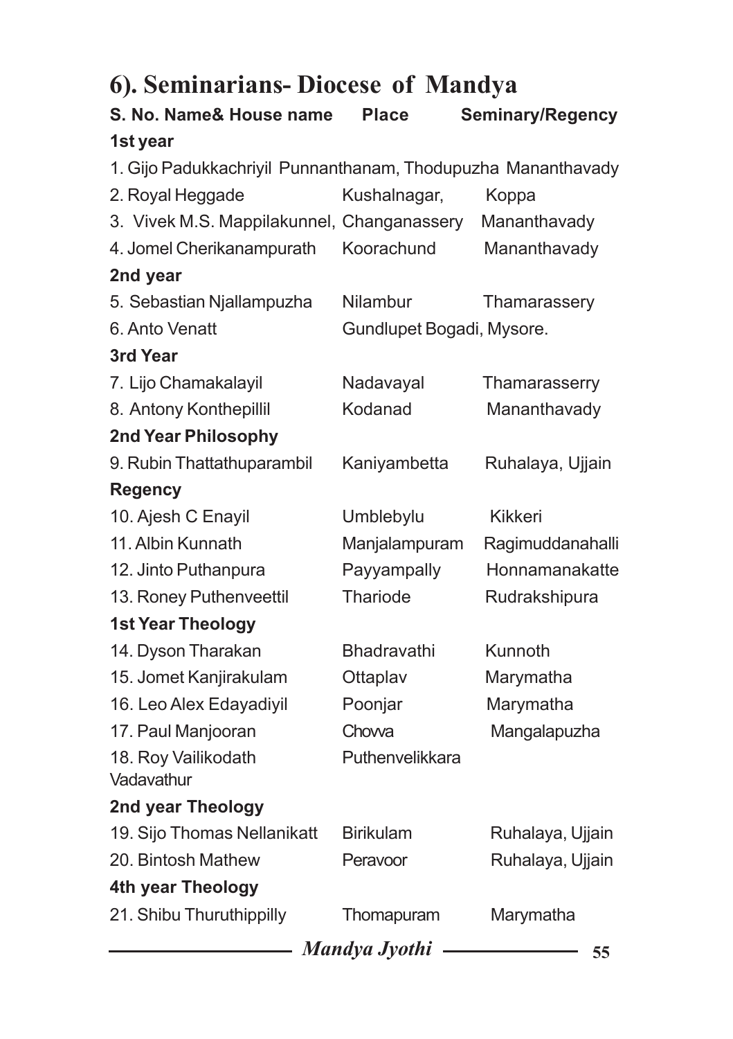## 6). Seminarians- Diocese of Mandya

| S. No. Name& House name | Place | Seminary/Regency |
|---|---|---|
| **1st year** | | |
| 1. Gijo Padukkachriyil | Punnanthanam, Thodupuzha | Mananthavady |
| 2. Royal Heggade | Kushalnagar, | Koppa |
| 3. Vivek M.S. Mappilakunnel, | Changanassery | Mananthavady |
| 4. Jomel Cherikanampurath | Koorachund | Mananthavady |
| **2nd year** | | |
| 5. Sebastian Njallampuzha | Nilambur | Thamarassery |
| 6. Anto Venatt | Gundlupet Bogadi, Mysore. | |
| **3rd Year** | | |
| 7. Lijo Chamakalayil | Nadavayal | Thamarasserry |
| 8. Antony Konthepillil | Kodanad | Mananthavady |
| **2nd Year Philosophy** | | |
| 9. Rubin Thattathuparambil | Kaniyambetta | Ruhalaya, Ujjain |
| **Regency** | | |
| 10. Ajesh C Enayil | Umblebylu | Kikkeri |
| 11. Albin Kunnath | Manjalampuram | Ragimuddanahalli |
| 12. Jinto Puthanpura | Payyampally | Honnamanakatte |
| 13. Roney Puthenveettil | Thariode | Rudrakshipura |
| **1st Year Theology** | | |
| 14. Dyson Tharakan | Bhadravathi | Kunnoth |
| 15. Jomet Kanjirakulam | Ottaplav | Marymatha |
| 16. Leo Alex Edayadiyil | Poonjar | Marymatha |
| 17. Paul Manjooran | Chowa | Mangalapuzha |
| 18. Roy Vailikodath Vadavathur | Puthenvelikkara | |
| **2nd year Theology** | | |
| 19. Sijo Thomas Nellanikatt | Birikulam | Ruhalaya, Ujjain |
| 20. Bintosh Mathew | Peravoor | Ruhalaya, Ujjain |
| **4th year Theology** | | |
| 21. Shibu Thuruthippilly | Thomapuram | Marymatha |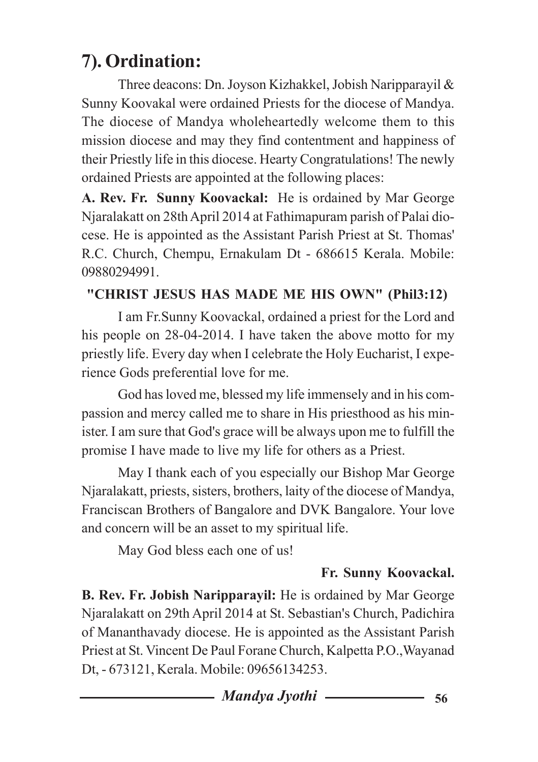# 7). Ordination:

Three deacons: Dn. Joyson Kizhakkel, Jobish Naripparayil & Sunny Koovakal were ordained Priests for the diocese of Mandya. The diocese of Mandya wholeheartedly welcome them to this mission diocese and may they find contentment and happiness of their Priestly life in this diocese. Hearty Congratulations! The newly ordained Priests are appointed at the following places:

**A. Rev. Fr. Sunny Koovackal:** He is ordained by Mar George Njaralakatt on 28th April 2014 at Fathimapuram parish of Palai diocese. He is appointed as the Assistant Parish Priest at St. Thomas' R.C. Church, Chempu, Ernakulam Dt - 686615 Kerala. Mobile: 09880294991.

**"CHRIST JESUS HAS MADE ME HIS OWN" (Phil3:12)**

I am Fr.Sunny Koovackal, ordained a priest for the Lord and his people on 28-04-2014. I have taken the above motto for my priestly life. Every day when I celebrate the Holy Eucharist, I experience Gods preferential love for me.

God has loved me, blessed my life immensely and in his compassion and mercy called me to share in His priesthood as his minister. I am sure that God's grace will be always upon me to fulfill the promise I have made to live my life for others as a Priest.

May I thank each of you especially our Bishop Mar George Njaralakatt, priests, sisters, brothers, laity of the diocese of Mandya, Franciscan Brothers of Bangalore and DVK Bangalore. Your love and concern will be an asset to my spiritual life.

May God bless each one of us!

**Fr. Sunny Koovackal.**

**B. Rev. Fr. Jobish Naripparayil:** He is ordained by Mar George Njaralakatt on 29th April 2014 at St. Sebastian's Church, Padichira of Mananthavady diocese. He is appointed as the Assistant Parish Priest at St. Vincent De Paul Forane Church, Kalpetta P.O.,Wayanad Dt, - 673121, Kerala. Mobile: 09656134253.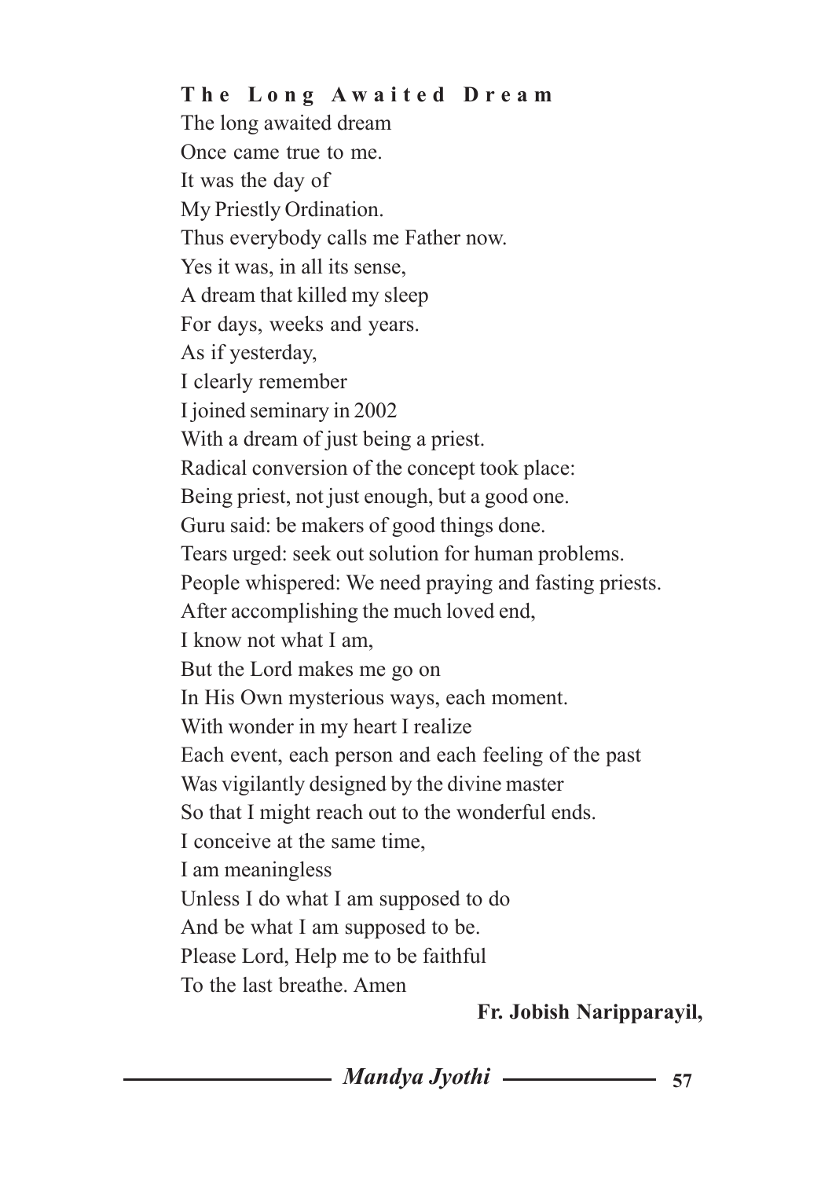### The Long Awaited Dream

The long awaited dream  
Once came true to me.  
It was the day of  
My Priestly Ordination.  
Thus everybody calls me Father now.  
Yes it was, in all its sense,  
A dream that killed my sleep  
For days, weeks and years.  
As if yesterday,  
I clearly remember  
I joined seminary in 2002  
With a dream of just being a priest.  
Radical conversion of the concept took place:  
Being priest, not just enough, but a good one.  
Guru said: be makers of good things done.  
Tears urged: seek out solution for human problems.  
People whispered: We need praying and fasting priests.  
After accomplishing the much loved end,  
I know not what I am,  
But the Lord makes me go on  
In His Own mysterious ways, each moment.  
With wonder in my heart I realize  
Each event, each person and each feeling of the past  
Was vigilantly designed by the divine master  
So that I might reach out to the wonderful ends.  
I conceive at the same time,  
I am meaningless  
Unless I do what I am supposed to do  
And be what I am supposed to be.  
Please Lord, Help me to be faithful  
To the last breathe. Amen

**Fr. Jobish Naripparayil,**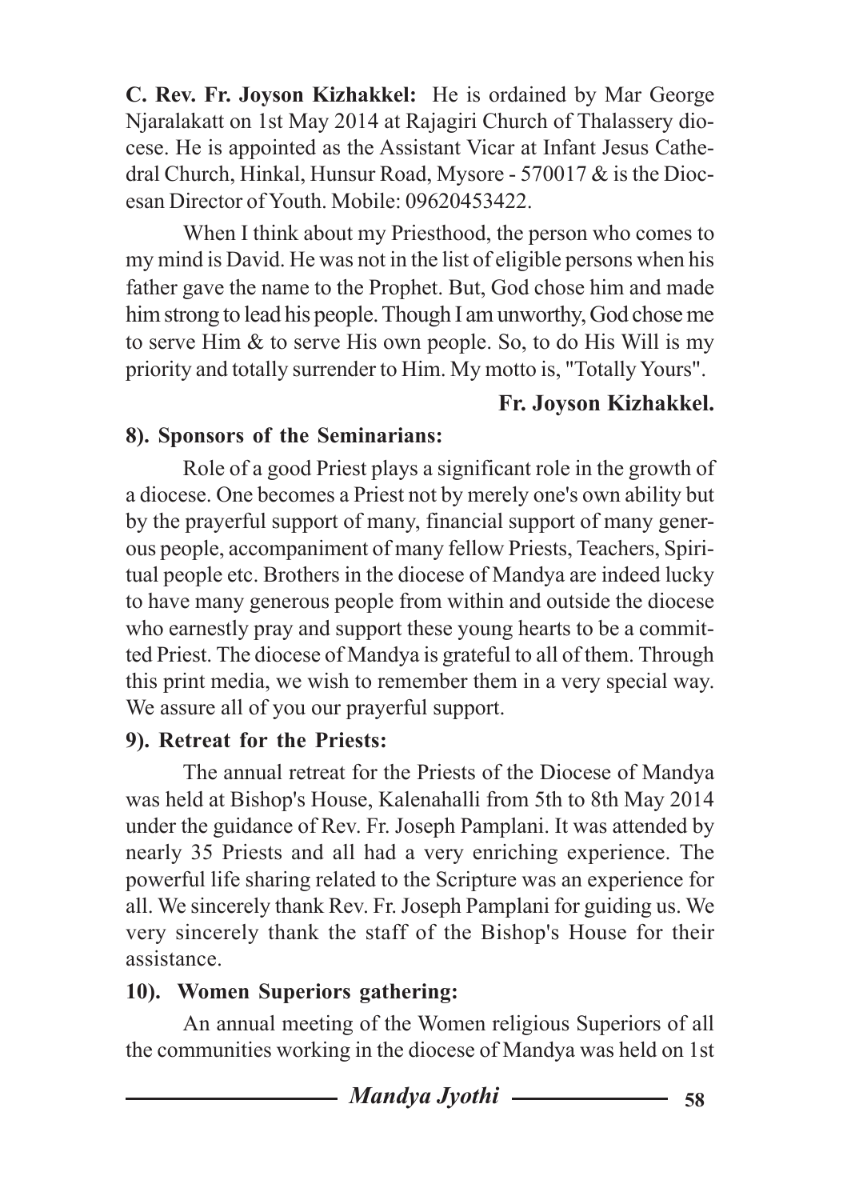**C. Rev. Fr. Joyson Kizhakkel:** He is ordained by Mar George Njaralakatt on 1st May 2014 at Rajagiri Church of Thalassery diocese. He is appointed as the Assistant Vicar at Infant Jesus Cathedral Church, Hinkal, Hunsur Road, Mysore - 570017 & is the Diocesan Director of Youth. Mobile: 09620453422.

When I think about my Priesthood, the person who comes to my mind is David. He was not in the list of eligible persons when his father gave the name to the Prophet. But, God chose him and made him strong to lead his people. Though I am unworthy, God chose me to serve Him & to serve His own people. So, to do His Will is my priority and totally surrender to Him. My motto is, "Totally Yours".

**Fr. Joyson Kizhakkel.**

**8). Sponsors of the Seminarians:**

Role of a good Priest plays a significant role in the growth of a diocese. One becomes a Priest not by merely one's own ability but by the prayerful support of many, financial support of many generous people, accompaniment of many fellow Priests, Teachers, Spiritual people etc. Brothers in the diocese of Mandya are indeed lucky to have many generous people from within and outside the diocese who earnestly pray and support these young hearts to be a committed Priest. The diocese of Mandya is grateful to all of them. Through this print media, we wish to remember them in a very special way. We assure all of you our prayerful support.

**9). Retreat for the Priests:**

The annual retreat for the Priests of the Diocese of Mandya was held at Bishop's House, Kalenahalli from 5th to 8th May 2014 under the guidance of Rev. Fr. Joseph Pamplani. It was attended by nearly 35 Priests and all had a very enriching experience. The powerful life sharing related to the Scripture was an experience for all. We sincerely thank Rev. Fr. Joseph Pamplani for guiding us. We very sincerely thank the staff of the Bishop's House for their assistance.

**10). Women Superiors gathering:**

An annual meeting of the Women religious Superiors of all the communities working in the diocese of Mandya was held on 1st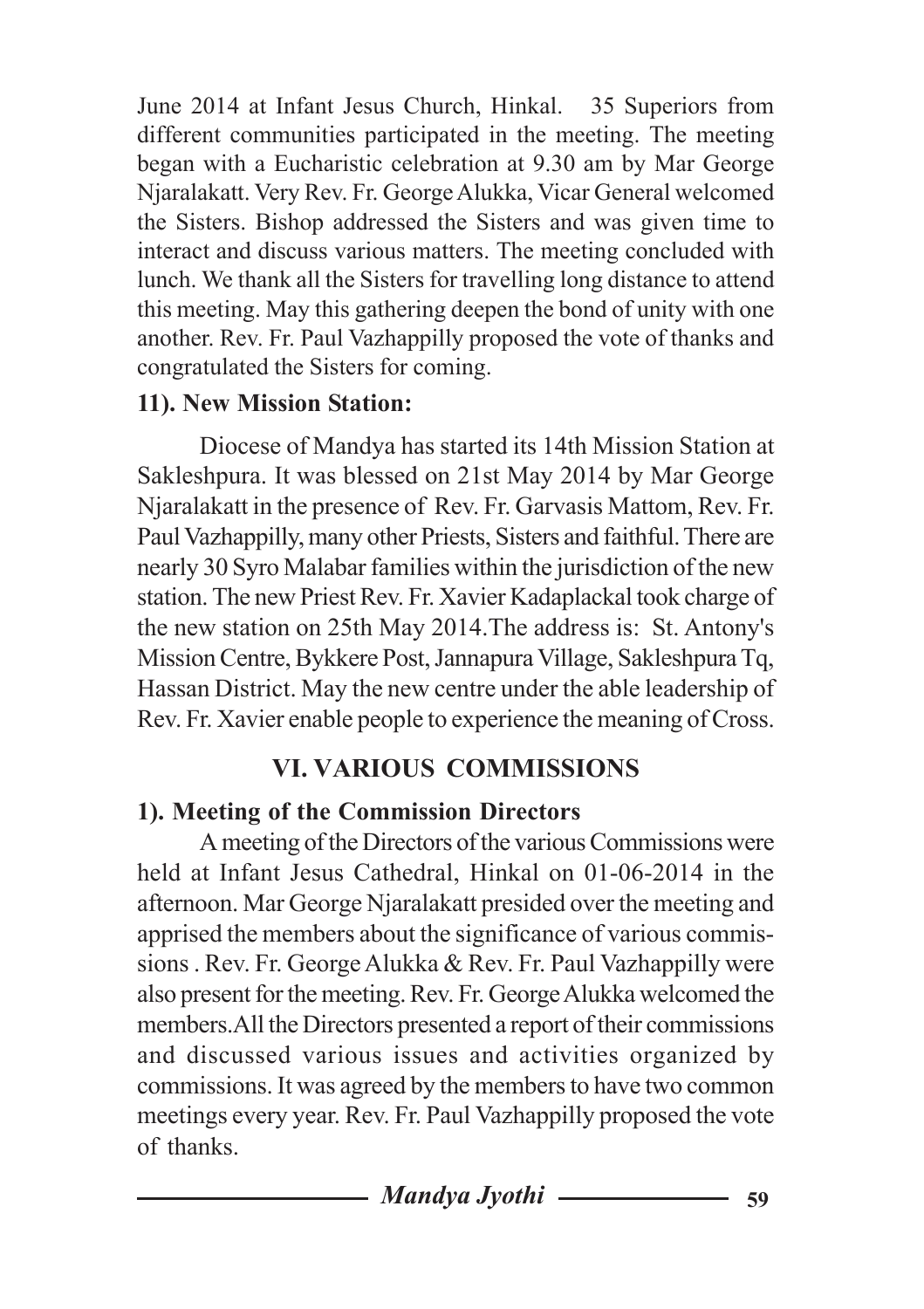June 2014 at Infant Jesus Church, Hinkal. 35 Superiors from different communities participated in the meeting. The meeting began with a Eucharistic celebration at 9.30 am by Mar George Njaralakatt. Very Rev. Fr. George Alukka, Vicar General welcomed the Sisters. Bishop addressed the Sisters and was given time to interact and discuss various matters. The meeting concluded with lunch. We thank all the Sisters for travelling long distance to attend this meeting. May this gathering deepen the bond of unity with one another. Rev. Fr. Paul Vazhappilly proposed the vote of thanks and congratulated the Sisters for coming.

**11). New Mission Station:**

Diocese of Mandya has started its 14th Mission Station at Sakleshpura. It was blessed on 21st May 2014 by Mar George Njaralakatt in the presence of Rev. Fr. Garvasis Mattom, Rev. Fr. Paul Vazhappilly, many other Priests, Sisters and faithful. There are nearly 30 Syro Malabar families within the jurisdiction of the new station. The new Priest Rev. Fr. Xavier Kadaplackal took charge of the new station on 25th May 2014.The address is: St. Antony's Mission Centre, Bykkere Post, Jannapura Village, Sakleshpura Tq, Hassan District. May the new centre under the able leadership of Rev. Fr. Xavier enable people to experience the meaning of Cross.

## VI. VARIOUS COMMISSIONS

**1). Meeting of the Commission Directors**

A meeting of the Directors of the various Commissions were held at Infant Jesus Cathedral, Hinkal on 01-06-2014 in the afternoon. Mar George Njaralakatt presided over the meeting and apprised the members about the significance of various commissions . Rev. Fr. George Alukka & Rev. Fr. Paul Vazhappilly were also present for the meeting. Rev. Fr. George Alukka welcomed the members.All the Directors presented a report of their commissions and discussed various issues and activities organized by commissions. It was agreed by the members to have two common meetings every year. Rev. Fr. Paul Vazhappilly proposed the vote of thanks.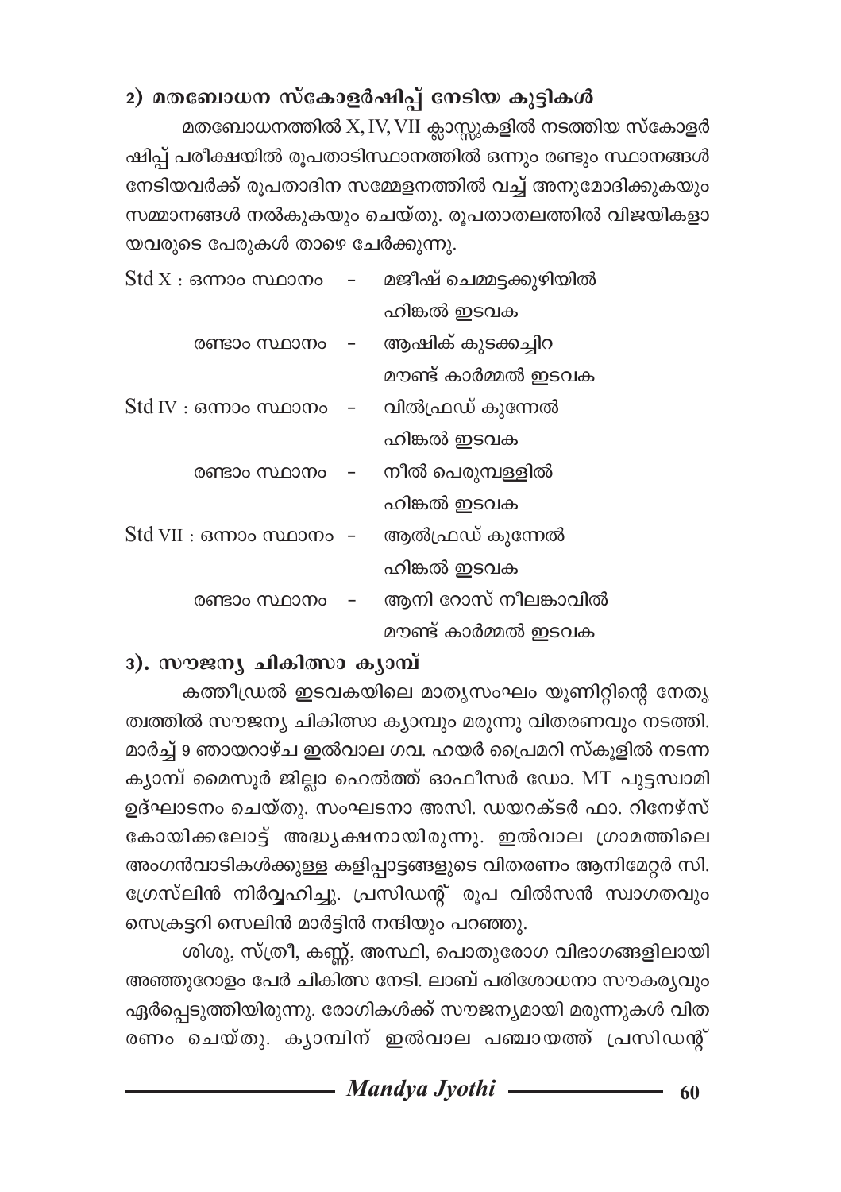### 2) മതബോധന സ്കോളർഷിപ്പ് നേടിയ കുട്ടികൾ

മതബോധനത്തിൽ X, IV, VII ക്ലാസ്സുകളിൽ നടത്തിയ സ്കോളർഷിപ്പ് പരീക്ഷയിൽ രൂപതാടിസ്ഥാനത്തിൽ ഒന്നും രണ്ടും സ്ഥാനങ്ങൾ നേടിയവർക്ക് രൂപതാദിന സമ്മേളനത്തിൽ വച്ച് അനുമോദിക്കുകയും സമ്മാനങ്ങൾ നൽകുകയും ചെയ്തു. രൂപതാതലത്തിൽ വിജയികളായവരുടെ പേരുകൾ താഴെ ചേർക്കുന്നു.

| | | |
|---|---|---|
| Std X : ഒന്നാം സ്ഥാനം | - | മജീഷ് ചെമ്മട്ടക്കുഴിയിൽ<br>ഹിങ്കൽ ഇടവക |
| രണ്ടാം സ്ഥാനം | - | ആഷിക് കുടക്കച്ചിറ<br>മൗണ്ട് കാർമ്മൽ ഇടവക |
| Std IV : ഒന്നാം സ്ഥാനം | - | വിൽഫ്രഡ് കുന്നേൽ<br>ഹിങ്കൽ ഇടവക |
| രണ്ടാം സ്ഥാനം | - | നീൽ പെരുമ്പള്ളിൽ<br>ഹിങ്കൽ ഇടവക |
| Std VII : ഒന്നാം സ്ഥാനം | - | ആൽഫ്രഡ് കുന്നേൽ<br>ഹിങ്കൽ ഇടവക |
| രണ്ടാം സ്ഥാനം | - | ആനി റോസ് നീലങ്കാവിൽ<br>മൗണ്ട് കാർമ്മൽ ഇടവക |

### 3). സൗജന്യ ചികിത്സാ ക്യാമ്പ്

കത്തീഡ്രൽ ഇടവകയിലെ മാതൃസംഘം യൂണിറ്റിന്റെ നേതൃത്വത്തിൽ സൗജന്യ ചികിത്സാ ക്യാമ്പും മരുന്നു വിതരണവും നടത്തി. മാർച്ച് 9 ഞായറാഴ്ച ഇൽവാല ഗവ. ഹയർ പ്രൈമറി സ്കൂളിൽ നടന്ന ക്യാമ്പ് മൈസൂർ ജില്ലാ ഹെൽത്ത് ഓഫീസർ ഡോ. MT പുട്ടസ്വാമി ഉദ്ഘാടനം ചെയ്തു. സംഘടനാ അസി. ഡയറക്ടർ ഫാ. റിനേഴ്സ് കോയിക്കലോട്ട് അദ്ധ്യക്ഷനായിരുന്നു. ഇൽവാല ഗ്രാമത്തിലെ അംഗൻവാടികൾക്കുള്ള കളിപ്പാട്ടങ്ങളുടെ വിതരണം ആനിമേറ്റർ സി. ഗ്രേസ്ലിൻ നിർവ്വഹിച്ചു. പ്രസിഡന്റ് രൂപ വിൽസൻ സ്വാഗതവും സെക്രട്ടറി സെലിൻ മാർട്ടിൻ നന്ദിയും പറഞ്ഞു.

ശിശു, സ്ത്രീ, കണ്ണ്, അസ്ഥി, പൊതുരോഗ വിഭാഗങ്ങളിലായി അഞ്ഞൂറോളം പേർ ചികിത്സ നേടി. ലാബ് പരിശോധനാ സൗകര്യവും ഏർപ്പെടുത്തിയിരുന്നു. രോഗികൾക്ക് സൗജന്യമായി മരുന്നുകൾ വിതരണം ചെയ്തു. ക്യാമ്പിന് ഇൽവാല പഞ്ചായത്ത് പ്രസിഡന്റ്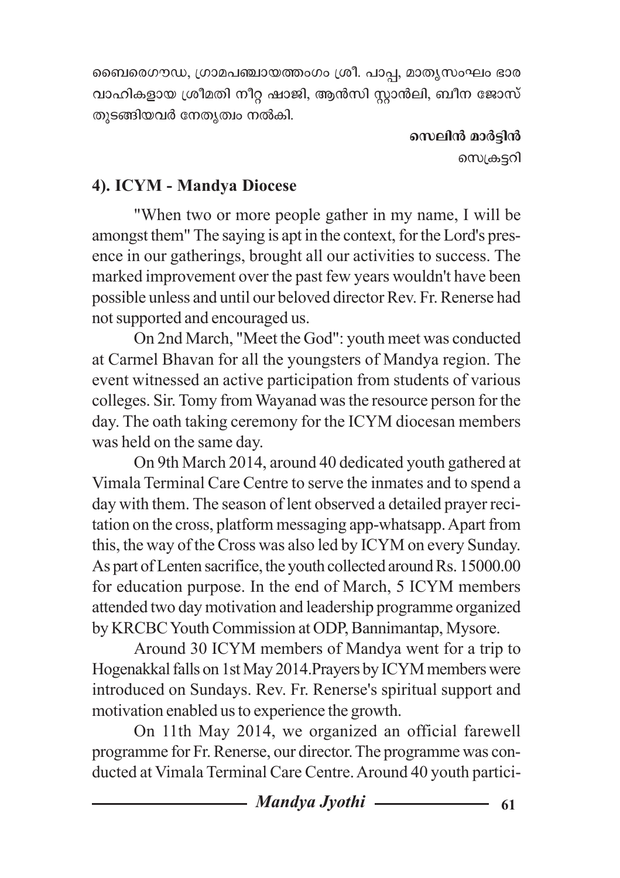ബൈരെഗൗഡ, ഗ്രാമപഞ്ചായത്തംഗം ശ്രീ. പാപ്പ, മാതൃസംഘം ഭാര വാഹികളായ ശ്രീമതി നീറ്റ ഷാജി, ആൻസി സ്റ്റാൻലി, ബീന ജോസ് തുടങ്ങിയവർ നേതൃത്വം നൽകി.

**സെലിൻ മാർട്ടിൻ**

സെക്രട്ടറി

### 4). ICYM - Mandya Diocese

"When two or more people gather in my name, I will be amongst them" The saying is apt in the context, for the Lord's presence in our gatherings, brought all our activities to success. The marked improvement over the past few years wouldn't have been possible unless and until our beloved director Rev. Fr. Renerse had not supported and encouraged us.

On 2nd March, "Meet the God": youth meet was conducted at Carmel Bhavan for all the youngsters of Mandya region. The event witnessed an active participation from students of various colleges. Sir. Tomy from Wayanad was the resource person for the day. The oath taking ceremony for the ICYM diocesan members was held on the same day.

On 9th March 2014, around 40 dedicated youth gathered at Vimala Terminal Care Centre to serve the inmates and to spend a day with them. The season of lent observed a detailed prayer recitation on the cross, platform messaging app-whatsapp. Apart from this, the way of the Cross was also led by ICYM on every Sunday. As part of Lenten sacrifice, the youth collected around Rs. 15000.00 for education purpose. In the end of March, 5 ICYM members attended two day motivation and leadership programme organized by KRCBC Youth Commission at ODP, Bannimantap, Mysore.

Around 30 ICYM members of Mandya went for a trip to Hogenakkal falls on 1st May 2014.Prayers by ICYM members were introduced on Sundays. Rev. Fr. Renerse's spiritual support and motivation enabled us to experience the growth.

On 11th May 2014, we organized an official farewell programme for Fr. Renerse, our director. The programme was conducted at Vimala Terminal Care Centre. Around 40 youth partici-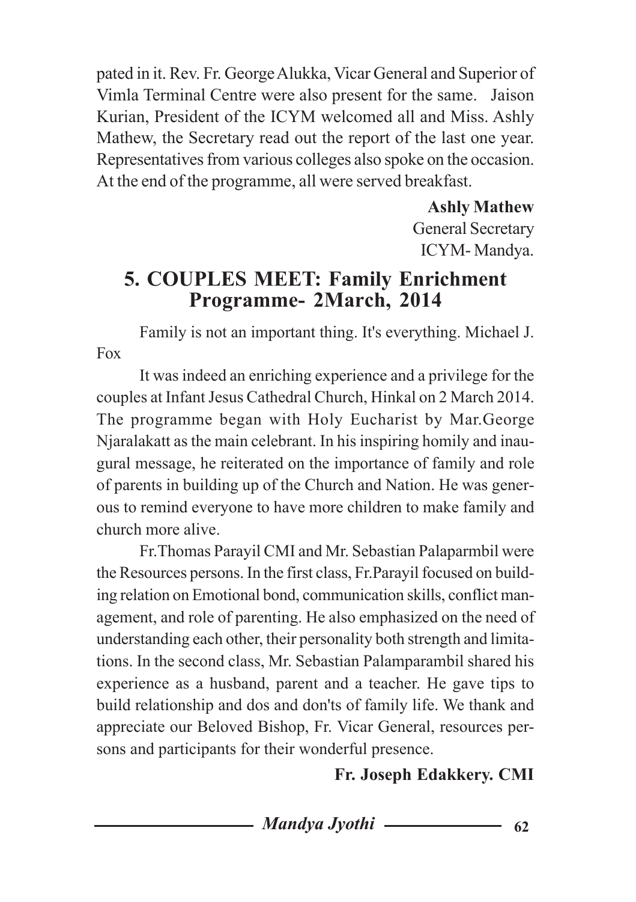pated in it. Rev. Fr. George Alukka, Vicar General and Superior of Vimla Terminal Centre were also present for the same. Jaison Kurian, President of the ICYM welcomed all and Miss. Ashly Mathew, the Secretary read out the report of the last one year. Representatives from various colleges also spoke on the occasion. At the end of the programme, all were served breakfast.

**Ashly Mathew**
General Secretary
ICYM- Mandya.

## 5. COUPLES MEET: Family Enrichment Programme- 2March, 2014

Family is not an important thing. It's everything. Michael J. Fox

It was indeed an enriching experience and a privilege for the couples at Infant Jesus Cathedral Church, Hinkal on 2 March 2014. The programme began with Holy Eucharist by Mar.George Njaralakatt as the main celebrant. In his inspiring homily and inaugural message, he reiterated on the importance of family and role of parents in building up of the Church and Nation. He was generous to remind everyone to have more children to make family and church more alive.

Fr.Thomas Parayil CMI and Mr. Sebastian Palaparmbil were the Resources persons. In the first class, Fr.Parayil focused on building relation on Emotional bond, communication skills, conflict management, and role of parenting. He also emphasized on the need of understanding each other, their personality both strength and limitations. In the second class, Mr. Sebastian Palamparambil shared his experience as a husband, parent and a teacher. He gave tips to build relationship and dos and don'ts of family life. We thank and appreciate our Beloved Bishop, Fr. Vicar General, resources persons and participants for their wonderful presence.

**Fr. Joseph Edakkery. CMI**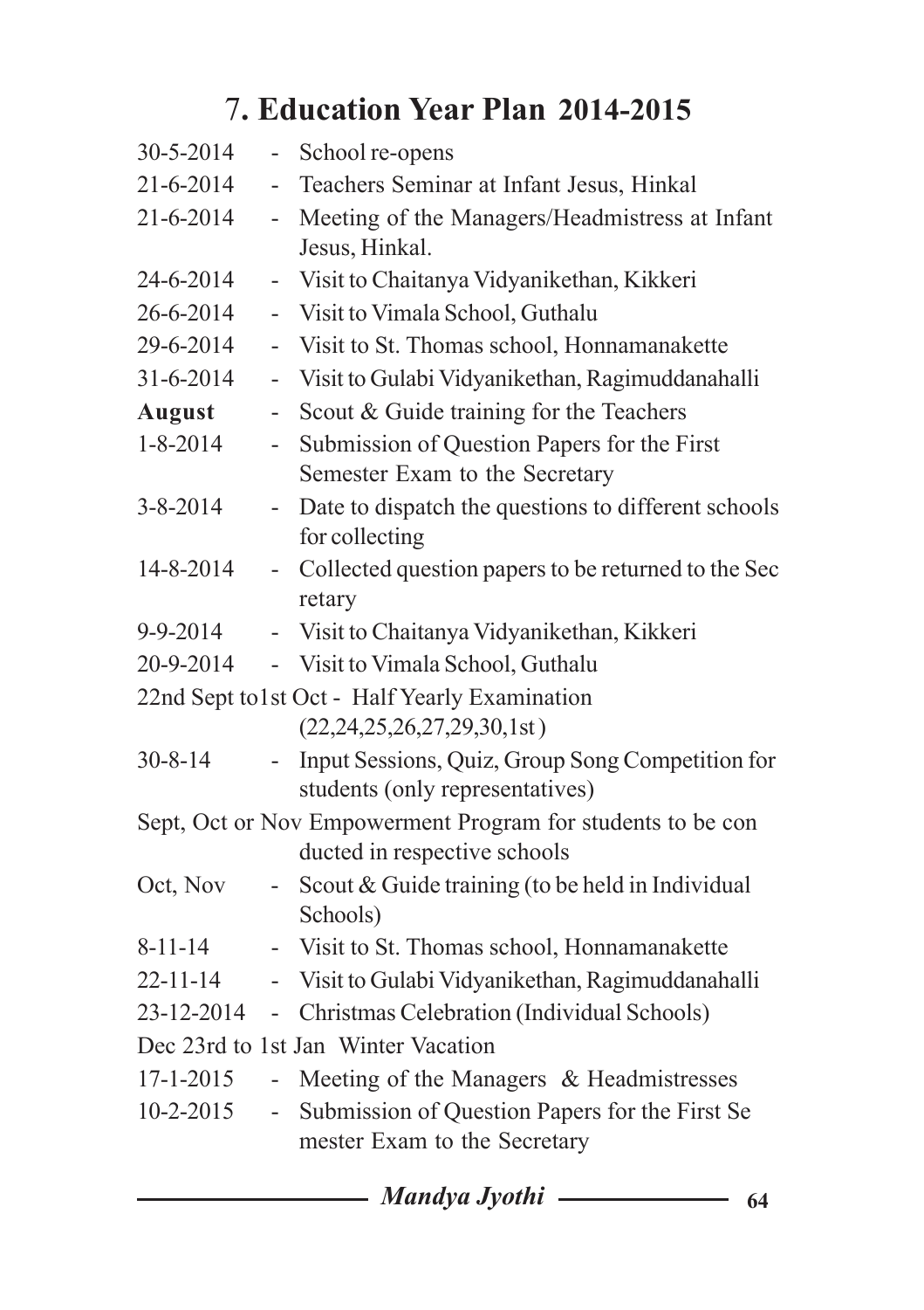# 7. Education Year Plan 2014-2015

| | | |
|---|---|---|
| 30-5-2014 | - | School re-opens |
| 21-6-2014 | - | Teachers Seminar at Infant Jesus, Hinkal |
| 21-6-2014 | - | Meeting of the Managers/Headmistress at Infant Jesus, Hinkal. |
| 24-6-2014 | - | Visit to Chaitanya Vidyanikethan, Kikkeri |
| 26-6-2014 | - | Visit to Vimala School, Guthalu |
| 29-6-2014 | - | Visit to St. Thomas school, Honnamanakette |
| 31-6-2014 | - | Visit to Gulabi Vidyanikethan, Ragimuddanahalli |
| **August** | - | Scout & Guide training for the Teachers |
| 1-8-2014 | - | Submission of Question Papers for the First Semester Exam to the Secretary |
| 3-8-2014 | - | Date to dispatch the questions to different schools for collecting |
| 14-8-2014 | - | Collected question papers to be returned to the Sec retary |
| 9-9-2014 | - | Visit to Chaitanya Vidyanikethan, Kikkeri |
| 20-9-2014 | - | Visit to Vimala School, Guthalu |
| 22nd Sept to1st Oct | - | Half Yearly Examination (22,24,25,26,27,29,30,1st ) |
| 30-8-14 | - | Input Sessions, Quiz, Group Song Competition for students (only representatives) |
| Sept, Oct or Nov | | Empowerment Program for students to be con ducted in respective schools |
| Oct, Nov | - | Scout & Guide training (to be held in Individual Schools) |
| 8-11-14 | - | Visit to St. Thomas school, Honnamanakette |
| 22-11-14 | - | Visit to Gulabi Vidyanikethan, Ragimuddanahalli |
| 23-12-2014 | - | Christmas Celebration (Individual Schools) |
| Dec 23rd to 1st Jan | | Winter Vacation |
| 17-1-2015 | - | Meeting of the Managers & Headmistresses |
| 10-2-2015 | - | Submission of Question Papers for the First Se mester Exam to the Secretary |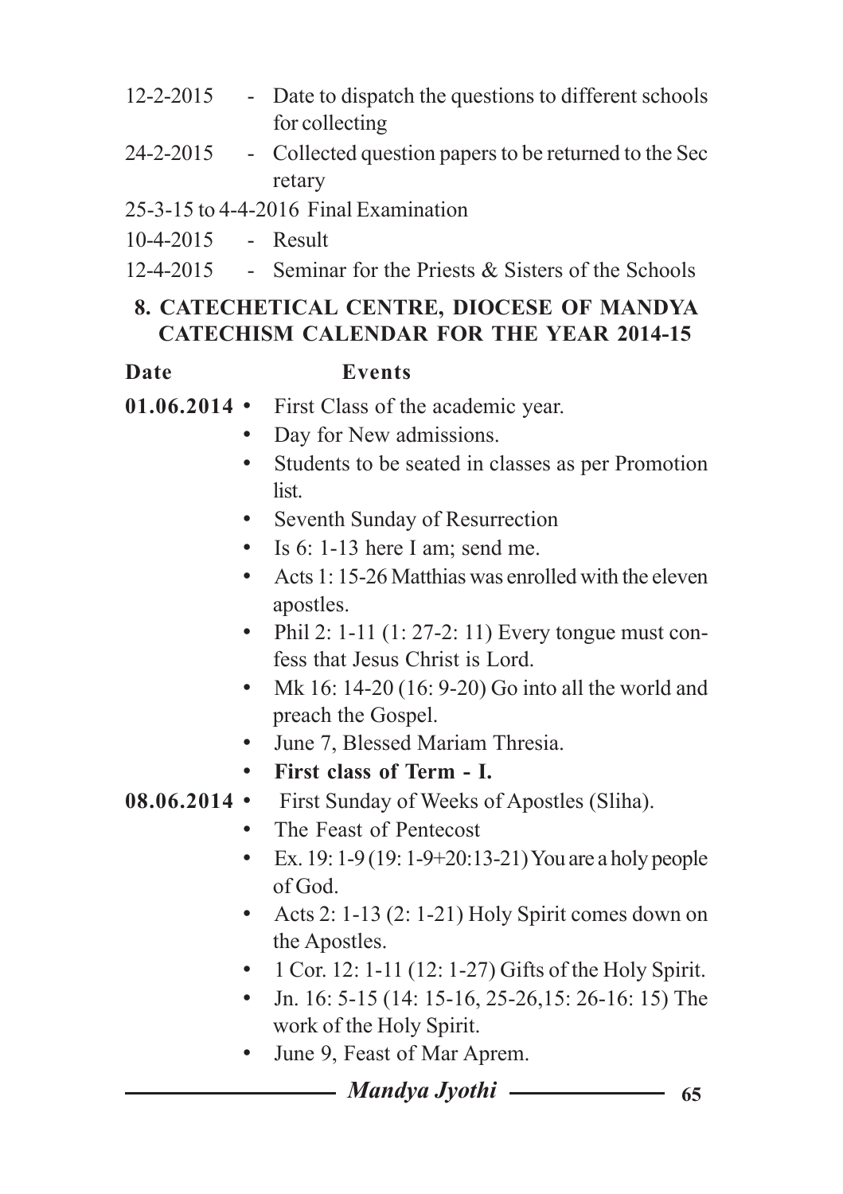12-2-2015 - Date to dispatch the questions to different schools for collecting

24-2-2015 - Collected question papers to be returned to the Sec retary

25-3-15 to 4-4-2016 Final Examination

10-4-2015 - Result

12-4-2015 - Seminar for the Priests & Sisters of the Schools

## 8. CATECHETICAL CENTRE, DIOCESE OF MANDYA CATECHISM CALENDAR FOR THE YEAR 2014-15

| Date | Events |
|---|---|
| **01.06.2014** | • First Class of the academic year.<br>• Day for New admissions.<br>• Students to be seated in classes as per Promotion list.<br>• Seventh Sunday of Resurrection<br>• Is 6: 1-13 here I am; send me.<br>• Acts 1: 15-26 Matthias was enrolled with the eleven apostles.<br>• Phil 2: 1-11 (1: 27-2: 11) Every tongue must confess that Jesus Christ is Lord.<br>• Mk 16: 14-20 (16: 9-20) Go into all the world and preach the Gospel.<br>• June 7, Blessed Mariam Thresia.<br>• **First class of Term - I.** |
| **08.06.2014** | • First Sunday of Weeks of Apostles (Sliha).<br>• The Feast of Pentecost<br>• Ex. 19: 1-9 (19: 1-9+20:13-21) You are a holy people of God.<br>• Acts 2: 1-13 (2: 1-21) Holy Spirit comes down on the Apostles.<br>• 1 Cor. 12: 1-11 (12: 1-27) Gifts of the Holy Spirit.<br>• Jn. 16: 5-15 (14: 15-16, 25-26,15: 26-16: 15) The work of the Holy Spirit.<br>• June 9, Feast of Mar Aprem. |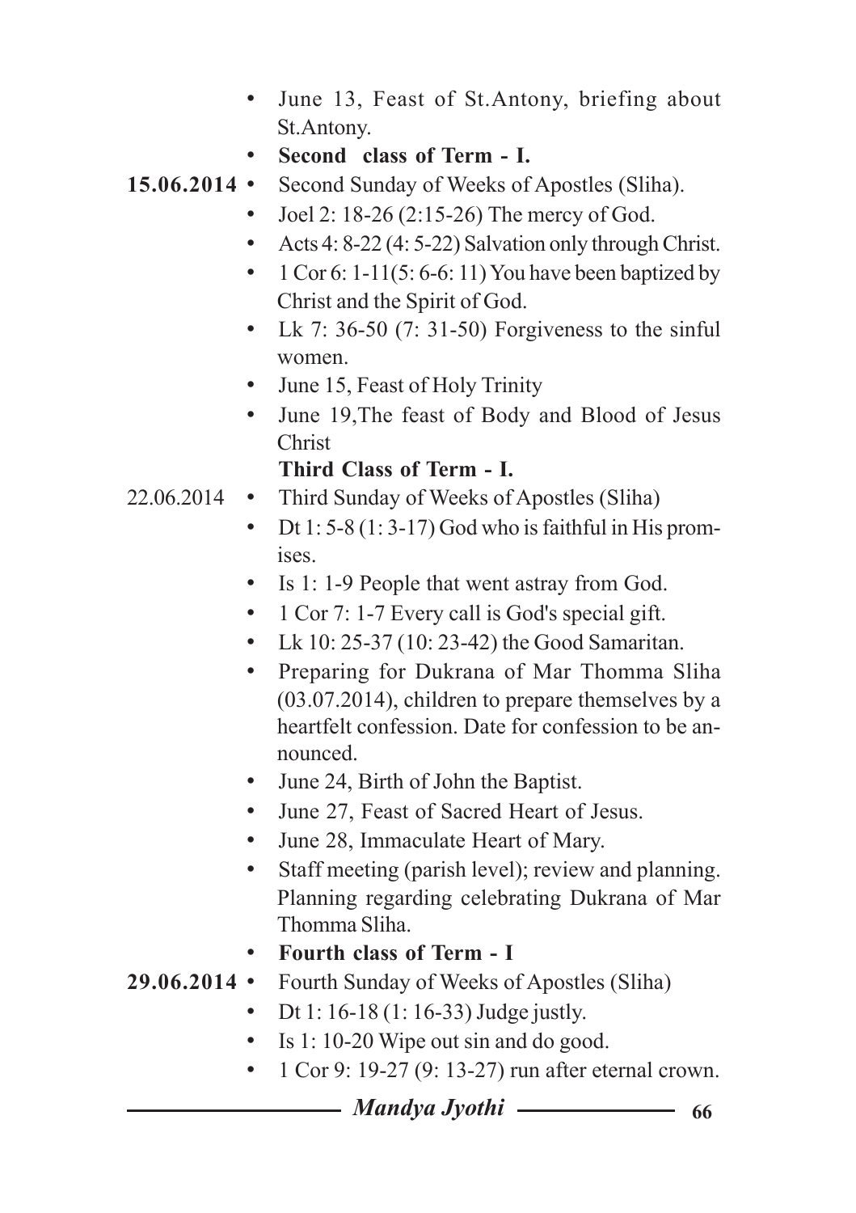- June 13, Feast of St.Antony, briefing about St.Antony.
- **Second class of Term - I.**

**15.06.2014**

- Second Sunday of Weeks of Apostles (Sliha).
- Joel 2: 18-26 (2:15-26) The mercy of God.
- Acts 4: 8-22 (4: 5-22) Salvation only through Christ.
- 1 Cor 6: 1-11(5: 6-6: 11) You have been baptized by Christ and the Spirit of God.
- Lk 7: 36-50 (7: 31-50) Forgiveness to the sinful women.
- June 15, Feast of Holy Trinity
- June 19,The feast of Body and Blood of Jesus Christ

**Third Class of Term - I.**

22.06.2014

- Third Sunday of Weeks of Apostles (Sliha)
- Dt 1: 5-8 (1: 3-17) God who is faithful in His promises.
- Is 1: 1-9 People that went astray from God.
- 1 Cor 7: 1-7 Every call is God's special gift.
- Lk 10: 25-37 (10: 23-42) the Good Samaritan.
- Preparing for Dukrana of Mar Thomma Sliha (03.07.2014), children to prepare themselves by a heartfelt confession. Date for confession to be announced.
- June 24, Birth of John the Baptist.
- June 27, Feast of Sacred Heart of Jesus.
- June 28, Immaculate Heart of Mary.
- Staff meeting (parish level); review and planning. Planning regarding celebrating Dukrana of Mar Thomma Sliha.
- **Fourth class of Term - I**

**29.06.2014**

- Fourth Sunday of Weeks of Apostles (Sliha)
- Dt 1: 16-18 (1: 16-33) Judge justly.
- Is 1: 10-20 Wipe out sin and do good.
- 1 Cor 9: 19-27 (9: 13-27) run after eternal crown.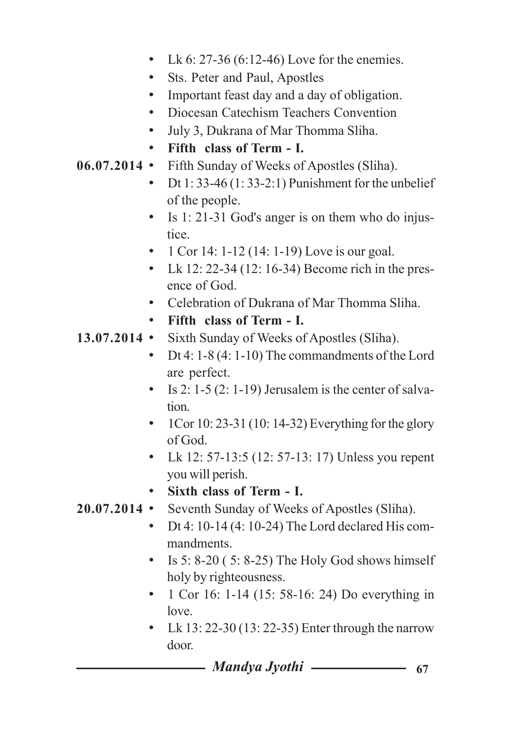- Lk 6: 27-36 (6:12-46) Love for the enemies.
- Sts. Peter and Paul, Apostles
- Important feast day and a day of obligation.
- Diocesan Catechism Teachers Convention
- July 3, Dukrana of Mar Thomma Sliha.
- **Fifth class of Term - I.**

**06.07.2014**
- Fifth Sunday of Weeks of Apostles (Sliha).
- Dt 1: 33-46 (1: 33-2:1) Punishment for the unbelief of the people.
- Is 1: 21-31 God's anger is on them who do injustice.
- 1 Cor 14: 1-12 (14: 1-19) Love is our goal.
- Lk 12: 22-34 (12: 16-34) Become rich in the presence of God.
- Celebration of Dukrana of Mar Thomma Sliha.
- **Fifth class of Term - I.**

**13.07.2014**
- Sixth Sunday of Weeks of Apostles (Sliha).
- Dt 4: 1-8 (4: 1-10) The commandments of the Lord are perfect.
- Is 2: 1-5 (2: 1-19) Jerusalem is the center of salvation.
- 1Cor 10: 23-31 (10: 14-32) Everything for the glory of God.
- Lk 12: 57-13:5 (12: 57-13: 17) Unless you repent you will perish.
- **Sixth class of Term - I.**

**20.07.2014**
- Seventh Sunday of Weeks of Apostles (Sliha).
- Dt 4: 10-14 (4: 10-24) The Lord declared His commandments.
- Is 5: 8-20 ( 5: 8-25) The Holy God shows himself holy by righteousness.
- 1 Cor 16: 1-14 (15: 58-16: 24) Do everything in love.
- Lk 13: 22-30 (13: 22-35) Enter through the narrow door.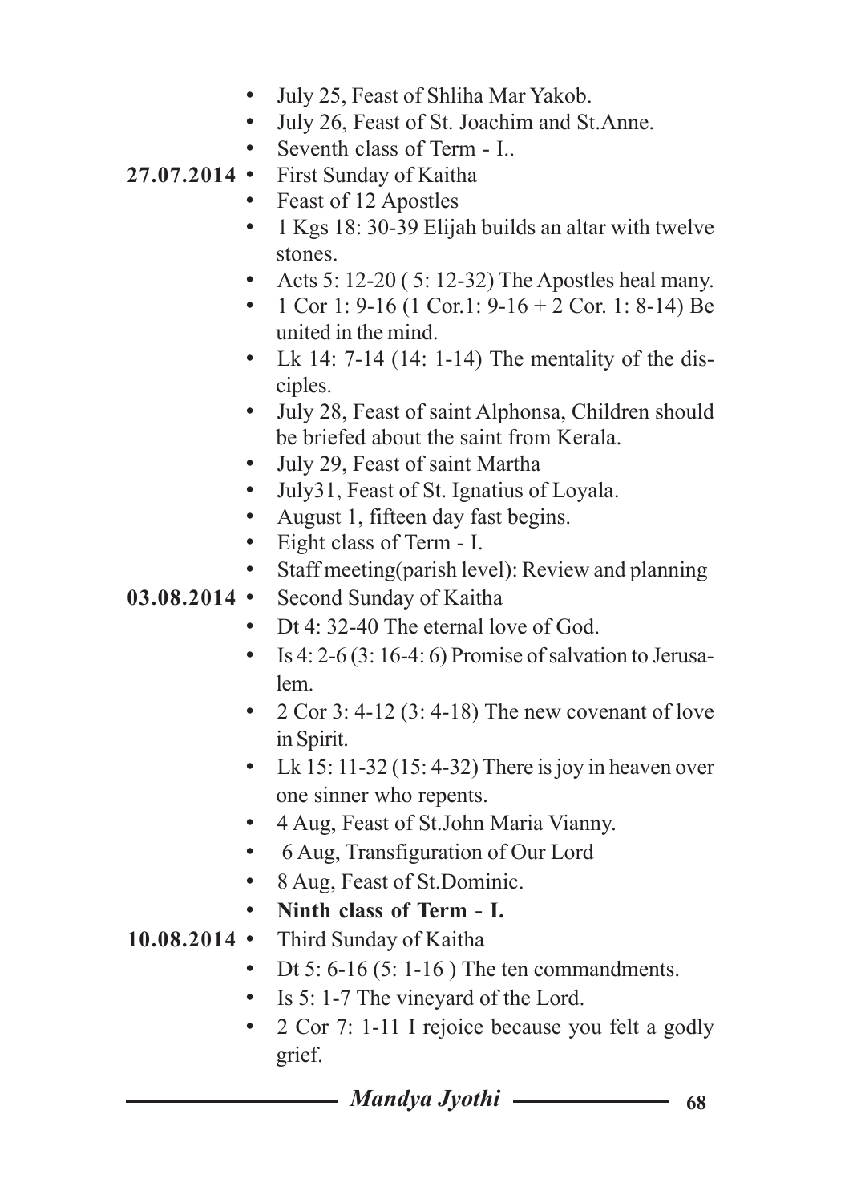- July 25, Feast of Shliha Mar Yakob.
- July 26, Feast of St. Joachim and St.Anne.
- Seventh class of Term - I..

**27.07.2014**
- First Sunday of Kaitha
- Feast of 12 Apostles
- 1 Kgs 18: 30-39 Elijah builds an altar with twelve stones.
- Acts 5: 12-20 ( 5: 12-32) The Apostles heal many.
- 1 Cor 1: 9-16 (1 Cor.1: 9-16 + 2 Cor. 1: 8-14) Be united in the mind.
- Lk 14: 7-14 (14: 1-14) The mentality of the disciples.
- July 28, Feast of saint Alphonsa, Children should be briefed about the saint from Kerala.
- July 29, Feast of saint Martha
- July31, Feast of St. Ignatius of Loyala.
- August 1, fifteen day fast begins.
- Eight class of Term - I.
- Staff meeting(parish level): Review and planning

**03.08.2014**
- Second Sunday of Kaitha
- Dt 4: 32-40 The eternal love of God.
- Is 4: 2-6 (3: 16-4: 6) Promise of salvation to Jerusalem.
- 2 Cor 3: 4-12 (3: 4-18) The new covenant of love in Spirit.
- Lk 15: 11-32 (15: 4-32) There is joy in heaven over one sinner who repents.
- 4 Aug, Feast of St.John Maria Vianny.
- 6 Aug, Transfiguration of Our Lord
- 8 Aug, Feast of St.Dominic.
- **Ninth class of Term - I.**

**10.08.2014**
- Third Sunday of Kaitha
- Dt 5: 6-16 (5: 1-16 ) The ten commandments.
- Is 5: 1-7 The vineyard of the Lord.
- 2 Cor 7: 1-11 I rejoice because you felt a godly grief.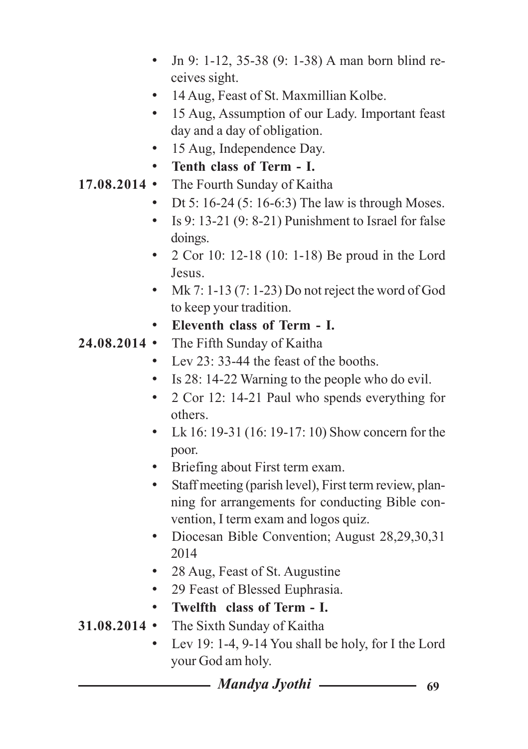- Jn 9: 1-12, 35-38 (9: 1-38) A man born blind receives sight.
- 14 Aug, Feast of St. Maxmillian Kolbe.
- 15 Aug, Assumption of our Lady. Important feast day and a day of obligation.
- 15 Aug, Independence Day.
- **Tenth class of Term - I.**

**17.08.2014**

- The Fourth Sunday of Kaitha
- Dt 5: 16-24 (5: 16-6:3) The law is through Moses.
- Is 9: 13-21 (9: 8-21) Punishment to Israel for false doings.
- 2 Cor 10: 12-18 (10: 1-18) Be proud in the Lord Jesus.
- Mk 7: 1-13 (7: 1-23) Do not reject the word of God to keep your tradition.
- **Eleventh class of Term - I.**

**24.08.2014**

- The Fifth Sunday of Kaitha
- Lev 23: 33-44 the feast of the booths.
- Is 28: 14-22 Warning to the people who do evil.
- 2 Cor 12: 14-21 Paul who spends everything for others.
- Lk 16: 19-31 (16: 19-17: 10) Show concern for the poor.
- Briefing about First term exam.
- Staff meeting (parish level), First term review, planning for arrangements for conducting Bible convention, I term exam and logos quiz.
- Diocesan Bible Convention; August 28,29,30,31 2014
- 28 Aug, Feast of St. Augustine
- 29 Feast of Blessed Euphrasia.
- **Twelfth class of Term - I.**

**31.08.2014**

- The Sixth Sunday of Kaitha
- Lev 19: 1-4, 9-14 You shall be holy, for I the Lord your God am holy.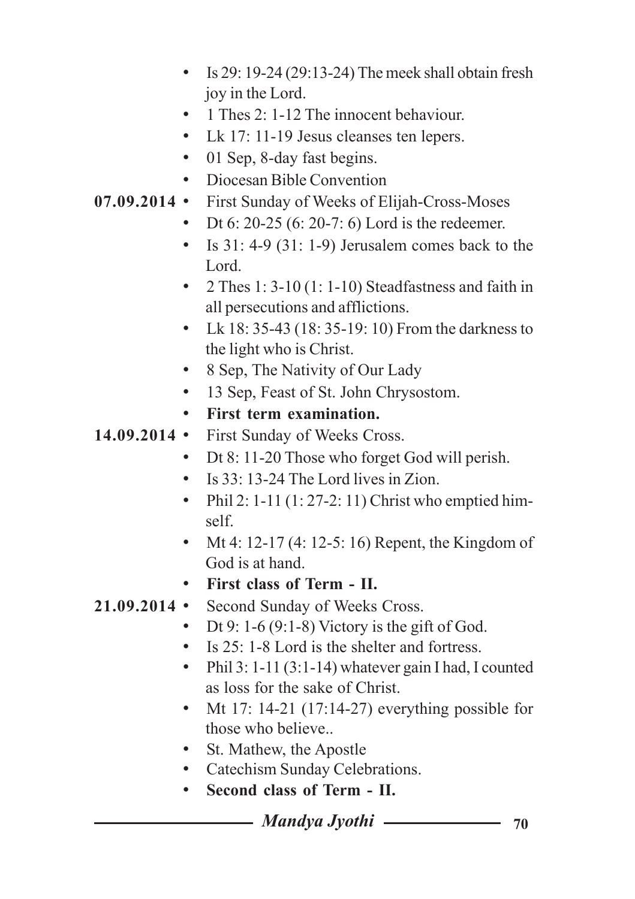- Is 29: 19-24 (29:13-24) The meek shall obtain fresh joy in the Lord.
- 1 Thes 2: 1-12 The innocent behaviour.
- Lk 17: 11-19 Jesus cleanses ten lepers.
- 01 Sep, 8-day fast begins.
- Diocesan Bible Convention

**07.09.2014**

- First Sunday of Weeks of Elijah-Cross-Moses
- Dt 6: 20-25 (6: 20-7: 6) Lord is the redeemer.
- Is 31: 4-9 (31: 1-9) Jerusalem comes back to the Lord.
- 2 Thes 1: 3-10 (1: 1-10) Steadfastness and faith in all persecutions and afflictions.
- Lk 18: 35-43 (18: 35-19: 10) From the darkness to the light who is Christ.
- 8 Sep, The Nativity of Our Lady
- 13 Sep, Feast of St. John Chrysostom.
- **First term examination.**

**14.09.2014**

- First Sunday of Weeks Cross.
- Dt 8: 11-20 Those who forget God will perish.
- Is 33: 13-24 The Lord lives in Zion.
- Phil 2: 1-11 (1: 27-2: 11) Christ who emptied himself.
- Mt 4: 12-17 (4: 12-5: 16) Repent, the Kingdom of God is at hand.
- **First class of Term - II.**

**21.09.2014**

- Second Sunday of Weeks Cross.
- Dt 9: 1-6 (9:1-8) Victory is the gift of God.
- Is 25: 1-8 Lord is the shelter and fortress.
- Phil 3: 1-11 (3:1-14) whatever gain I had, I counted as loss for the sake of Christ.
- Mt 17: 14-21 (17:14-27) everything possible for those who believe..
- St. Mathew, the Apostle
- Catechism Sunday Celebrations.
- **Second class of Term - II.**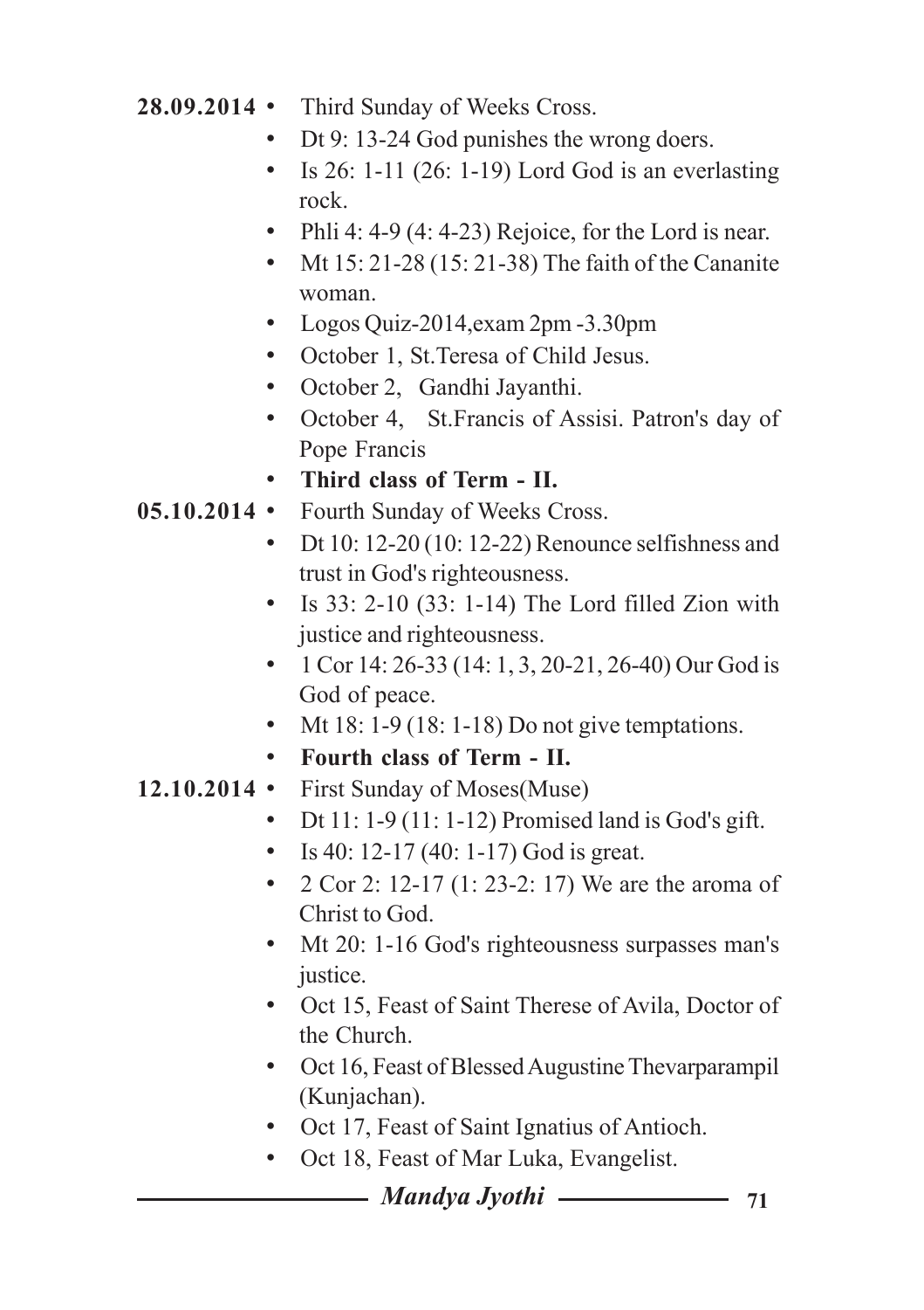**28.09.2014**
- Third Sunday of Weeks Cross.
- Dt 9: 13-24 God punishes the wrong doers.
- Is 26: 1-11 (26: 1-19) Lord God is an everlasting rock.
- Phli 4: 4-9 (4: 4-23) Rejoice, for the Lord is near.
- Mt 15: 21-28 (15: 21-38) The faith of the Cananite woman.
- Logos Quiz-2014,exam 2pm -3.30pm
- October 1, St.Teresa of Child Jesus.
- October 2, Gandhi Jayanthi.
- October 4, St.Francis of Assisi. Patron's day of Pope Francis
- **Third class of Term - II.**

**05.10.2014**
- Fourth Sunday of Weeks Cross.
- Dt 10: 12-20 (10: 12-22) Renounce selfishness and trust in God's righteousness.
- Is 33: 2-10 (33: 1-14) The Lord filled Zion with justice and righteousness.
- 1 Cor 14: 26-33 (14: 1, 3, 20-21, 26-40) Our God is God of peace.
- Mt 18: 1-9 (18: 1-18) Do not give temptations.
- **Fourth class of Term - II.**

**12.10.2014**
- First Sunday of Moses(Muse)
- Dt 11: 1-9 (11: 1-12) Promised land is God's gift.
- Is 40: 12-17 (40: 1-17) God is great.
- 2 Cor 2: 12-17 (1: 23-2: 17) We are the aroma of Christ to God.
- Mt 20: 1-16 God's righteousness surpasses man's justice.
- Oct 15, Feast of Saint Therese of Avila, Doctor of the Church.
- Oct 16, Feast of Blessed Augustine Thevarparampil (Kunjachan).
- Oct 17, Feast of Saint Ignatius of Antioch.
- Oct 18, Feast of Mar Luka, Evangelist.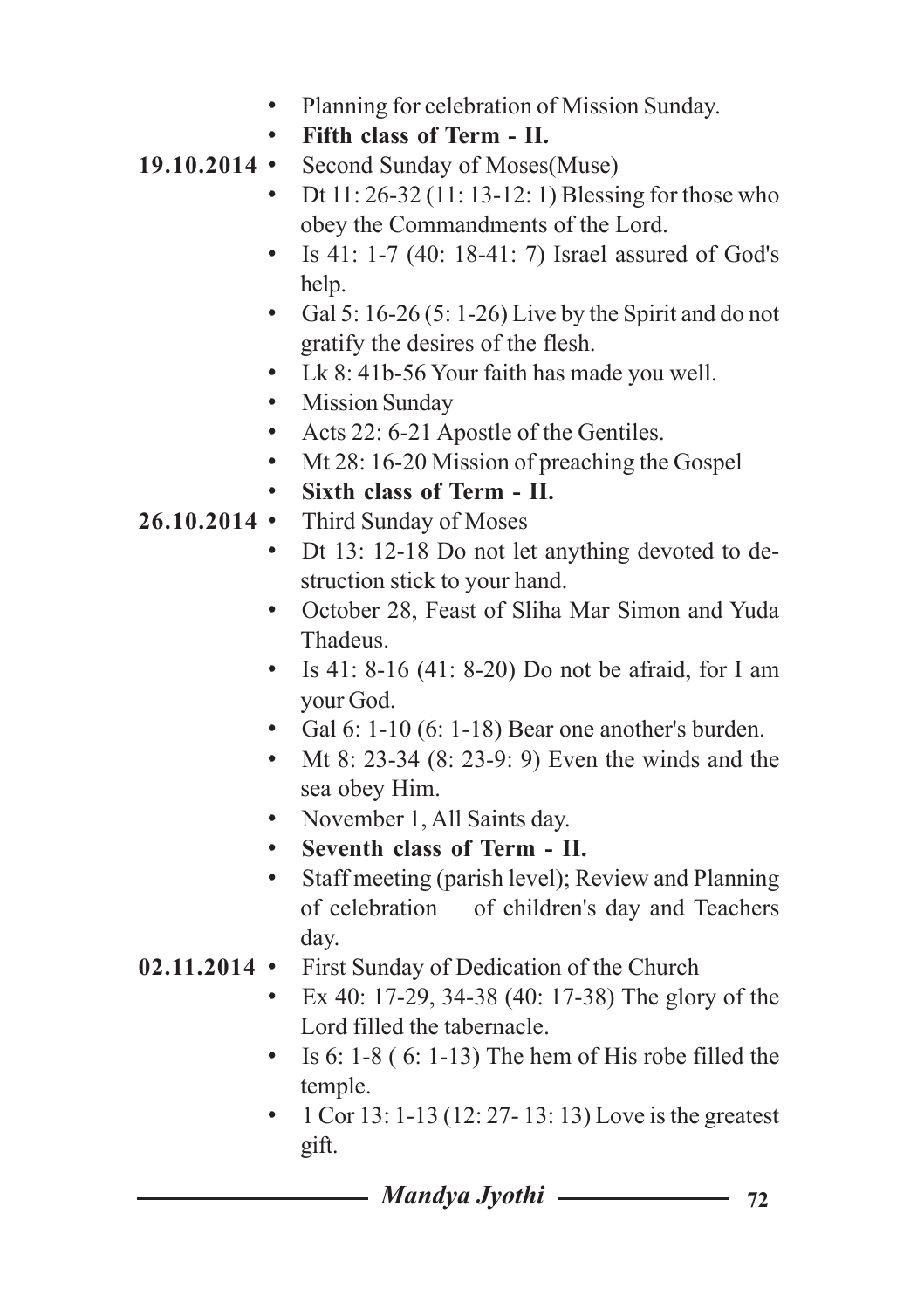- Planning for celebration of Mission Sunday.
- **Fifth class of Term - II.**

**19.10.2014**
- Second Sunday of Moses(Muse)
- Dt 11: 26-32 (11: 13-12: 1) Blessing for those who obey the Commandments of the Lord.
- Is 41: 1-7 (40: 18-41: 7) Israel assured of God's help.
- Gal 5: 16-26 (5: 1-26) Live by the Spirit and do not gratify the desires of the flesh.
- Lk 8: 41b-56 Your faith has made you well.
- Mission Sunday
- Acts 22: 6-21 Apostle of the Gentiles.
- Mt 28: 16-20 Mission of preaching the Gospel
- **Sixth class of Term - II.**

**26.10.2014**
- Third Sunday of Moses
- Dt 13: 12-18 Do not let anything devoted to destruction stick to your hand.
- October 28, Feast of Sliha Mar Simon and Yuda Thadeus.
- Is 41: 8-16 (41: 8-20) Do not be afraid, for I am your God.
- Gal 6: 1-10 (6: 1-18) Bear one another's burden.
- Mt 8: 23-34 (8: 23-9: 9) Even the winds and the sea obey Him.
- November 1, All Saints day.
- **Seventh class of Term - II.**
- Staff meeting (parish level); Review and Planning of celebration of children's day and Teachers day.

**02.11.2014**
- First Sunday of Dedication of the Church
- Ex 40: 17-29, 34-38 (40: 17-38) The glory of the Lord filled the tabernacle.
- Is 6: 1-8 ( 6: 1-13) The hem of His robe filled the temple.
- 1 Cor 13: 1-13 (12: 27- 13: 13) Love is the greatest gift.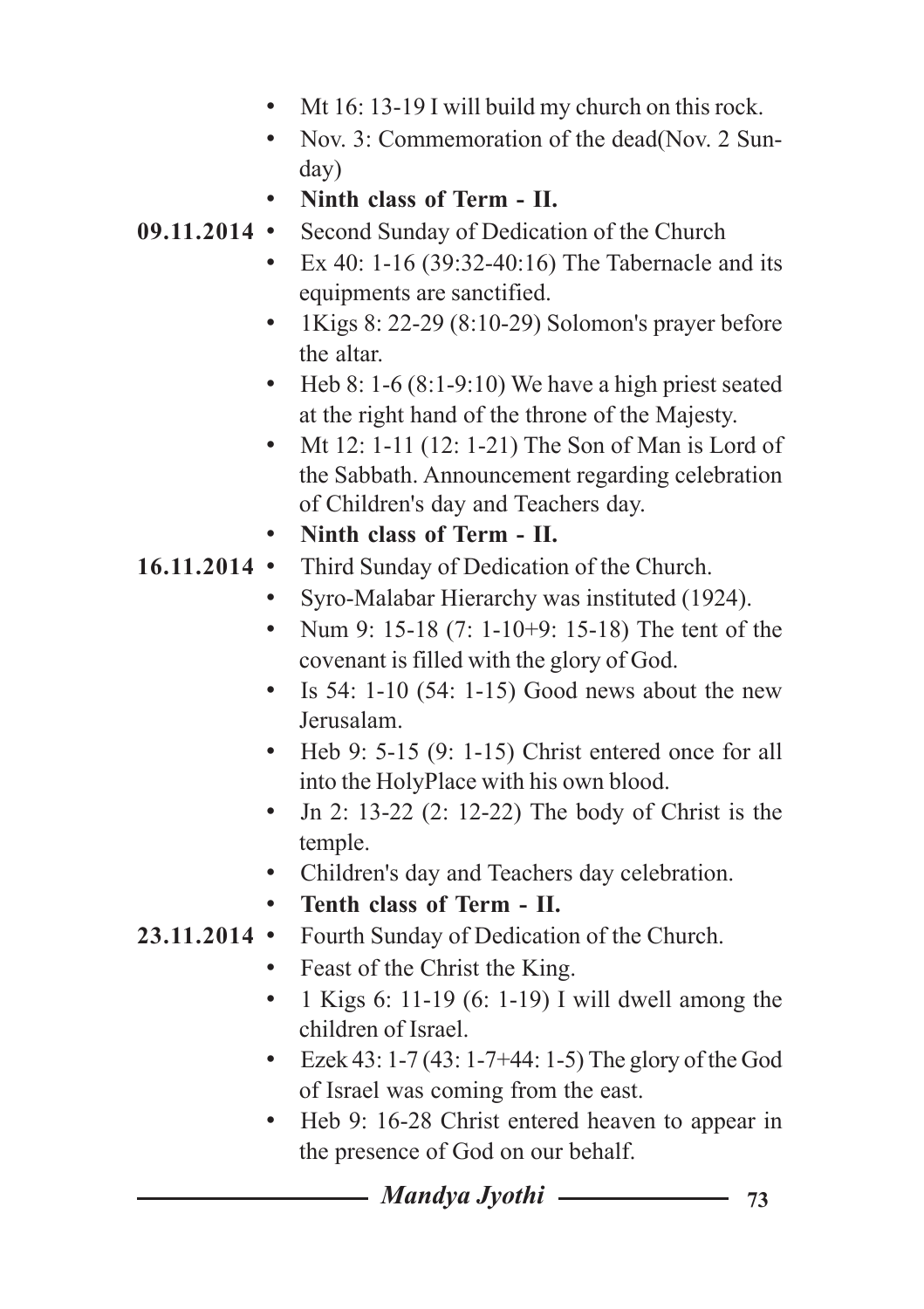- Mt 16: 13-19 I will build my church on this rock.
- Nov. 3: Commemoration of the dead(Nov. 2 Sunday)
- **Ninth class of Term - II.**

**09.11.2014**

- Second Sunday of Dedication of the Church
- Ex 40: 1-16 (39:32-40:16) The Tabernacle and its equipments are sanctified.
- 1Kigs 8: 22-29 (8:10-29) Solomon's prayer before the altar.
- Heb 8: 1-6 (8:1-9:10) We have a high priest seated at the right hand of the throne of the Majesty.
- Mt 12: 1-11 (12: 1-21) The Son of Man is Lord of the Sabbath. Announcement regarding celebration of Children's day and Teachers day.
- **Ninth class of Term - II.**

**16.11.2014**

- Third Sunday of Dedication of the Church.
- Syro-Malabar Hierarchy was instituted (1924).
- Num 9: 15-18 (7: 1-10+9: 15-18) The tent of the covenant is filled with the glory of God.
- Is 54: 1-10 (54: 1-15) Good news about the new Jerusalam.
- Heb 9: 5-15 (9: 1-15) Christ entered once for all into the HolyPlace with his own blood.
- Jn 2: 13-22 (2: 12-22) The body of Christ is the temple.
- Children's day and Teachers day celebration.
- **Tenth class of Term - II.**

**23.11.2014**

- Fourth Sunday of Dedication of the Church.
- Feast of the Christ the King.
- 1 Kigs 6: 11-19 (6: 1-19) I will dwell among the children of Israel.
- Ezek 43: 1-7 (43: 1-7+44: 1-5) The glory of the God of Israel was coming from the east.
- Heb 9: 16-28 Christ entered heaven to appear in the presence of God on our behalf.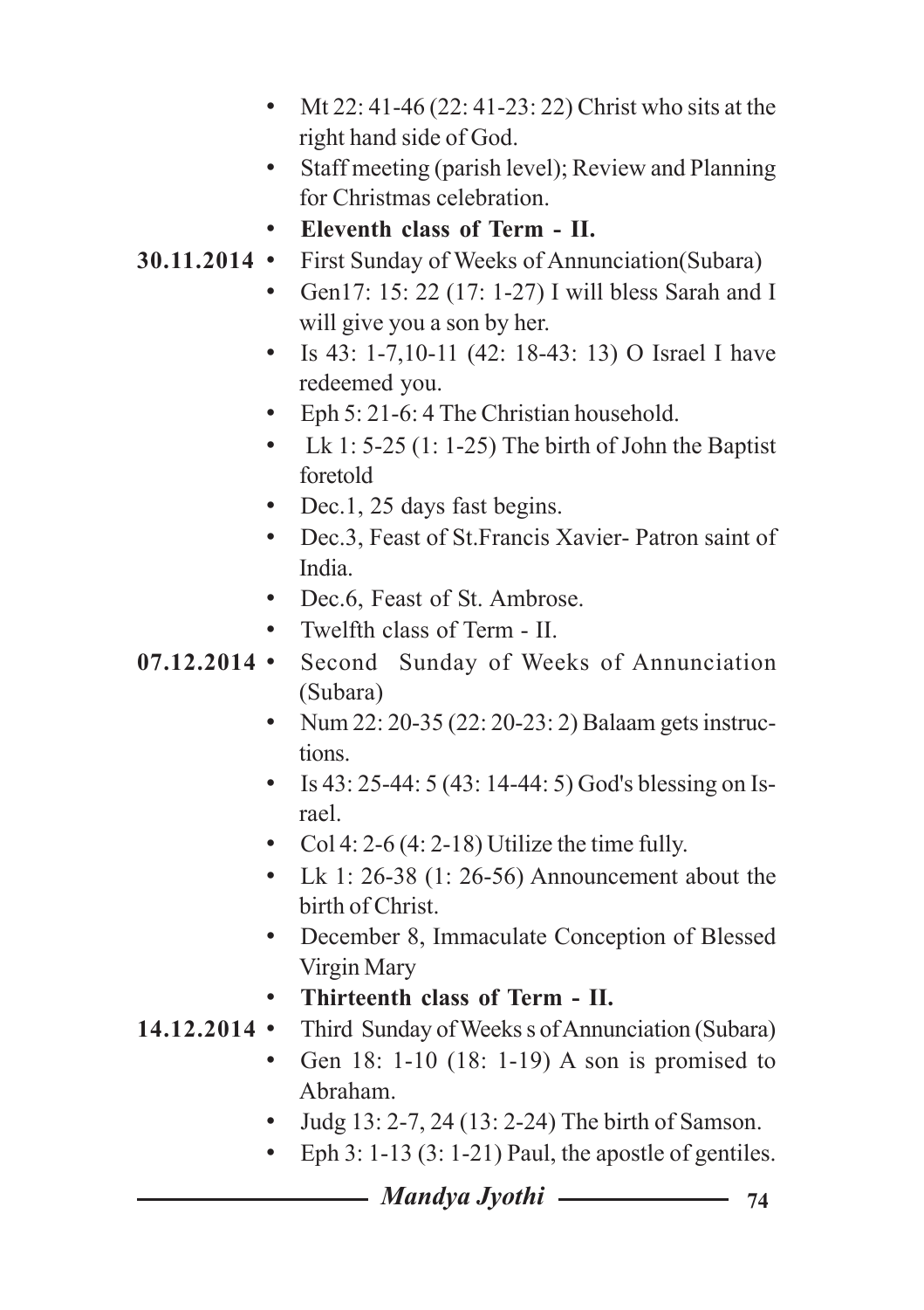- Mt 22: 41-46 (22: 41-23: 22) Christ who sits at the right hand side of God.
- Staff meeting (parish level); Review and Planning for Christmas celebration.
- **Eleventh class of Term - II.**

**30.11.2014**
- First Sunday of Weeks of Annunciation(Subara)
- Gen17: 15: 22 (17: 1-27) I will bless Sarah and I will give you a son by her.
- Is 43: 1-7,10-11 (42: 18-43: 13) O Israel I have redeemed you.
- Eph 5: 21-6: 4 The Christian household.
- Lk 1: 5-25 (1: 1-25) The birth of John the Baptist foretold
- Dec.1, 25 days fast begins.
- Dec.3, Feast of St.Francis Xavier- Patron saint of India.
- Dec.6, Feast of St. Ambrose.
- Twelfth class of Term - II.

**07.12.2014**
- Second Sunday of Weeks of Annunciation (Subara)
- Num 22: 20-35 (22: 20-23: 2) Balaam gets instructions.
- Is 43: 25-44: 5 (43: 14-44: 5) God's blessing on Israel.
- Col 4: 2-6 (4: 2-18) Utilize the time fully.
- Lk 1: 26-38 (1: 26-56) Announcement about the birth of Christ.
- December 8, Immaculate Conception of Blessed Virgin Mary
- **Thirteenth class of Term - II.**

**14.12.2014**
- Third Sunday of Weeks s of Annunciation (Subara)
- Gen 18: 1-10 (18: 1-19) A son is promised to Abraham.
- Judg 13: 2-7, 24 (13: 2-24) The birth of Samson.
- Eph 3: 1-13 (3: 1-21) Paul, the apostle of gentiles.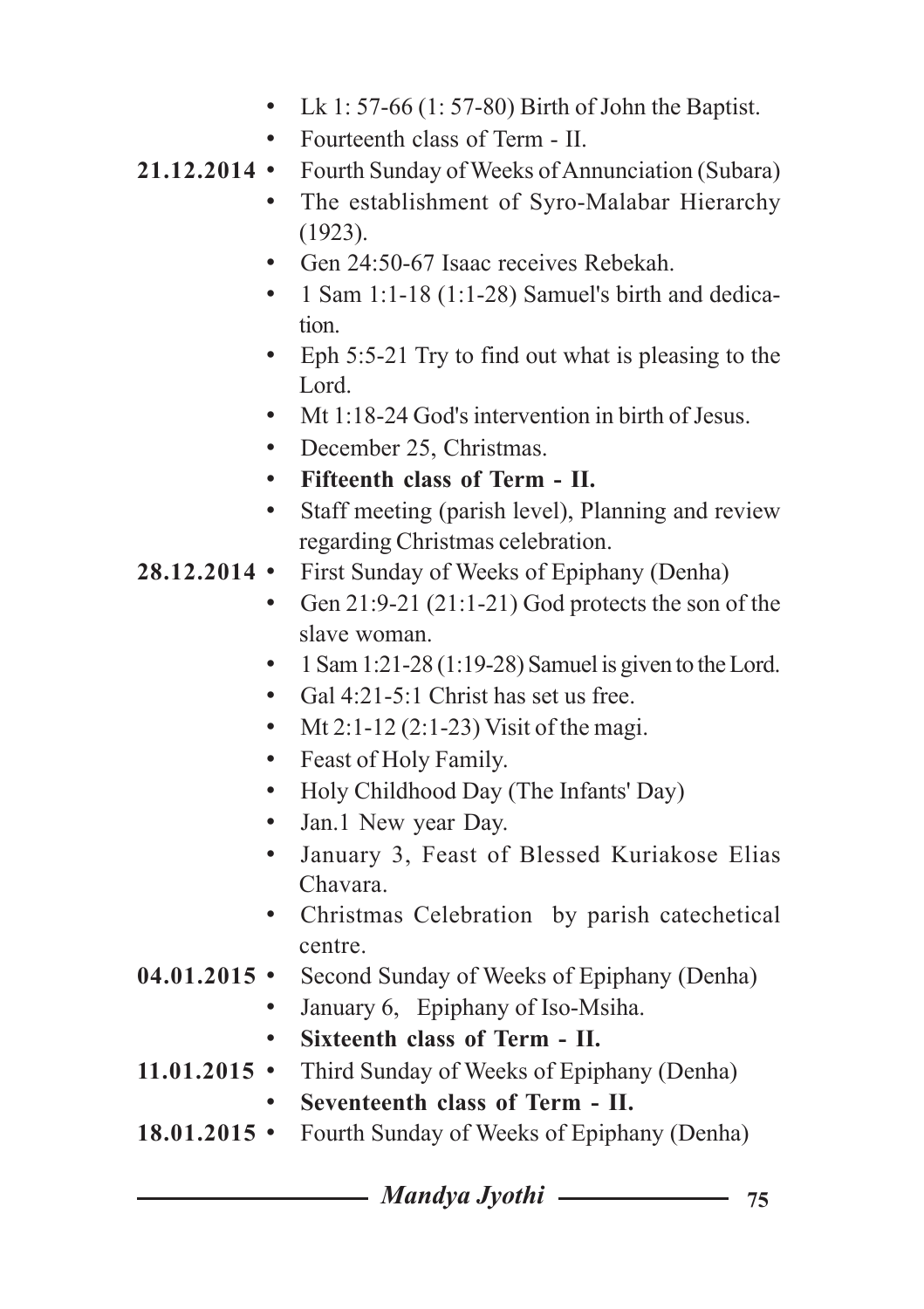- Lk 1: 57-66 (1: 57-80) Birth of John the Baptist.
- Fourteenth class of Term - II.

**21.12.2014**

- Fourth Sunday of Weeks of Annunciation (Subara)
- The establishment of Syro-Malabar Hierarchy (1923).
- Gen 24:50-67 Isaac receives Rebekah.
- 1 Sam 1:1-18 (1:1-28) Samuel's birth and dedication.
- Eph 5:5-21 Try to find out what is pleasing to the Lord.
- Mt 1:18-24 God's intervention in birth of Jesus.
- December 25, Christmas.
- **Fifteenth class of Term - II.**
- Staff meeting (parish level), Planning and review regarding Christmas celebration.

**28.12.2014**

- First Sunday of Weeks of Epiphany (Denha)
- Gen 21:9-21 (21:1-21) God protects the son of the slave woman.
- 1 Sam 1:21-28 (1:19-28) Samuel is given to the Lord.
- Gal 4:21-5:1 Christ has set us free.
- Mt 2:1-12 (2:1-23) Visit of the magi.
- Feast of Holy Family.
- Holy Childhood Day (The Infants' Day)
- Jan.1 New year Day.
- January 3, Feast of Blessed Kuriakose Elias Chavara.
- Christmas Celebration by parish catechetical centre.

**04.01.2015**

- Second Sunday of Weeks of Epiphany (Denha)
- January 6, Epiphany of Iso-Msiha.
- **Sixteenth class of Term - II.**

**11.01.2015**

- Third Sunday of Weeks of Epiphany (Denha)
- **Seventeenth class of Term - II.**

**18.01.2015**

- Fourth Sunday of Weeks of Epiphany (Denha)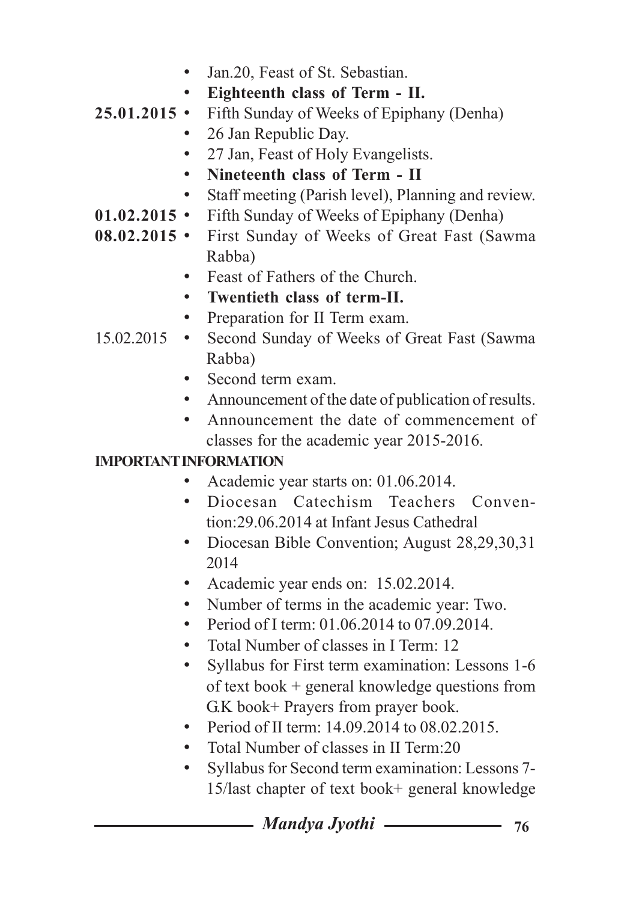- Jan.20, Feast of St. Sebastian.
- **Eighteenth class of Term - II.**

**25.01.2015**
- Fifth Sunday of Weeks of Epiphany (Denha)
- 26 Jan Republic Day.
- 27 Jan, Feast of Holy Evangelists.
- **Nineteenth class of Term - II**
- Staff meeting (Parish level), Planning and review.

**01.02.2015**
- Fifth Sunday of Weeks of Epiphany (Denha)

**08.02.2015**
- First Sunday of Weeks of Great Fast (Sawma Rabba)
- Feast of Fathers of the Church.
- **Twentieth class of term-II.**
- Preparation for II Term exam.

15.02.2015
- Second Sunday of Weeks of Great Fast (Sawma Rabba)
- Second term exam.
- Announcement of the date of publication of results.
- Announcement the date of commencement of classes for the academic year 2015-2016.

**IMPORTANT INFORMATION**

- Academic year starts on: 01.06.2014.
- Diocesan Catechism Teachers Convention:29.06.2014 at Infant Jesus Cathedral
- Diocesan Bible Convention; August 28,29,30,31 2014
- Academic year ends on: 15.02.2014.
- Number of terms in the academic year: Two.
- Period of I term: 01.06.2014 to 07.09.2014.
- Total Number of classes in I Term: 12
- Syllabus for First term examination: Lessons 1-6 of text book + general knowledge questions from G.K book+ Prayers from prayer book.
- Period of II term: 14.09.2014 to 08.02.2015.
- Total Number of classes in II Term:20
- Syllabus for Second term examination: Lessons 7-15/last chapter of text book+ general knowledge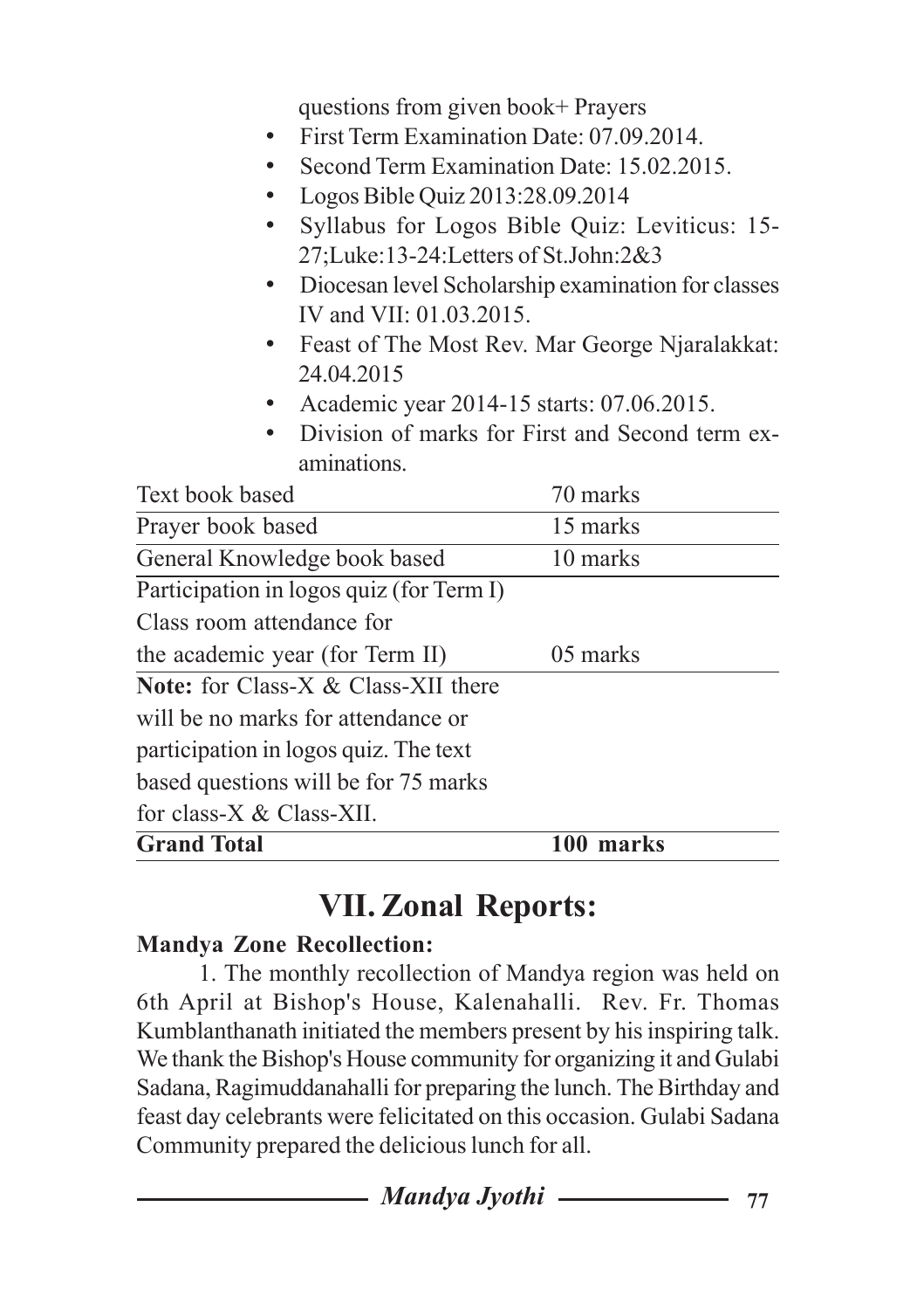questions from given book+ Prayers

- First Term Examination Date: 07.09.2014.
- Second Term Examination Date: 15.02.2015.
- Logos Bible Quiz 2013:28.09.2014
- Syllabus for Logos Bible Quiz: Leviticus: 15-27;Luke:13-24:Letters of St.John:2&3
- Diocesan level Scholarship examination for classes IV and VII: 01.03.2015.
- Feast of The Most Rev. Mar George Njaralakkat: 24.04.2015
- Academic year 2014-15 starts: 07.06.2015.
- Division of marks for First and Second term examinations.

| | |
|---|---|
| Text book based | 70 marks |
| Prayer book based | 15 marks |
| General Knowledge book based | 10 marks |
| Participation in logos quiz (for Term I) Class room attendance for the academic year (for Term II) | 05 marks |
| **Note:** for Class-X & Class-XII there will be no marks for attendance or participation in logos quiz. The text based questions will be for 75 marks for class-X & Class-XII. | |
| **Grand Total** | **100 marks** |

# VII. Zonal Reports:

**Mandya Zone Recollection:**

1. The monthly recollection of Mandya region was held on 6th April at Bishop's House, Kalenahalli. Rev. Fr. Thomas Kumblanthanath initiated the members present by his inspiring talk. We thank the Bishop's House community for organizing it and Gulabi Sadana, Ragimuddanahalli for preparing the lunch. The Birthday and feast day celebrants were felicitated on this occasion. Gulabi Sadana Community prepared the delicious lunch for all.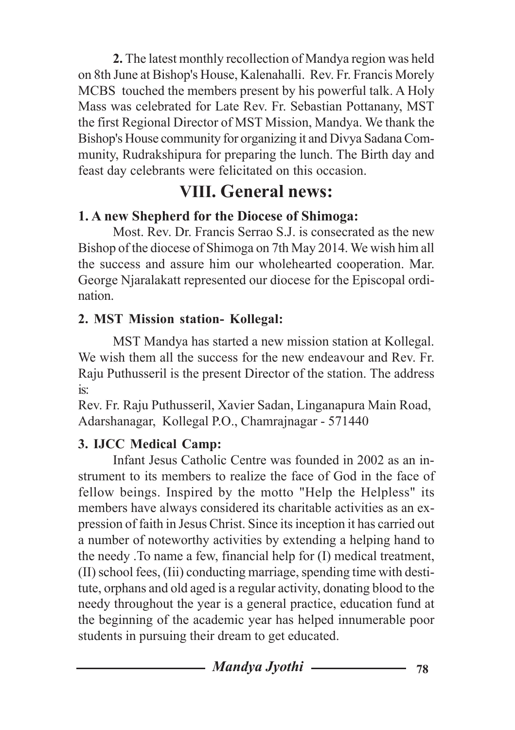**2.** The latest monthly recollection of Mandya region was held on 8th June at Bishop's House, Kalenahalli. Rev. Fr. Francis Morely MCBS touched the members present by his powerful talk. A Holy Mass was celebrated for Late Rev. Fr. Sebastian Pottanany, MST the first Regional Director of MST Mission, Mandya. We thank the Bishop's House community for organizing it and Divya Sadana Community, Rudrakshipura for preparing the lunch. The Birth day and feast day celebrants were felicitated on this occasion.

## VIII. General news:

### 1. A new Shepherd for the Diocese of Shimoga:

Most. Rev. Dr. Francis Serrao S.J. is consecrated as the new Bishop of the diocese of Shimoga on 7th May 2014. We wish him all the success and assure him our wholehearted cooperation. Mar. George Njaralakatt represented our diocese for the Episcopal ordination.

### 2. MST Mission station- Kollegal:

MST Mandya has started a new mission station at Kollegal. We wish them all the success for the new endeavour and Rev. Fr. Raju Puthusseril is the present Director of the station. The address is:

Rev. Fr. Raju Puthusseril, Xavier Sadan, Linganapura Main Road, Adarshanagar, Kollegal P.O., Chamrajnagar - 571440

### 3. IJCC Medical Camp:

Infant Jesus Catholic Centre was founded in 2002 as an instrument to its members to realize the face of God in the face of fellow beings. Inspired by the motto "Help the Helpless" its members have always considered its charitable activities as an expression of faith in Jesus Christ. Since its inception it has carried out a number of noteworthy activities by extending a helping hand to the needy .To name a few, financial help for (I) medical treatment, (II) school fees, (Iii) conducting marriage, spending time with destitute, orphans and old aged is a regular activity, donating blood to the needy throughout the year is a general practice, education fund at the beginning of the academic year has helped innumerable poor students in pursuing their dream to get educated.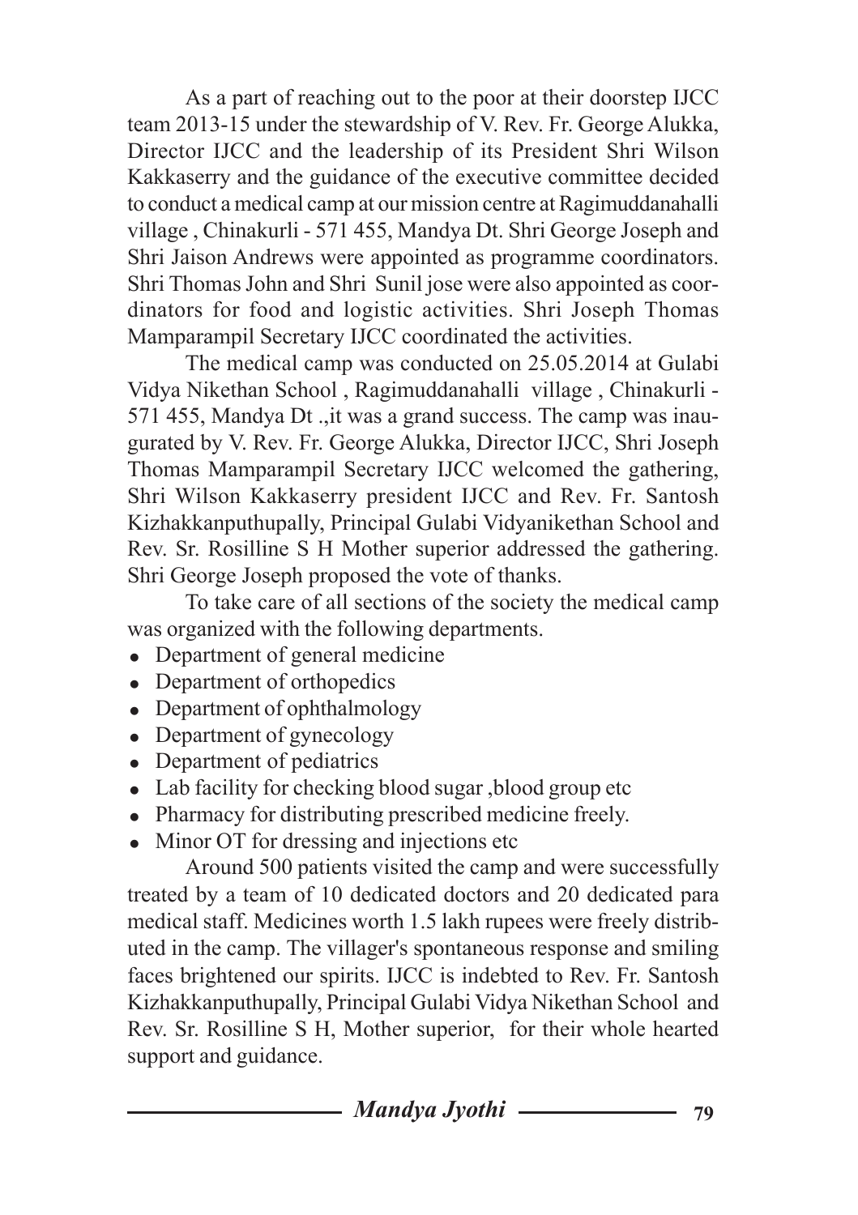As a part of reaching out to the poor at their doorstep IJCC team 2013-15 under the stewardship of V. Rev. Fr. George Alukka, Director IJCC and the leadership of its President Shri Wilson Kakkaserry and the guidance of the executive committee decided to conduct a medical camp at our mission centre at Ragimuddanahalli village , Chinakurli - 571 455, Mandya Dt. Shri George Joseph and Shri Jaison Andrews were appointed as programme coordinators. Shri Thomas John and Shri Sunil jose were also appointed as coordinators for food and logistic activities. Shri Joseph Thomas Mamparampil Secretary IJCC coordinated the activities.

The medical camp was conducted on 25.05.2014 at Gulabi Vidya Nikethan School , Ragimuddanahalli village , Chinakurli - 571 455, Mandya Dt .,it was a grand success. The camp was inaugurated by V. Rev. Fr. George Alukka, Director IJCC, Shri Joseph Thomas Mamparampil Secretary IJCC welcomed the gathering, Shri Wilson Kakkaserry president IJCC and Rev. Fr. Santosh Kizhakkanputhupally, Principal Gulabi Vidyanikethan School and Rev. Sr. Rosilline S H Mother superior addressed the gathering. Shri George Joseph proposed the vote of thanks.

To take care of all sections of the society the medical camp was organized with the following departments.

- Department of general medicine
- Department of orthopedics
- Department of ophthalmology
- Department of gynecology
- Department of pediatrics
- Lab facility for checking blood sugar ,blood group etc
- Pharmacy for distributing prescribed medicine freely.
- Minor OT for dressing and injections etc

Around 500 patients visited the camp and were successfully treated by a team of 10 dedicated doctors and 20 dedicated para medical staff. Medicines worth 1.5 lakh rupees were freely distributed in the camp. The villager's spontaneous response and smiling faces brightened our spirits. IJCC is indebted to Rev. Fr. Santosh Kizhakkanputhupally, Principal Gulabi Vidya Nikethan School and Rev. Sr. Rosilline S H, Mother superior, for their whole hearted support and guidance.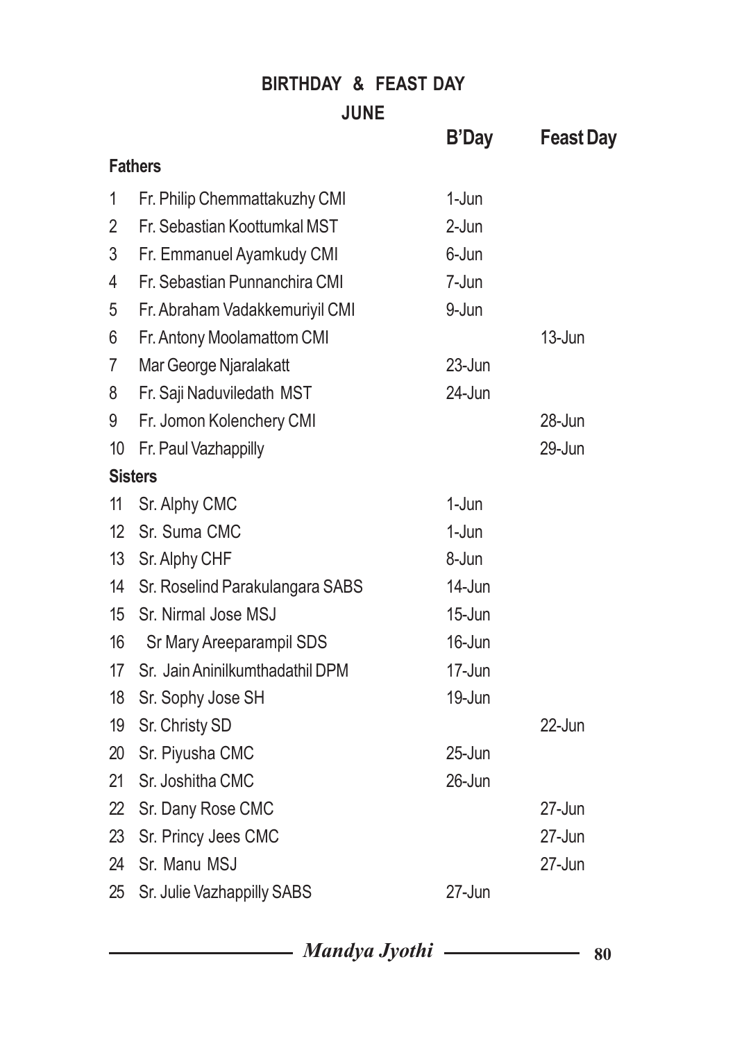## BIRTHDAY & FEAST DAY

### JUNE

| | | B'Day | Feast Day |
|---|---|---|---|
| **Fathers** | | | |
| 1 | Fr. Philip Chemmattakuzhy CMI | 1-Jun | |
| 2 | Fr. Sebastian Koottumkal MST | 2-Jun | |
| 3 | Fr. Emmanuel Ayamkudy CMI | 6-Jun | |
| 4 | Fr. Sebastian Punnanchira CMI | 7-Jun | |
| 5 | Fr. Abraham Vadakkemuriyil CMI | 9-Jun | |
| 6 | Fr. Antony Moolamattom CMI | | 13-Jun |
| 7 | Mar George Njaralakatt | 23-Jun | |
| 8 | Fr. Saji Naduviledath MST | 24-Jun | |
| 9 | Fr. Jomon Kolenchery CMI | | 28-Jun |
| 10 | Fr. Paul Vazhappilly | | 29-Jun |
| **Sisters** | | | |
| 11 | Sr. Alphy CMC | 1-Jun | |
| 12 | Sr. Suma CMC | 1-Jun | |
| 13 | Sr. Alphy CHF | 8-Jun | |
| 14 | Sr. Roselind Parakulangara SABS | 14-Jun | |
| 15 | Sr. Nirmal Jose MSJ | 15-Jun | |
| 16 | Sr Mary Areeparampil SDS | 16-Jun | |
| 17 | Sr. Jain Aninilkumthadathil DPM | 17-Jun | |
| 18 | Sr. Sophy Jose SH | 19-Jun | |
| 19 | Sr. Christy SD | | 22-Jun |
| 20 | Sr. Piyusha CMC | 25-Jun | |
| 21 | Sr. Joshitha CMC | 26-Jun | |
| 22 | Sr. Dany Rose CMC | | 27-Jun |
| 23 | Sr. Princy Jees CMC | | 27-Jun |
| 24 | Sr. Manu MSJ | | 27-Jun |
| 25 | Sr. Julie Vazhappilly SABS | 27-Jun | |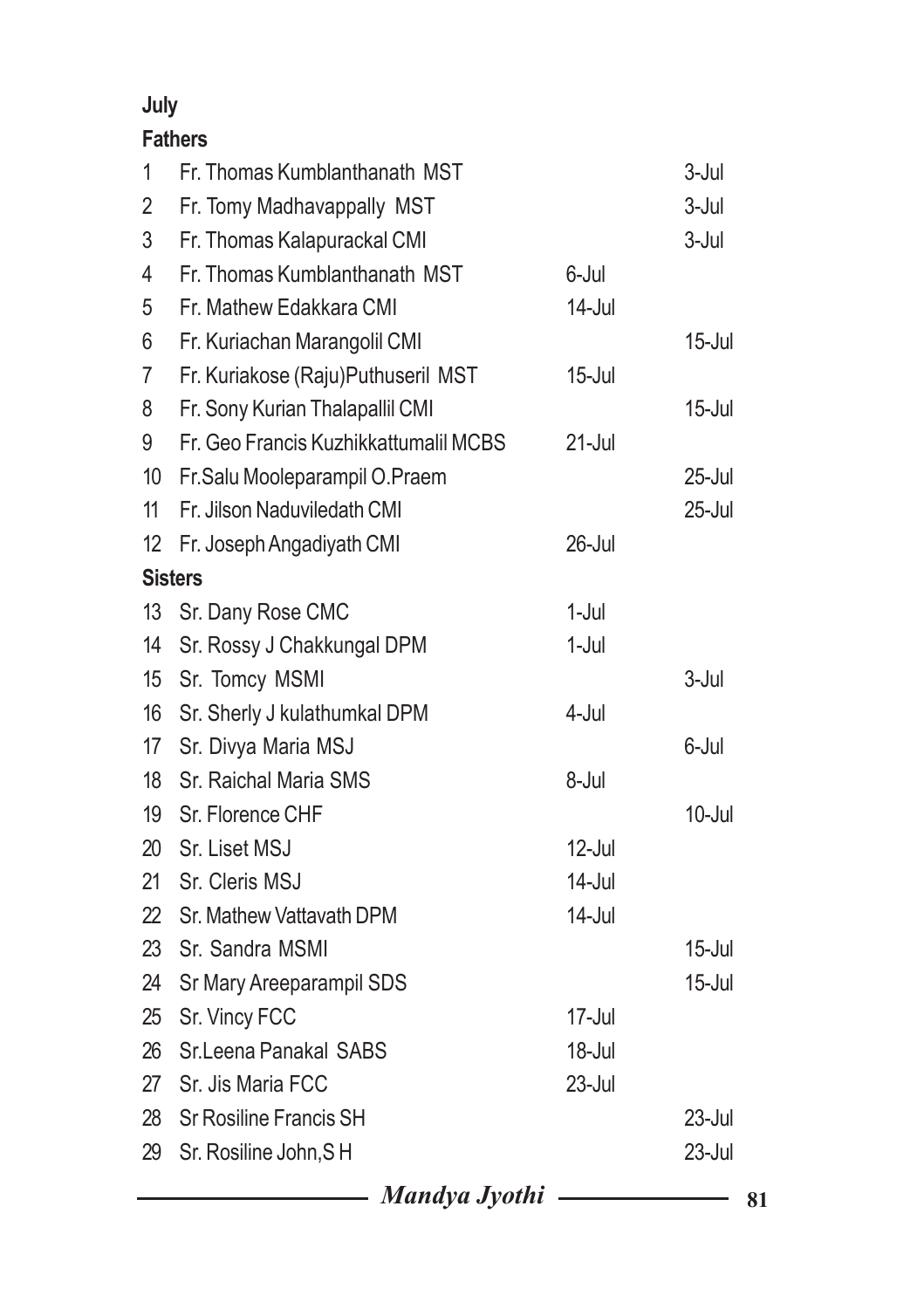**July**

**Fathers**

| | | | |
|---|---|---|---|
| 1 | Fr. Thomas Kumblanthanath MST | | 3-Jul |
| 2 | Fr. Tomy Madhavappally MST | | 3-Jul |
| 3 | Fr. Thomas Kalapurackal CMI | | 3-Jul |
| 4 | Fr. Thomas Kumblanthanath MST | 6-Jul | |
| 5 | Fr. Mathew Edakkara CMI | 14-Jul | |
| 6 | Fr. Kuriachan Marangolil CMI | | 15-Jul |
| 7 | Fr. Kuriakose (Raju)Puthuseril MST | 15-Jul | |
| 8 | Fr. Sony Kurian Thalapallil CMI | | 15-Jul |
| 9 | Fr. Geo Francis Kuzhikkattumalil MCBS | 21-Jul | |
| 10 | Fr.Salu Mooleparampil O.Praem | | 25-Jul |
| 11 | Fr. Jilson Naduviledath CMI | | 25-Jul |
| 12 | Fr. Joseph Angadiyath CMI | 26-Jul | |

**Sisters**

| | | | |
|---|---|---|---|
| 13 | Sr. Dany Rose CMC | 1-Jul | |
| 14 | Sr. Rossy J Chakkungal DPM | 1-Jul | |
| 15 | Sr. Tomcy MSMI | | 3-Jul |
| 16 | Sr. Sherly J kulathumkal DPM | 4-Jul | |
| 17 | Sr. Divya Maria MSJ | | 6-Jul |
| 18 | Sr. Raichal Maria SMS | 8-Jul | |
| 19 | Sr. Florence CHF | | 10-Jul |
| 20 | Sr. Liset MSJ | 12-Jul | |
| 21 | Sr. Cleris MSJ | 14-Jul | |
| 22 | Sr. Mathew Vattavath DPM | 14-Jul | |
| 23 | Sr. Sandra MSMI | | 15-Jul |
| 24 | Sr Mary Areeparampil SDS | | 15-Jul |
| 25 | Sr. Vincy FCC | 17-Jul | |
| 26 | Sr.Leena Panakal SABS | 18-Jul | |
| 27 | Sr. Jis Maria FCC | 23-Jul | |
| 28 | Sr Rosiline Francis SH | | 23-Jul |
| 29 | Sr. Rosiline John,S H | | 23-Jul |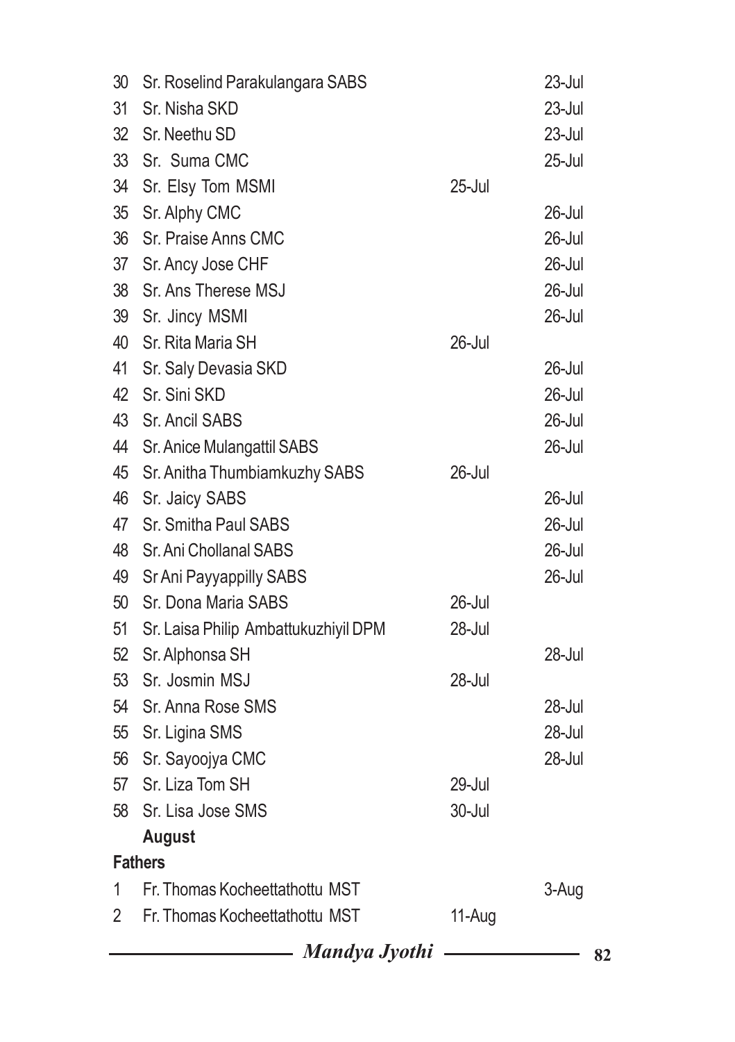| No. | Name | Column 1 | Column 2 |
|---|---|---|---|
| 30 | Sr. Roselind Parakulangara SABS | | 23-Jul |
| 31 | Sr. Nisha SKD | | 23-Jul |
| 32 | Sr. Neethu SD | | 23-Jul |
| 33 | Sr. Suma CMC | | 25-Jul |
| 34 | Sr. Elsy Tom MSMI | 25-Jul | |
| 35 | Sr. Alphy CMC | | 26-Jul |
| 36 | Sr. Praise Anns CMC | | 26-Jul |
| 37 | Sr. Ancy Jose CHF | | 26-Jul |
| 38 | Sr. Ans Therese MSJ | | 26-Jul |
| 39 | Sr. Jincy MSMI | | 26-Jul |
| 40 | Sr. Rita Maria SH | 26-Jul | |
| 41 | Sr. Saly Devasia SKD | | 26-Jul |
| 42 | Sr. Sini SKD | | 26-Jul |
| 43 | Sr. Ancil SABS | | 26-Jul |
| 44 | Sr. Anice Mulangattil SABS | | 26-Jul |
| 45 | Sr. Anitha Thumbiamkuzhy SABS | 26-Jul | |
| 46 | Sr. Jaicy SABS | | 26-Jul |
| 47 | Sr. Smitha Paul SABS | | 26-Jul |
| 48 | Sr. Ani Chollanal SABS | | 26-Jul |
| 49 | Sr Ani Payyappilly SABS | | 26-Jul |
| 50 | Sr. Dona Maria SABS | 26-Jul | |
| 51 | Sr. Laisa Philip Ambattukuzhiyil DPM | 28-Jul | |
| 52 | Sr. Alphonsa SH | | 28-Jul |
| 53 | Sr. Josmin MSJ | 28-Jul | |
| 54 | Sr. Anna Rose SMS | | 28-Jul |
| 55 | Sr. Ligina SMS | | 28-Jul |
| 56 | Sr. Sayoojya CMC | | 28-Jul |
| 57 | Sr. Liza Tom SH | 29-Jul | |
| 58 | Sr. Lisa Jose SMS | 30-Jul | |

**August**

**Fathers**

| No. | Name | Column 1 | Column 2 |
|---|---|---|---|
| 1 | Fr. Thomas Kocheettathottu MST | | 3-Aug |
| 2 | Fr. Thomas Kocheettathottu MST | 11-Aug | |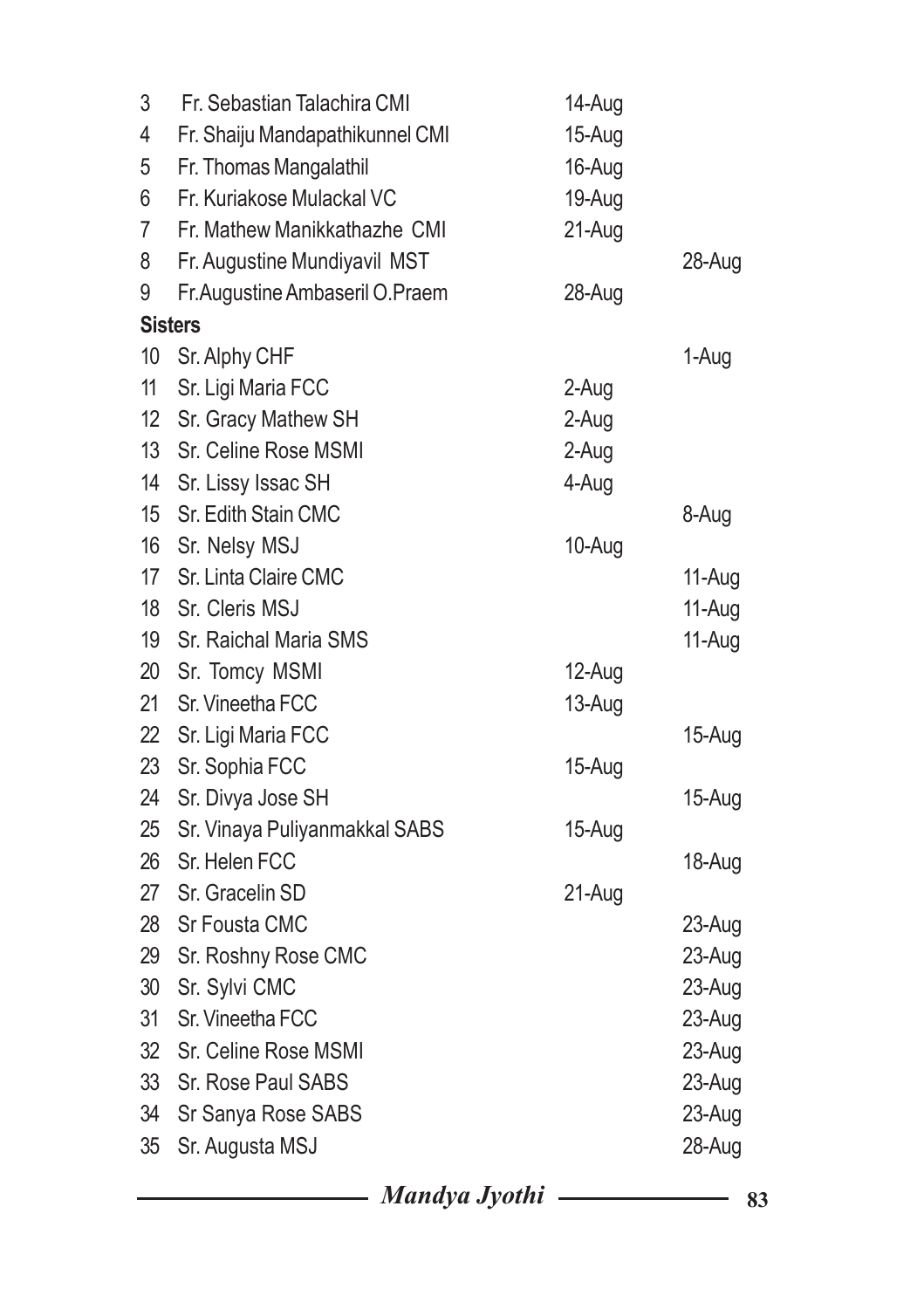| | | | |
|---|---|---|---|
| 3 | Fr. Sebastian Talachira CMI | 14-Aug | |
| 4 | Fr. Shaiju Mandapathikunnel CMI | 15-Aug | |
| 5 | Fr. Thomas Mangalathil | 16-Aug | |
| 6 | Fr. Kuriakose Mulackal VC | 19-Aug | |
| 7 | Fr. Mathew Manikkathazhe CMI | 21-Aug | |
| 8 | Fr. Augustine Mundiyavil MST | | 28-Aug |
| 9 | Fr.Augustine Ambaseril O.Praem | 28-Aug | |
| **Sisters** | | | |
| 10 | Sr. Alphy CHF | | 1-Aug |
| 11 | Sr. Ligi Maria FCC | 2-Aug | |
| 12 | Sr. Gracy Mathew SH | 2-Aug | |
| 13 | Sr. Celine Rose MSMI | 2-Aug | |
| 14 | Sr. Lissy Issac SH | 4-Aug | |
| 15 | Sr. Edith Stain CMC | | 8-Aug |
| 16 | Sr. Nelsy MSJ | 10-Aug | |
| 17 | Sr. Linta Claire CMC | | 11-Aug |
| 18 | Sr. Cleris MSJ | | 11-Aug |
| 19 | Sr. Raichal Maria SMS | | 11-Aug |
| 20 | Sr. Tomcy MSMI | 12-Aug | |
| 21 | Sr. Vineetha FCC | 13-Aug | |
| 22 | Sr. Ligi Maria FCC | | 15-Aug |
| 23 | Sr. Sophia FCC | 15-Aug | |
| 24 | Sr. Divya Jose SH | | 15-Aug |
| 25 | Sr. Vinaya Puliyanmakkal SABS | 15-Aug | |
| 26 | Sr. Helen FCC | | 18-Aug |
| 27 | Sr. Gracelin SD | 21-Aug | |
| 28 | Sr Fousta CMC | | 23-Aug |
| 29 | Sr. Roshny Rose CMC | | 23-Aug |
| 30 | Sr. Sylvi CMC | | 23-Aug |
| 31 | Sr. Vineetha FCC | | 23-Aug |
| 32 | Sr. Celine Rose MSMI | | 23-Aug |
| 33 | Sr. Rose Paul SABS | | 23-Aug |
| 34 | Sr Sanya Rose SABS | | 23-Aug |
| 35 | Sr. Augusta MSJ | | 28-Aug |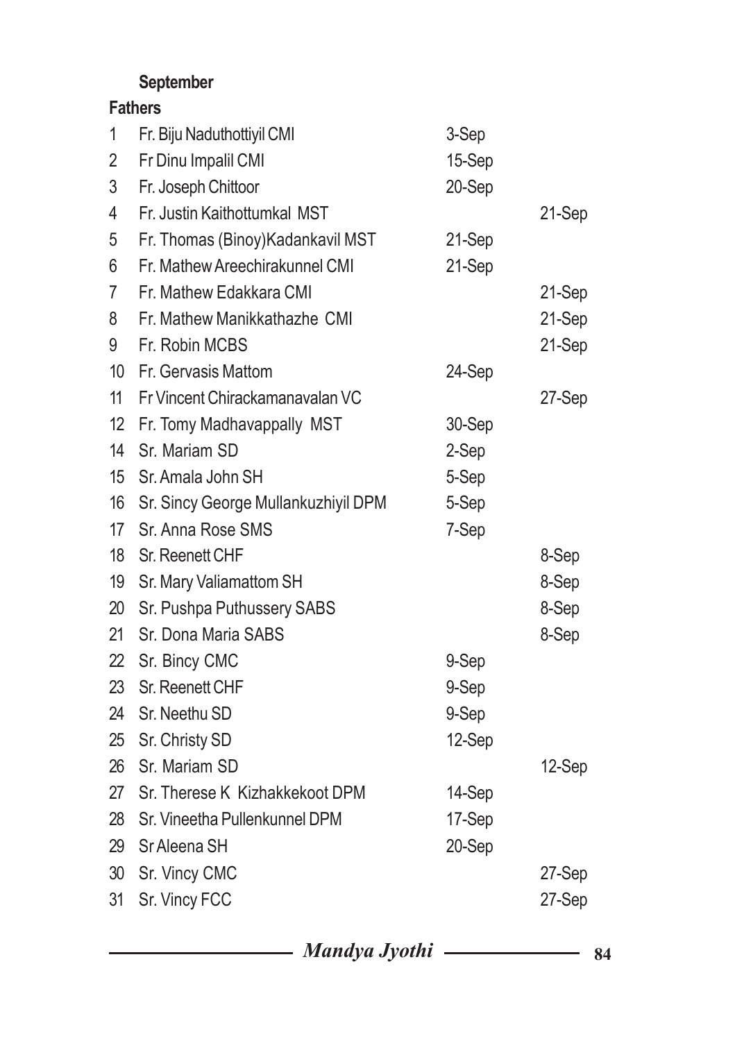**September**

**Fathers**

| | | | |
|---|---|---|---|
| 1 | Fr. Biju Naduthottiyil CMI | 3-Sep | |
| 2 | Fr Dinu Impalil CMI | 15-Sep | |
| 3 | Fr. Joseph Chittoor | 20-Sep | |
| 4 | Fr. Justin Kaithottumkal MST | | 21-Sep |
| 5 | Fr. Thomas (Binoy)Kadankavil MST | 21-Sep | |
| 6 | Fr. Mathew Areechirakunnel CMI | 21-Sep | |
| 7 | Fr. Mathew Edakkara CMI | | 21-Sep |
| 8 | Fr. Mathew Manikkathazhe CMI | | 21-Sep |
| 9 | Fr. Robin MCBS | | 21-Sep |
| 10 | Fr. Gervasis Mattom | 24-Sep | |
| 11 | Fr Vincent Chirackamanavalan VC | | 27-Sep |
| 12 | Fr. Tomy Madhavappally MST | 30-Sep | |
| 14 | Sr. Mariam SD | 2-Sep | |
| 15 | Sr. Amala John SH | 5-Sep | |
| 16 | Sr. Sincy George Mullankuzhiyil DPM | 5-Sep | |
| 17 | Sr. Anna Rose SMS | 7-Sep | |
| 18 | Sr. Reenett CHF | | 8-Sep |
| 19 | Sr. Mary Valiamattom SH | | 8-Sep |
| 20 | Sr. Pushpa Puthussery SABS | | 8-Sep |
| 21 | Sr. Dona Maria SABS | | 8-Sep |
| 22 | Sr. Bincy CMC | 9-Sep | |
| 23 | Sr. Reenett CHF | 9-Sep | |
| 24 | Sr. Neethu SD | 9-Sep | |
| 25 | Sr. Christy SD | 12-Sep | |
| 26 | Sr. Mariam SD | | 12-Sep |
| 27 | Sr. Therese K Kizhakkekoot DPM | 14-Sep | |
| 28 | Sr. Vineetha Pullenkunnel DPM | 17-Sep | |
| 29 | Sr Aleena SH | 20-Sep | |
| 30 | Sr. Vincy CMC | | 27-Sep |
| 31 | Sr. Vincy FCC | | 27-Sep |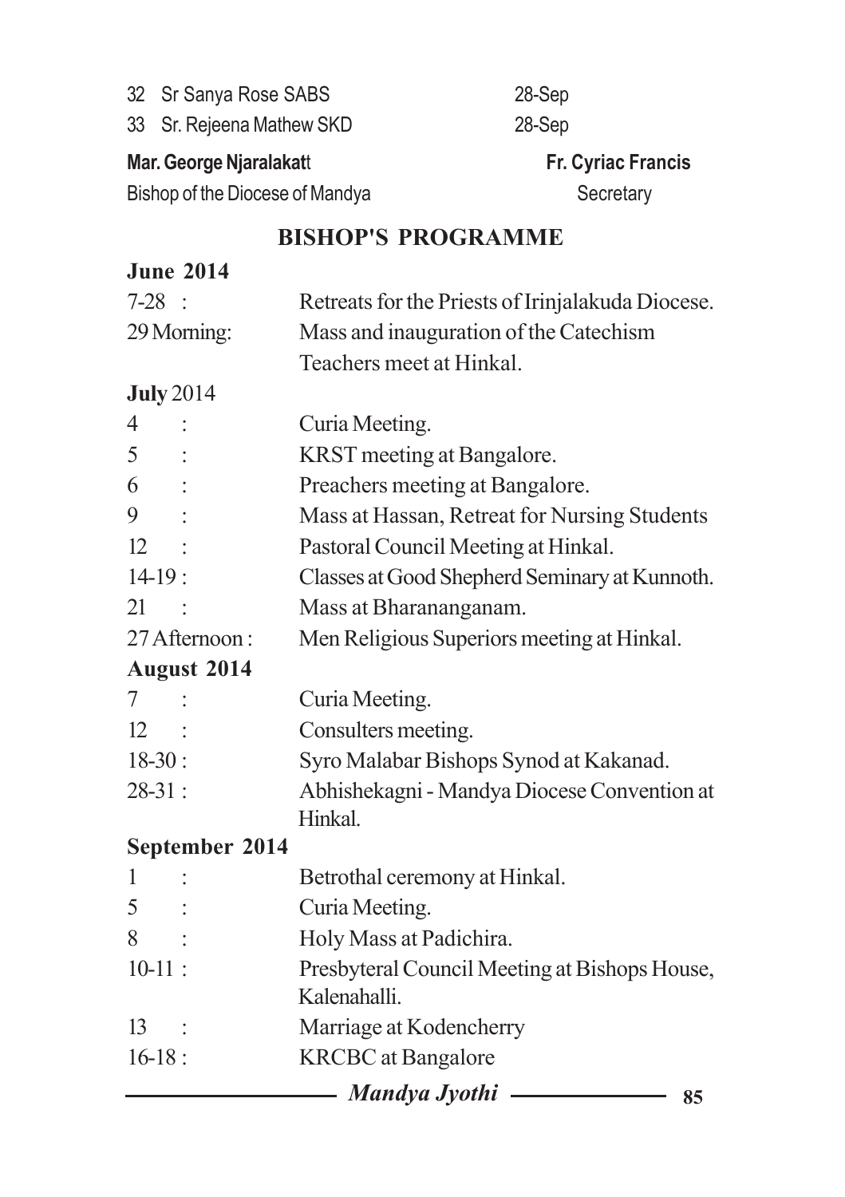32 Sr Sanya Rose SABS 28-Sep

33 Sr. Rejeena Mathew SKD 28-Sep

**Mar. George Njaralakatt** — Bishop of the Diocese of Mandya

**Fr. Cyriac Francis** — Secretary

## BISHOP'S PROGRAMME

**June 2014**

7-28 : Retreats for the Priests of Irinjalakuda Diocese.

29 Morning: Mass and inauguration of the Catechism Teachers meet at Hinkal.

**July** 2014

4 : Curia Meeting.

5 : KRST meeting at Bangalore.

6 : Preachers meeting at Bangalore.

9 : Mass at Hassan, Retreat for Nursing Students

12 : Pastoral Council Meeting at Hinkal.

14-19 : Classes at Good Shepherd Seminary at Kunnoth.

21 : Mass at Bharananganam.

27 Afternoon : Men Religious Superiors meeting at Hinkal.

**August 2014**

7 : Curia Meeting.

12 : Consulters meeting.

18-30 : Syro Malabar Bishops Synod at Kakanad.

28-31 : Abhishekagni - Mandya Diocese Convention at Hinkal.

**September 2014**

1 : Betrothal ceremony at Hinkal.

5 : Curia Meeting.

8 : Holy Mass at Padichira.

10-11 : Presbyteral Council Meeting at Bishops House, Kalenahalli.

13 : Marriage at Kodencherry

16-18 : KRCBC at Bangalore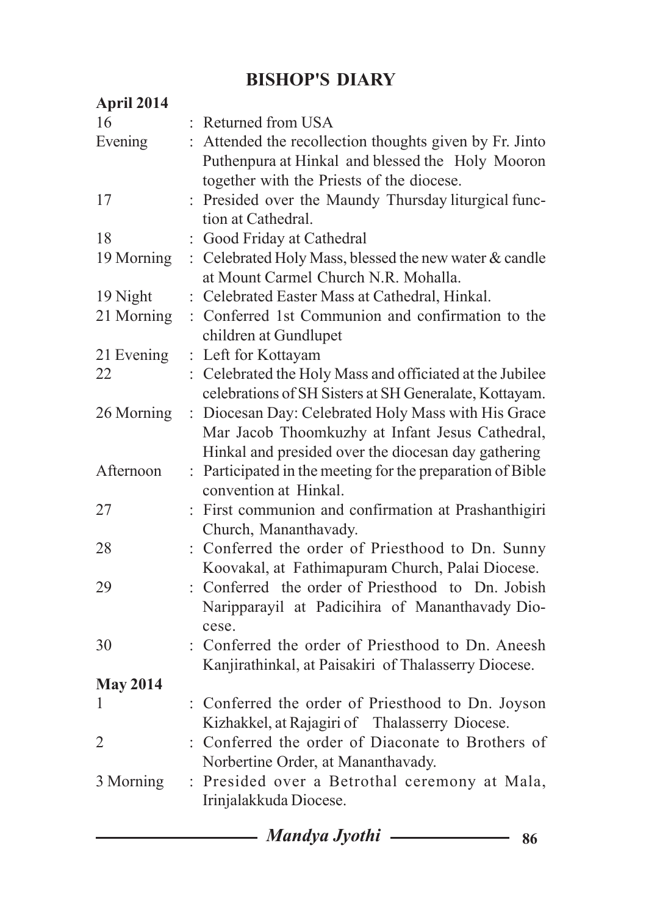# BISHOP'S DIARY

**April 2014**

| | |
|---|---|
| 16 | : Returned from USA |
| Evening | : Attended the recollection thoughts given by Fr. Jinto Puthenpura at Hinkal and blessed the Holy Mooron together with the Priests of the diocese. |
| 17 | : Presided over the Maundy Thursday liturgical function at Cathedral. |
| 18 | : Good Friday at Cathedral |
| 19 Morning | : Celebrated Holy Mass, blessed the new water & candle at Mount Carmel Church N.R. Mohalla. |
| 19 Night | : Celebrated Easter Mass at Cathedral, Hinkal. |
| 21 Morning | : Conferred 1st Communion and confirmation to the children at Gundlupet |
| 21 Evening | : Left for Kottayam |
| 22 | : Celebrated the Holy Mass and officiated at the Jubilee celebrations of SH Sisters at SH Generalate, Kottayam. |
| 26 Morning | : Diocesan Day: Celebrated Holy Mass with His Grace Mar Jacob Thoomkuzhy at Infant Jesus Cathedral, Hinkal and presided over the diocesan day gathering |
| Afternoon | : Participated in the meeting for the preparation of Bible convention at Hinkal. |
| 27 | : First communion and confirmation at Prashanthigiri Church, Mananthavady. |
| 28 | : Conferred the order of Priesthood to Dn. Sunny Koovakal, at Fathimapuram Church, Palai Diocese. |
| 29 | : Conferred the order of Priesthood to Dn. Jobish Naripparayil at Padicihira of Mananthavady Diocese. |
| 30 | : Conferred the order of Priesthood to Dn. Aneesh Kanjirathinkal, at Paisakiri of Thalasserry Diocese. |

**May 2014**

| | |
|---|---|
| 1 | : Conferred the order of Priesthood to Dn. Joyson Kizhakkel, at Rajagiri of Thalasserry Diocese. |
| 2 | : Conferred the order of Diaconate to Brothers of Norbertine Order, at Mananthavady. |
| 3 Morning | : Presided over a Betrothal ceremony at Mala, Irinjalakkuda Diocese. |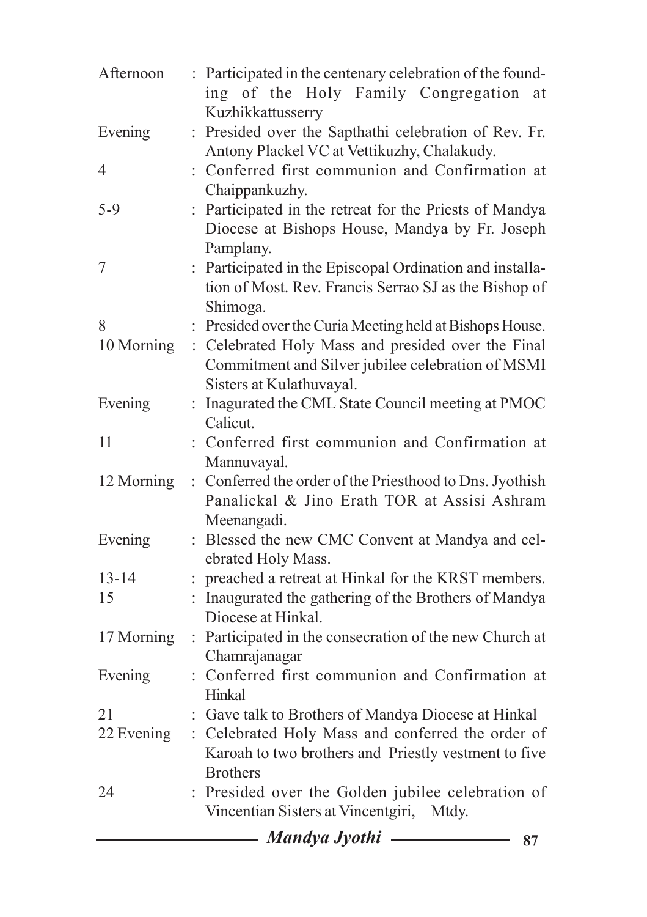| | | |
|---|---|---|
| Afternoon | : | Participated in the centenary celebration of the founding of the Holy Family Congregation at Kuzhikkattusserry |
| Evening | : | Presided over the Sapthathi celebration of Rev. Fr. Antony Plackel VC at Vettikuzhy, Chalakudy. |
| 4 | : | Conferred first communion and Confirmation at Chaippankuzhy. |
| 5-9 | : | Participated in the retreat for the Priests of Mandya Diocese at Bishops House, Mandya by Fr. Joseph Pamplany. |
| 7 | : | Participated in the Episcopal Ordination and installation of Most. Rev. Francis Serrao SJ as the Bishop of Shimoga. |
| 8 | : | Presided over the Curia Meeting held at Bishops House. |
| 10 Morning | : | Celebrated Holy Mass and presided over the Final Commitment and Silver jubilee celebration of MSMI Sisters at Kulathuvayal. |
| Evening | : | Inagurated the CML State Council meeting at PMOC Calicut. |
| 11 | : | Conferred first communion and Confirmation at Mannuvayal. |
| 12 Morning | : | Conferred the order of the Priesthood to Dns. Jyothish Panalickal & Jino Erath TOR at Assisi Ashram Meenangadi. |
| Evening | : | Blessed the new CMC Convent at Mandya and celebrated Holy Mass. |
| 13-14 | : | preached a retreat at Hinkal for the KRST members. |
| 15 | : | Inaugurated the gathering of the Brothers of Mandya Diocese at Hinkal. |
| 17 Morning | : | Participated in the consecration of the new Church at Chamrajanagar |
| Evening | : | Conferred first communion and Confirmation at Hinkal |
| 21 | : | Gave talk to Brothers of Mandya Diocese at Hinkal |
| 22 Evening | : | Celebrated Holy Mass and conferred the order of Karoah to two brothers and Priestly vestment to five Brothers |
| 24 | : | Presided over the Golden jubilee celebration of Vincentian Sisters at Vincentgiri, Mtdy. |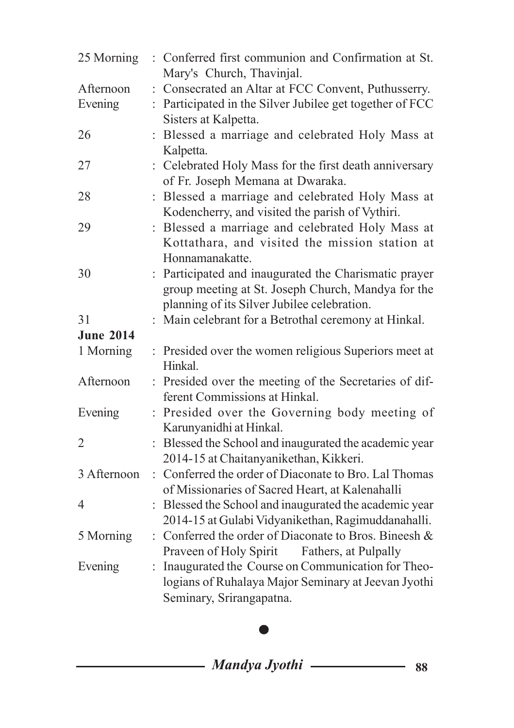| | | |
|---|---|---|
| 25 Morning | : | Conferred first communion and Confirmation at St. Mary's Church, Thavinjal. |
| Afternoon | : | Consecrated an Altar at FCC Convent, Puthusserry. |
| Evening | : | Participated in the Silver Jubilee get together of FCC Sisters at Kalpetta. |
| 26 | : | Blessed a marriage and celebrated Holy Mass at Kalpetta. |
| 27 | : | Celebrated Holy Mass for the first death anniversary of Fr. Joseph Memana at Dwaraka. |
| 28 | : | Blessed a marriage and celebrated Holy Mass at Kodencherry, and visited the parish of Vythiri. |
| 29 | : | Blessed a marriage and celebrated Holy Mass at Kottathara, and visited the mission station at Honnamanakatte. |
| 30 | : | Participated and inaugurated the Charismatic prayer group meeting at St. Joseph Church, Mandya for the planning of its Silver Jubilee celebration. |
| 31 | : | Main celebrant for a Betrothal ceremony at Hinkal. |
| **June 2014** | | |
| 1 Morning | : | Presided over the women religious Superiors meet at Hinkal. |
| Afternoon | : | Presided over the meeting of the Secretaries of different Commissions at Hinkal. |
| Evening | : | Presided over the Governing body meeting of Karunyanidhi at Hinkal. |
| 2 | : | Blessed the School and inaugurated the academic year 2014-15 at Chaitanyanikethan, Kikkeri. |
| 3 Afternoon | : | Conferred the order of Diaconate to Bro. Lal Thomas of Missionaries of Sacred Heart, at Kalenahalli |
| 4 | : | Blessed the School and inaugurated the academic year 2014-15 at Gulabi Vidyanikethan, Ragimuddanahalli. |
| 5 Morning | : | Conferred the order of Diaconate to Bros. Bineesh & Praveen of Holy Spirit Fathers, at Pulpally |
| Evening | : | Inaugurated the Course on Communication for Theologians of Ruhalaya Major Seminary at Jeevan Jyothi Seminary, Srirangapatna. |

●